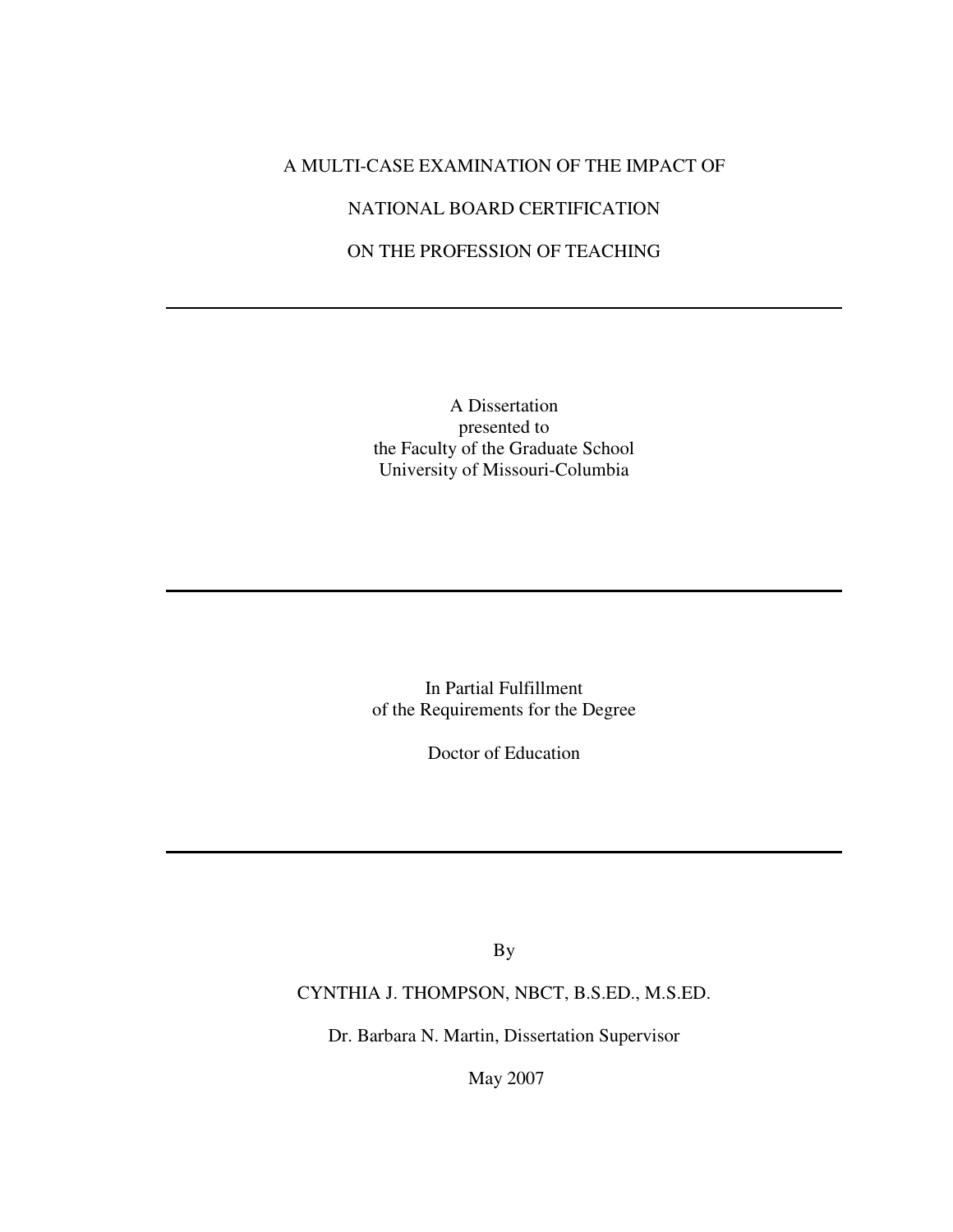# A MULTI-CASE EXAMINATION OF THE IMPACT OF NATIONAL BOARD CERTIFICATION ON THE PROFESSION OF TEACHING

---

A Dissertation
presented to
the Faculty of the Graduate School
University of Missouri-Columbia

---

In Partial Fulfillment
of the Requirements for the Degree

Doctor of Education

---

By

CYNTHIA J. THOMPSON, NBCT, B.S.ED., M.S.ED.

Dr. Barbara N. Martin, Dissertation Supervisor

May 2007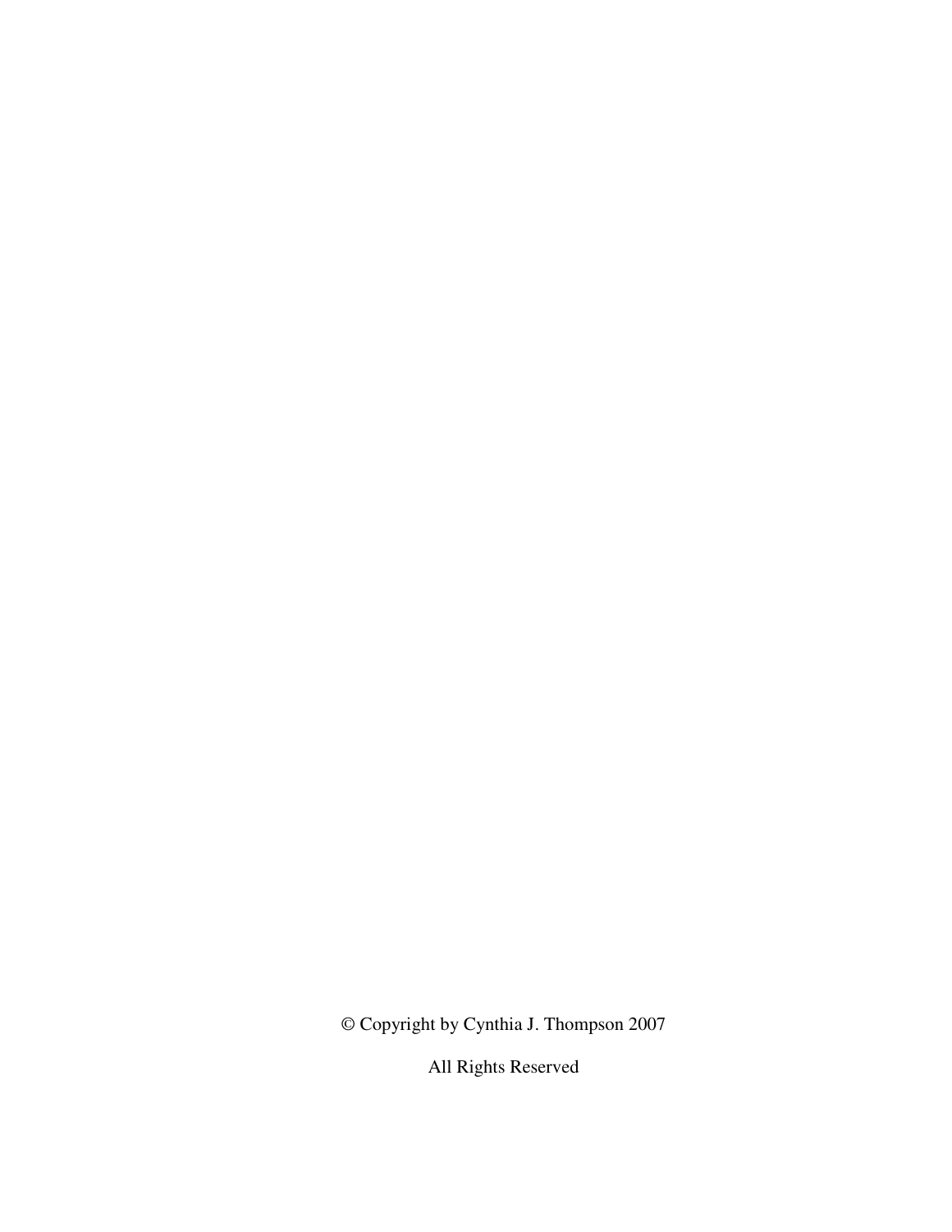© Copyright by Cynthia J. Thompson 2007

All Rights Reserved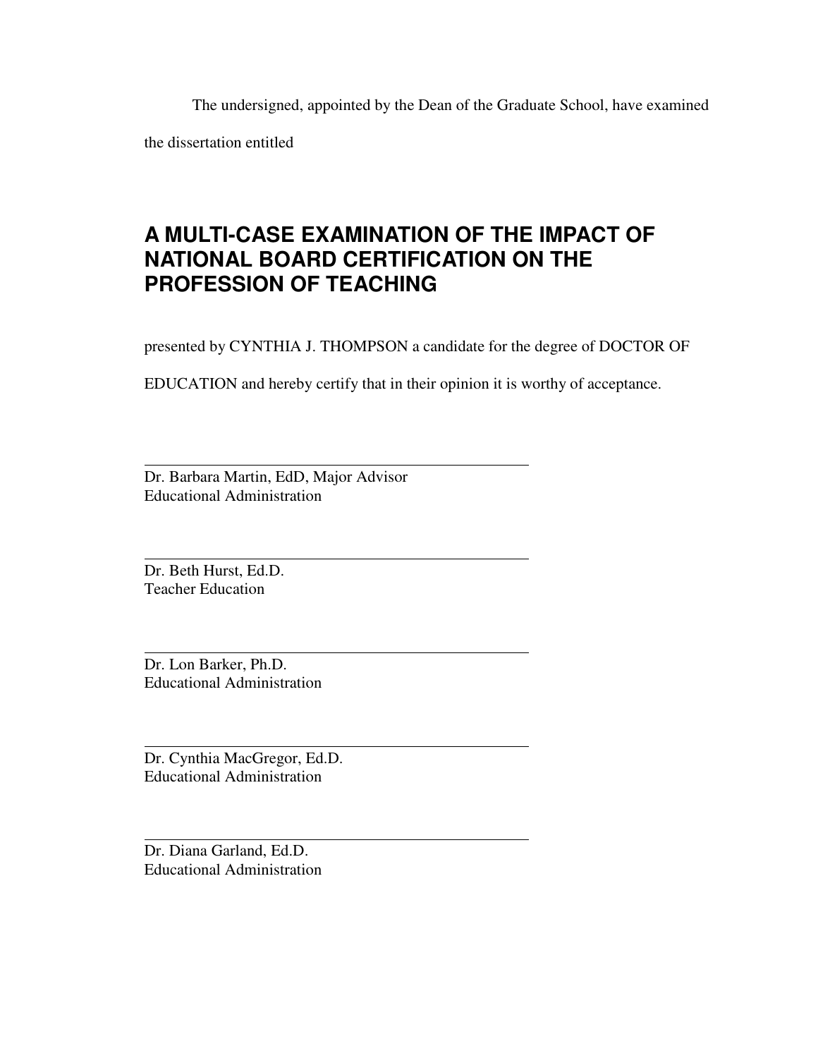The undersigned, appointed by the Dean of the Graduate School, have examined the dissertation entitled

# A MULTI-CASE EXAMINATION OF THE IMPACT OF NATIONAL BOARD CERTIFICATION ON THE PROFESSION OF TEACHING

presented by CYNTHIA J. THOMPSON a candidate for the degree of DOCTOR OF EDUCATION and hereby certify that in their opinion it is worthy of acceptance.

\_\_\_\_\_\_\_\_\_\_\_\_\_\_\_\_\_\_\_\_\_\_\_\_\_\_\_\_\_\_\_\_\_\_\_\_\_\_\_\_\_\_\_\_

Dr. Barbara Martin, EdD, Major Advisor
Educational Administration

\_\_\_\_\_\_\_\_\_\_\_\_\_\_\_\_\_\_\_\_\_\_\_\_\_\_\_\_\_\_\_\_\_\_\_\_\_\_\_\_\_\_\_\_

Dr. Beth Hurst, Ed.D.
Teacher Education

\_\_\_\_\_\_\_\_\_\_\_\_\_\_\_\_\_\_\_\_\_\_\_\_\_\_\_\_\_\_\_\_\_\_\_\_\_\_\_\_\_\_\_\_

Dr. Lon Barker, Ph.D.
Educational Administration

\_\_\_\_\_\_\_\_\_\_\_\_\_\_\_\_\_\_\_\_\_\_\_\_\_\_\_\_\_\_\_\_\_\_\_\_\_\_\_\_\_\_\_\_

Dr. Cynthia MacGregor, Ed.D.
Educational Administration

\_\_\_\_\_\_\_\_\_\_\_\_\_\_\_\_\_\_\_\_\_\_\_\_\_\_\_\_\_\_\_\_\_\_\_\_\_\_\_\_\_\_\_\_

Dr. Diana Garland, Ed.D.
Educational Administration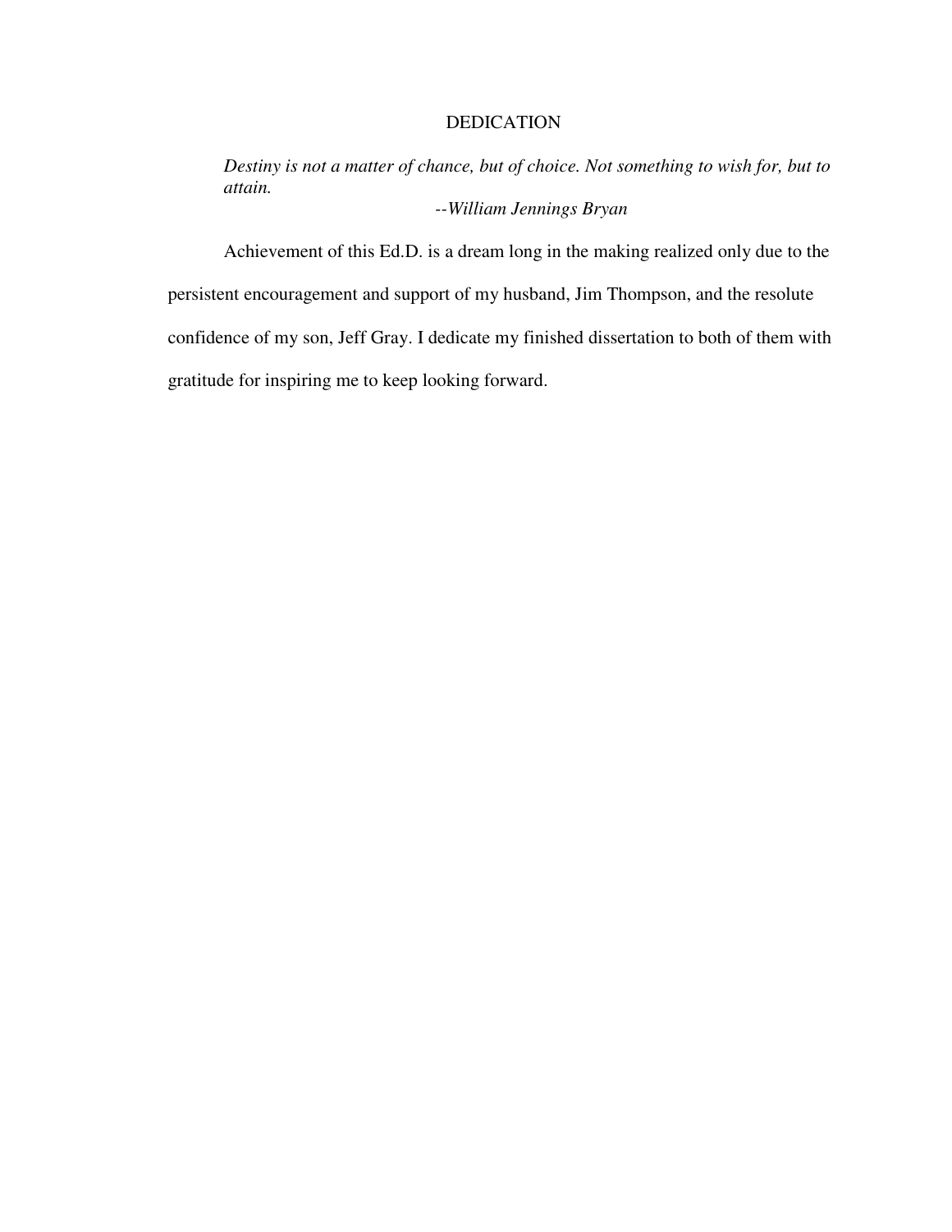# DEDICATION

> *Destiny is not a matter of chance, but of choice. Not something to wish for, but to attain.*
>
> *--William Jennings Bryan*

Achievement of this Ed.D. is a dream long in the making realized only due to the persistent encouragement and support of my husband, Jim Thompson, and the resolute confidence of my son, Jeff Gray. I dedicate my finished dissertation to both of them with gratitude for inspiring me to keep looking forward.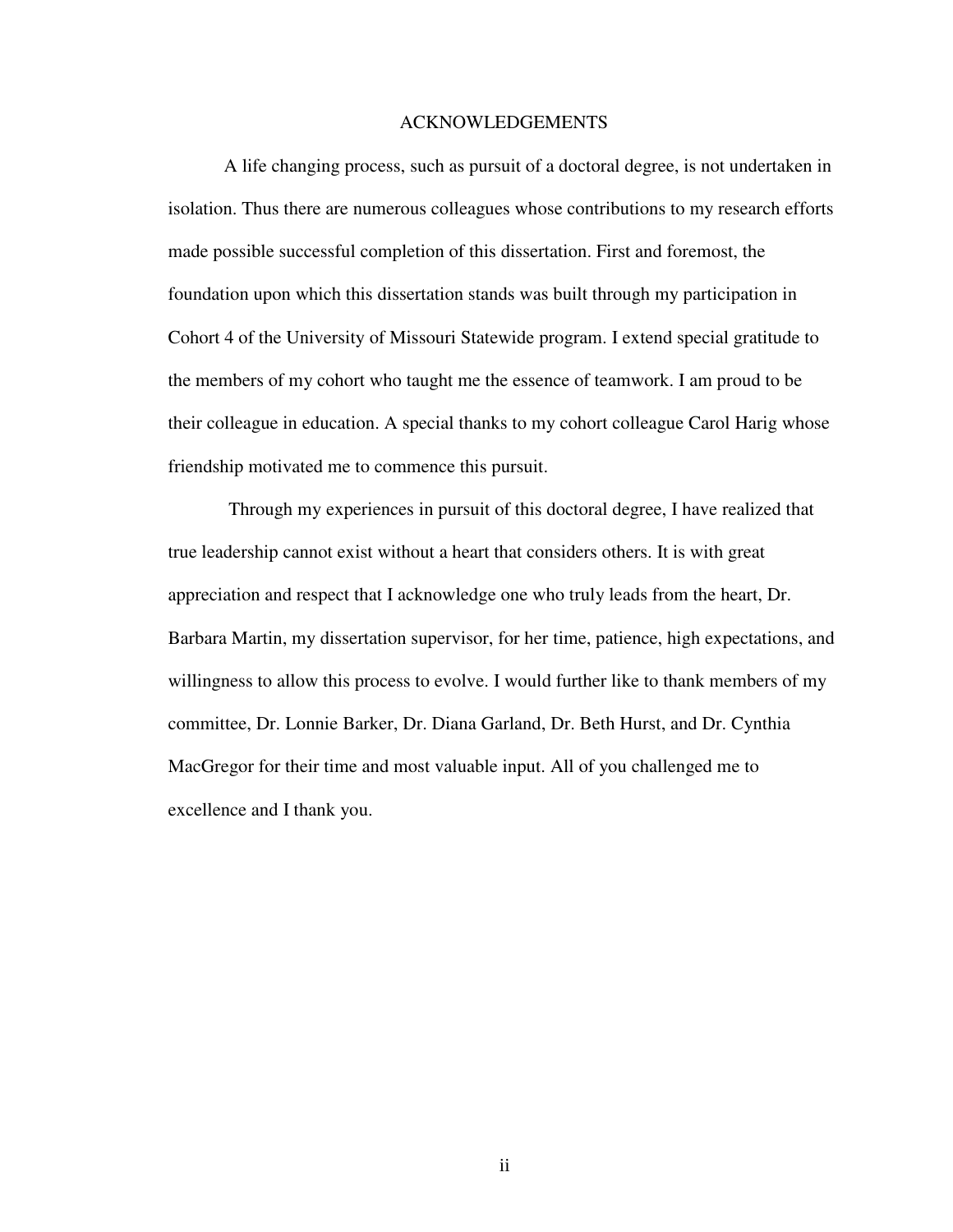# ACKNOWLEDGEMENTS

A life changing process, such as pursuit of a doctoral degree, is not undertaken in isolation. Thus there are numerous colleagues whose contributions to my research efforts made possible successful completion of this dissertation. First and foremost, the foundation upon which this dissertation stands was built through my participation in Cohort 4 of the University of Missouri Statewide program. I extend special gratitude to the members of my cohort who taught me the essence of teamwork. I am proud to be their colleague in education. A special thanks to my cohort colleague Carol Harig whose friendship motivated me to commence this pursuit.

Through my experiences in pursuit of this doctoral degree, I have realized that true leadership cannot exist without a heart that considers others. It is with great appreciation and respect that I acknowledge one who truly leads from the heart, Dr. Barbara Martin, my dissertation supervisor, for her time, patience, high expectations, and willingness to allow this process to evolve. I would further like to thank members of my committee, Dr. Lonnie Barker, Dr. Diana Garland, Dr. Beth Hurst, and Dr. Cynthia MacGregor for their time and most valuable input. All of you challenged me to excellence and I thank you.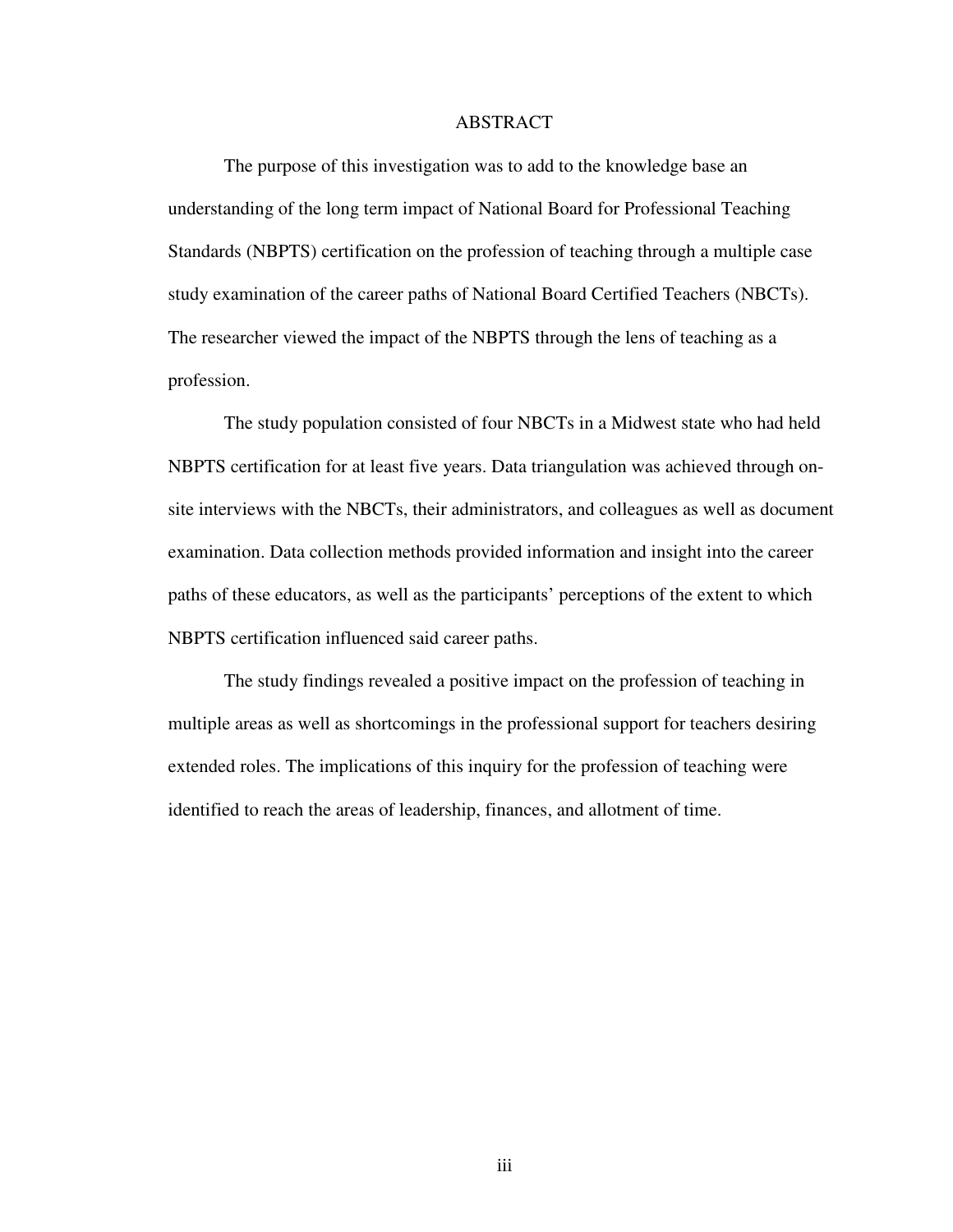# ABSTRACT

The purpose of this investigation was to add to the knowledge base an understanding of the long term impact of National Board for Professional Teaching Standards (NBPTS) certification on the profession of teaching through a multiple case study examination of the career paths of National Board Certified Teachers (NBCTs). The researcher viewed the impact of the NBPTS through the lens of teaching as a profession.

The study population consisted of four NBCTs in a Midwest state who had held NBPTS certification for at least five years. Data triangulation was achieved through on-site interviews with the NBCTs, their administrators, and colleagues as well as document examination. Data collection methods provided information and insight into the career paths of these educators, as well as the participants' perceptions of the extent to which NBPTS certification influenced said career paths.

The study findings revealed a positive impact on the profession of teaching in multiple areas as well as shortcomings in the professional support for teachers desiring extended roles. The implications of this inquiry for the profession of teaching were identified to reach the areas of leadership, finances, and allotment of time.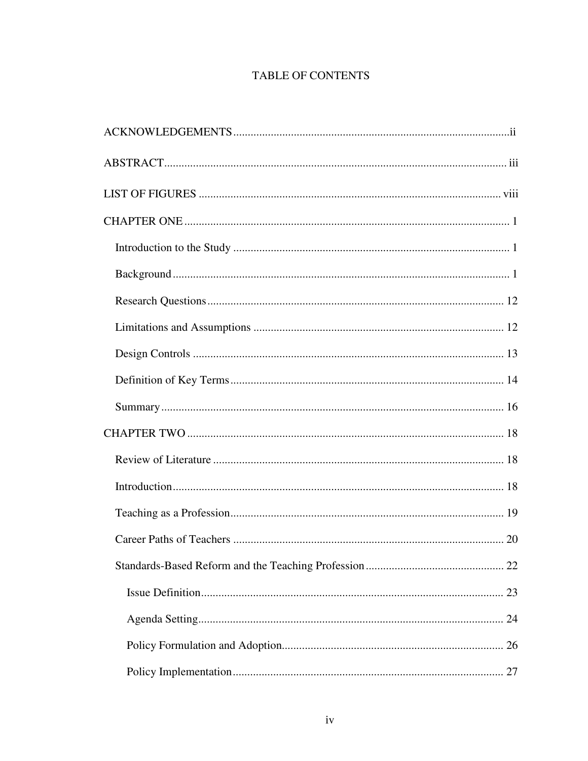# TABLE OF CONTENTS

ACKNOWLEDGEMENTS ii

ABSTRACT iii

LIST OF FIGURES viii

CHAPTER ONE 1

- Introduction to the Study 1
- Background 1
- Research Questions 12
- Limitations and Assumptions 12
- Design Controls 13
- Definition of Key Terms 14
- Summary 16

CHAPTER TWO 18

- Review of Literature 18
- Introduction 18
- Teaching as a Profession 19
- Career Paths of Teachers 20
- Standards-Based Reform and the Teaching Profession 22
  - Issue Definition 23
  - Agenda Setting 24
  - Policy Formulation and Adoption 26
  - Policy Implementation 27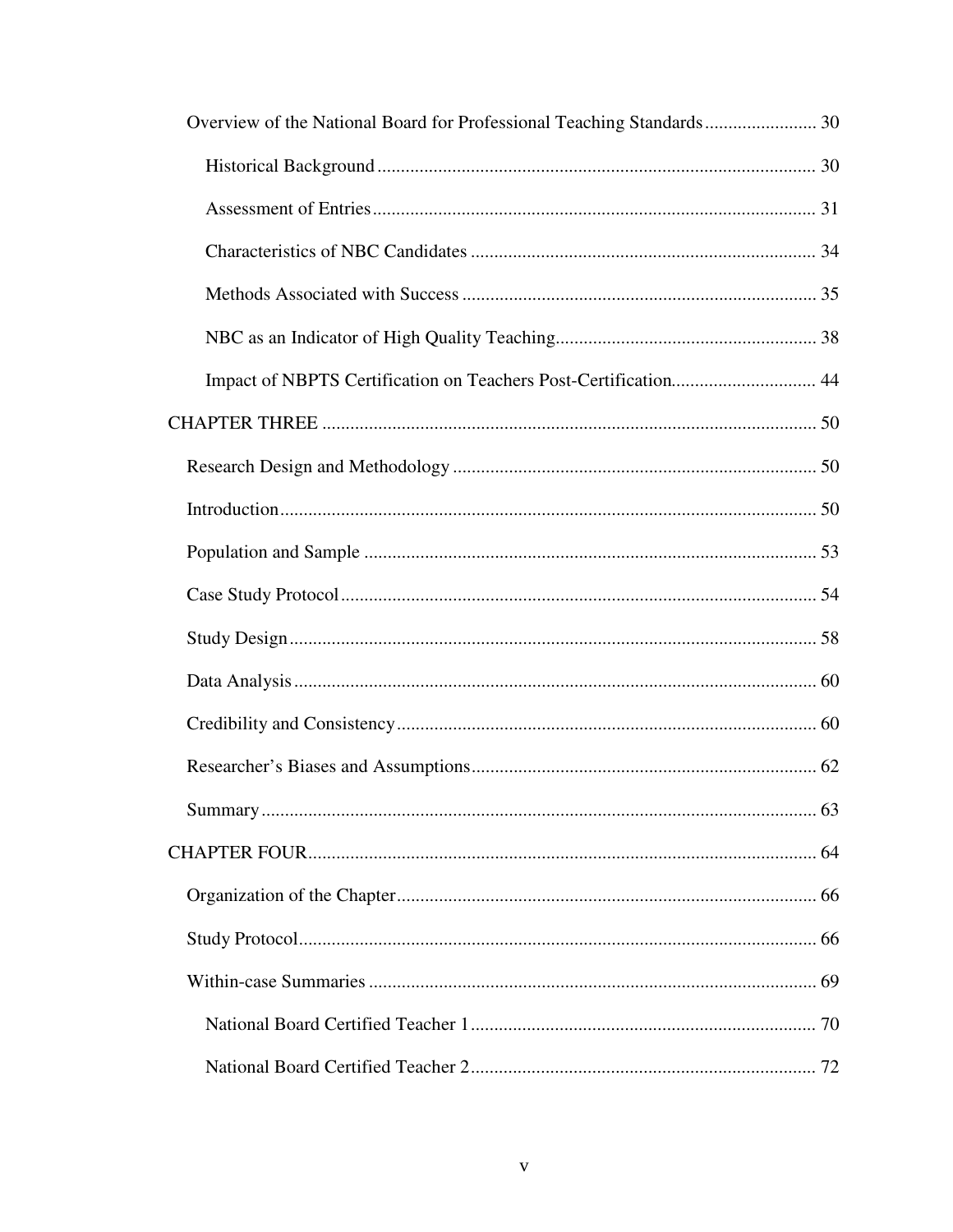Overview of the National Board for Professional Teaching Standards ........................ 30

Historical Background ............................................................................................. 30

Assessment of Entries .............................................................................................. 31

Characteristics of NBC Candidates ......................................................................... 34

Methods Associated with Success ........................................................................... 35

NBC as an Indicator of High Quality Teaching ....................................................... 38

Impact of NBPTS Certification on Teachers Post-Certification .............................. 44

CHAPTER THREE ......................................................................................................... 50

Research Design and Methodology ............................................................................. 50

Introduction .................................................................................................................. 50

Population and Sample ................................................................................................ 53

Case Study Protocol ..................................................................................................... 54

Study Design ................................................................................................................ 58

Data Analysis ............................................................................................................... 60

Credibility and Consistency ......................................................................................... 60

Researcher's Biases and Assumptions ......................................................................... 62

Summary ...................................................................................................................... 63

CHAPTER FOUR ............................................................................................................ 64

Organization of the Chapter ......................................................................................... 66

Study Protocol .............................................................................................................. 66

Within-case Summaries ............................................................................................... 69

National Board Certified Teacher 1 ......................................................................... 70

National Board Certified Teacher 2 ......................................................................... 72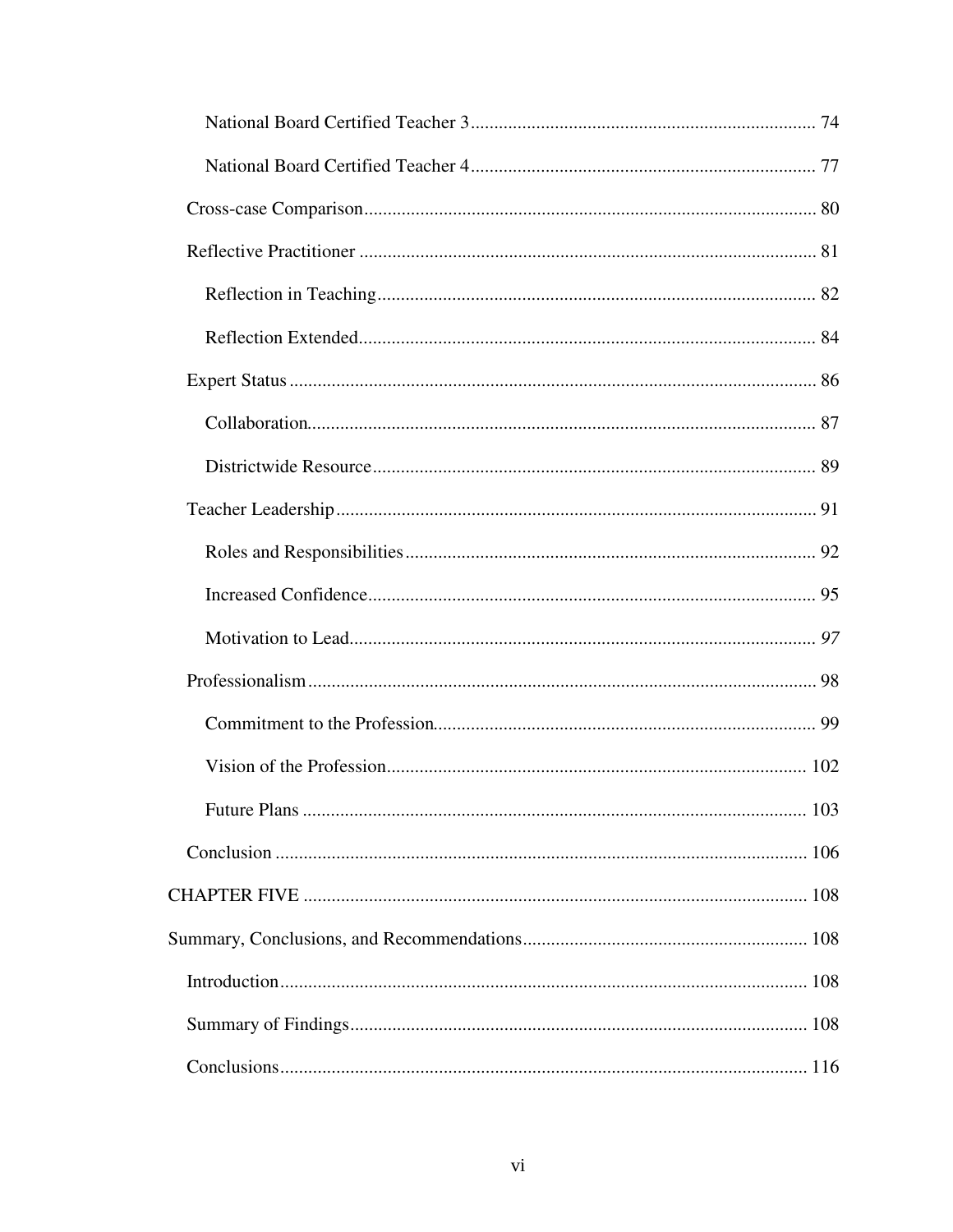National Board Certified Teacher 3 ... 74

National Board Certified Teacher 4 ... 77

Cross-case Comparison ... 80

Reflective Practitioner ... 81

Reflection in Teaching ... 82

Reflection Extended ... 84

Expert Status ... 86

Collaboration ... 87

Districtwide Resource ... 89

Teacher Leadership ... 91

Roles and Responsibilities ... 92

Increased Confidence ... 95

Motivation to Lead ... *97*

Professionalism ... 98

Commitment to the Profession ... 99

Vision of the Profession ... 102

Future Plans ... 103

Conclusion ... 106

CHAPTER FIVE ... 108

Summary, Conclusions, and Recommendations ... 108

Introduction ... 108

Summary of Findings ... 108

Conclusions ... 116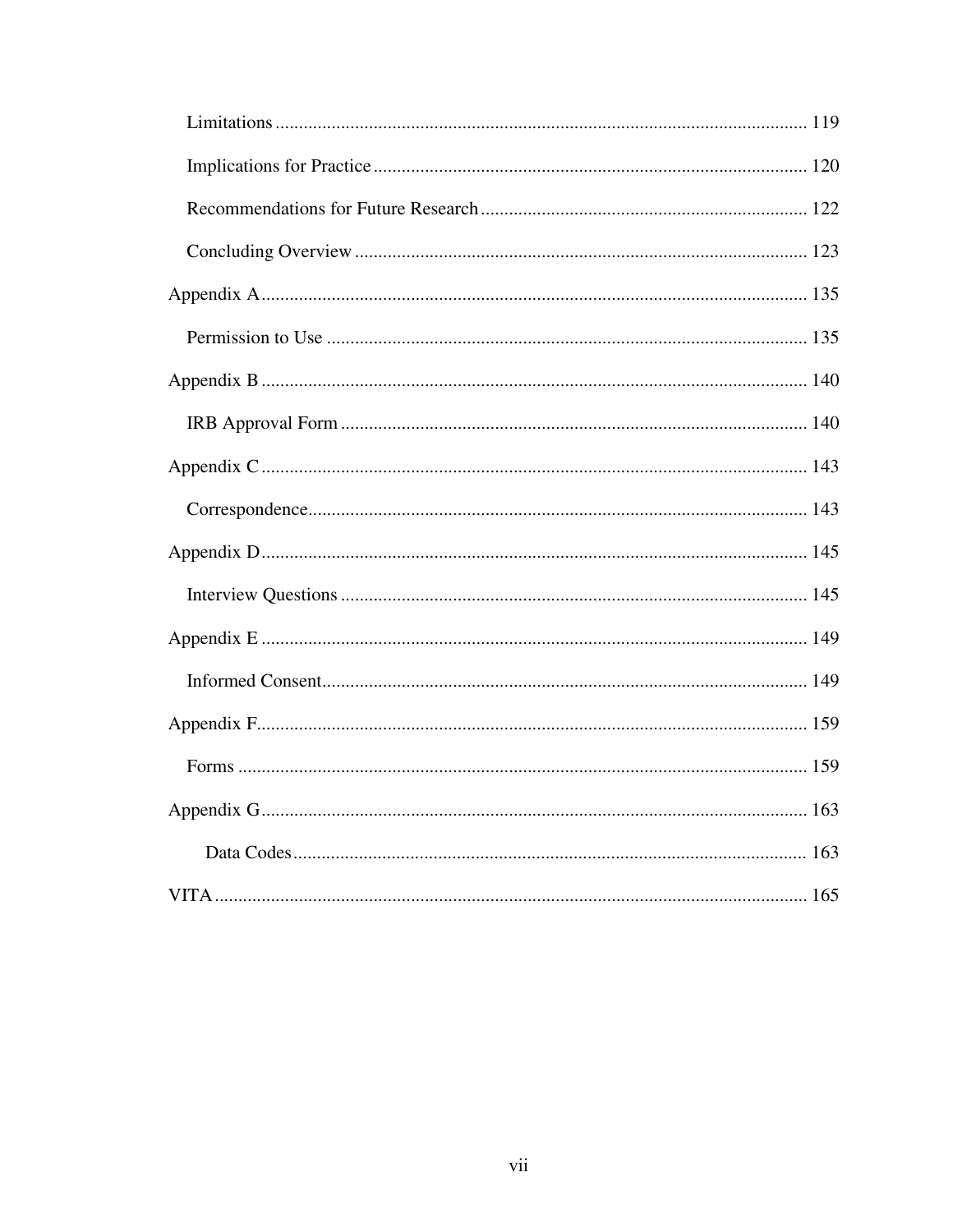Limitations ................................................................................................................ 119

Implications for Practice ........................................................................................... 120

Recommendations for Future Research ..................................................................... 122

Concluding Overview ................................................................................................ 123

Appendix A ...................................................................................................................... 135

Permission to Use ...................................................................................................... 135

Appendix B ...................................................................................................................... 140

IRB Approval Form ................................................................................................... 140

Appendix C ...................................................................................................................... 143

Correspondence .......................................................................................................... 143

Appendix D ...................................................................................................................... 145

Interview Questions ................................................................................................... 145

Appendix E ...................................................................................................................... 149

Informed Consent ....................................................................................................... 149

Appendix F ....................................................................................................................... 159

Forms ......................................................................................................................... 159

Appendix G ...................................................................................................................... 163

Data Codes ............................................................................................................ 163

VITA ................................................................................................................................. 165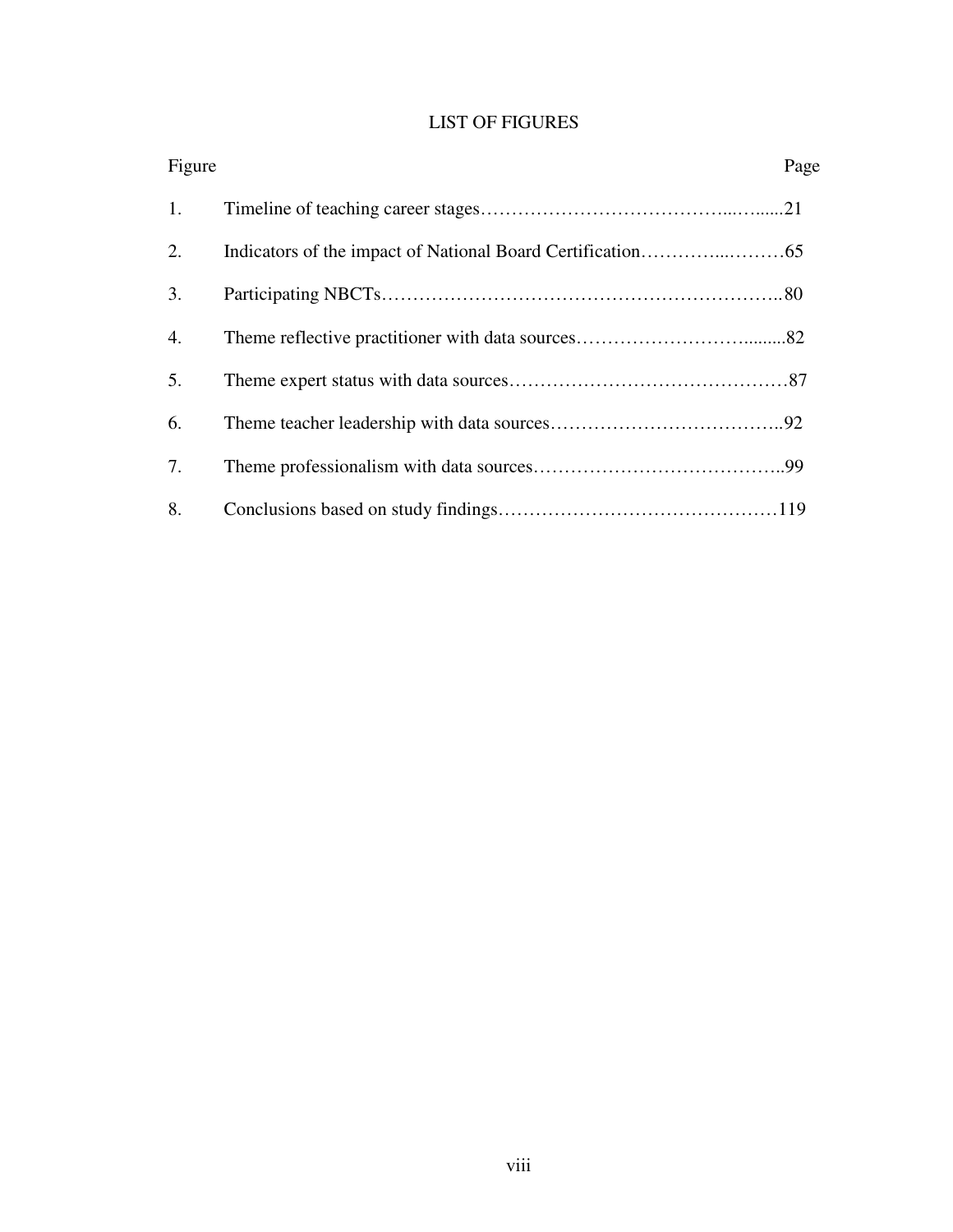# LIST OF FIGURES

| Figure | | Page |
|---|---|---|
| 1. | Timeline of teaching career stages | 21 |
| 2. | Indicators of the impact of National Board Certification | 65 |
| 3. | Participating NBCTs | 80 |
| 4. | Theme reflective practitioner with data sources | 82 |
| 5. | Theme expert status with data sources | 87 |
| 6. | Theme teacher leadership with data sources | 92 |
| 7. | Theme professionalism with data sources | 99 |
| 8. | Conclusions based on study findings | 119 |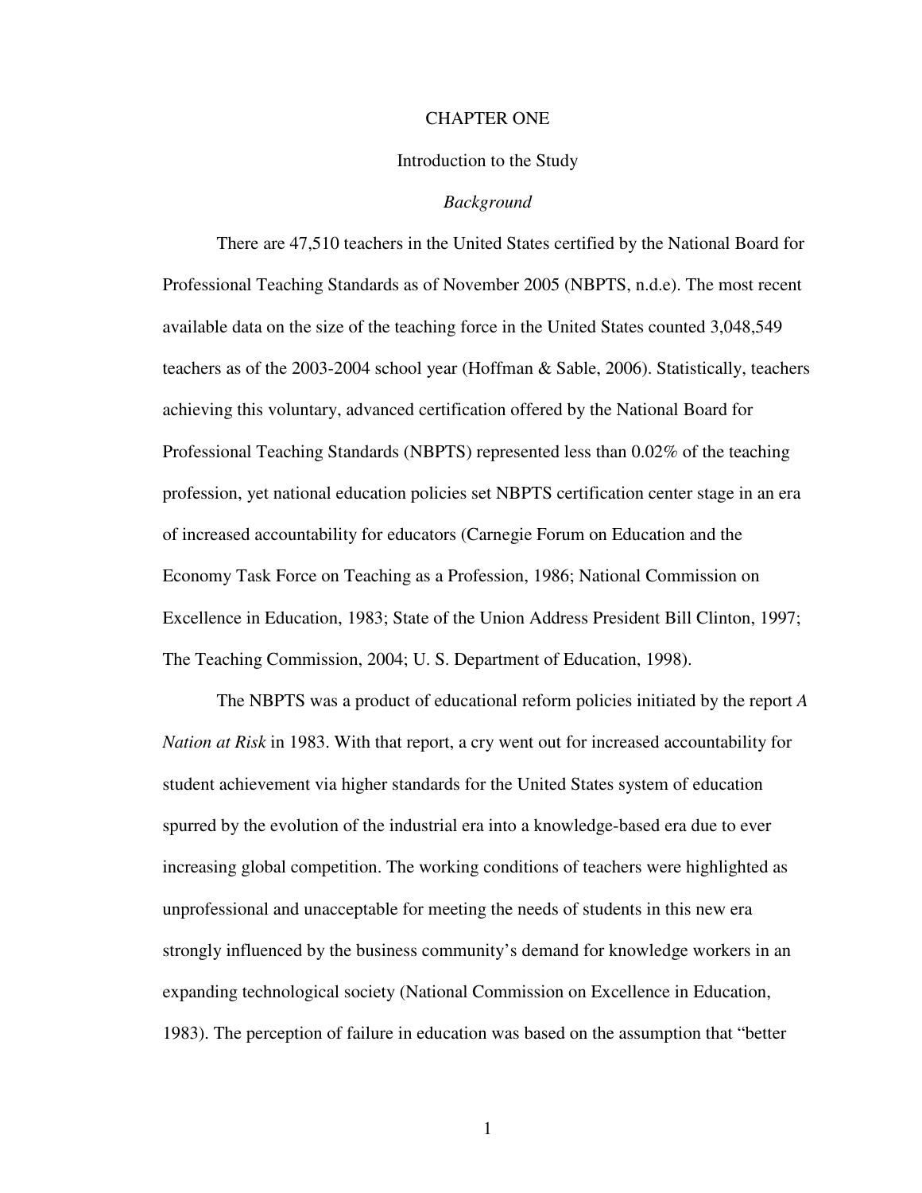# CHAPTER ONE

## Introduction to the Study

### *Background*

There are 47,510 teachers in the United States certified by the National Board for Professional Teaching Standards as of November 2005 (NBPTS, n.d.e). The most recent available data on the size of the teaching force in the United States counted 3,048,549 teachers as of the 2003-2004 school year (Hoffman & Sable, 2006). Statistically, teachers achieving this voluntary, advanced certification offered by the National Board for Professional Teaching Standards (NBPTS) represented less than 0.02% of the teaching profession, yet national education policies set NBPTS certification center stage in an era of increased accountability for educators (Carnegie Forum on Education and the Economy Task Force on Teaching as a Profession, 1986; National Commission on Excellence in Education, 1983; State of the Union Address President Bill Clinton, 1997; The Teaching Commission, 2004; U. S. Department of Education, 1998).

The NBPTS was a product of educational reform policies initiated by the report *A Nation at Risk* in 1983. With that report, a cry went out for increased accountability for student achievement via higher standards for the United States system of education spurred by the evolution of the industrial era into a knowledge-based era due to ever increasing global competition. The working conditions of teachers were highlighted as unprofessional and unacceptable for meeting the needs of students in this new era strongly influenced by the business community's demand for knowledge workers in an expanding technological society (National Commission on Excellence in Education, 1983). The perception of failure in education was based on the assumption that "better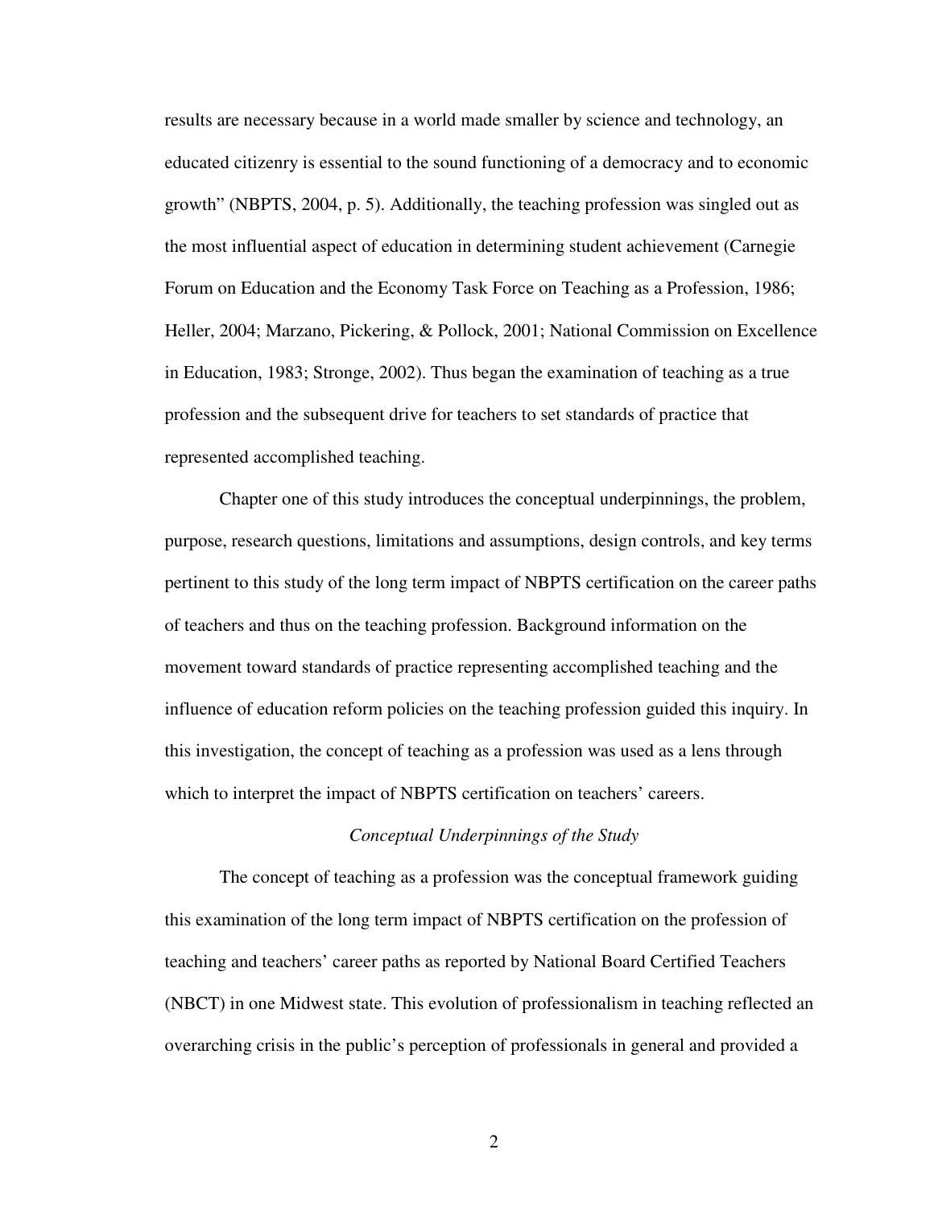results are necessary because in a world made smaller by science and technology, an educated citizenry is essential to the sound functioning of a democracy and to economic growth" (NBPTS, 2004, p. 5). Additionally, the teaching profession was singled out as the most influential aspect of education in determining student achievement (Carnegie Forum on Education and the Economy Task Force on Teaching as a Profession, 1986; Heller, 2004; Marzano, Pickering, & Pollock, 2001; National Commission on Excellence in Education, 1983; Stronge, 2002). Thus began the examination of teaching as a true profession and the subsequent drive for teachers to set standards of practice that represented accomplished teaching.

Chapter one of this study introduces the conceptual underpinnings, the problem, purpose, research questions, limitations and assumptions, design controls, and key terms pertinent to this study of the long term impact of NBPTS certification on the career paths of teachers and thus on the teaching profession. Background information on the movement toward standards of practice representing accomplished teaching and the influence of education reform policies on the teaching profession guided this inquiry. In this investigation, the concept of teaching as a profession was used as a lens through which to interpret the impact of NBPTS certification on teachers' careers.

### *Conceptual Underpinnings of the Study*

The concept of teaching as a profession was the conceptual framework guiding this examination of the long term impact of NBPTS certification on the profession of teaching and teachers' career paths as reported by National Board Certified Teachers (NBCT) in one Midwest state. This evolution of professionalism in teaching reflected an overarching crisis in the public's perception of professionals in general and provided a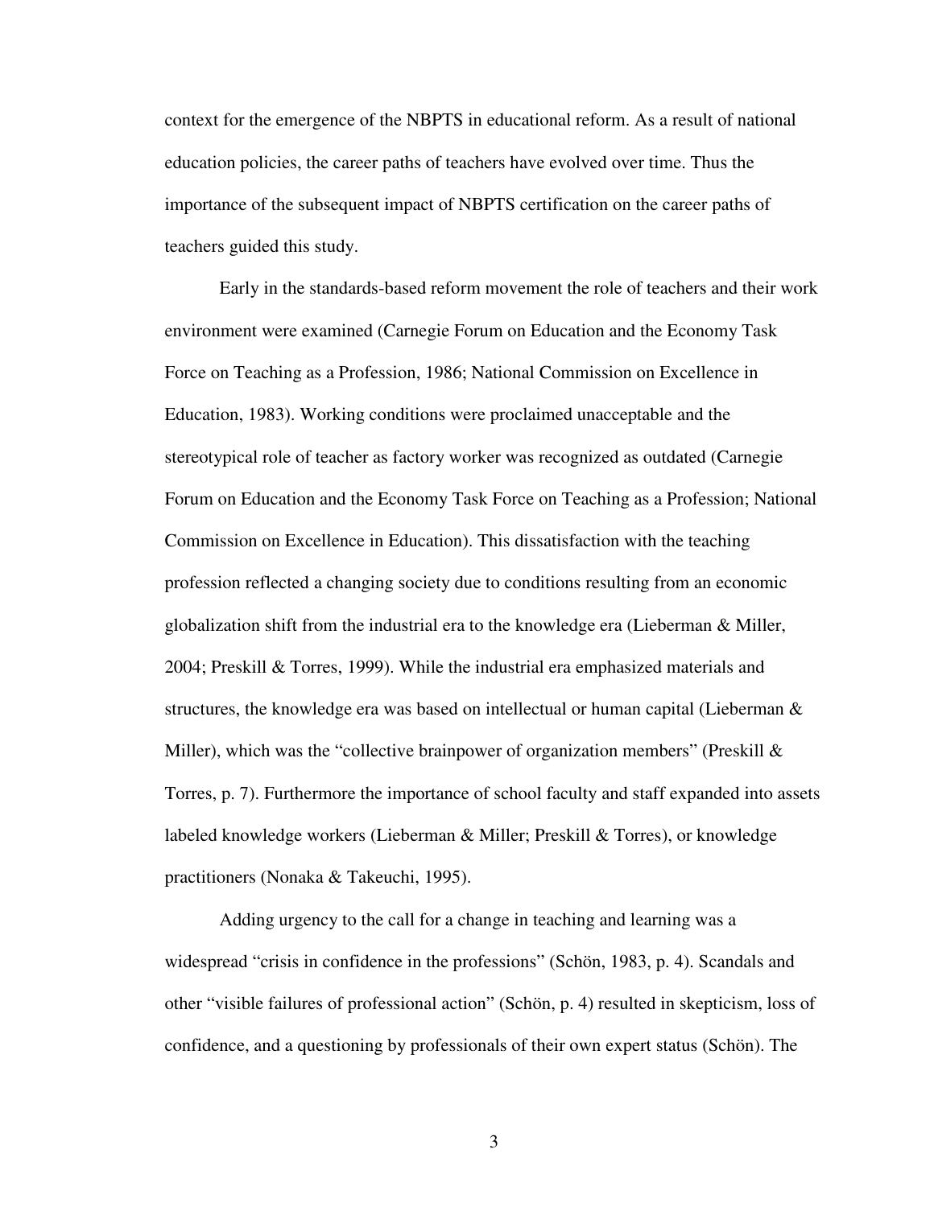context for the emergence of the NBPTS in educational reform. As a result of national education policies, the career paths of teachers have evolved over time. Thus the importance of the subsequent impact of NBPTS certification on the career paths of teachers guided this study.

Early in the standards-based reform movement the role of teachers and their work environment were examined (Carnegie Forum on Education and the Economy Task Force on Teaching as a Profession, 1986; National Commission on Excellence in Education, 1983). Working conditions were proclaimed unacceptable and the stereotypical role of teacher as factory worker was recognized as outdated (Carnegie Forum on Education and the Economy Task Force on Teaching as a Profession; National Commission on Excellence in Education). This dissatisfaction with the teaching profession reflected a changing society due to conditions resulting from an economic globalization shift from the industrial era to the knowledge era (Lieberman & Miller, 2004; Preskill & Torres, 1999). While the industrial era emphasized materials and structures, the knowledge era was based on intellectual or human capital (Lieberman & Miller), which was the "collective brainpower of organization members" (Preskill & Torres, p. 7). Furthermore the importance of school faculty and staff expanded into assets labeled knowledge workers (Lieberman & Miller; Preskill & Torres), or knowledge practitioners (Nonaka & Takeuchi, 1995).

Adding urgency to the call for a change in teaching and learning was a widespread "crisis in confidence in the professions" (Schön, 1983, p. 4). Scandals and other "visible failures of professional action" (Schön, p. 4) resulted in skepticism, loss of confidence, and a questioning by professionals of their own expert status (Schön). The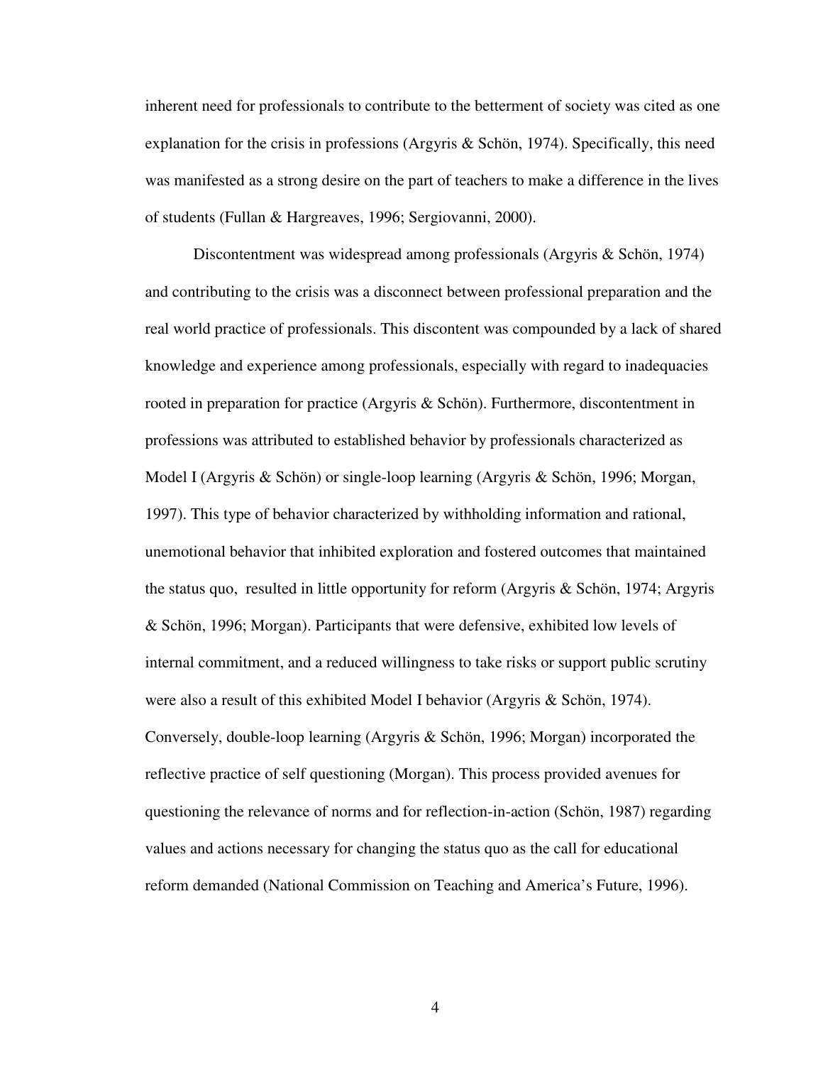inherent need for professionals to contribute to the betterment of society was cited as one explanation for the crisis in professions (Argyris & Schön, 1974). Specifically, this need was manifested as a strong desire on the part of teachers to make a difference in the lives of students (Fullan & Hargreaves, 1996; Sergiovanni, 2000).

Discontentment was widespread among professionals (Argyris & Schön, 1974) and contributing to the crisis was a disconnect between professional preparation and the real world practice of professionals. This discontent was compounded by a lack of shared knowledge and experience among professionals, especially with regard to inadequacies rooted in preparation for practice (Argyris & Schön). Furthermore, discontentment in professions was attributed to established behavior by professionals characterized as Model I (Argyris & Schön) or single-loop learning (Argyris & Schön, 1996; Morgan, 1997). This type of behavior characterized by withholding information and rational, unemotional behavior that inhibited exploration and fostered outcomes that maintained the status quo, resulted in little opportunity for reform (Argyris & Schön, 1974; Argyris & Schön, 1996; Morgan). Participants that were defensive, exhibited low levels of internal commitment, and a reduced willingness to take risks or support public scrutiny were also a result of this exhibited Model I behavior (Argyris & Schön, 1974). Conversely, double-loop learning (Argyris & Schön, 1996; Morgan) incorporated the reflective practice of self questioning (Morgan). This process provided avenues for questioning the relevance of norms and for reflection-in-action (Schön, 1987) regarding values and actions necessary for changing the status quo as the call for educational reform demanded (National Commission on Teaching and America's Future, 1996).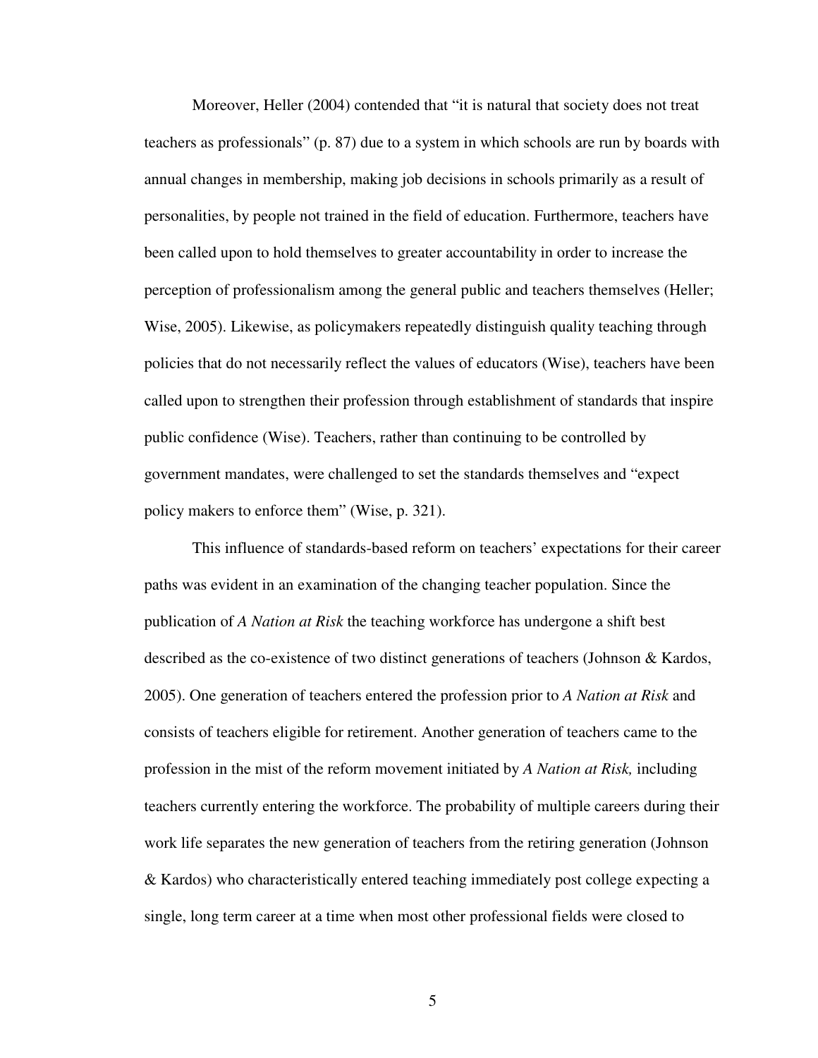Moreover, Heller (2004) contended that "it is natural that society does not treat teachers as professionals" (p. 87) due to a system in which schools are run by boards with annual changes in membership, making job decisions in schools primarily as a result of personalities, by people not trained in the field of education. Furthermore, teachers have been called upon to hold themselves to greater accountability in order to increase the perception of professionalism among the general public and teachers themselves (Heller; Wise, 2005). Likewise, as policymakers repeatedly distinguish quality teaching through policies that do not necessarily reflect the values of educators (Wise), teachers have been called upon to strengthen their profession through establishment of standards that inspire public confidence (Wise). Teachers, rather than continuing to be controlled by government mandates, were challenged to set the standards themselves and "expect policy makers to enforce them" (Wise, p. 321).

This influence of standards-based reform on teachers' expectations for their career paths was evident in an examination of the changing teacher population. Since the publication of *A Nation at Risk* the teaching workforce has undergone a shift best described as the co-existence of two distinct generations of teachers (Johnson & Kardos, 2005). One generation of teachers entered the profession prior to *A Nation at Risk* and consists of teachers eligible for retirement. Another generation of teachers came to the profession in the mist of the reform movement initiated by *A Nation at Risk,* including teachers currently entering the workforce. The probability of multiple careers during their work life separates the new generation of teachers from the retiring generation (Johnson & Kardos) who characteristically entered teaching immediately post college expecting a single, long term career at a time when most other professional fields were closed to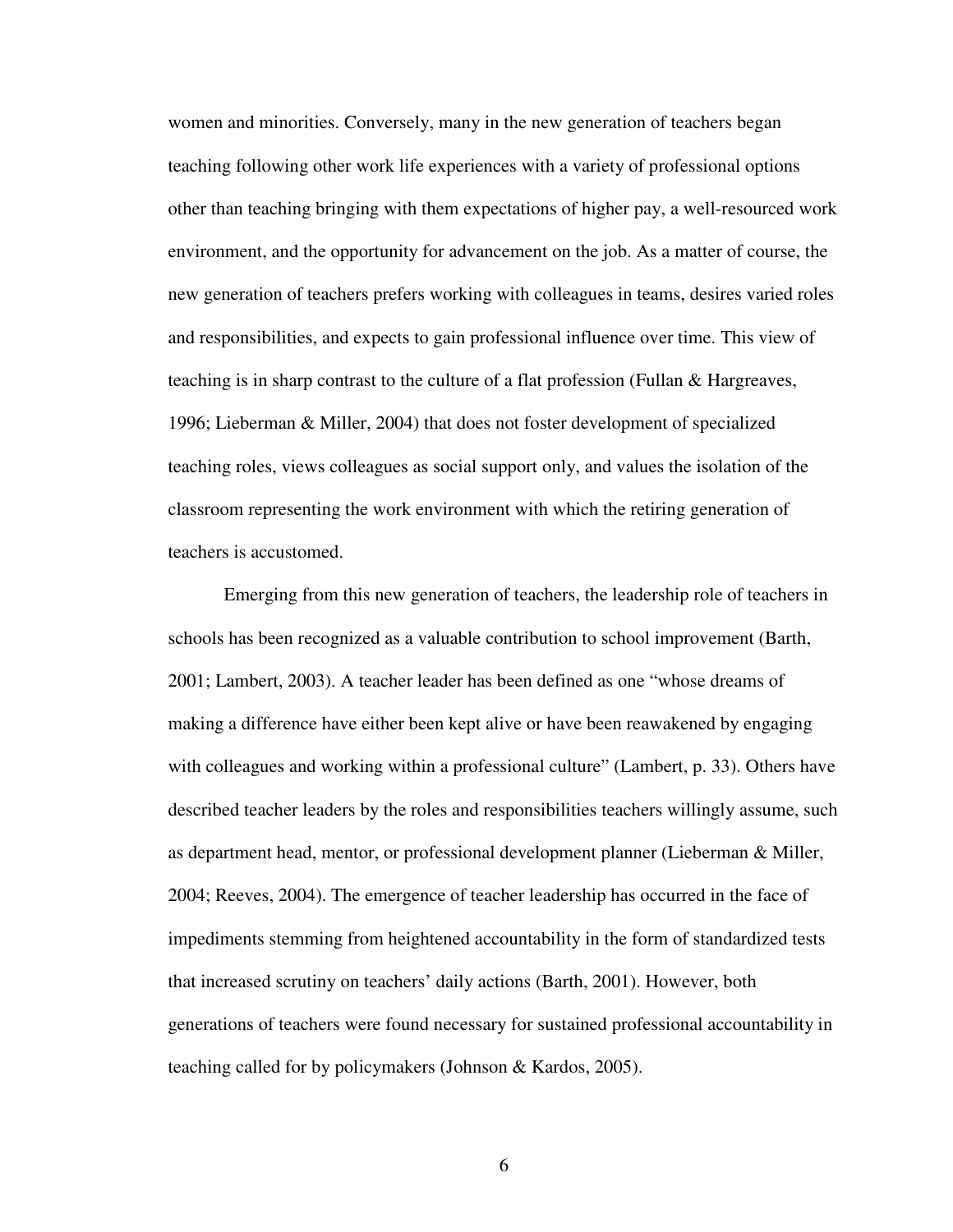women and minorities. Conversely, many in the new generation of teachers began teaching following other work life experiences with a variety of professional options other than teaching bringing with them expectations of higher pay, a well-resourced work environment, and the opportunity for advancement on the job. As a matter of course, the new generation of teachers prefers working with colleagues in teams, desires varied roles and responsibilities, and expects to gain professional influence over time. This view of teaching is in sharp contrast to the culture of a flat profession (Fullan & Hargreaves, 1996; Lieberman & Miller, 2004) that does not foster development of specialized teaching roles, views colleagues as social support only, and values the isolation of the classroom representing the work environment with which the retiring generation of teachers is accustomed.

Emerging from this new generation of teachers, the leadership role of teachers in schools has been recognized as a valuable contribution to school improvement (Barth, 2001; Lambert, 2003). A teacher leader has been defined as one "whose dreams of making a difference have either been kept alive or have been reawakened by engaging with colleagues and working within a professional culture" (Lambert, p. 33). Others have described teacher leaders by the roles and responsibilities teachers willingly assume, such as department head, mentor, or professional development planner (Lieberman & Miller, 2004; Reeves, 2004). The emergence of teacher leadership has occurred in the face of impediments stemming from heightened accountability in the form of standardized tests that increased scrutiny on teachers' daily actions (Barth, 2001). However, both generations of teachers were found necessary for sustained professional accountability in teaching called for by policymakers (Johnson & Kardos, 2005).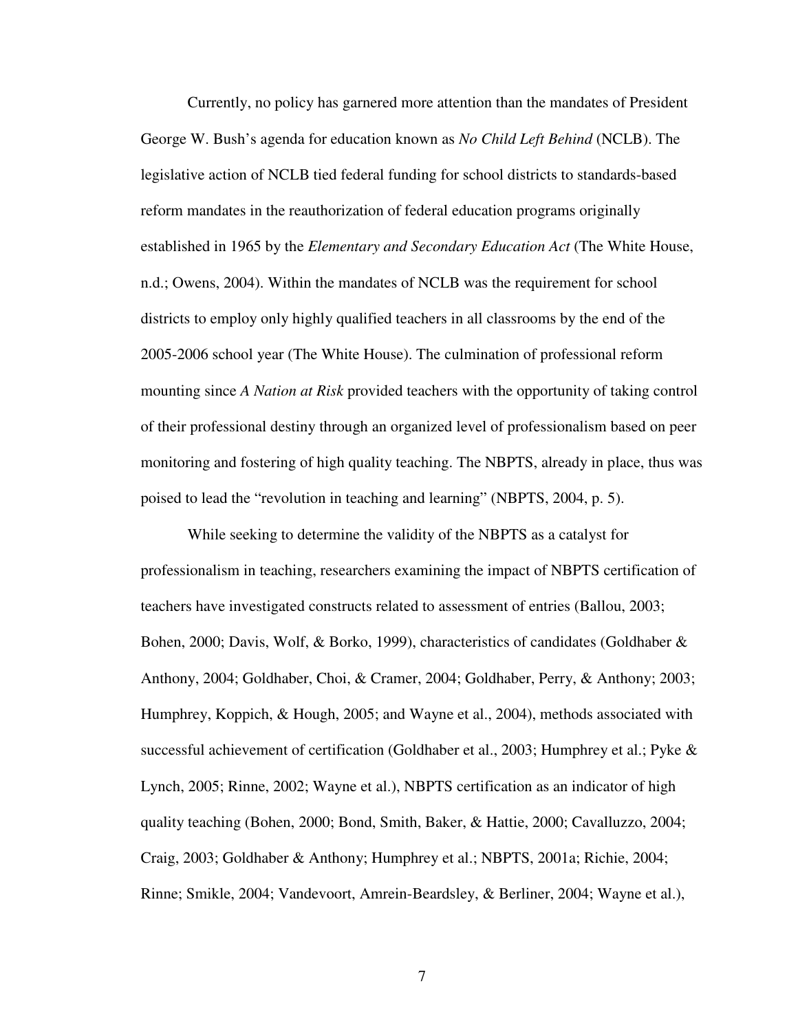Currently, no policy has garnered more attention than the mandates of President George W. Bush's agenda for education known as *No Child Left Behind* (NCLB). The legislative action of NCLB tied federal funding for school districts to standards-based reform mandates in the reauthorization of federal education programs originally established in 1965 by the *Elementary and Secondary Education Act* (The White House, n.d.; Owens, 2004). Within the mandates of NCLB was the requirement for school districts to employ only highly qualified teachers in all classrooms by the end of the 2005-2006 school year (The White House). The culmination of professional reform mounting since *A Nation at Risk* provided teachers with the opportunity of taking control of their professional destiny through an organized level of professionalism based on peer monitoring and fostering of high quality teaching. The NBPTS, already in place, thus was poised to lead the "revolution in teaching and learning" (NBPTS, 2004, p. 5).

While seeking to determine the validity of the NBPTS as a catalyst for professionalism in teaching, researchers examining the impact of NBPTS certification of teachers have investigated constructs related to assessment of entries (Ballou, 2003; Bohen, 2000; Davis, Wolf, & Borko, 1999), characteristics of candidates (Goldhaber & Anthony, 2004; Goldhaber, Choi, & Cramer, 2004; Goldhaber, Perry, & Anthony; 2003; Humphrey, Koppich, & Hough, 2005; and Wayne et al., 2004), methods associated with successful achievement of certification (Goldhaber et al., 2003; Humphrey et al.; Pyke & Lynch, 2005; Rinne, 2002; Wayne et al.), NBPTS certification as an indicator of high quality teaching (Bohen, 2000; Bond, Smith, Baker, & Hattie, 2000; Cavalluzzo, 2004; Craig, 2003; Goldhaber & Anthony; Humphrey et al.; NBPTS, 2001a; Richie, 2004; Rinne; Smikle, 2004; Vandevoort, Amrein-Beardsley, & Berliner, 2004; Wayne et al.),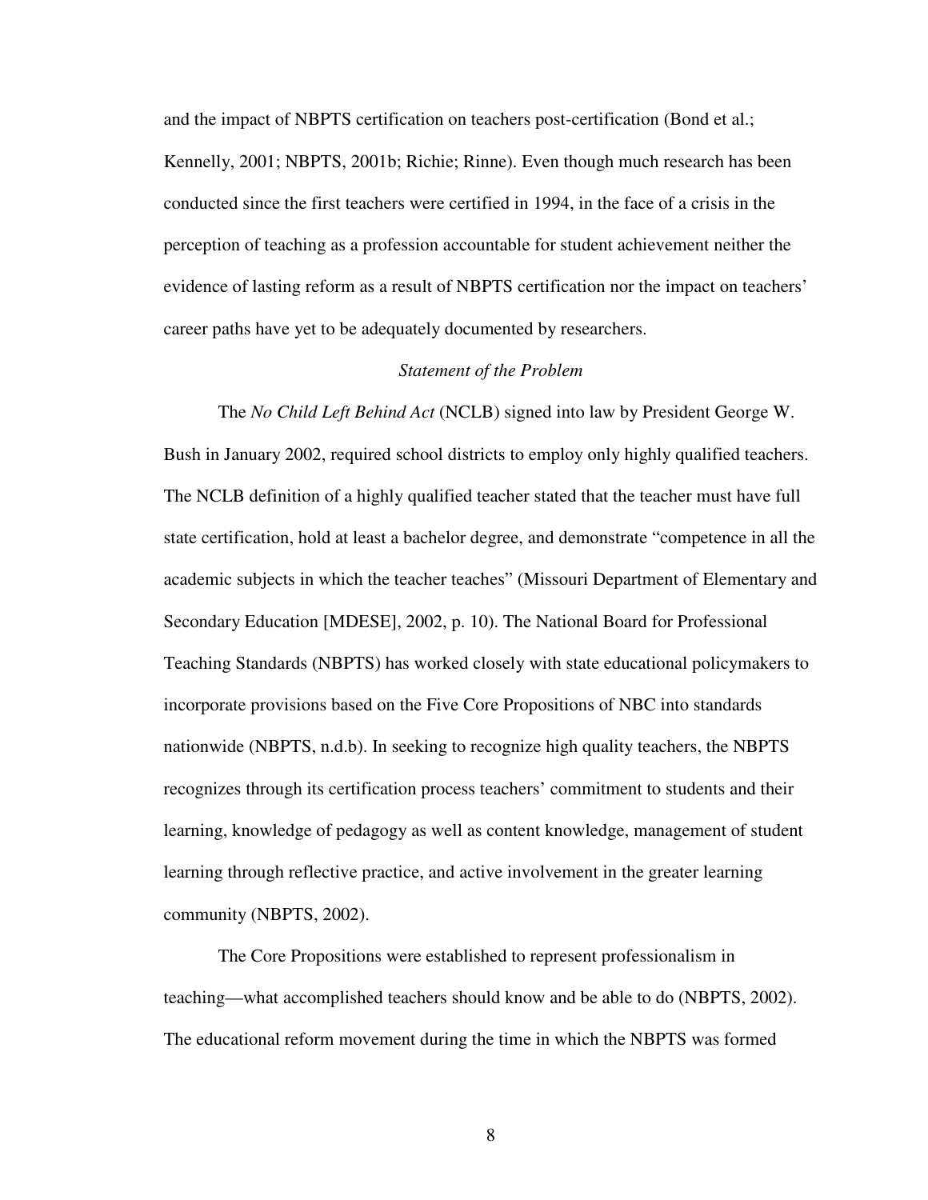and the impact of NBPTS certification on teachers post-certification (Bond et al.; Kennelly, 2001; NBPTS, 2001b; Richie; Rinne). Even though much research has been conducted since the first teachers were certified in 1994, in the face of a crisis in the perception of teaching as a profession accountable for student achievement neither the evidence of lasting reform as a result of NBPTS certification nor the impact on teachers' career paths have yet to be adequately documented by researchers.

### *Statement of the Problem*

The *No Child Left Behind Act* (NCLB) signed into law by President George W. Bush in January 2002, required school districts to employ only highly qualified teachers. The NCLB definition of a highly qualified teacher stated that the teacher must have full state certification, hold at least a bachelor degree, and demonstrate "competence in all the academic subjects in which the teacher teaches" (Missouri Department of Elementary and Secondary Education [MDESE], 2002, p. 10). The National Board for Professional Teaching Standards (NBPTS) has worked closely with state educational policymakers to incorporate provisions based on the Five Core Propositions of NBC into standards nationwide (NBPTS, n.d.b). In seeking to recognize high quality teachers, the NBPTS recognizes through its certification process teachers' commitment to students and their learning, knowledge of pedagogy as well as content knowledge, management of student learning through reflective practice, and active involvement in the greater learning community (NBPTS, 2002).

The Core Propositions were established to represent professionalism in teaching—what accomplished teachers should know and be able to do (NBPTS, 2002). The educational reform movement during the time in which the NBPTS was formed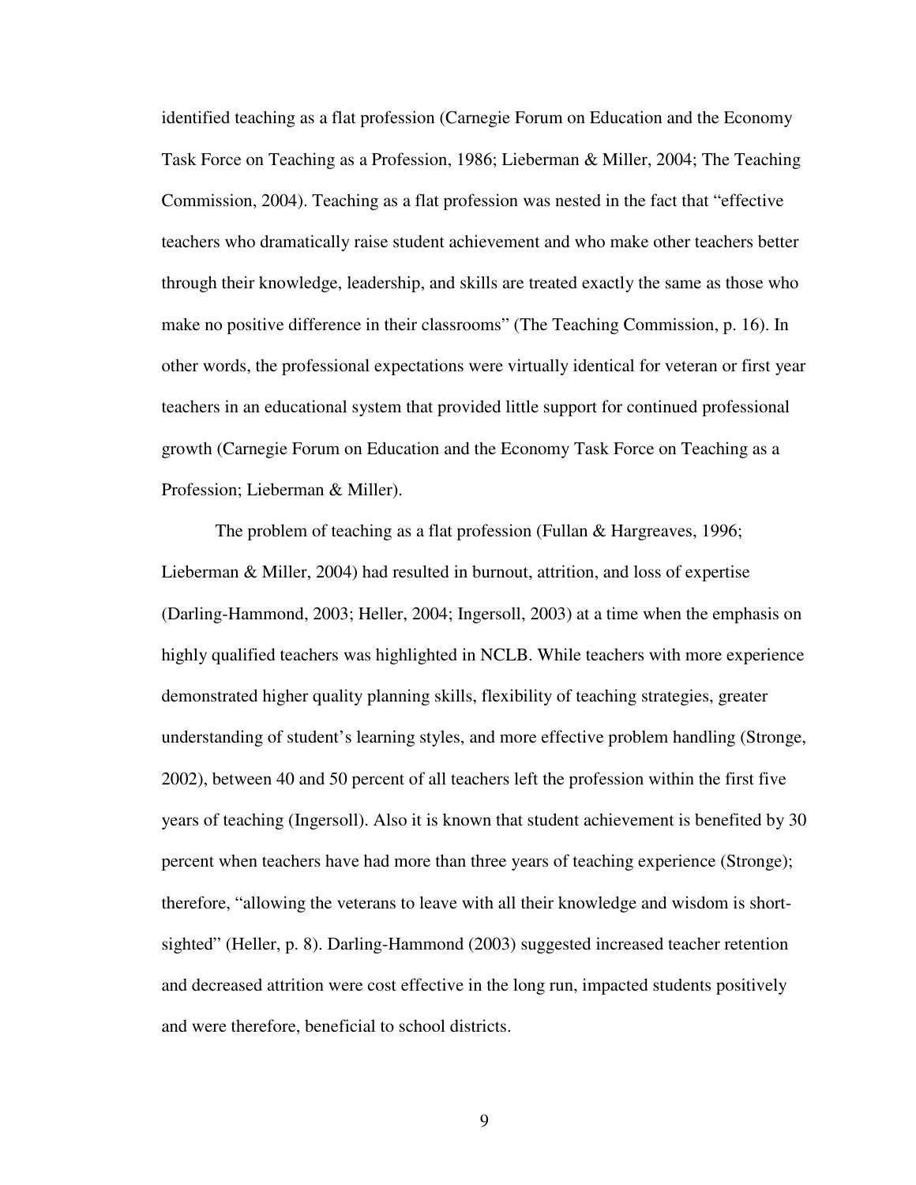identified teaching as a flat profession (Carnegie Forum on Education and the Economy Task Force on Teaching as a Profession, 1986; Lieberman & Miller, 2004; The Teaching Commission, 2004). Teaching as a flat profession was nested in the fact that "effective teachers who dramatically raise student achievement and who make other teachers better through their knowledge, leadership, and skills are treated exactly the same as those who make no positive difference in their classrooms" (The Teaching Commission, p. 16). In other words, the professional expectations were virtually identical for veteran or first year teachers in an educational system that provided little support for continued professional growth (Carnegie Forum on Education and the Economy Task Force on Teaching as a Profession; Lieberman & Miller).

The problem of teaching as a flat profession (Fullan & Hargreaves, 1996; Lieberman & Miller, 2004) had resulted in burnout, attrition, and loss of expertise (Darling-Hammond, 2003; Heller, 2004; Ingersoll, 2003) at a time when the emphasis on highly qualified teachers was highlighted in NCLB. While teachers with more experience demonstrated higher quality planning skills, flexibility of teaching strategies, greater understanding of student's learning styles, and more effective problem handling (Stronge, 2002), between 40 and 50 percent of all teachers left the profession within the first five years of teaching (Ingersoll). Also it is known that student achievement is benefited by 30 percent when teachers have had more than three years of teaching experience (Stronge); therefore, "allowing the veterans to leave with all their knowledge and wisdom is short-sighted" (Heller, p. 8). Darling-Hammond (2003) suggested increased teacher retention and decreased attrition were cost effective in the long run, impacted students positively and were therefore, beneficial to school districts.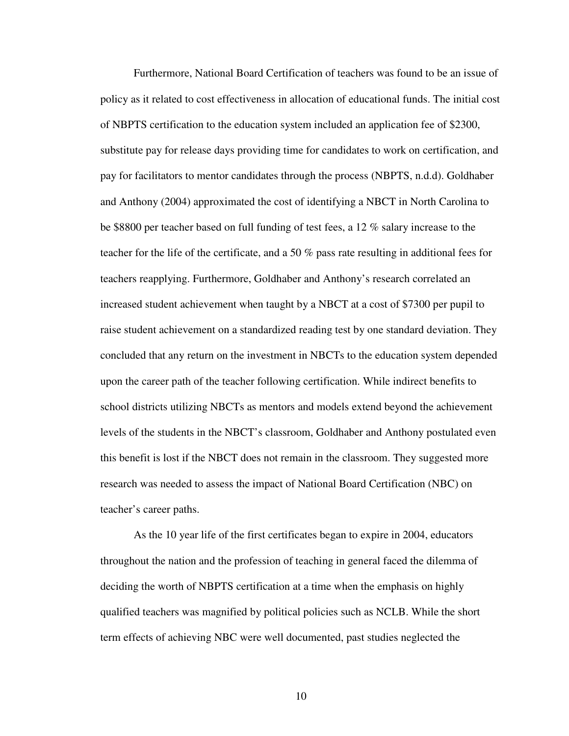Furthermore, National Board Certification of teachers was found to be an issue of policy as it related to cost effectiveness in allocation of educational funds. The initial cost of NBPTS certification to the education system included an application fee of $2300, substitute pay for release days providing time for candidates to work on certification, and pay for facilitators to mentor candidates through the process (NBPTS, n.d.d). Goldhaber and Anthony (2004) approximated the cost of identifying a NBCT in North Carolina to be $8800 per teacher based on full funding of test fees, a 12 % salary increase to the teacher for the life of the certificate, and a 50 % pass rate resulting in additional fees for teachers reapplying. Furthermore, Goldhaber and Anthony's research correlated an increased student achievement when taught by a NBCT at a cost of $7300 per pupil to raise student achievement on a standardized reading test by one standard deviation. They concluded that any return on the investment in NBCTs to the education system depended upon the career path of the teacher following certification. While indirect benefits to school districts utilizing NBCTs as mentors and models extend beyond the achievement levels of the students in the NBCT's classroom, Goldhaber and Anthony postulated even this benefit is lost if the NBCT does not remain in the classroom. They suggested more research was needed to assess the impact of National Board Certification (NBC) on teacher's career paths.

As the 10 year life of the first certificates began to expire in 2004, educators throughout the nation and the profession of teaching in general faced the dilemma of deciding the worth of NBPTS certification at a time when the emphasis on highly qualified teachers was magnified by political policies such as NCLB. While the short term effects of achieving NBC were well documented, past studies neglected the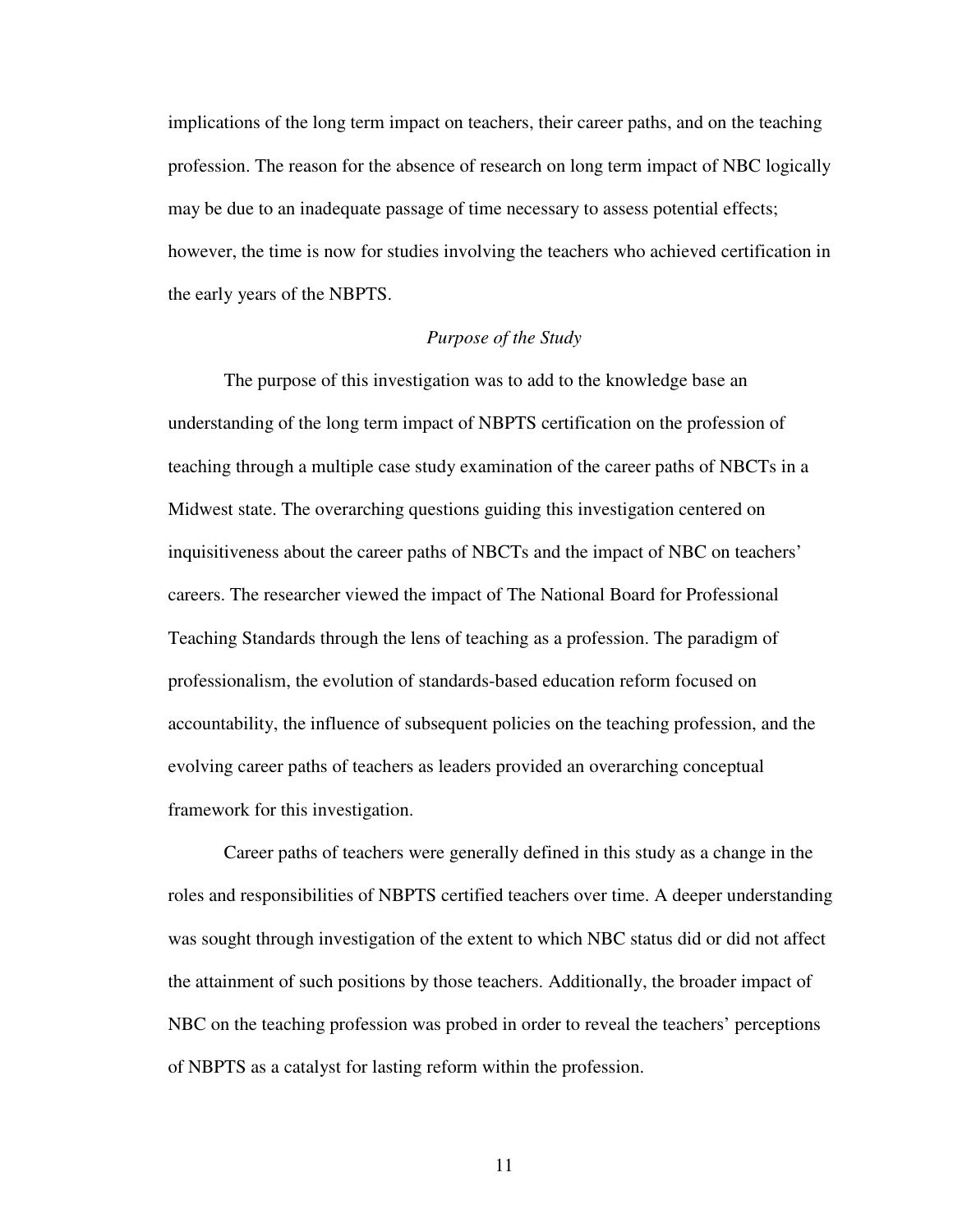implications of the long term impact on teachers, their career paths, and on the teaching profession. The reason for the absence of research on long term impact of NBC logically may be due to an inadequate passage of time necessary to assess potential effects; however, the time is now for studies involving the teachers who achieved certification in the early years of the NBPTS.

### *Purpose of the Study*

The purpose of this investigation was to add to the knowledge base an understanding of the long term impact of NBPTS certification on the profession of teaching through a multiple case study examination of the career paths of NBCTs in a Midwest state. The overarching questions guiding this investigation centered on inquisitiveness about the career paths of NBCTs and the impact of NBC on teachers' careers. The researcher viewed the impact of The National Board for Professional Teaching Standards through the lens of teaching as a profession. The paradigm of professionalism, the evolution of standards-based education reform focused on accountability, the influence of subsequent policies on the teaching profession, and the evolving career paths of teachers as leaders provided an overarching conceptual framework for this investigation.

Career paths of teachers were generally defined in this study as a change in the roles and responsibilities of NBPTS certified teachers over time. A deeper understanding was sought through investigation of the extent to which NBC status did or did not affect the attainment of such positions by those teachers. Additionally, the broader impact of NBC on the teaching profession was probed in order to reveal the teachers' perceptions of NBPTS as a catalyst for lasting reform within the profession.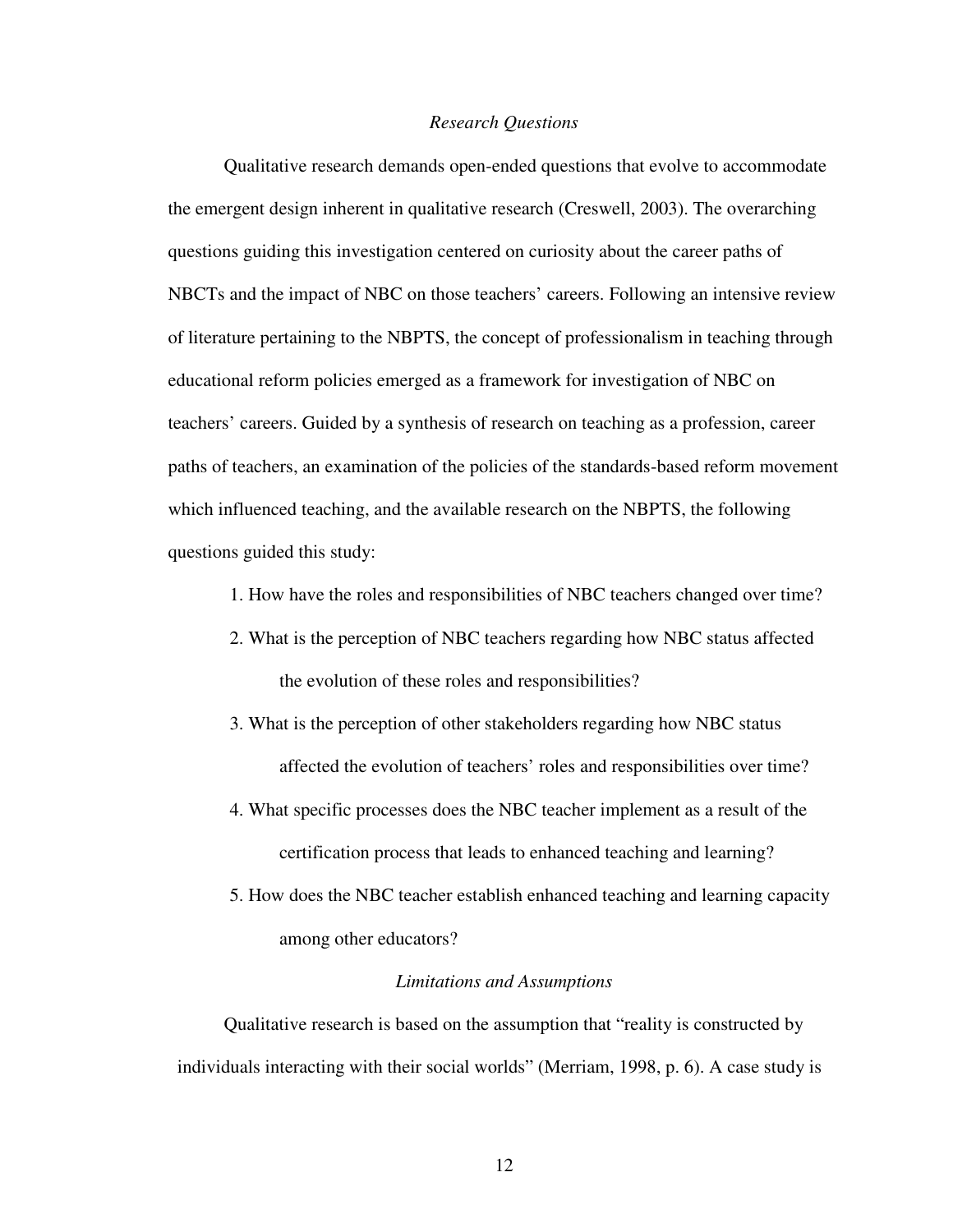### *Research Questions*

Qualitative research demands open-ended questions that evolve to accommodate the emergent design inherent in qualitative research (Creswell, 2003). The overarching questions guiding this investigation centered on curiosity about the career paths of NBCTs and the impact of NBC on those teachers' careers. Following an intensive review of literature pertaining to the NBPTS, the concept of professionalism in teaching through educational reform policies emerged as a framework for investigation of NBC on teachers' careers. Guided by a synthesis of research on teaching as a profession, career paths of teachers, an examination of the policies of the standards-based reform movement which influenced teaching, and the available research on the NBPTS, the following questions guided this study:

1. How have the roles and responsibilities of NBC teachers changed over time?
2. What is the perception of NBC teachers regarding how NBC status affected the evolution of these roles and responsibilities?
3. What is the perception of other stakeholders regarding how NBC status affected the evolution of teachers' roles and responsibilities over time?
4. What specific processes does the NBC teacher implement as a result of the certification process that leads to enhanced teaching and learning?
5. How does the NBC teacher establish enhanced teaching and learning capacity among other educators?

### *Limitations and Assumptions*

Qualitative research is based on the assumption that "reality is constructed by individuals interacting with their social worlds" (Merriam, 1998, p. 6). A case study is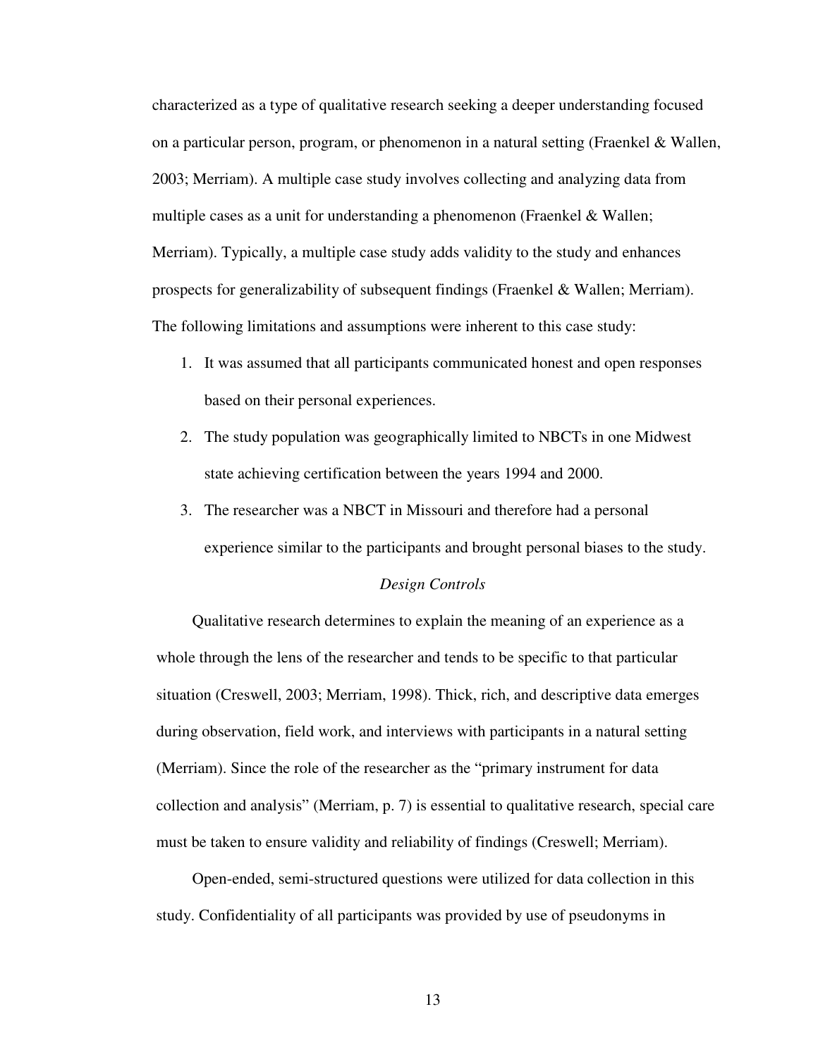characterized as a type of qualitative research seeking a deeper understanding focused on a particular person, program, or phenomenon in a natural setting (Fraenkel & Wallen, 2003; Merriam). A multiple case study involves collecting and analyzing data from multiple cases as a unit for understanding a phenomenon (Fraenkel & Wallen; Merriam). Typically, a multiple case study adds validity to the study and enhances prospects for generalizability of subsequent findings (Fraenkel & Wallen; Merriam). The following limitations and assumptions were inherent to this case study:

1. It was assumed that all participants communicated honest and open responses based on their personal experiences.
2. The study population was geographically limited to NBCTs in one Midwest state achieving certification between the years 1994 and 2000.
3. The researcher was a NBCT in Missouri and therefore had a personal experience similar to the participants and brought personal biases to the study.

*Design Controls*

Qualitative research determines to explain the meaning of an experience as a whole through the lens of the researcher and tends to be specific to that particular situation (Creswell, 2003; Merriam, 1998). Thick, rich, and descriptive data emerges during observation, field work, and interviews with participants in a natural setting (Merriam). Since the role of the researcher as the "primary instrument for data collection and analysis" (Merriam, p. 7) is essential to qualitative research, special care must be taken to ensure validity and reliability of findings (Creswell; Merriam).

Open-ended, semi-structured questions were utilized for data collection in this study. Confidentiality of all participants was provided by use of pseudonyms in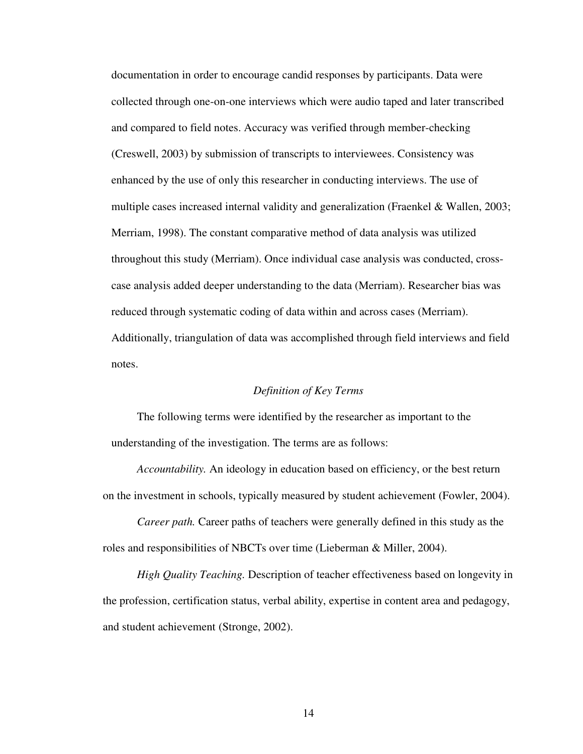documentation in order to encourage candid responses by participants. Data were collected through one-on-one interviews which were audio taped and later transcribed and compared to field notes. Accuracy was verified through member-checking (Creswell, 2003) by submission of transcripts to interviewees. Consistency was enhanced by the use of only this researcher in conducting interviews. The use of multiple cases increased internal validity and generalization (Fraenkel & Wallen, 2003; Merriam, 1998). The constant comparative method of data analysis was utilized throughout this study (Merriam). Once individual case analysis was conducted, cross-case analysis added deeper understanding to the data (Merriam). Researcher bias was reduced through systematic coding of data within and across cases (Merriam). Additionally, triangulation of data was accomplished through field interviews and field notes.

### *Definition of Key Terms*

The following terms were identified by the researcher as important to the understanding of the investigation. The terms are as follows:

*Accountability.* An ideology in education based on efficiency, or the best return on the investment in schools, typically measured by student achievement (Fowler, 2004).

*Career path.* Career paths of teachers were generally defined in this study as the roles and responsibilities of NBCTs over time (Lieberman & Miller, 2004).

*High Quality Teaching.* Description of teacher effectiveness based on longevity in the profession, certification status, verbal ability, expertise in content area and pedagogy, and student achievement (Stronge, 2002).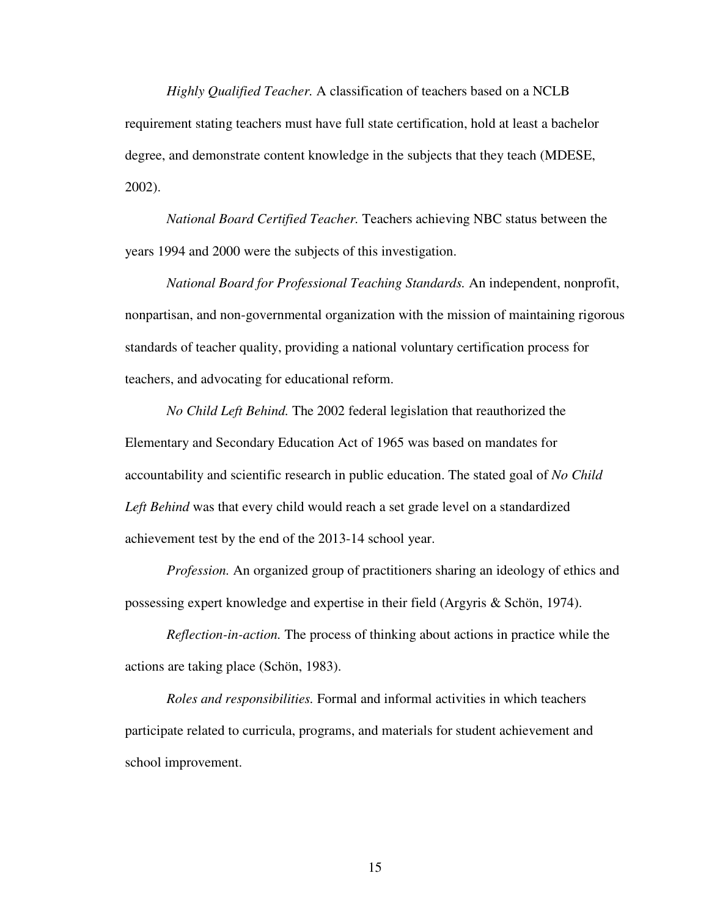*Highly Qualified Teacher.* A classification of teachers based on a NCLB requirement stating teachers must have full state certification, hold at least a bachelor degree, and demonstrate content knowledge in the subjects that they teach (MDESE, 2002).

*National Board Certified Teacher.* Teachers achieving NBC status between the years 1994 and 2000 were the subjects of this investigation.

*National Board for Professional Teaching Standards.* An independent, nonprofit, nonpartisan, and non-governmental organization with the mission of maintaining rigorous standards of teacher quality, providing a national voluntary certification process for teachers, and advocating for educational reform.

*No Child Left Behind.* The 2002 federal legislation that reauthorized the Elementary and Secondary Education Act of 1965 was based on mandates for accountability and scientific research in public education. The stated goal of *No Child Left Behind* was that every child would reach a set grade level on a standardized achievement test by the end of the 2013-14 school year.

*Profession.* An organized group of practitioners sharing an ideology of ethics and possessing expert knowledge and expertise in their field (Argyris & Schön, 1974).

*Reflection-in-action.* The process of thinking about actions in practice while the actions are taking place (Schön, 1983).

*Roles and responsibilities.* Formal and informal activities in which teachers participate related to curricula, programs, and materials for student achievement and school improvement.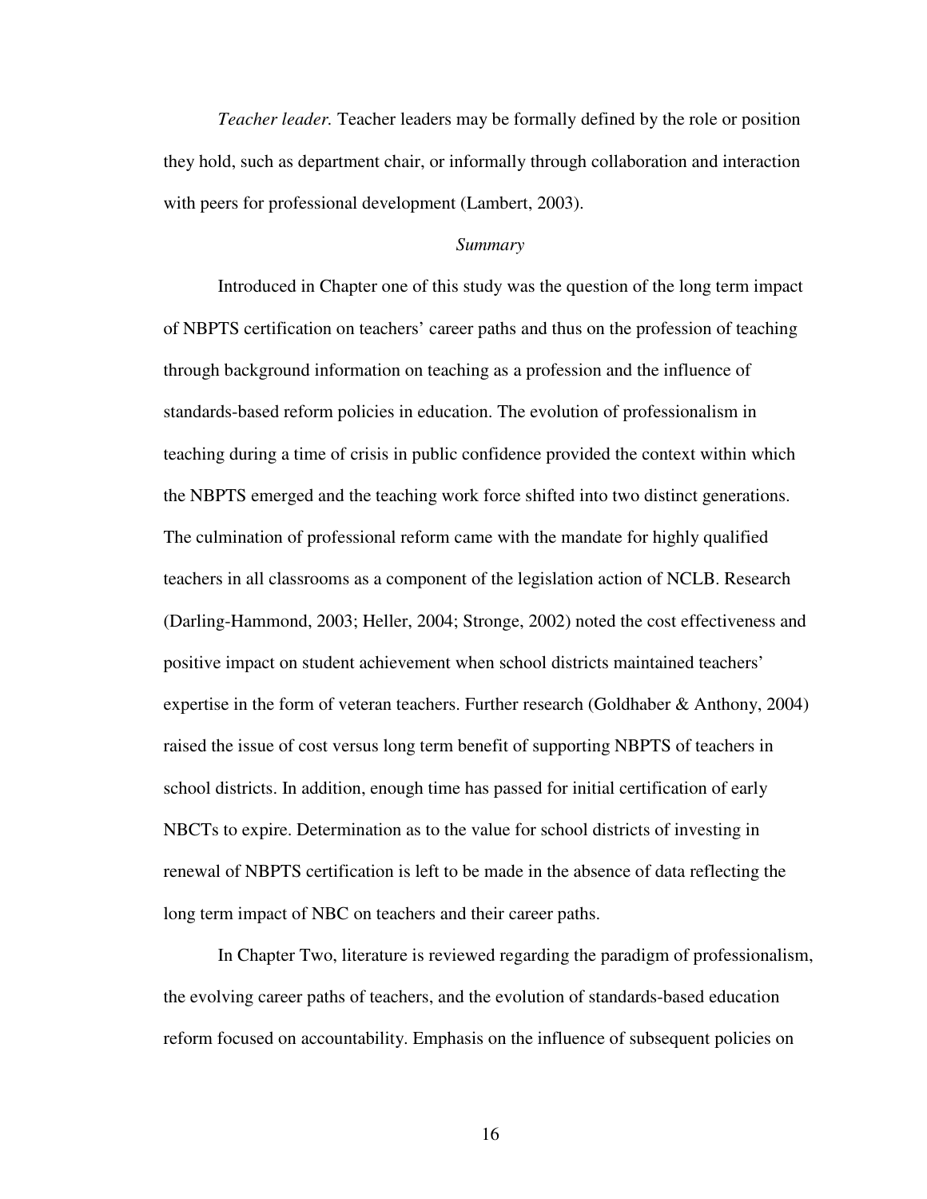*Teacher leader.* Teacher leaders may be formally defined by the role or position they hold, such as department chair, or informally through collaboration and interaction with peers for professional development (Lambert, 2003).

### *Summary*

Introduced in Chapter one of this study was the question of the long term impact of NBPTS certification on teachers' career paths and thus on the profession of teaching through background information on teaching as a profession and the influence of standards-based reform policies in education. The evolution of professionalism in teaching during a time of crisis in public confidence provided the context within which the NBPTS emerged and the teaching work force shifted into two distinct generations. The culmination of professional reform came with the mandate for highly qualified teachers in all classrooms as a component of the legislation action of NCLB. Research (Darling-Hammond, 2003; Heller, 2004; Stronge, 2002) noted the cost effectiveness and positive impact on student achievement when school districts maintained teachers' expertise in the form of veteran teachers. Further research (Goldhaber & Anthony, 2004) raised the issue of cost versus long term benefit of supporting NBPTS of teachers in school districts. In addition, enough time has passed for initial certification of early NBCTs to expire. Determination as to the value for school districts of investing in renewal of NBPTS certification is left to be made in the absence of data reflecting the long term impact of NBC on teachers and their career paths.

In Chapter Two, literature is reviewed regarding the paradigm of professionalism, the evolving career paths of teachers, and the evolution of standards-based education reform focused on accountability. Emphasis on the influence of subsequent policies on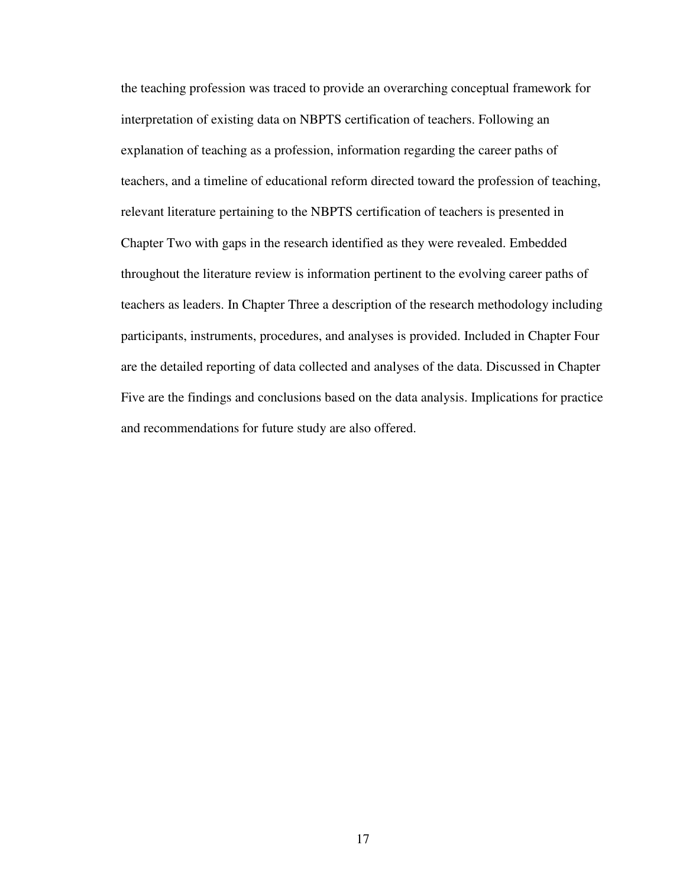the teaching profession was traced to provide an overarching conceptual framework for interpretation of existing data on NBPTS certification of teachers. Following an explanation of teaching as a profession, information regarding the career paths of teachers, and a timeline of educational reform directed toward the profession of teaching, relevant literature pertaining to the NBPTS certification of teachers is presented in Chapter Two with gaps in the research identified as they were revealed. Embedded throughout the literature review is information pertinent to the evolving career paths of teachers as leaders. In Chapter Three a description of the research methodology including participants, instruments, procedures, and analyses is provided. Included in Chapter Four are the detailed reporting of data collected and analyses of the data. Discussed in Chapter Five are the findings and conclusions based on the data analysis. Implications for practice and recommendations for future study are also offered.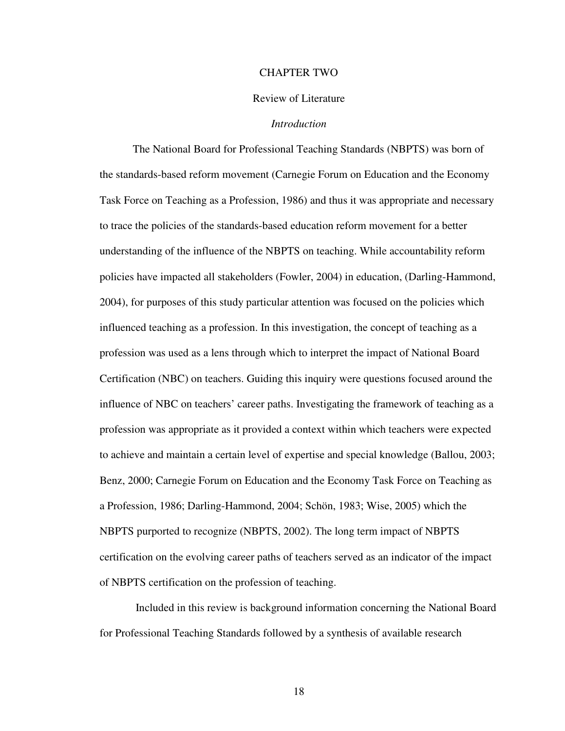# CHAPTER TWO

## Review of Literature

### *Introduction*

The National Board for Professional Teaching Standards (NBPTS) was born of the standards-based reform movement (Carnegie Forum on Education and the Economy Task Force on Teaching as a Profession, 1986) and thus it was appropriate and necessary to trace the policies of the standards-based education reform movement for a better understanding of the influence of the NBPTS on teaching. While accountability reform policies have impacted all stakeholders (Fowler, 2004) in education, (Darling-Hammond, 2004), for purposes of this study particular attention was focused on the policies which influenced teaching as a profession. In this investigation, the concept of teaching as a profession was used as a lens through which to interpret the impact of National Board Certification (NBC) on teachers. Guiding this inquiry were questions focused around the influence of NBC on teachers' career paths. Investigating the framework of teaching as a profession was appropriate as it provided a context within which teachers were expected to achieve and maintain a certain level of expertise and special knowledge (Ballou, 2003; Benz, 2000; Carnegie Forum on Education and the Economy Task Force on Teaching as a Profession, 1986; Darling-Hammond, 2004; Schön, 1983; Wise, 2005) which the NBPTS purported to recognize (NBPTS, 2002). The long term impact of NBPTS certification on the evolving career paths of teachers served as an indicator of the impact of NBPTS certification on the profession of teaching.

Included in this review is background information concerning the National Board for Professional Teaching Standards followed by a synthesis of available research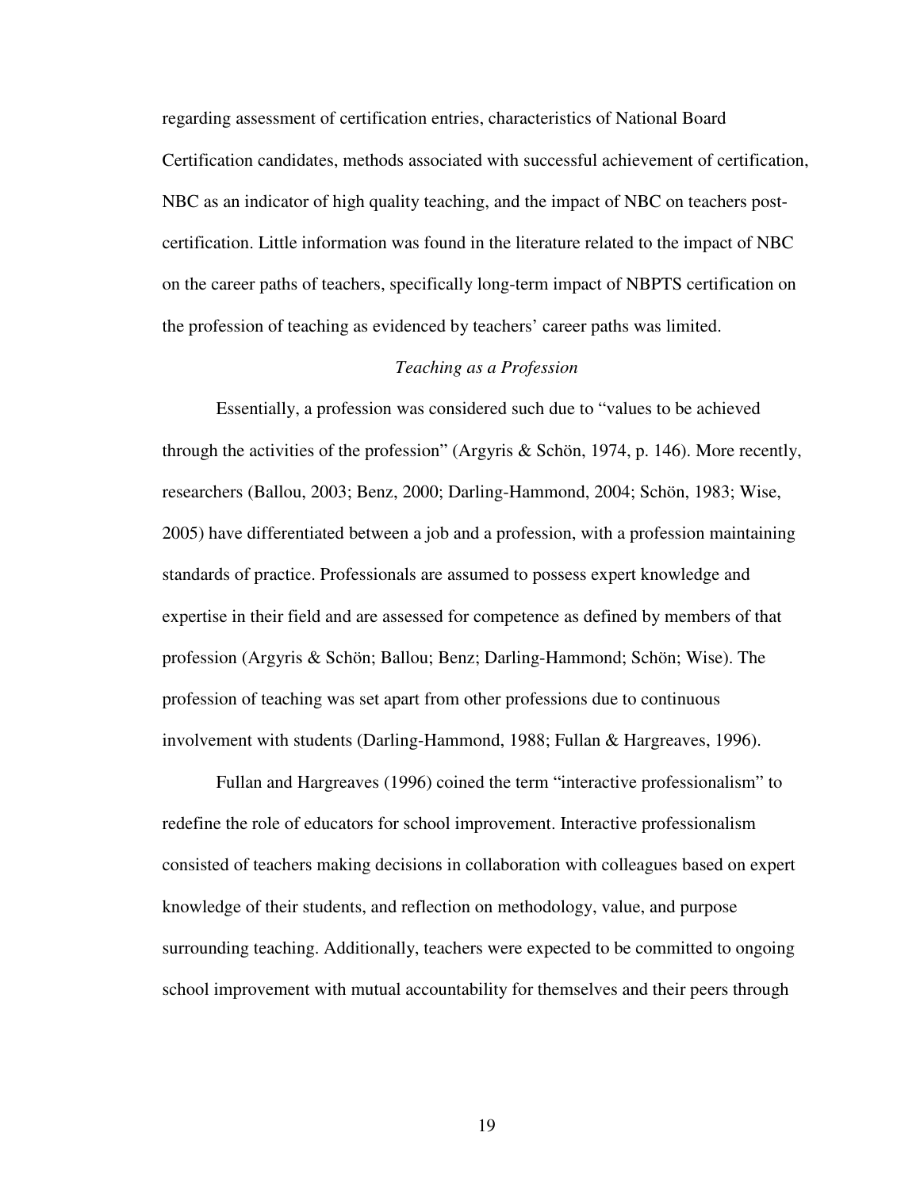regarding assessment of certification entries, characteristics of National Board Certification candidates, methods associated with successful achievement of certification, NBC as an indicator of high quality teaching, and the impact of NBC on teachers post-certification. Little information was found in the literature related to the impact of NBC on the career paths of teachers, specifically long-term impact of NBPTS certification on the profession of teaching as evidenced by teachers' career paths was limited.

### *Teaching as a Profession*

Essentially, a profession was considered such due to "values to be achieved through the activities of the profession" (Argyris & Schön, 1974, p. 146). More recently, researchers (Ballou, 2003; Benz, 2000; Darling-Hammond, 2004; Schön, 1983; Wise, 2005) have differentiated between a job and a profession, with a profession maintaining standards of practice. Professionals are assumed to possess expert knowledge and expertise in their field and are assessed for competence as defined by members of that profession (Argyris & Schön; Ballou; Benz; Darling-Hammond; Schön; Wise). The profession of teaching was set apart from other professions due to continuous involvement with students (Darling-Hammond, 1988; Fullan & Hargreaves, 1996).

Fullan and Hargreaves (1996) coined the term "interactive professionalism" to redefine the role of educators for school improvement. Interactive professionalism consisted of teachers making decisions in collaboration with colleagues based on expert knowledge of their students, and reflection on methodology, value, and purpose surrounding teaching. Additionally, teachers were expected to be committed to ongoing school improvement with mutual accountability for themselves and their peers through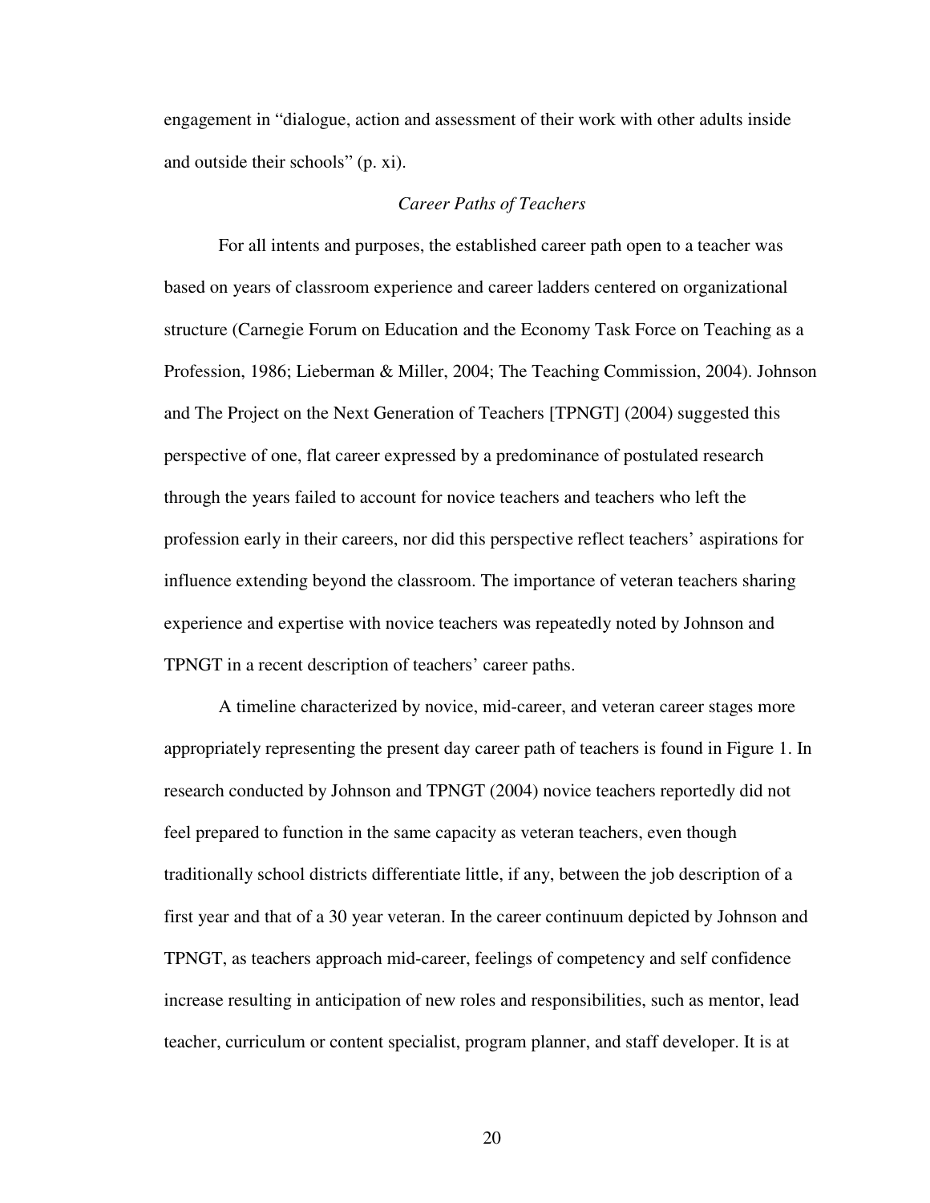engagement in “dialogue, action and assessment of their work with other adults inside and outside their schools” (p. xi).

### *Career Paths of Teachers*

For all intents and purposes, the established career path open to a teacher was based on years of classroom experience and career ladders centered on organizational structure (Carnegie Forum on Education and the Economy Task Force on Teaching as a Profession, 1986; Lieberman & Miller, 2004; The Teaching Commission, 2004). Johnson and The Project on the Next Generation of Teachers [TPNGT] (2004) suggested this perspective of one, flat career expressed by a predominance of postulated research through the years failed to account for novice teachers and teachers who left the profession early in their careers, nor did this perspective reflect teachers’ aspirations for influence extending beyond the classroom. The importance of veteran teachers sharing experience and expertise with novice teachers was repeatedly noted by Johnson and TPNGT in a recent description of teachers’ career paths.

A timeline characterized by novice, mid-career, and veteran career stages more appropriately representing the present day career path of teachers is found in Figure 1. In research conducted by Johnson and TPNGT (2004) novice teachers reportedly did not feel prepared to function in the same capacity as veteran teachers, even though traditionally school districts differentiate little, if any, between the job description of a first year and that of a 30 year veteran. In the career continuum depicted by Johnson and TPNGT, as teachers approach mid-career, feelings of competency and self confidence increase resulting in anticipation of new roles and responsibilities, such as mentor, lead teacher, curriculum or content specialist, program planner, and staff developer. It is at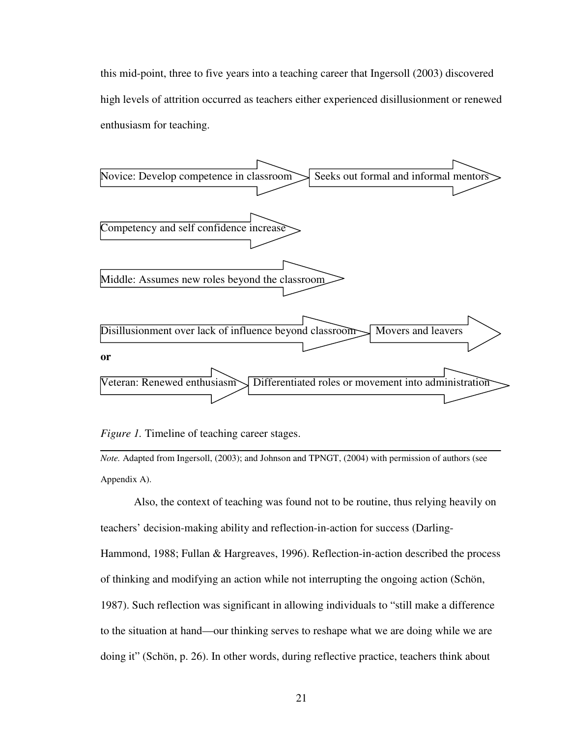this mid-point, three to five years into a teaching career that Ingersoll (2003) discovered high levels of attrition occurred as teachers either experienced disillusionment or renewed enthusiasm for teaching.

Novice: Develop competence in classroom → Seeks out formal and informal mentors →

Competency and self confidence increase →

Middle: Assumes new roles beyond the classroom →

Disillusionment over lack of influence beyond classroom → Movers and leavers →

**or**

Veteran: Renewed enthusiasm → Differentiated roles or movement into administration →

*Figure 1.* Timeline of teaching career stages.

*Note.* Adapted from Ingersoll, (2003); and Johnson and TPNGT, (2004) with permission of authors (see Appendix A).

Also, the context of teaching was found not to be routine, thus relying heavily on teachers' decision-making ability and reflection-in-action for success (Darling-Hammond, 1988; Fullan & Hargreaves, 1996). Reflection-in-action described the process of thinking and modifying an action while not interrupting the ongoing action (Schön, 1987). Such reflection was significant in allowing individuals to "still make a difference to the situation at hand—our thinking serves to reshape what we are doing while we are doing it" (Schön, p. 26). In other words, during reflective practice, teachers think about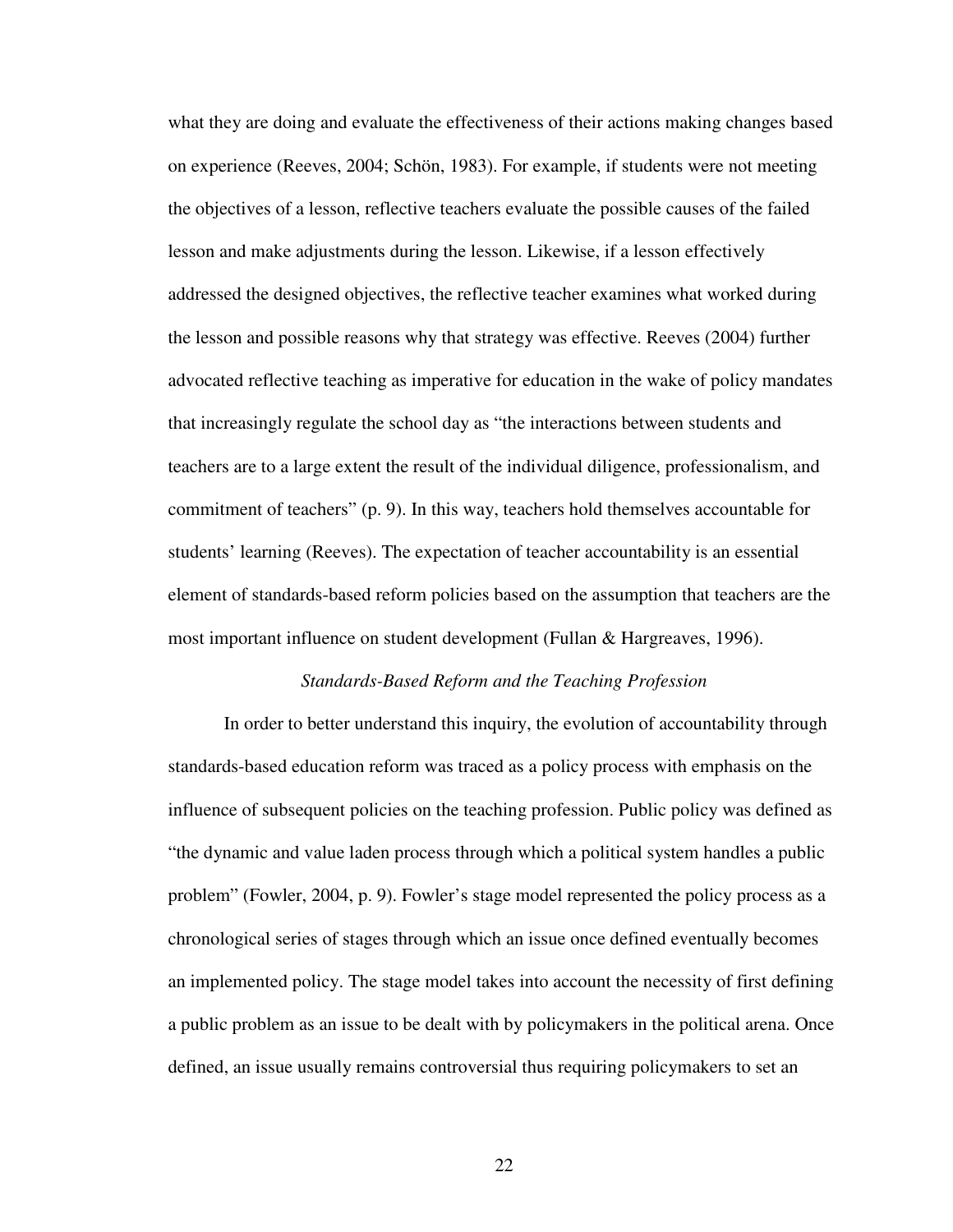what they are doing and evaluate the effectiveness of their actions making changes based on experience (Reeves, 2004; Schön, 1983). For example, if students were not meeting the objectives of a lesson, reflective teachers evaluate the possible causes of the failed lesson and make adjustments during the lesson. Likewise, if a lesson effectively addressed the designed objectives, the reflective teacher examines what worked during the lesson and possible reasons why that strategy was effective. Reeves (2004) further advocated reflective teaching as imperative for education in the wake of policy mandates that increasingly regulate the school day as "the interactions between students and teachers are to a large extent the result of the individual diligence, professionalism, and commitment of teachers" (p. 9). In this way, teachers hold themselves accountable for students' learning (Reeves). The expectation of teacher accountability is an essential element of standards-based reform policies based on the assumption that teachers are the most important influence on student development (Fullan & Hargreaves, 1996).

### *Standards-Based Reform and the Teaching Profession*

In order to better understand this inquiry, the evolution of accountability through standards-based education reform was traced as a policy process with emphasis on the influence of subsequent policies on the teaching profession. Public policy was defined as "the dynamic and value laden process through which a political system handles a public problem" (Fowler, 2004, p. 9). Fowler's stage model represented the policy process as a chronological series of stages through which an issue once defined eventually becomes an implemented policy. The stage model takes into account the necessity of first defining a public problem as an issue to be dealt with by policymakers in the political arena. Once defined, an issue usually remains controversial thus requiring policymakers to set an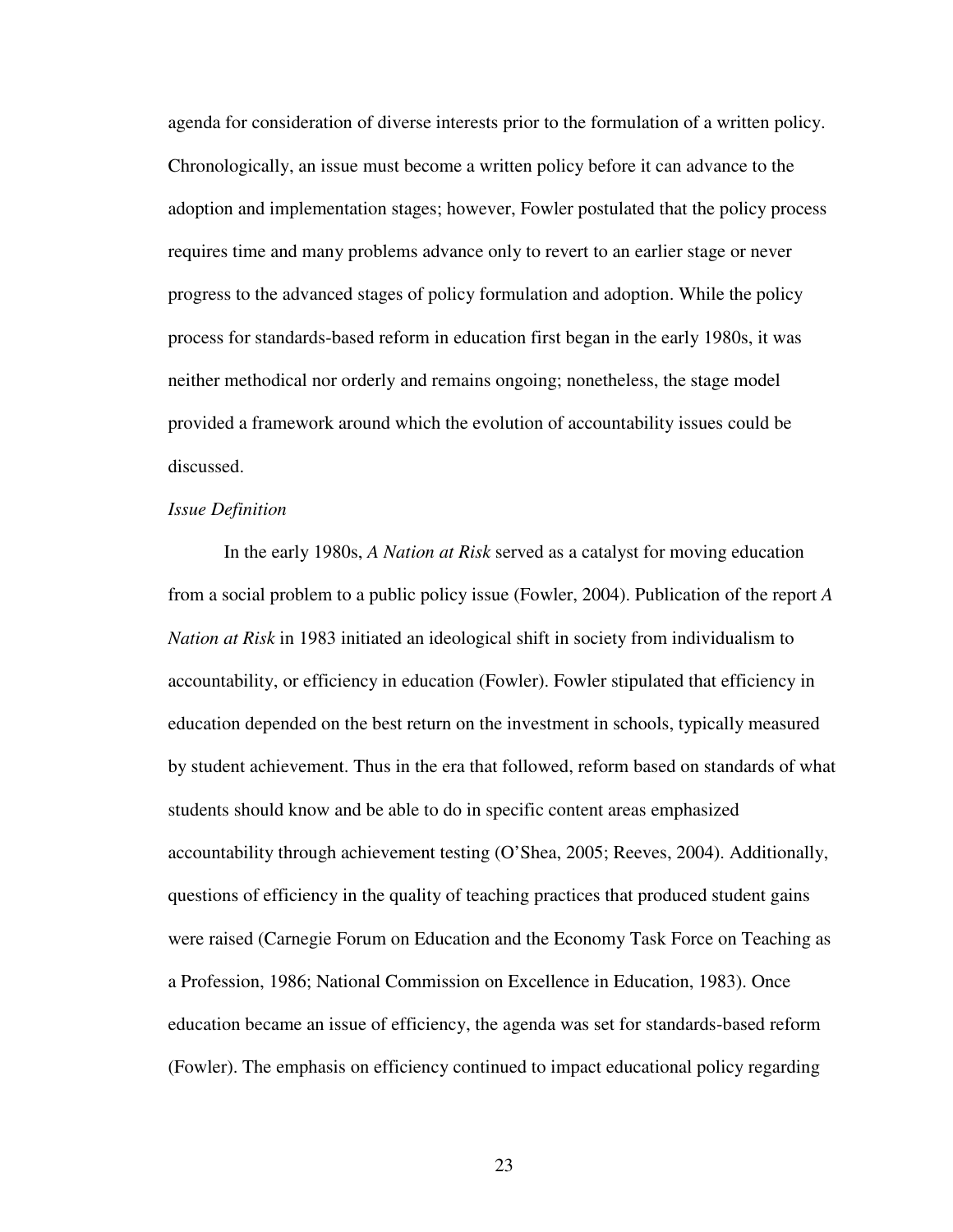agenda for consideration of diverse interests prior to the formulation of a written policy. Chronologically, an issue must become a written policy before it can advance to the adoption and implementation stages; however, Fowler postulated that the policy process requires time and many problems advance only to revert to an earlier stage or never progress to the advanced stages of policy formulation and adoption. While the policy process for standards-based reform in education first began in the early 1980s, it was neither methodical nor orderly and remains ongoing; nonetheless, the stage model provided a framework around which the evolution of accountability issues could be discussed.

*Issue Definition*

In the early 1980s, *A Nation at Risk* served as a catalyst for moving education from a social problem to a public policy issue (Fowler, 2004). Publication of the report *A Nation at Risk* in 1983 initiated an ideological shift in society from individualism to accountability, or efficiency in education (Fowler). Fowler stipulated that efficiency in education depended on the best return on the investment in schools, typically measured by student achievement. Thus in the era that followed, reform based on standards of what students should know and be able to do in specific content areas emphasized accountability through achievement testing (O'Shea, 2005; Reeves, 2004). Additionally, questions of efficiency in the quality of teaching practices that produced student gains were raised (Carnegie Forum on Education and the Economy Task Force on Teaching as a Profession, 1986; National Commission on Excellence in Education, 1983). Once education became an issue of efficiency, the agenda was set for standards-based reform (Fowler). The emphasis on efficiency continued to impact educational policy regarding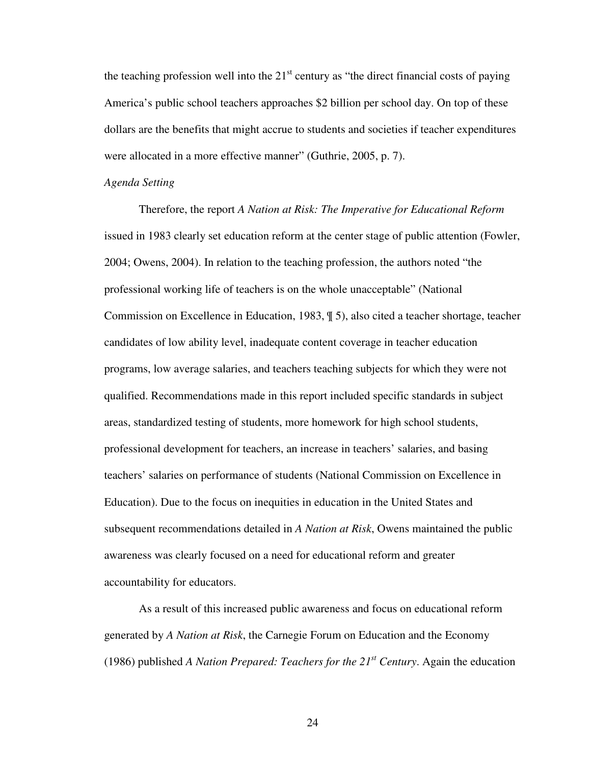the teaching profession well into the 21st century as "the direct financial costs of paying America's public school teachers approaches $2 billion per school day. On top of these dollars are the benefits that might accrue to students and societies if teacher expenditures were allocated in a more effective manner" (Guthrie, 2005, p. 7).

*Agenda Setting*

Therefore, the report *A Nation at Risk: The Imperative for Educational Reform* issued in 1983 clearly set education reform at the center stage of public attention (Fowler, 2004; Owens, 2004). In relation to the teaching profession, the authors noted "the professional working life of teachers is on the whole unacceptable" (National Commission on Excellence in Education, 1983, ¶ 5), also cited a teacher shortage, teacher candidates of low ability level, inadequate content coverage in teacher education programs, low average salaries, and teachers teaching subjects for which they were not qualified. Recommendations made in this report included specific standards in subject areas, standardized testing of students, more homework for high school students, professional development for teachers, an increase in teachers' salaries, and basing teachers' salaries on performance of students (National Commission on Excellence in Education). Due to the focus on inequities in education in the United States and subsequent recommendations detailed in *A Nation at Risk*, Owens maintained the public awareness was clearly focused on a need for educational reform and greater accountability for educators.

As a result of this increased public awareness and focus on educational reform generated by *A Nation at Risk*, the Carnegie Forum on Education and the Economy (1986) published *A Nation Prepared: Teachers for the 21st Century*. Again the education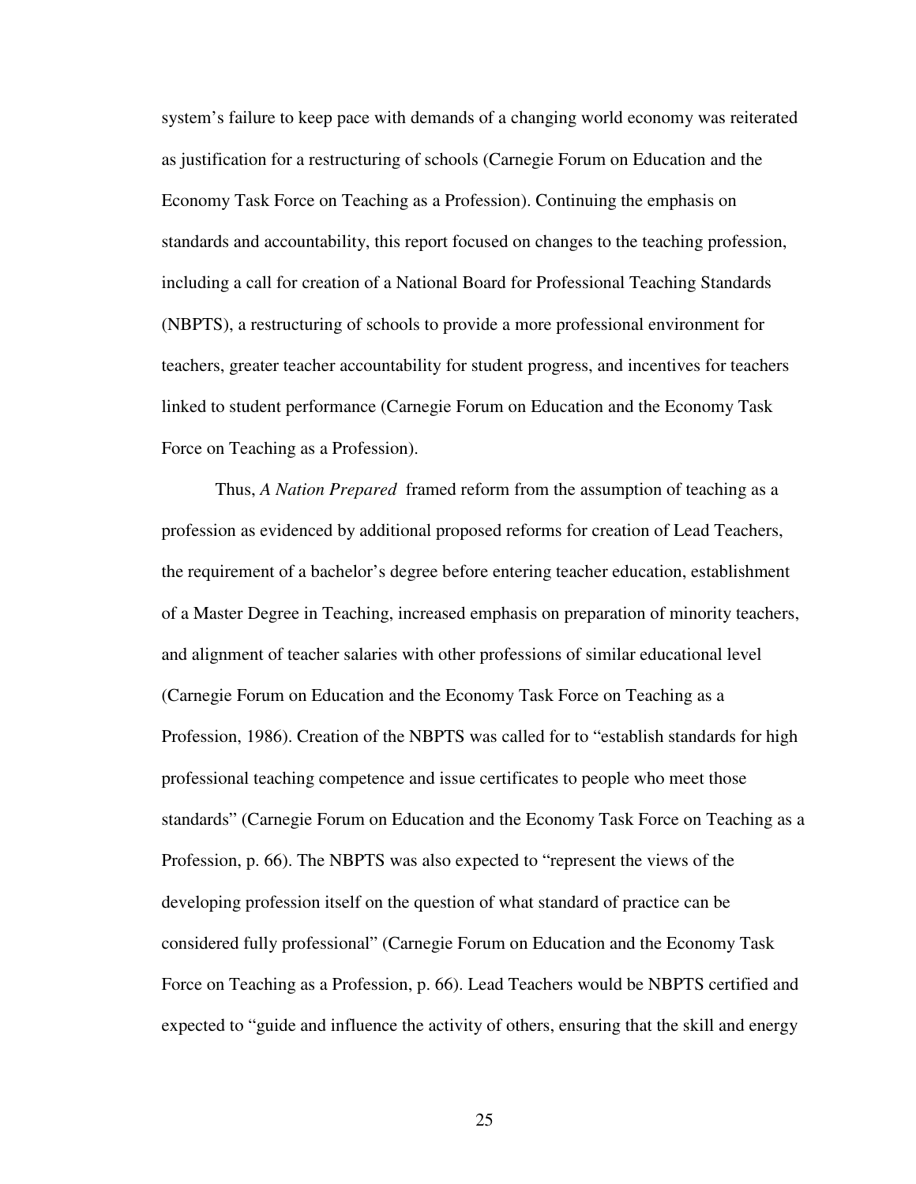system's failure to keep pace with demands of a changing world economy was reiterated as justification for a restructuring of schools (Carnegie Forum on Education and the Economy Task Force on Teaching as a Profession). Continuing the emphasis on standards and accountability, this report focused on changes to the teaching profession, including a call for creation of a National Board for Professional Teaching Standards (NBPTS), a restructuring of schools to provide a more professional environment for teachers, greater teacher accountability for student progress, and incentives for teachers linked to student performance (Carnegie Forum on Education and the Economy Task Force on Teaching as a Profession).

Thus, *A Nation Prepared* framed reform from the assumption of teaching as a profession as evidenced by additional proposed reforms for creation of Lead Teachers, the requirement of a bachelor's degree before entering teacher education, establishment of a Master Degree in Teaching, increased emphasis on preparation of minority teachers, and alignment of teacher salaries with other professions of similar educational level (Carnegie Forum on Education and the Economy Task Force on Teaching as a Profession, 1986). Creation of the NBPTS was called for to "establish standards for high professional teaching competence and issue certificates to people who meet those standards" (Carnegie Forum on Education and the Economy Task Force on Teaching as a Profession, p. 66). The NBPTS was also expected to "represent the views of the developing profession itself on the question of what standard of practice can be considered fully professional" (Carnegie Forum on Education and the Economy Task Force on Teaching as a Profession, p. 66). Lead Teachers would be NBPTS certified and expected to "guide and influence the activity of others, ensuring that the skill and energy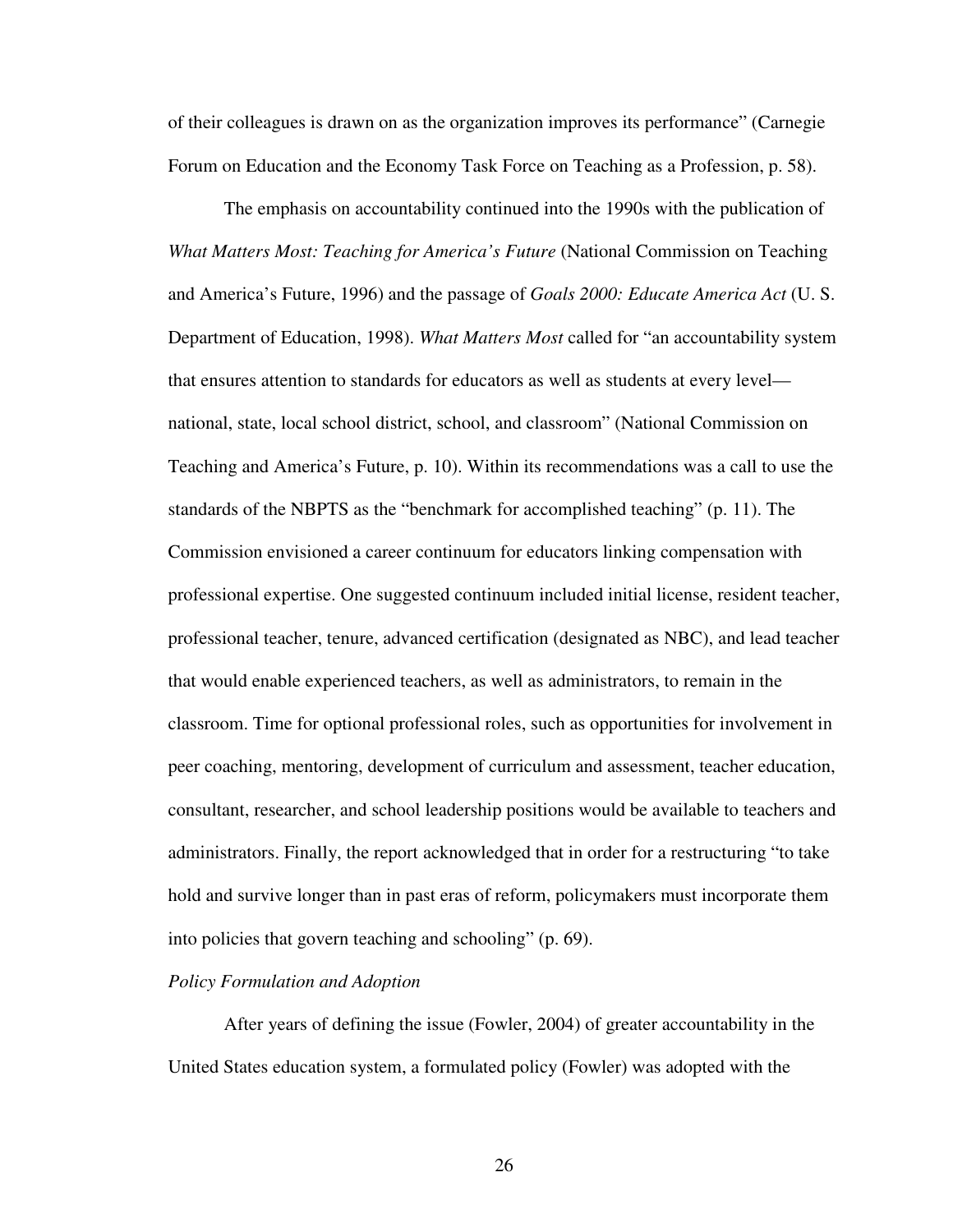of their colleagues is drawn on as the organization improves its performance" (Carnegie Forum on Education and the Economy Task Force on Teaching as a Profession, p. 58).

The emphasis on accountability continued into the 1990s with the publication of *What Matters Most: Teaching for America's Future* (National Commission on Teaching and America's Future, 1996) and the passage of *Goals 2000: Educate America Act* (U. S. Department of Education, 1998). *What Matters Most* called for "an accountability system that ensures attention to standards for educators as well as students at every level—national, state, local school district, school, and classroom" (National Commission on Teaching and America's Future, p. 10). Within its recommendations was a call to use the standards of the NBPTS as the "benchmark for accomplished teaching" (p. 11). The Commission envisioned a career continuum for educators linking compensation with professional expertise. One suggested continuum included initial license, resident teacher, professional teacher, tenure, advanced certification (designated as NBC), and lead teacher that would enable experienced teachers, as well as administrators, to remain in the classroom. Time for optional professional roles, such as opportunities for involvement in peer coaching, mentoring, development of curriculum and assessment, teacher education, consultant, researcher, and school leadership positions would be available to teachers and administrators. Finally, the report acknowledged that in order for a restructuring "to take hold and survive longer than in past eras of reform, policymakers must incorporate them into policies that govern teaching and schooling" (p. 69).

*Policy Formulation and Adoption*

After years of defining the issue (Fowler, 2004) of greater accountability in the United States education system, a formulated policy (Fowler) was adopted with the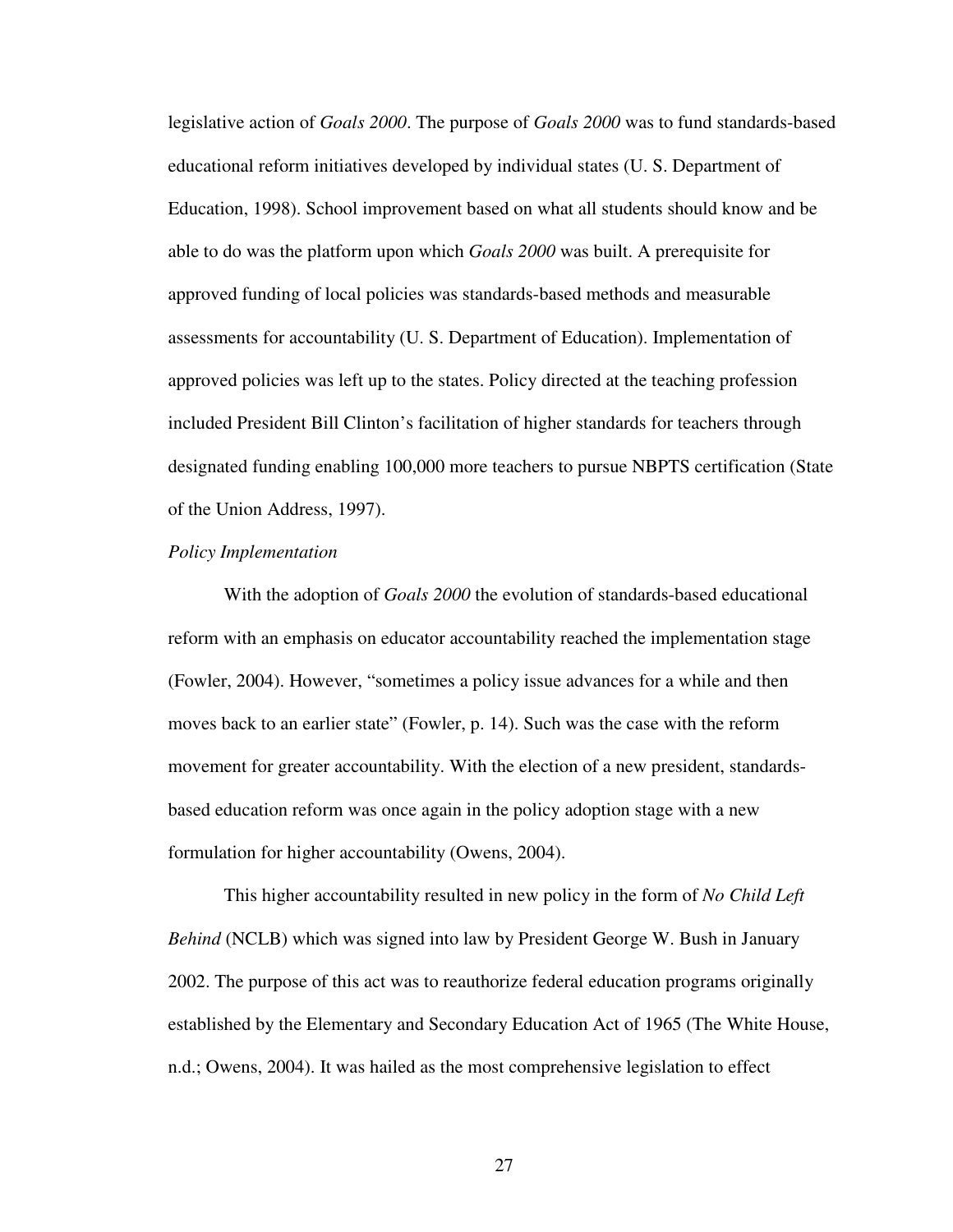legislative action of *Goals 2000*. The purpose of *Goals 2000* was to fund standards-based educational reform initiatives developed by individual states (U. S. Department of Education, 1998). School improvement based on what all students should know and be able to do was the platform upon which *Goals 2000* was built. A prerequisite for approved funding of local policies was standards-based methods and measurable assessments for accountability (U. S. Department of Education). Implementation of approved policies was left up to the states. Policy directed at the teaching profession included President Bill Clinton's facilitation of higher standards for teachers through designated funding enabling 100,000 more teachers to pursue NBPTS certification (State of the Union Address, 1997).

*Policy Implementation*

With the adoption of *Goals 2000* the evolution of standards-based educational reform with an emphasis on educator accountability reached the implementation stage (Fowler, 2004). However, "sometimes a policy issue advances for a while and then moves back to an earlier state" (Fowler, p. 14). Such was the case with the reform movement for greater accountability. With the election of a new president, standards-based education reform was once again in the policy adoption stage with a new formulation for higher accountability (Owens, 2004).

This higher accountability resulted in new policy in the form of *No Child Left Behind* (NCLB) which was signed into law by President George W. Bush in January 2002. The purpose of this act was to reauthorize federal education programs originally established by the Elementary and Secondary Education Act of 1965 (The White House, n.d.; Owens, 2004). It was hailed as the most comprehensive legislation to effect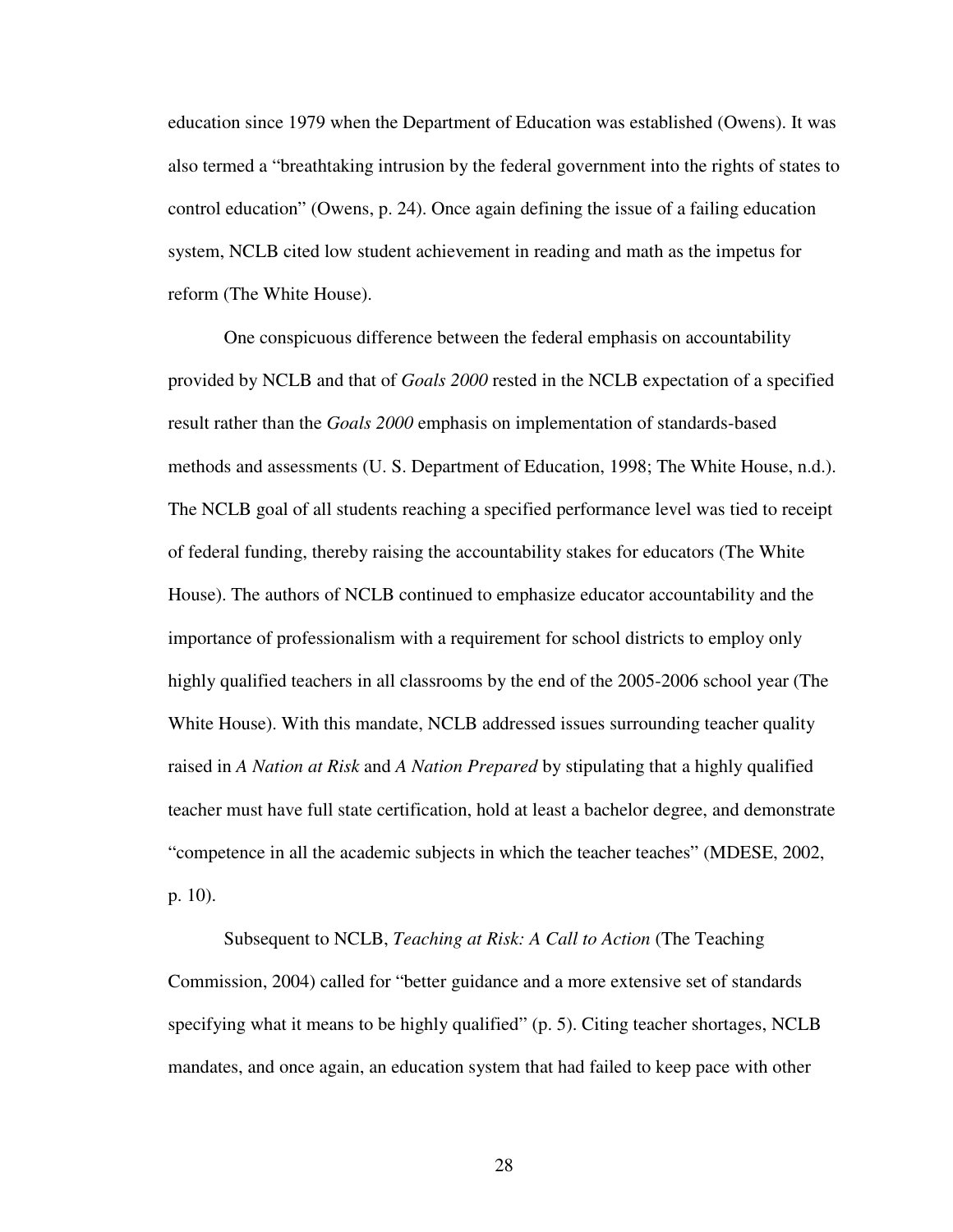education since 1979 when the Department of Education was established (Owens). It was also termed a "breathtaking intrusion by the federal government into the rights of states to control education" (Owens, p. 24). Once again defining the issue of a failing education system, NCLB cited low student achievement in reading and math as the impetus for reform (The White House).

One conspicuous difference between the federal emphasis on accountability provided by NCLB and that of *Goals 2000* rested in the NCLB expectation of a specified result rather than the *Goals 2000* emphasis on implementation of standards-based methods and assessments (U. S. Department of Education, 1998; The White House, n.d.). The NCLB goal of all students reaching a specified performance level was tied to receipt of federal funding, thereby raising the accountability stakes for educators (The White House). The authors of NCLB continued to emphasize educator accountability and the importance of professionalism with a requirement for school districts to employ only highly qualified teachers in all classrooms by the end of the 2005-2006 school year (The White House). With this mandate, NCLB addressed issues surrounding teacher quality raised in *A Nation at Risk* and *A Nation Prepared* by stipulating that a highly qualified teacher must have full state certification, hold at least a bachelor degree, and demonstrate "competence in all the academic subjects in which the teacher teaches" (MDESE, 2002, p. 10).

Subsequent to NCLB, *Teaching at Risk: A Call to Action* (The Teaching Commission, 2004) called for "better guidance and a more extensive set of standards specifying what it means to be highly qualified" (p. 5). Citing teacher shortages, NCLB mandates, and once again, an education system that had failed to keep pace with other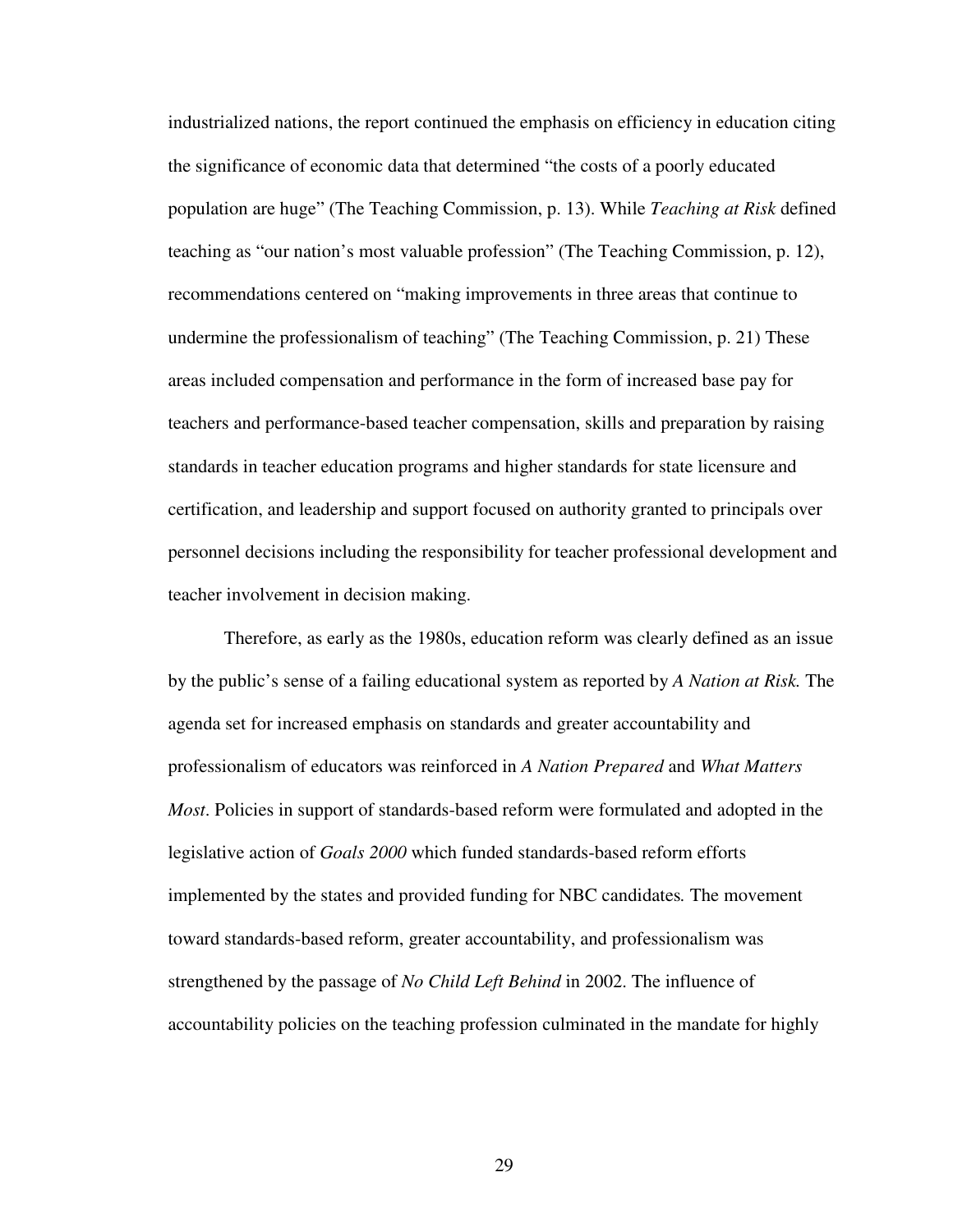industrialized nations, the report continued the emphasis on efficiency in education citing the significance of economic data that determined “the costs of a poorly educated population are huge” (The Teaching Commission, p. 13). While *Teaching at Risk* defined teaching as “our nation’s most valuable profession” (The Teaching Commission, p. 12), recommendations centered on “making improvements in three areas that continue to undermine the professionalism of teaching” (The Teaching Commission, p. 21) These areas included compensation and performance in the form of increased base pay for teachers and performance-based teacher compensation, skills and preparation by raising standards in teacher education programs and higher standards for state licensure and certification, and leadership and support focused on authority granted to principals over personnel decisions including the responsibility for teacher professional development and teacher involvement in decision making.

Therefore, as early as the 1980s, education reform was clearly defined as an issue by the public’s sense of a failing educational system as reported by *A Nation at Risk.* The agenda set for increased emphasis on standards and greater accountability and professionalism of educators was reinforced in *A Nation Prepared* and *What Matters Most*. Policies in support of standards-based reform were formulated and adopted in the legislative action of *Goals 2000* which funded standards-based reform efforts implemented by the states and provided funding for NBC candidates*.* The movement toward standards-based reform, greater accountability, and professionalism was strengthened by the passage of *No Child Left Behind* in 2002. The influence of accountability policies on the teaching profession culminated in the mandate for highly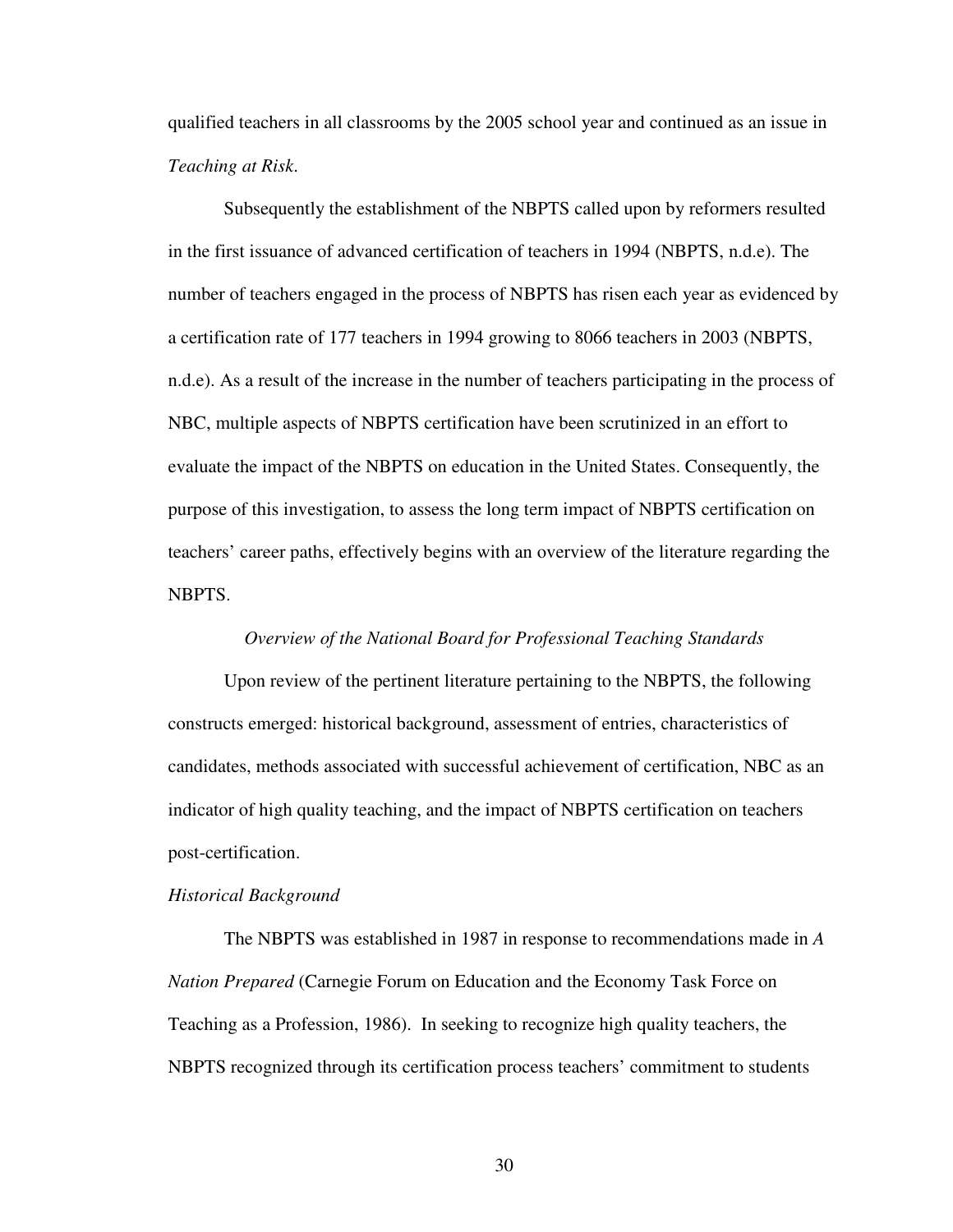qualified teachers in all classrooms by the 2005 school year and continued as an issue in *Teaching at Risk*.

Subsequently the establishment of the NBPTS called upon by reformers resulted in the first issuance of advanced certification of teachers in 1994 (NBPTS, n.d.e). The number of teachers engaged in the process of NBPTS has risen each year as evidenced by a certification rate of 177 teachers in 1994 growing to 8066 teachers in 2003 (NBPTS, n.d.e). As a result of the increase in the number of teachers participating in the process of NBC, multiple aspects of NBPTS certification have been scrutinized in an effort to evaluate the impact of the NBPTS on education in the United States. Consequently, the purpose of this investigation, to assess the long term impact of NBPTS certification on teachers' career paths, effectively begins with an overview of the literature regarding the NBPTS.

## *Overview of the National Board for Professional Teaching Standards*

Upon review of the pertinent literature pertaining to the NBPTS, the following constructs emerged: historical background, assessment of entries, characteristics of candidates, methods associated with successful achievement of certification, NBC as an indicator of high quality teaching, and the impact of NBPTS certification on teachers post-certification.

### *Historical Background*

The NBPTS was established in 1987 in response to recommendations made in *A Nation Prepared* (Carnegie Forum on Education and the Economy Task Force on Teaching as a Profession, 1986). In seeking to recognize high quality teachers, the NBPTS recognized through its certification process teachers' commitment to students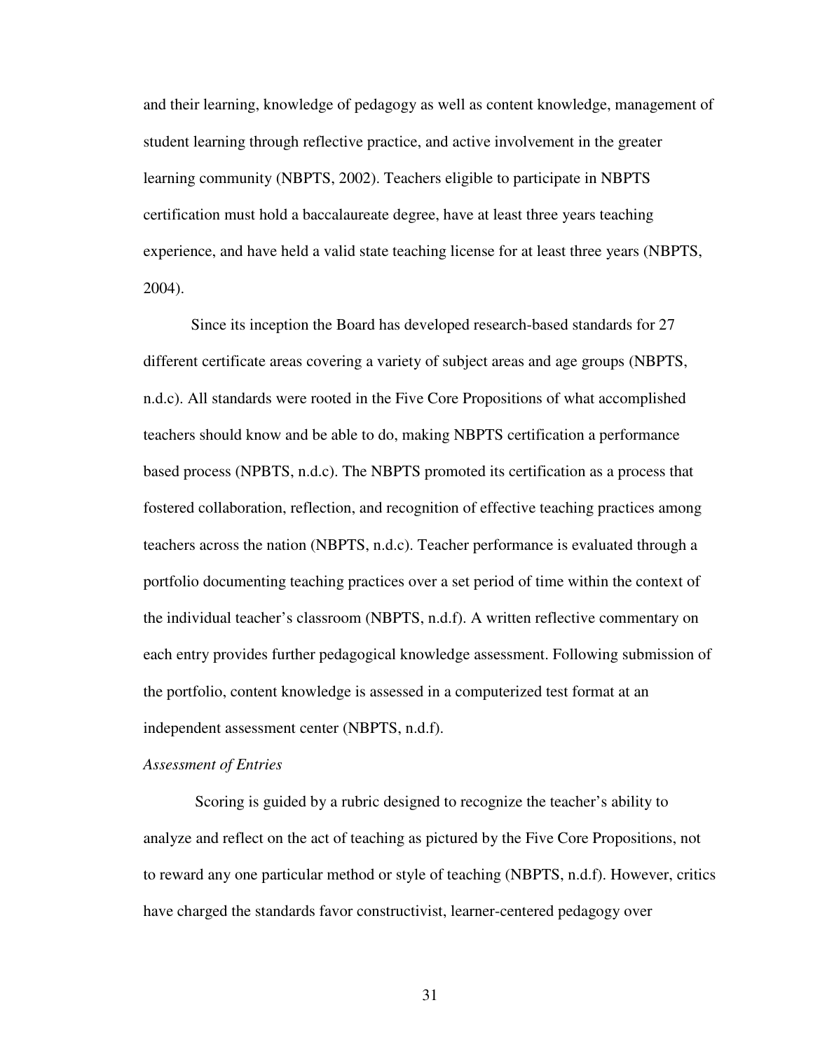and their learning, knowledge of pedagogy as well as content knowledge, management of student learning through reflective practice, and active involvement in the greater learning community (NBPTS, 2002). Teachers eligible to participate in NBPTS certification must hold a baccalaureate degree, have at least three years teaching experience, and have held a valid state teaching license for at least three years (NBPTS, 2004).

Since its inception the Board has developed research-based standards for 27 different certificate areas covering a variety of subject areas and age groups (NBPTS, n.d.c). All standards were rooted in the Five Core Propositions of what accomplished teachers should know and be able to do, making NBPTS certification a performance based process (NPBTS, n.d.c). The NBPTS promoted its certification as a process that fostered collaboration, reflection, and recognition of effective teaching practices among teachers across the nation (NBPTS, n.d.c). Teacher performance is evaluated through a portfolio documenting teaching practices over a set period of time within the context of the individual teacher's classroom (NBPTS, n.d.f). A written reflective commentary on each entry provides further pedagogical knowledge assessment. Following submission of the portfolio, content knowledge is assessed in a computerized test format at an independent assessment center (NBPTS, n.d.f).

*Assessment of Entries*

Scoring is guided by a rubric designed to recognize the teacher's ability to analyze and reflect on the act of teaching as pictured by the Five Core Propositions, not to reward any one particular method or style of teaching (NBPTS, n.d.f). However, critics have charged the standards favor constructivist, learner-centered pedagogy over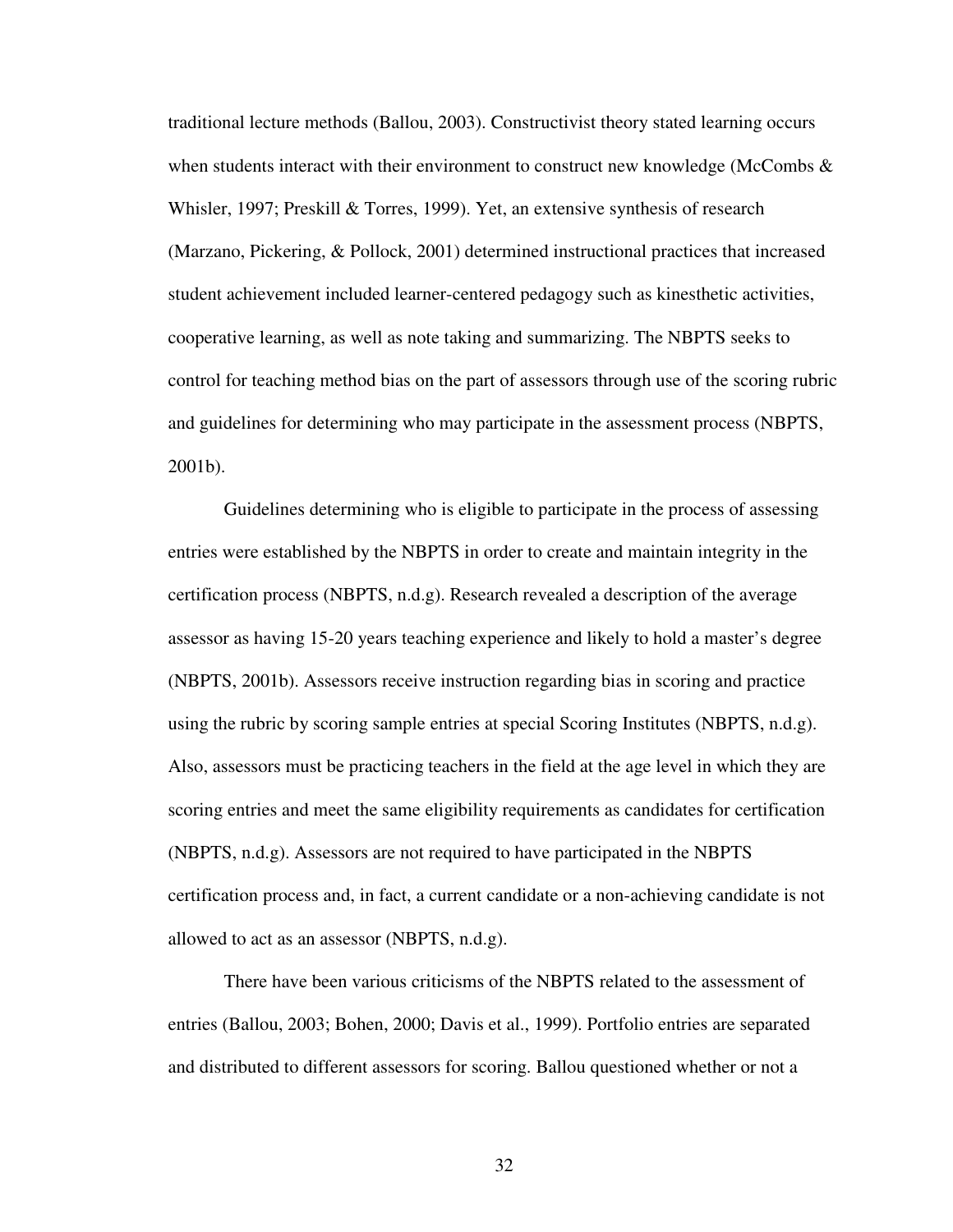traditional lecture methods (Ballou, 2003). Constructivist theory stated learning occurs when students interact with their environment to construct new knowledge (McCombs & Whisler, 1997; Preskill & Torres, 1999). Yet, an extensive synthesis of research (Marzano, Pickering, & Pollock, 2001) determined instructional practices that increased student achievement included learner-centered pedagogy such as kinesthetic activities, cooperative learning, as well as note taking and summarizing. The NBPTS seeks to control for teaching method bias on the part of assessors through use of the scoring rubric and guidelines for determining who may participate in the assessment process (NBPTS, 2001b).

Guidelines determining who is eligible to participate in the process of assessing entries were established by the NBPTS in order to create and maintain integrity in the certification process (NBPTS, n.d.g). Research revealed a description of the average assessor as having 15-20 years teaching experience and likely to hold a master's degree (NBPTS, 2001b). Assessors receive instruction regarding bias in scoring and practice using the rubric by scoring sample entries at special Scoring Institutes (NBPTS, n.d.g). Also, assessors must be practicing teachers in the field at the age level in which they are scoring entries and meet the same eligibility requirements as candidates for certification (NBPTS, n.d.g). Assessors are not required to have participated in the NBPTS certification process and, in fact, a current candidate or a non-achieving candidate is not allowed to act as an assessor (NBPTS, n.d.g).

There have been various criticisms of the NBPTS related to the assessment of entries (Ballou, 2003; Bohen, 2000; Davis et al., 1999). Portfolio entries are separated and distributed to different assessors for scoring. Ballou questioned whether or not a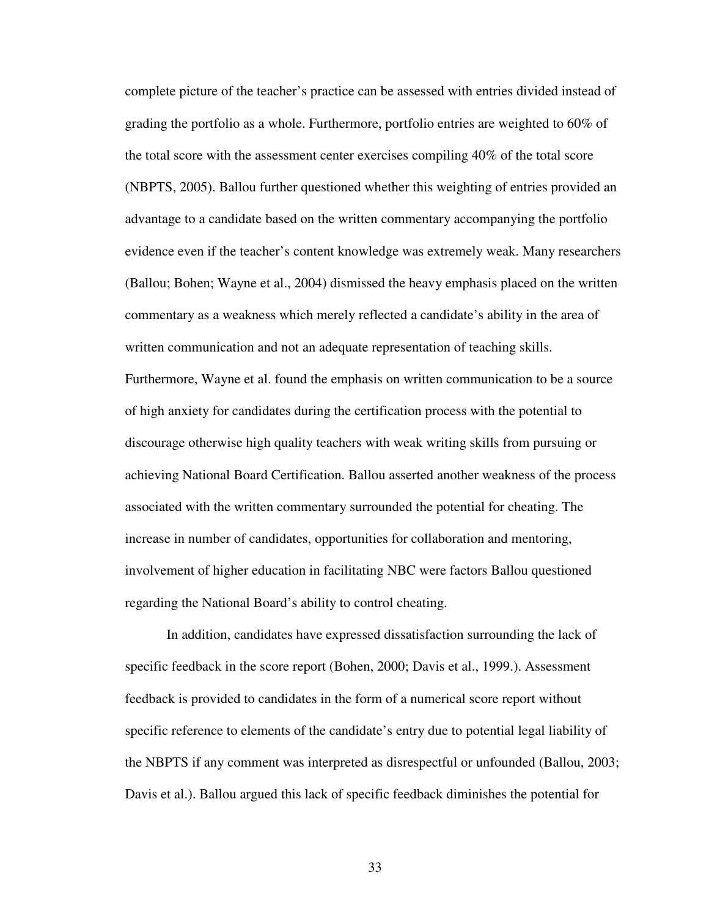complete picture of the teacher's practice can be assessed with entries divided instead of grading the portfolio as a whole. Furthermore, portfolio entries are weighted to 60% of the total score with the assessment center exercises compiling 40% of the total score (NBPTS, 2005). Ballou further questioned whether this weighting of entries provided an advantage to a candidate based on the written commentary accompanying the portfolio evidence even if the teacher's content knowledge was extremely weak. Many researchers (Ballou; Bohen; Wayne et al., 2004) dismissed the heavy emphasis placed on the written commentary as a weakness which merely reflected a candidate's ability in the area of written communication and not an adequate representation of teaching skills. Furthermore, Wayne et al. found the emphasis on written communication to be a source of high anxiety for candidates during the certification process with the potential to discourage otherwise high quality teachers with weak writing skills from pursuing or achieving National Board Certification. Ballou asserted another weakness of the process associated with the written commentary surrounded the potential for cheating. The increase in number of candidates, opportunities for collaboration and mentoring, involvement of higher education in facilitating NBC were factors Ballou questioned regarding the National Board's ability to control cheating.

In addition, candidates have expressed dissatisfaction surrounding the lack of specific feedback in the score report (Bohen, 2000; Davis et al., 1999.). Assessment feedback is provided to candidates in the form of a numerical score report without specific reference to elements of the candidate's entry due to potential legal liability of the NBPTS if any comment was interpreted as disrespectful or unfounded (Ballou, 2003; Davis et al.). Ballou argued this lack of specific feedback diminishes the potential for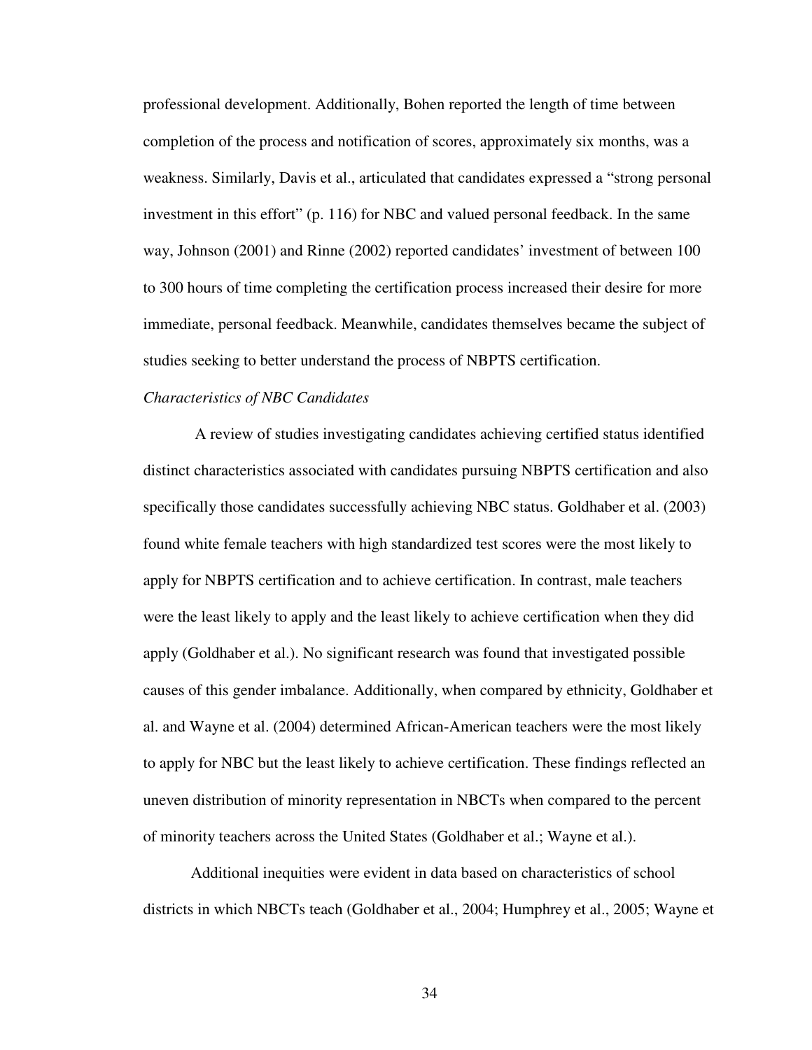professional development. Additionally, Bohen reported the length of time between completion of the process and notification of scores, approximately six months, was a weakness. Similarly, Davis et al., articulated that candidates expressed a "strong personal investment in this effort" (p. 116) for NBC and valued personal feedback. In the same way, Johnson (2001) and Rinne (2002) reported candidates' investment of between 100 to 300 hours of time completing the certification process increased their desire for more immediate, personal feedback. Meanwhile, candidates themselves became the subject of studies seeking to better understand the process of NBPTS certification.

*Characteristics of NBC Candidates*

A review of studies investigating candidates achieving certified status identified distinct characteristics associated with candidates pursuing NBPTS certification and also specifically those candidates successfully achieving NBC status. Goldhaber et al. (2003) found white female teachers with high standardized test scores were the most likely to apply for NBPTS certification and to achieve certification. In contrast, male teachers were the least likely to apply and the least likely to achieve certification when they did apply (Goldhaber et al.). No significant research was found that investigated possible causes of this gender imbalance. Additionally, when compared by ethnicity, Goldhaber et al. and Wayne et al. (2004) determined African-American teachers were the most likely to apply for NBC but the least likely to achieve certification. These findings reflected an uneven distribution of minority representation in NBCTs when compared to the percent of minority teachers across the United States (Goldhaber et al.; Wayne et al.).

Additional inequities were evident in data based on characteristics of school districts in which NBCTs teach (Goldhaber et al., 2004; Humphrey et al., 2005; Wayne et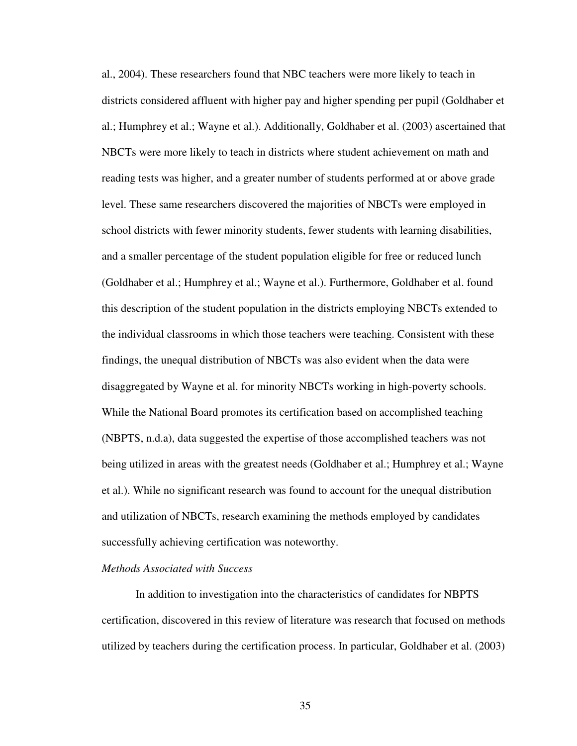al., 2004). These researchers found that NBC teachers were more likely to teach in districts considered affluent with higher pay and higher spending per pupil (Goldhaber et al.; Humphrey et al.; Wayne et al.). Additionally, Goldhaber et al. (2003) ascertained that NBCTs were more likely to teach in districts where student achievement on math and reading tests was higher, and a greater number of students performed at or above grade level. These same researchers discovered the majorities of NBCTs were employed in school districts with fewer minority students, fewer students with learning disabilities, and a smaller percentage of the student population eligible for free or reduced lunch (Goldhaber et al.; Humphrey et al.; Wayne et al.). Furthermore, Goldhaber et al. found this description of the student population in the districts employing NBCTs extended to the individual classrooms in which those teachers were teaching. Consistent with these findings, the unequal distribution of NBCTs was also evident when the data were disaggregated by Wayne et al. for minority NBCTs working in high-poverty schools. While the National Board promotes its certification based on accomplished teaching (NBPTS, n.d.a), data suggested the expertise of those accomplished teachers was not being utilized in areas with the greatest needs (Goldhaber et al.; Humphrey et al.; Wayne et al.). While no significant research was found to account for the unequal distribution and utilization of NBCTs, research examining the methods employed by candidates successfully achieving certification was noteworthy.

### *Methods Associated with Success*

In addition to investigation into the characteristics of candidates for NBPTS certification, discovered in this review of literature was research that focused on methods utilized by teachers during the certification process. In particular, Goldhaber et al. (2003)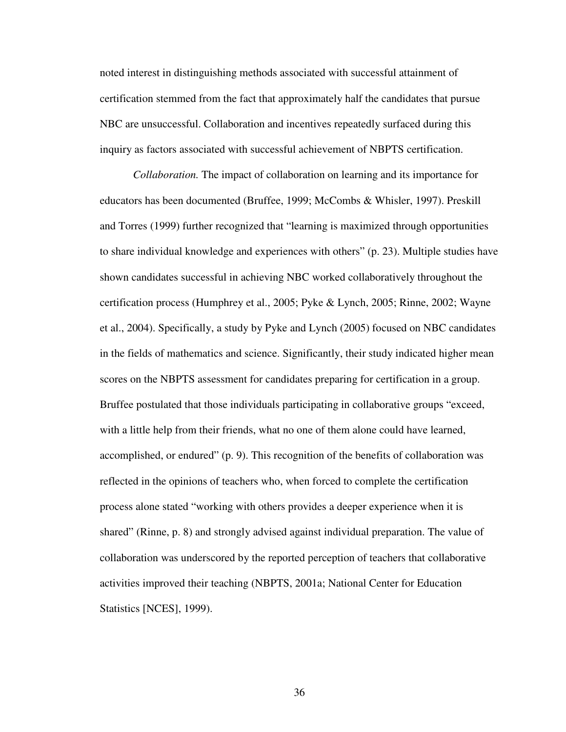noted interest in distinguishing methods associated with successful attainment of certification stemmed from the fact that approximately half the candidates that pursue NBC are unsuccessful. Collaboration and incentives repeatedly surfaced during this inquiry as factors associated with successful achievement of NBPTS certification.

*Collaboration.* The impact of collaboration on learning and its importance for educators has been documented (Bruffee, 1999; McCombs & Whisler, 1997). Preskill and Torres (1999) further recognized that "learning is maximized through opportunities to share individual knowledge and experiences with others" (p. 23). Multiple studies have shown candidates successful in achieving NBC worked collaboratively throughout the certification process (Humphrey et al., 2005; Pyke & Lynch, 2005; Rinne, 2002; Wayne et al., 2004). Specifically, a study by Pyke and Lynch (2005) focused on NBC candidates in the fields of mathematics and science. Significantly, their study indicated higher mean scores on the NBPTS assessment for candidates preparing for certification in a group. Bruffee postulated that those individuals participating in collaborative groups "exceed, with a little help from their friends, what no one of them alone could have learned, accomplished, or endured" (p. 9). This recognition of the benefits of collaboration was reflected in the opinions of teachers who, when forced to complete the certification process alone stated "working with others provides a deeper experience when it is shared" (Rinne, p. 8) and strongly advised against individual preparation. The value of collaboration was underscored by the reported perception of teachers that collaborative activities improved their teaching (NBPTS, 2001a; National Center for Education Statistics [NCES], 1999).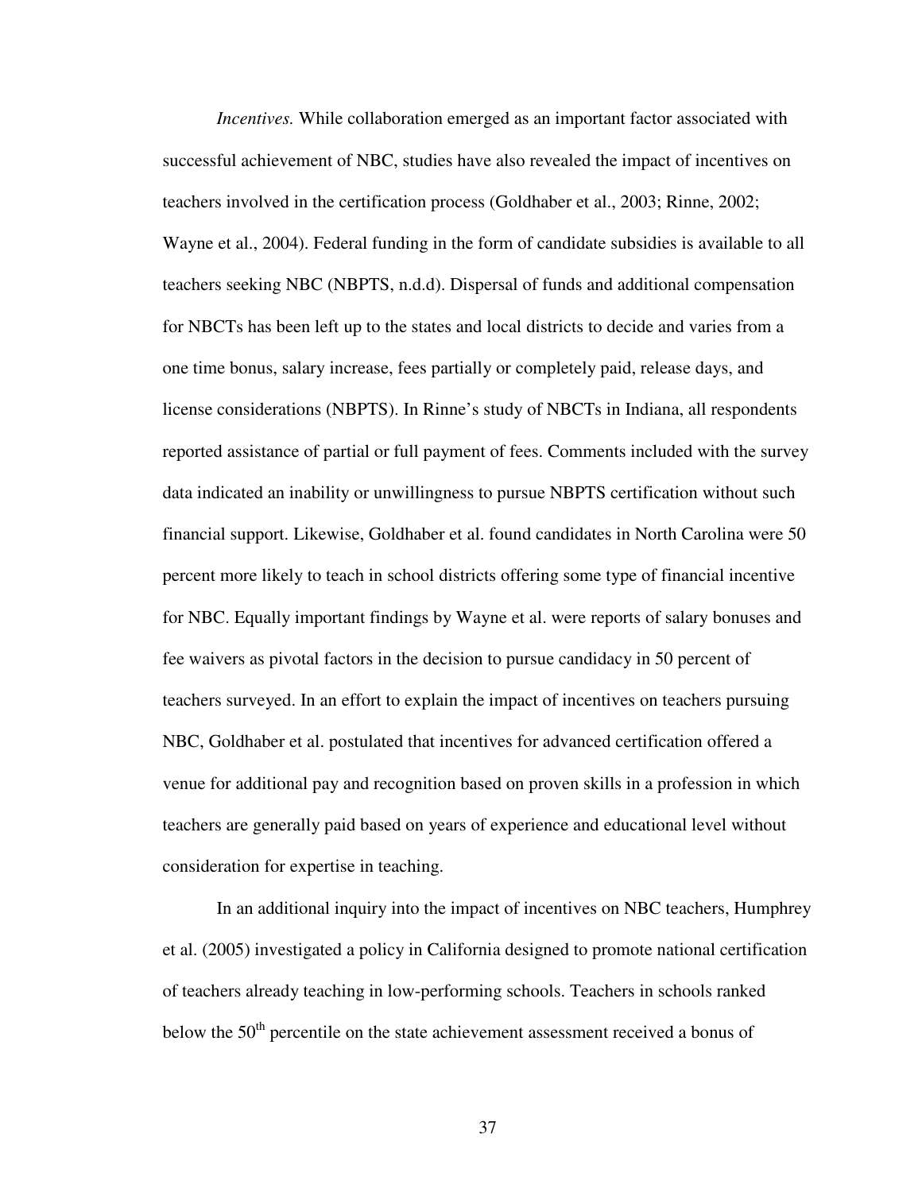*Incentives.* While collaboration emerged as an important factor associated with successful achievement of NBC, studies have also revealed the impact of incentives on teachers involved in the certification process (Goldhaber et al., 2003; Rinne, 2002; Wayne et al., 2004). Federal funding in the form of candidate subsidies is available to all teachers seeking NBC (NBPTS, n.d.d). Dispersal of funds and additional compensation for NBCTs has been left up to the states and local districts to decide and varies from a one time bonus, salary increase, fees partially or completely paid, release days, and license considerations (NBPTS). In Rinne's study of NBCTs in Indiana, all respondents reported assistance of partial or full payment of fees. Comments included with the survey data indicated an inability or unwillingness to pursue NBPTS certification without such financial support. Likewise, Goldhaber et al. found candidates in North Carolina were 50 percent more likely to teach in school districts offering some type of financial incentive for NBC. Equally important findings by Wayne et al. were reports of salary bonuses and fee waivers as pivotal factors in the decision to pursue candidacy in 50 percent of teachers surveyed. In an effort to explain the impact of incentives on teachers pursuing NBC, Goldhaber et al. postulated that incentives for advanced certification offered a venue for additional pay and recognition based on proven skills in a profession in which teachers are generally paid based on years of experience and educational level without consideration for expertise in teaching.

In an additional inquiry into the impact of incentives on NBC teachers, Humphrey et al. (2005) investigated a policy in California designed to promote national certification of teachers already teaching in low-performing schools. Teachers in schools ranked below the 50th percentile on the state achievement assessment received a bonus of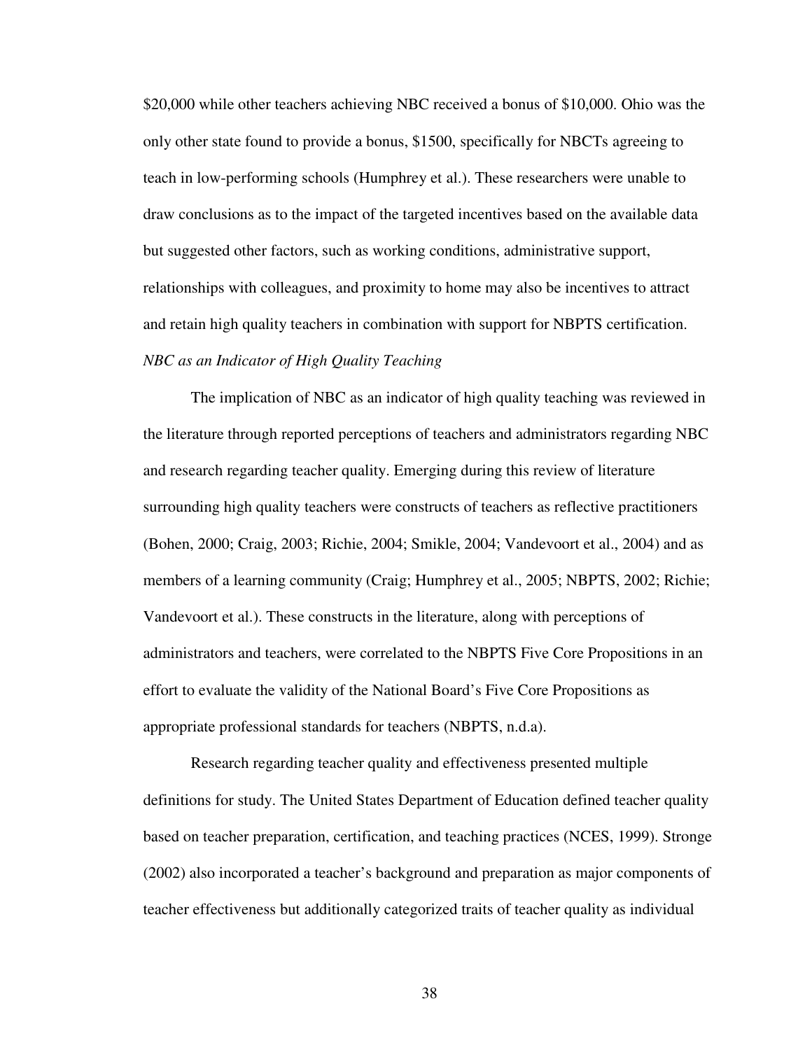$20,000 while other teachers achieving NBC received a bonus of $10,000. Ohio was the only other state found to provide a bonus, $1500, specifically for NBCTs agreeing to teach in low-performing schools (Humphrey et al.). These researchers were unable to draw conclusions as to the impact of the targeted incentives based on the available data but suggested other factors, such as working conditions, administrative support, relationships with colleagues, and proximity to home may also be incentives to attract and retain high quality teachers in combination with support for NBPTS certification.

*NBC as an Indicator of High Quality Teaching*

The implication of NBC as an indicator of high quality teaching was reviewed in the literature through reported perceptions of teachers and administrators regarding NBC and research regarding teacher quality. Emerging during this review of literature surrounding high quality teachers were constructs of teachers as reflective practitioners (Bohen, 2000; Craig, 2003; Richie, 2004; Smikle, 2004; Vandevoort et al., 2004) and as members of a learning community (Craig; Humphrey et al., 2005; NBPTS, 2002; Richie; Vandevoort et al.). These constructs in the literature, along with perceptions of administrators and teachers, were correlated to the NBPTS Five Core Propositions in an effort to evaluate the validity of the National Board's Five Core Propositions as appropriate professional standards for teachers (NBPTS, n.d.a).

Research regarding teacher quality and effectiveness presented multiple definitions for study. The United States Department of Education defined teacher quality based on teacher preparation, certification, and teaching practices (NCES, 1999). Stronge (2002) also incorporated a teacher's background and preparation as major components of teacher effectiveness but additionally categorized traits of teacher quality as individual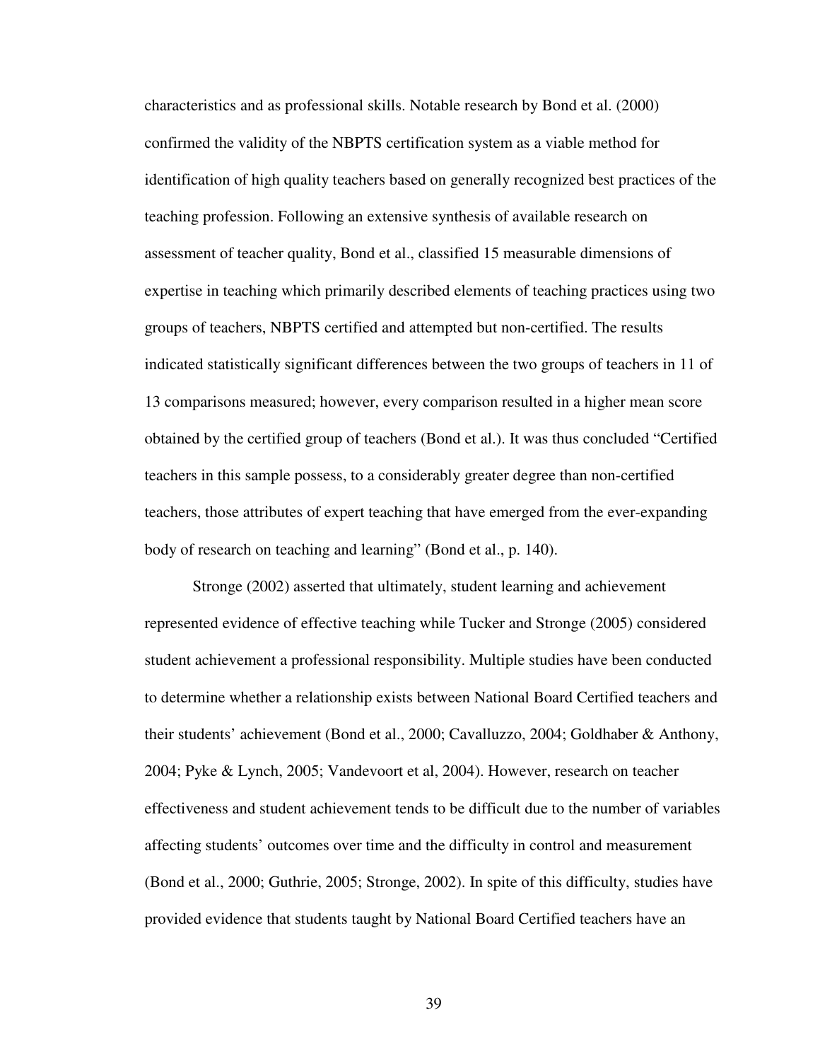characteristics and as professional skills. Notable research by Bond et al. (2000) confirmed the validity of the NBPTS certification system as a viable method for identification of high quality teachers based on generally recognized best practices of the teaching profession. Following an extensive synthesis of available research on assessment of teacher quality, Bond et al., classified 15 measurable dimensions of expertise in teaching which primarily described elements of teaching practices using two groups of teachers, NBPTS certified and attempted but non-certified. The results indicated statistically significant differences between the two groups of teachers in 11 of 13 comparisons measured; however, every comparison resulted in a higher mean score obtained by the certified group of teachers (Bond et al.). It was thus concluded "Certified teachers in this sample possess, to a considerably greater degree than non-certified teachers, those attributes of expert teaching that have emerged from the ever-expanding body of research on teaching and learning" (Bond et al., p. 140).

Stronge (2002) asserted that ultimately, student learning and achievement represented evidence of effective teaching while Tucker and Stronge (2005) considered student achievement a professional responsibility. Multiple studies have been conducted to determine whether a relationship exists between National Board Certified teachers and their students' achievement (Bond et al., 2000; Cavalluzzo, 2004; Goldhaber & Anthony, 2004; Pyke & Lynch, 2005; Vandevoort et al, 2004). However, research on teacher effectiveness and student achievement tends to be difficult due to the number of variables affecting students' outcomes over time and the difficulty in control and measurement (Bond et al., 2000; Guthrie, 2005; Stronge, 2002). In spite of this difficulty, studies have provided evidence that students taught by National Board Certified teachers have an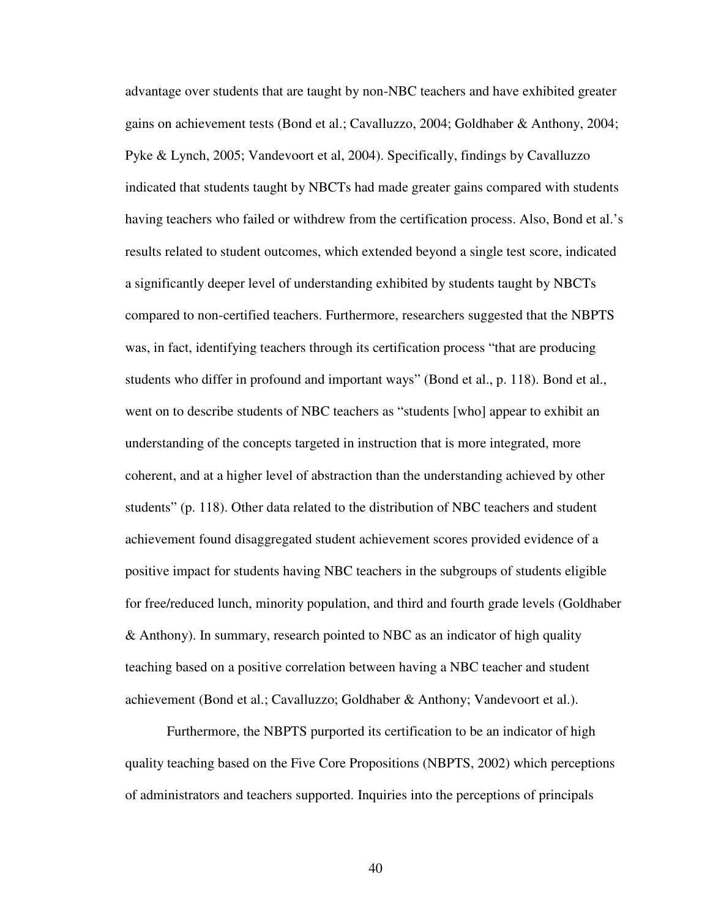advantage over students that are taught by non-NBC teachers and have exhibited greater gains on achievement tests (Bond et al.; Cavalluzzo, 2004; Goldhaber & Anthony, 2004; Pyke & Lynch, 2005; Vandevoort et al, 2004). Specifically, findings by Cavalluzzo indicated that students taught by NBCTs had made greater gains compared with students having teachers who failed or withdrew from the certification process. Also, Bond et al.'s results related to student outcomes, which extended beyond a single test score, indicated a significantly deeper level of understanding exhibited by students taught by NBCTs compared to non-certified teachers. Furthermore, researchers suggested that the NBPTS was, in fact, identifying teachers through its certification process "that are producing students who differ in profound and important ways" (Bond et al., p. 118). Bond et al., went on to describe students of NBC teachers as "students [who] appear to exhibit an understanding of the concepts targeted in instruction that is more integrated, more coherent, and at a higher level of abstraction than the understanding achieved by other students" (p. 118). Other data related to the distribution of NBC teachers and student achievement found disaggregated student achievement scores provided evidence of a positive impact for students having NBC teachers in the subgroups of students eligible for free/reduced lunch, minority population, and third and fourth grade levels (Goldhaber & Anthony). In summary, research pointed to NBC as an indicator of high quality teaching based on a positive correlation between having a NBC teacher and student achievement (Bond et al.; Cavalluzzo; Goldhaber & Anthony; Vandevoort et al.).

Furthermore, the NBPTS purported its certification to be an indicator of high quality teaching based on the Five Core Propositions (NBPTS, 2002) which perceptions of administrators and teachers supported. Inquiries into the perceptions of principals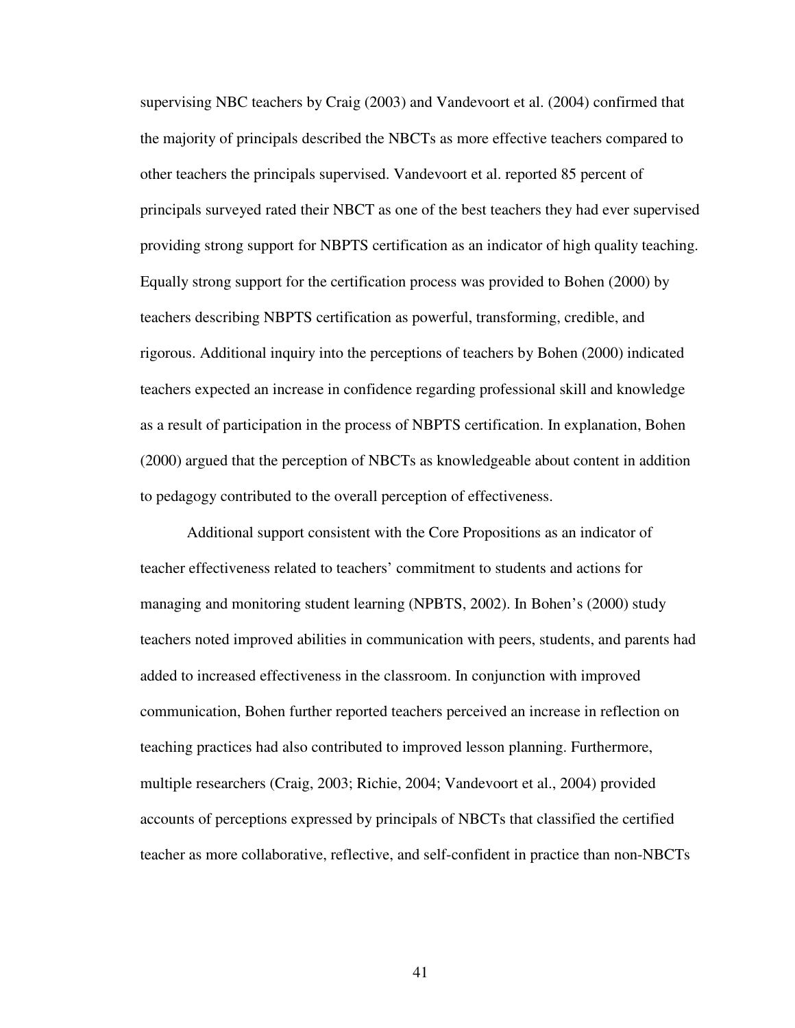supervising NBC teachers by Craig (2003) and Vandevoort et al. (2004) confirmed that the majority of principals described the NBCTs as more effective teachers compared to other teachers the principals supervised. Vandevoort et al. reported 85 percent of principals surveyed rated their NBCT as one of the best teachers they had ever supervised providing strong support for NBPTS certification as an indicator of high quality teaching. Equally strong support for the certification process was provided to Bohen (2000) by teachers describing NBPTS certification as powerful, transforming, credible, and rigorous. Additional inquiry into the perceptions of teachers by Bohen (2000) indicated teachers expected an increase in confidence regarding professional skill and knowledge as a result of participation in the process of NBPTS certification. In explanation, Bohen (2000) argued that the perception of NBCTs as knowledgeable about content in addition to pedagogy contributed to the overall perception of effectiveness.

Additional support consistent with the Core Propositions as an indicator of teacher effectiveness related to teachers' commitment to students and actions for managing and monitoring student learning (NPBTS, 2002). In Bohen's (2000) study teachers noted improved abilities in communication with peers, students, and parents had added to increased effectiveness in the classroom. In conjunction with improved communication, Bohen further reported teachers perceived an increase in reflection on teaching practices had also contributed to improved lesson planning. Furthermore, multiple researchers (Craig, 2003; Richie, 2004; Vandevoort et al., 2004) provided accounts of perceptions expressed by principals of NBCTs that classified the certified teacher as more collaborative, reflective, and self-confident in practice than non-NBCTs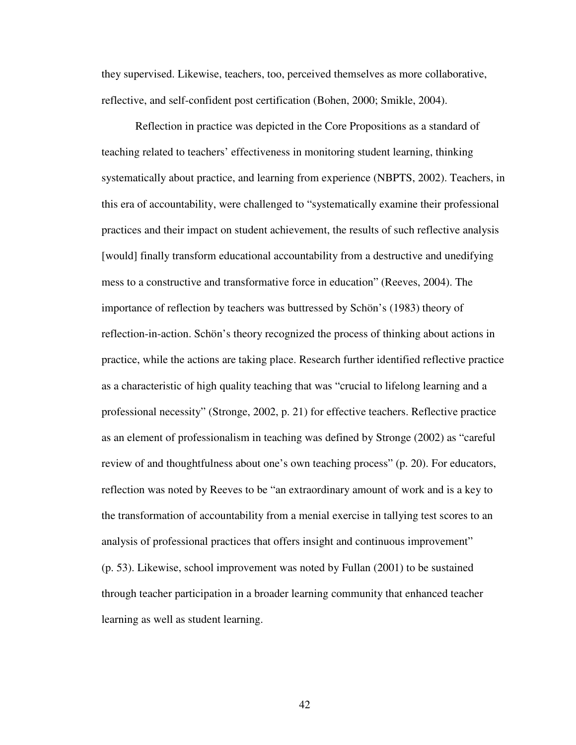they supervised. Likewise, teachers, too, perceived themselves as more collaborative, reflective, and self-confident post certification (Bohen, 2000; Smikle, 2004).

Reflection in practice was depicted in the Core Propositions as a standard of teaching related to teachers' effectiveness in monitoring student learning, thinking systematically about practice, and learning from experience (NBPTS, 2002). Teachers, in this era of accountability, were challenged to "systematically examine their professional practices and their impact on student achievement, the results of such reflective analysis [would] finally transform educational accountability from a destructive and unedifying mess to a constructive and transformative force in education" (Reeves, 2004). The importance of reflection by teachers was buttressed by Schön's (1983) theory of reflection-in-action. Schön's theory recognized the process of thinking about actions in practice, while the actions are taking place. Research further identified reflective practice as a characteristic of high quality teaching that was "crucial to lifelong learning and a professional necessity" (Stronge, 2002, p. 21) for effective teachers. Reflective practice as an element of professionalism in teaching was defined by Stronge (2002) as "careful review of and thoughtfulness about one's own teaching process" (p. 20). For educators, reflection was noted by Reeves to be "an extraordinary amount of work and is a key to the transformation of accountability from a menial exercise in tallying test scores to an analysis of professional practices that offers insight and continuous improvement" (p. 53). Likewise, school improvement was noted by Fullan (2001) to be sustained through teacher participation in a broader learning community that enhanced teacher learning as well as student learning.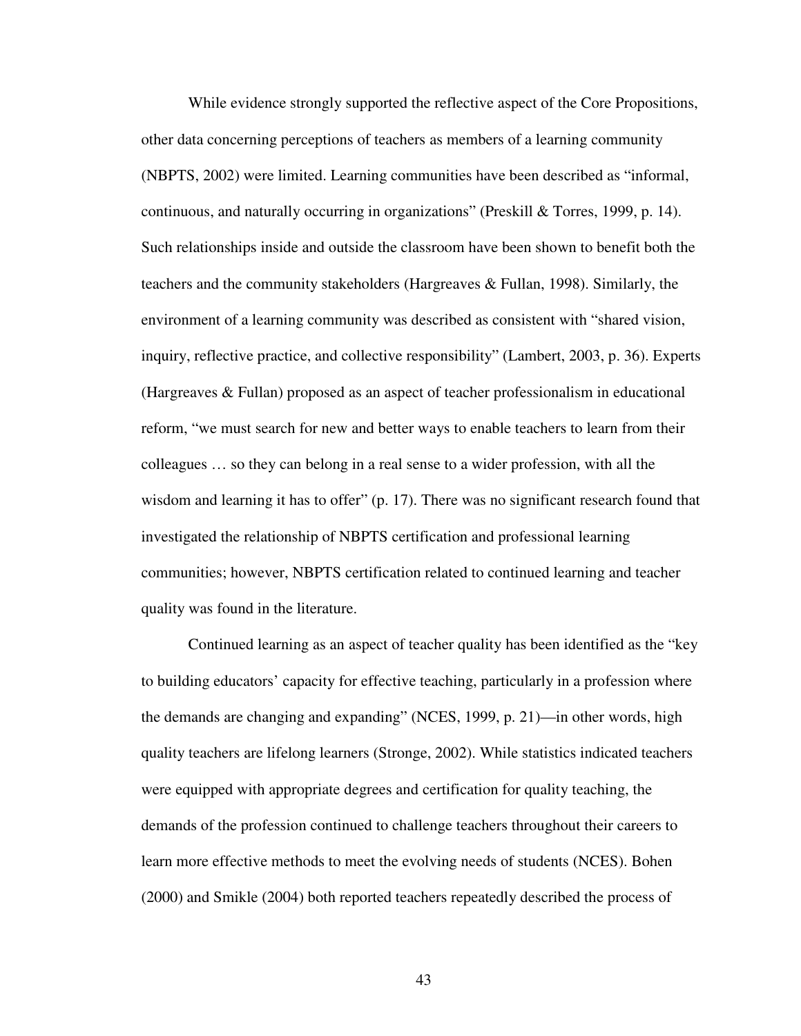While evidence strongly supported the reflective aspect of the Core Propositions, other data concerning perceptions of teachers as members of a learning community (NBPTS, 2002) were limited. Learning communities have been described as "informal, continuous, and naturally occurring in organizations" (Preskill & Torres, 1999, p. 14). Such relationships inside and outside the classroom have been shown to benefit both the teachers and the community stakeholders (Hargreaves & Fullan, 1998). Similarly, the environment of a learning community was described as consistent with "shared vision, inquiry, reflective practice, and collective responsibility" (Lambert, 2003, p. 36). Experts (Hargreaves & Fullan) proposed as an aspect of teacher professionalism in educational reform, "we must search for new and better ways to enable teachers to learn from their colleagues … so they can belong in a real sense to a wider profession, with all the wisdom and learning it has to offer" (p. 17). There was no significant research found that investigated the relationship of NBPTS certification and professional learning communities; however, NBPTS certification related to continued learning and teacher quality was found in the literature.

Continued learning as an aspect of teacher quality has been identified as the "key to building educators' capacity for effective teaching, particularly in a profession where the demands are changing and expanding" (NCES, 1999, p. 21)—in other words, high quality teachers are lifelong learners (Stronge, 2002). While statistics indicated teachers were equipped with appropriate degrees and certification for quality teaching, the demands of the profession continued to challenge teachers throughout their careers to learn more effective methods to meet the evolving needs of students (NCES). Bohen (2000) and Smikle (2004) both reported teachers repeatedly described the process of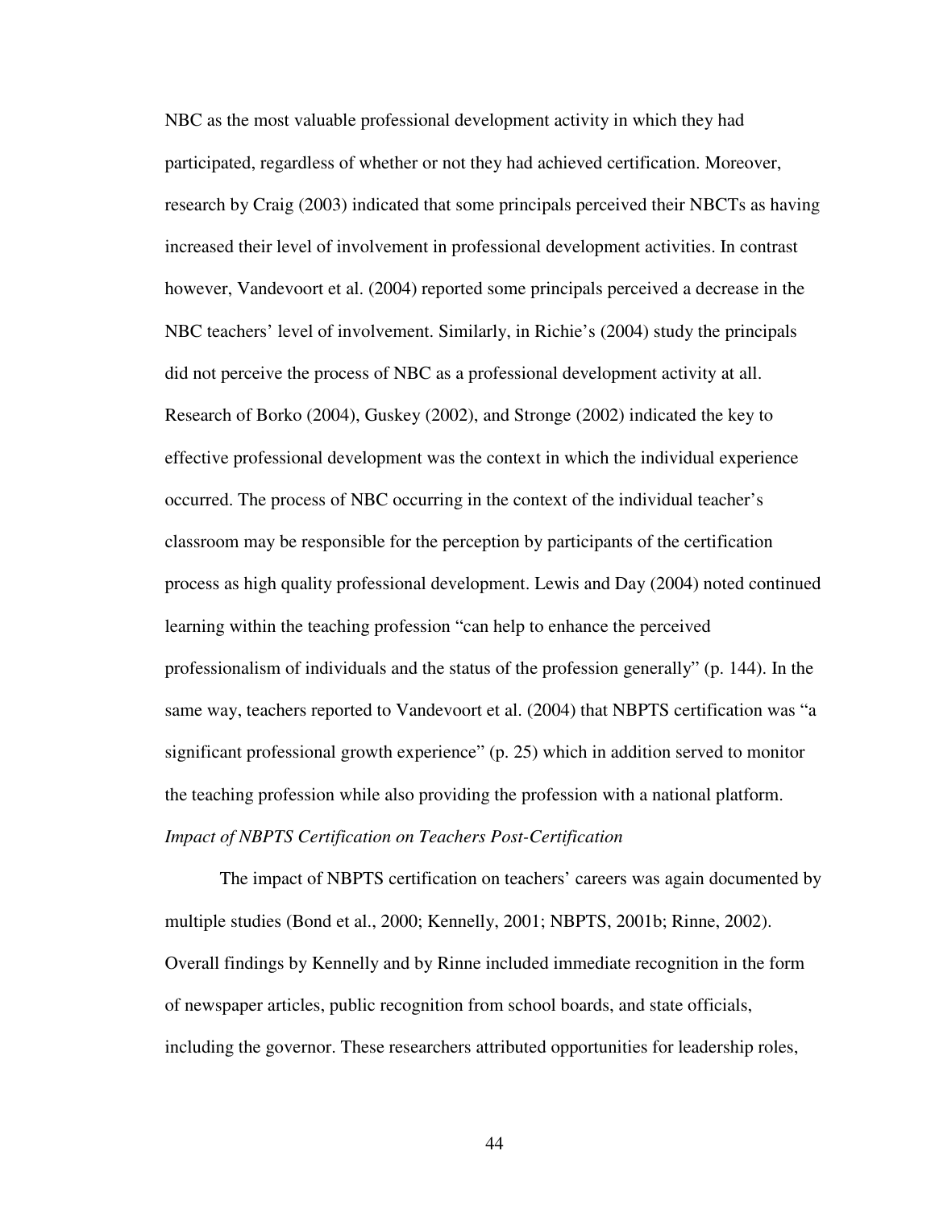NBC as the most valuable professional development activity in which they had participated, regardless of whether or not they had achieved certification. Moreover, research by Craig (2003) indicated that some principals perceived their NBCTs as having increased their level of involvement in professional development activities. In contrast however, Vandevoort et al. (2004) reported some principals perceived a decrease in the NBC teachers' level of involvement. Similarly, in Richie's (2004) study the principals did not perceive the process of NBC as a professional development activity at all. Research of Borko (2004), Guskey (2002), and Stronge (2002) indicated the key to effective professional development was the context in which the individual experience occurred. The process of NBC occurring in the context of the individual teacher's classroom may be responsible for the perception by participants of the certification process as high quality professional development. Lewis and Day (2004) noted continued learning within the teaching profession "can help to enhance the perceived professionalism of individuals and the status of the profession generally" (p. 144). In the same way, teachers reported to Vandevoort et al. (2004) that NBPTS certification was "a significant professional growth experience" (p. 25) which in addition served to monitor the teaching profession while also providing the profession with a national platform.

*Impact of NBPTS Certification on Teachers Post-Certification*

The impact of NBPTS certification on teachers' careers was again documented by multiple studies (Bond et al., 2000; Kennelly, 2001; NBPTS, 2001b; Rinne, 2002). Overall findings by Kennelly and by Rinne included immediate recognition in the form of newspaper articles, public recognition from school boards, and state officials, including the governor. These researchers attributed opportunities for leadership roles,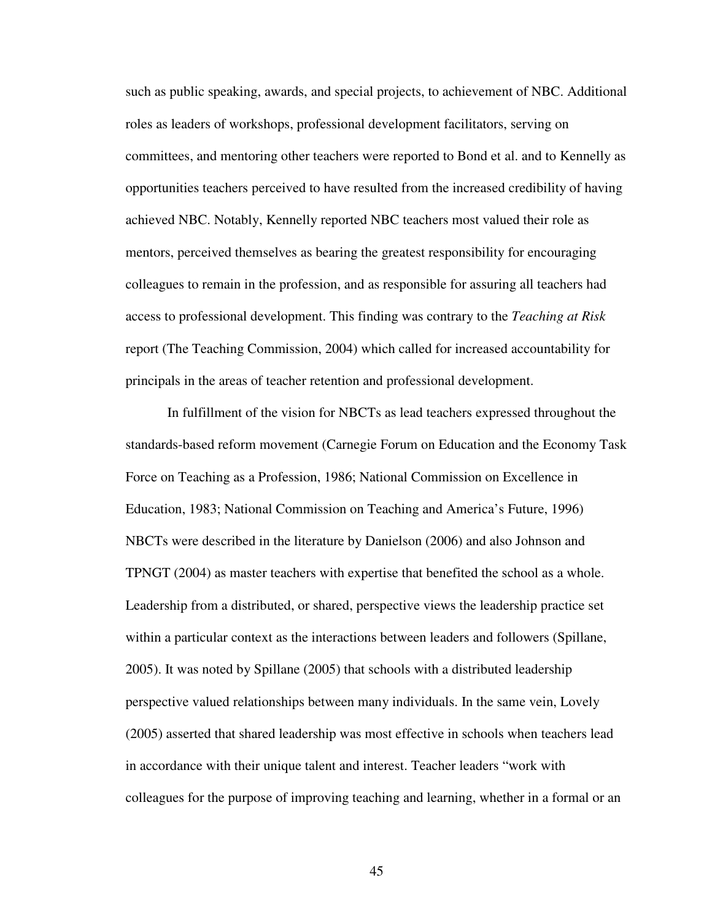such as public speaking, awards, and special projects, to achievement of NBC. Additional roles as leaders of workshops, professional development facilitators, serving on committees, and mentoring other teachers were reported to Bond et al. and to Kennelly as opportunities teachers perceived to have resulted from the increased credibility of having achieved NBC. Notably, Kennelly reported NBC teachers most valued their role as mentors, perceived themselves as bearing the greatest responsibility for encouraging colleagues to remain in the profession, and as responsible for assuring all teachers had access to professional development. This finding was contrary to the *Teaching at Risk* report (The Teaching Commission, 2004) which called for increased accountability for principals in the areas of teacher retention and professional development.

In fulfillment of the vision for NBCTs as lead teachers expressed throughout the standards-based reform movement (Carnegie Forum on Education and the Economy Task Force on Teaching as a Profession, 1986; National Commission on Excellence in Education, 1983; National Commission on Teaching and America's Future, 1996) NBCTs were described in the literature by Danielson (2006) and also Johnson and TPNGT (2004) as master teachers with expertise that benefited the school as a whole. Leadership from a distributed, or shared, perspective views the leadership practice set within a particular context as the interactions between leaders and followers (Spillane, 2005). It was noted by Spillane (2005) that schools with a distributed leadership perspective valued relationships between many individuals. In the same vein, Lovely (2005) asserted that shared leadership was most effective in schools when teachers lead in accordance with their unique talent and interest. Teacher leaders "work with colleagues for the purpose of improving teaching and learning, whether in a formal or an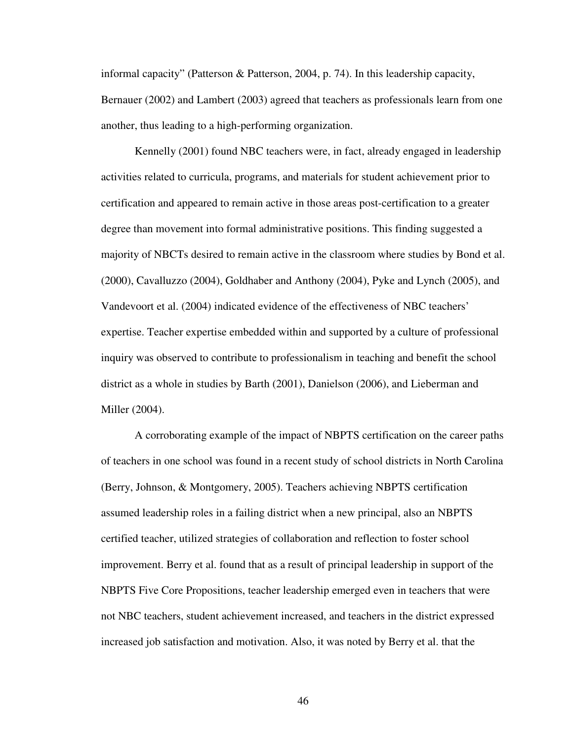informal capacity" (Patterson & Patterson, 2004, p. 74). In this leadership capacity, Bernauer (2002) and Lambert (2003) agreed that teachers as professionals learn from one another, thus leading to a high-performing organization.

Kennelly (2001) found NBC teachers were, in fact, already engaged in leadership activities related to curricula, programs, and materials for student achievement prior to certification and appeared to remain active in those areas post-certification to a greater degree than movement into formal administrative positions. This finding suggested a majority of NBCTs desired to remain active in the classroom where studies by Bond et al. (2000), Cavalluzzo (2004), Goldhaber and Anthony (2004), Pyke and Lynch (2005), and Vandevoort et al. (2004) indicated evidence of the effectiveness of NBC teachers' expertise. Teacher expertise embedded within and supported by a culture of professional inquiry was observed to contribute to professionalism in teaching and benefit the school district as a whole in studies by Barth (2001), Danielson (2006), and Lieberman and Miller (2004).

A corroborating example of the impact of NBPTS certification on the career paths of teachers in one school was found in a recent study of school districts in North Carolina (Berry, Johnson, & Montgomery, 2005). Teachers achieving NBPTS certification assumed leadership roles in a failing district when a new principal, also an NBPTS certified teacher, utilized strategies of collaboration and reflection to foster school improvement. Berry et al. found that as a result of principal leadership in support of the NBPTS Five Core Propositions, teacher leadership emerged even in teachers that were not NBC teachers, student achievement increased, and teachers in the district expressed increased job satisfaction and motivation. Also, it was noted by Berry et al. that the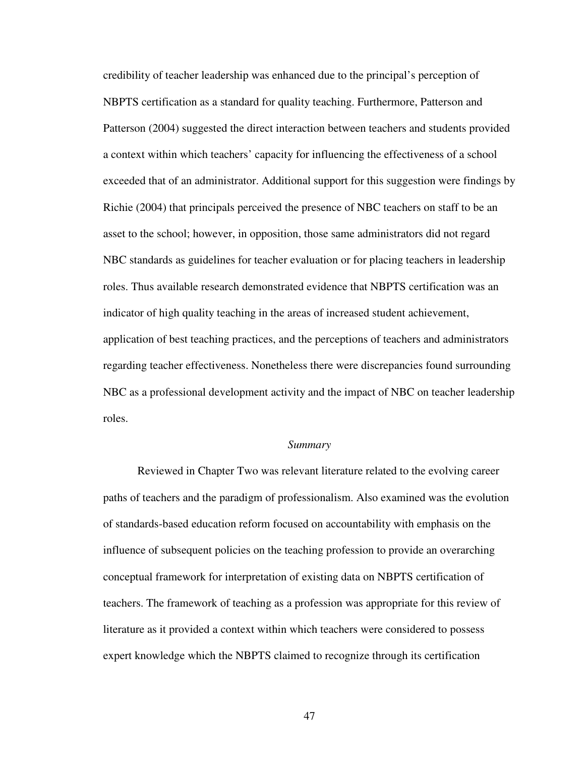credibility of teacher leadership was enhanced due to the principal's perception of NBPTS certification as a standard for quality teaching. Furthermore, Patterson and Patterson (2004) suggested the direct interaction between teachers and students provided a context within which teachers' capacity for influencing the effectiveness of a school exceeded that of an administrator. Additional support for this suggestion were findings by Richie (2004) that principals perceived the presence of NBC teachers on staff to be an asset to the school; however, in opposition, those same administrators did not regard NBC standards as guidelines for teacher evaluation or for placing teachers in leadership roles. Thus available research demonstrated evidence that NBPTS certification was an indicator of high quality teaching in the areas of increased student achievement, application of best teaching practices, and the perceptions of teachers and administrators regarding teacher effectiveness. Nonetheless there were discrepancies found surrounding NBC as a professional development activity and the impact of NBC on teacher leadership roles.

### *Summary*

Reviewed in Chapter Two was relevant literature related to the evolving career paths of teachers and the paradigm of professionalism. Also examined was the evolution of standards-based education reform focused on accountability with emphasis on the influence of subsequent policies on the teaching profession to provide an overarching conceptual framework for interpretation of existing data on NBPTS certification of teachers. The framework of teaching as a profession was appropriate for this review of literature as it provided a context within which teachers were considered to possess expert knowledge which the NBPTS claimed to recognize through its certification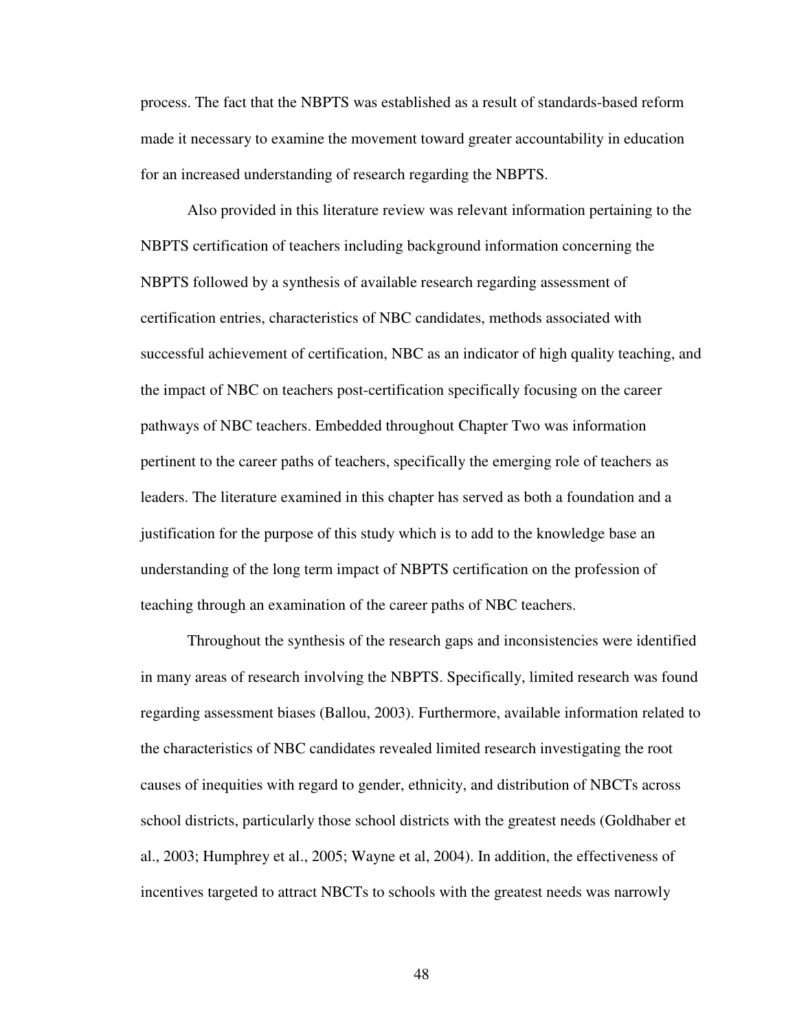process. The fact that the NBPTS was established as a result of standards-based reform made it necessary to examine the movement toward greater accountability in education for an increased understanding of research regarding the NBPTS.

Also provided in this literature review was relevant information pertaining to the NBPTS certification of teachers including background information concerning the NBPTS followed by a synthesis of available research regarding assessment of certification entries, characteristics of NBC candidates, methods associated with successful achievement of certification, NBC as an indicator of high quality teaching, and the impact of NBC on teachers post-certification specifically focusing on the career pathways of NBC teachers. Embedded throughout Chapter Two was information pertinent to the career paths of teachers, specifically the emerging role of teachers as leaders. The literature examined in this chapter has served as both a foundation and a justification for the purpose of this study which is to add to the knowledge base an understanding of the long term impact of NBPTS certification on the profession of teaching through an examination of the career paths of NBC teachers.

Throughout the synthesis of the research gaps and inconsistencies were identified in many areas of research involving the NBPTS. Specifically, limited research was found regarding assessment biases (Ballou, 2003). Furthermore, available information related to the characteristics of NBC candidates revealed limited research investigating the root causes of inequities with regard to gender, ethnicity, and distribution of NBCTs across school districts, particularly those school districts with the greatest needs (Goldhaber et al., 2003; Humphrey et al., 2005; Wayne et al, 2004). In addition, the effectiveness of incentives targeted to attract NBCTs to schools with the greatest needs was narrowly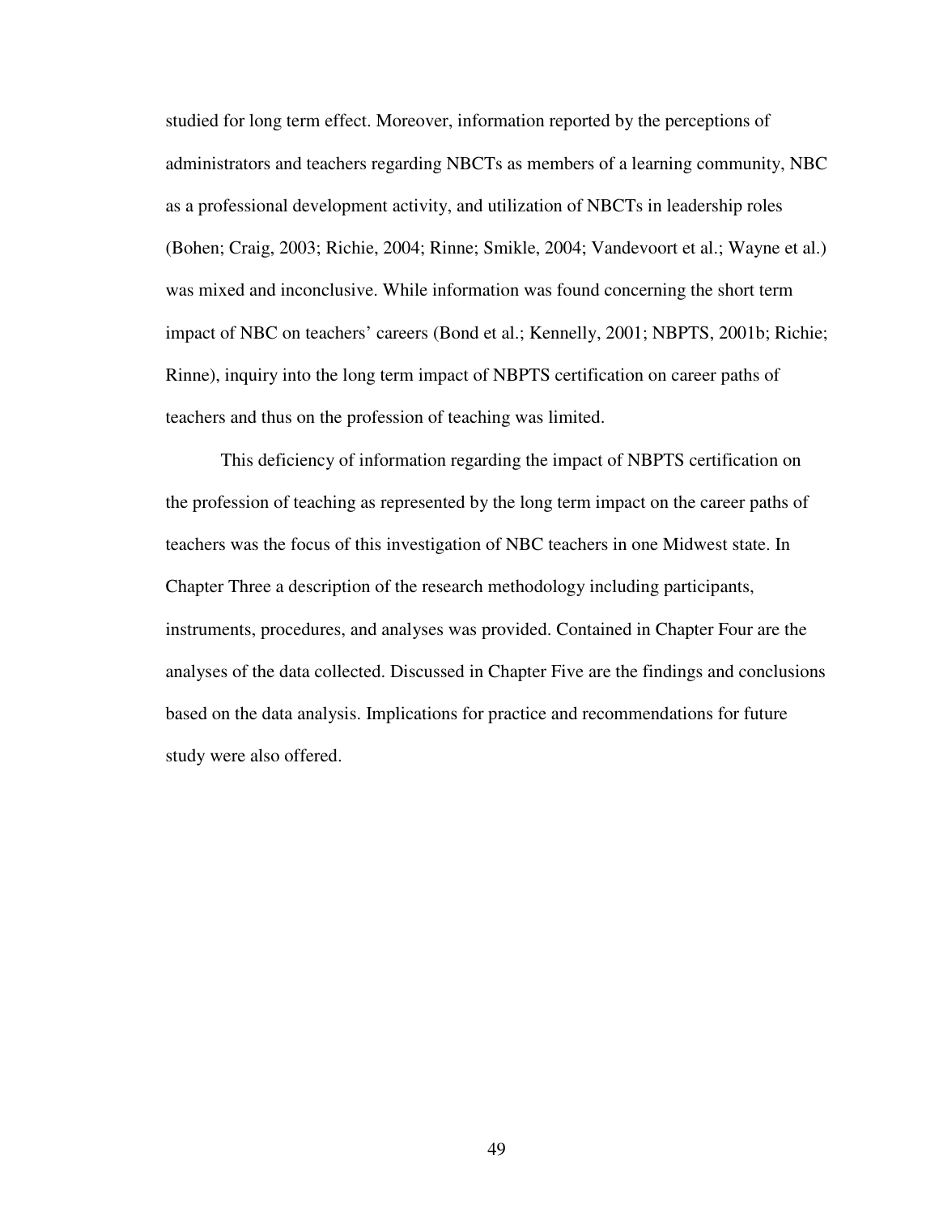studied for long term effect. Moreover, information reported by the perceptions of administrators and teachers regarding NBCTs as members of a learning community, NBC as a professional development activity, and utilization of NBCTs in leadership roles (Bohen; Craig, 2003; Richie, 2004; Rinne; Smikle, 2004; Vandevoort et al.; Wayne et al.) was mixed and inconclusive. While information was found concerning the short term impact of NBC on teachers' careers (Bond et al.; Kennelly, 2001; NBPTS, 2001b; Richie; Rinne), inquiry into the long term impact of NBPTS certification on career paths of teachers and thus on the profession of teaching was limited.

This deficiency of information regarding the impact of NBPTS certification on the profession of teaching as represented by the long term impact on the career paths of teachers was the focus of this investigation of NBC teachers in one Midwest state. In Chapter Three a description of the research methodology including participants, instruments, procedures, and analyses was provided. Contained in Chapter Four are the analyses of the data collected. Discussed in Chapter Five are the findings and conclusions based on the data analysis. Implications for practice and recommendations for future study were also offered.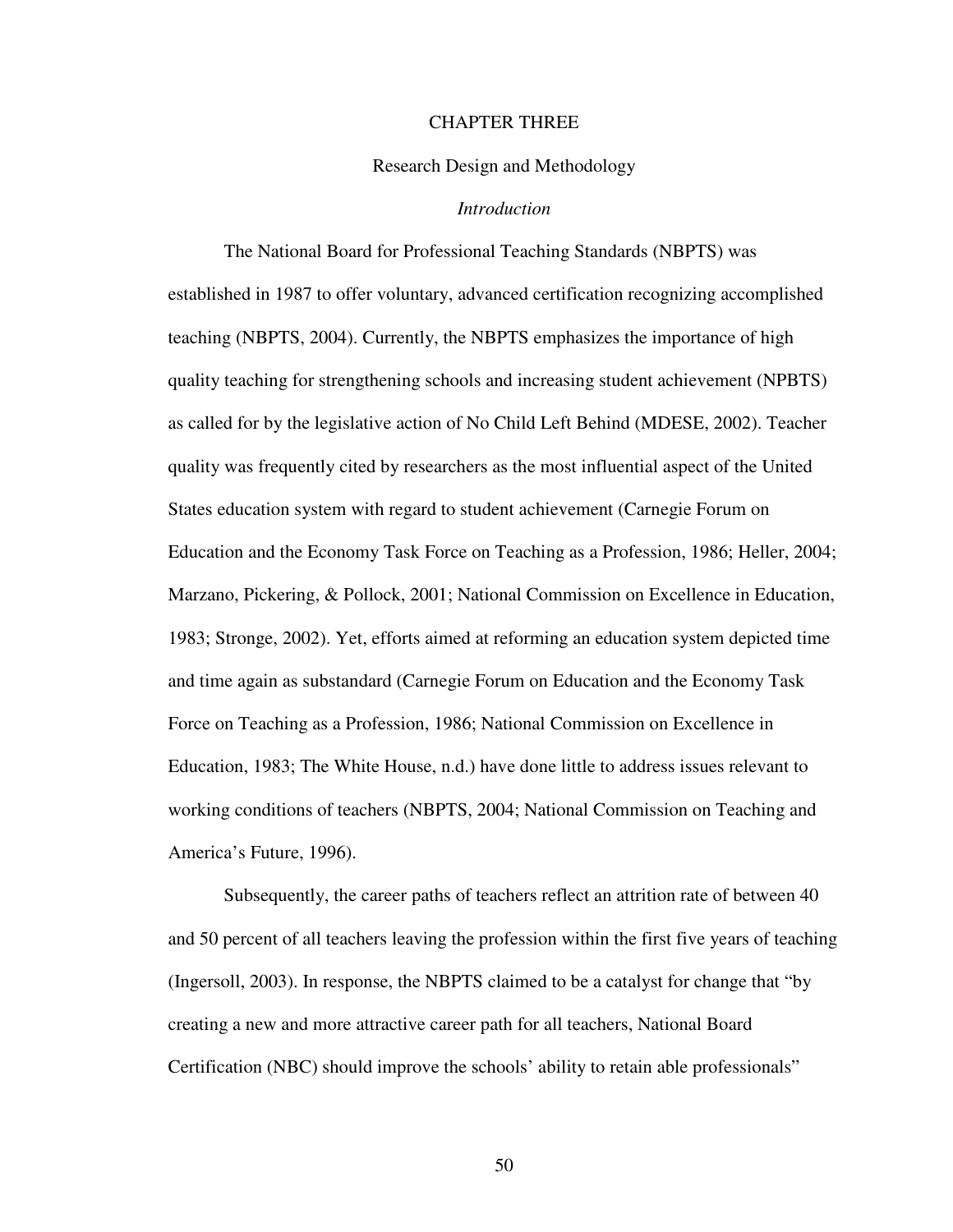# CHAPTER THREE

## Research Design and Methodology

### *Introduction*

The National Board for Professional Teaching Standards (NBPTS) was established in 1987 to offer voluntary, advanced certification recognizing accomplished teaching (NBPTS, 2004). Currently, the NBPTS emphasizes the importance of high quality teaching for strengthening schools and increasing student achievement (NPBTS) as called for by the legislative action of No Child Left Behind (MDESE, 2002). Teacher quality was frequently cited by researchers as the most influential aspect of the United States education system with regard to student achievement (Carnegie Forum on Education and the Economy Task Force on Teaching as a Profession, 1986; Heller, 2004; Marzano, Pickering, & Pollock, 2001; National Commission on Excellence in Education, 1983; Stronge, 2002). Yet, efforts aimed at reforming an education system depicted time and time again as substandard (Carnegie Forum on Education and the Economy Task Force on Teaching as a Profession, 1986; National Commission on Excellence in Education, 1983; The White House, n.d.) have done little to address issues relevant to working conditions of teachers (NBPTS, 2004; National Commission on Teaching and America's Future, 1996).

Subsequently, the career paths of teachers reflect an attrition rate of between 40 and 50 percent of all teachers leaving the profession within the first five years of teaching (Ingersoll, 2003). In response, the NBPTS claimed to be a catalyst for change that "by creating a new and more attractive career path for all teachers, National Board Certification (NBC) should improve the schools' ability to retain able professionals"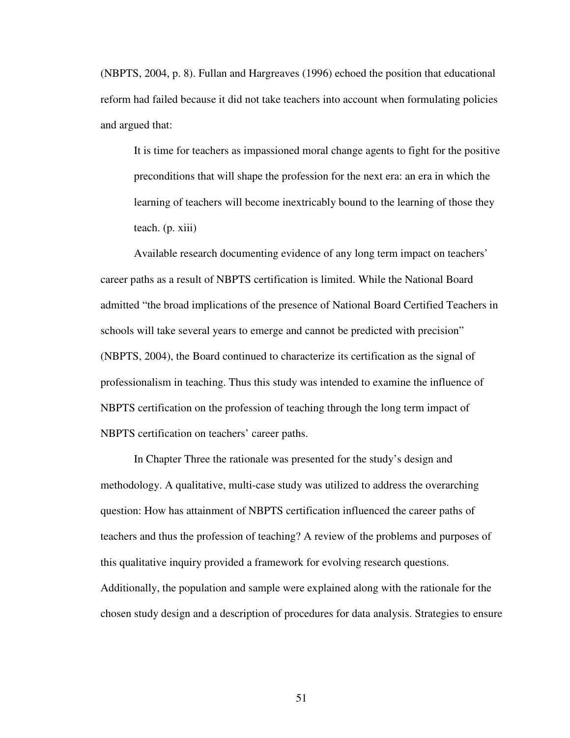(NBPTS, 2004, p. 8). Fullan and Hargreaves (1996) echoed the position that educational reform had failed because it did not take teachers into account when formulating policies and argued that:

> It is time for teachers as impassioned moral change agents to fight for the positive preconditions that will shape the profession for the next era: an era in which the learning of teachers will become inextricably bound to the learning of those they teach. (p. xiii)

Available research documenting evidence of any long term impact on teachers' career paths as a result of NBPTS certification is limited. While the National Board admitted "the broad implications of the presence of National Board Certified Teachers in schools will take several years to emerge and cannot be predicted with precision" (NBPTS, 2004), the Board continued to characterize its certification as the signal of professionalism in teaching. Thus this study was intended to examine the influence of NBPTS certification on the profession of teaching through the long term impact of NBPTS certification on teachers' career paths.

In Chapter Three the rationale was presented for the study's design and methodology. A qualitative, multi-case study was utilized to address the overarching question: How has attainment of NBPTS certification influenced the career paths of teachers and thus the profession of teaching? A review of the problems and purposes of this qualitative inquiry provided a framework for evolving research questions. Additionally, the population and sample were explained along with the rationale for the chosen study design and a description of procedures for data analysis. Strategies to ensure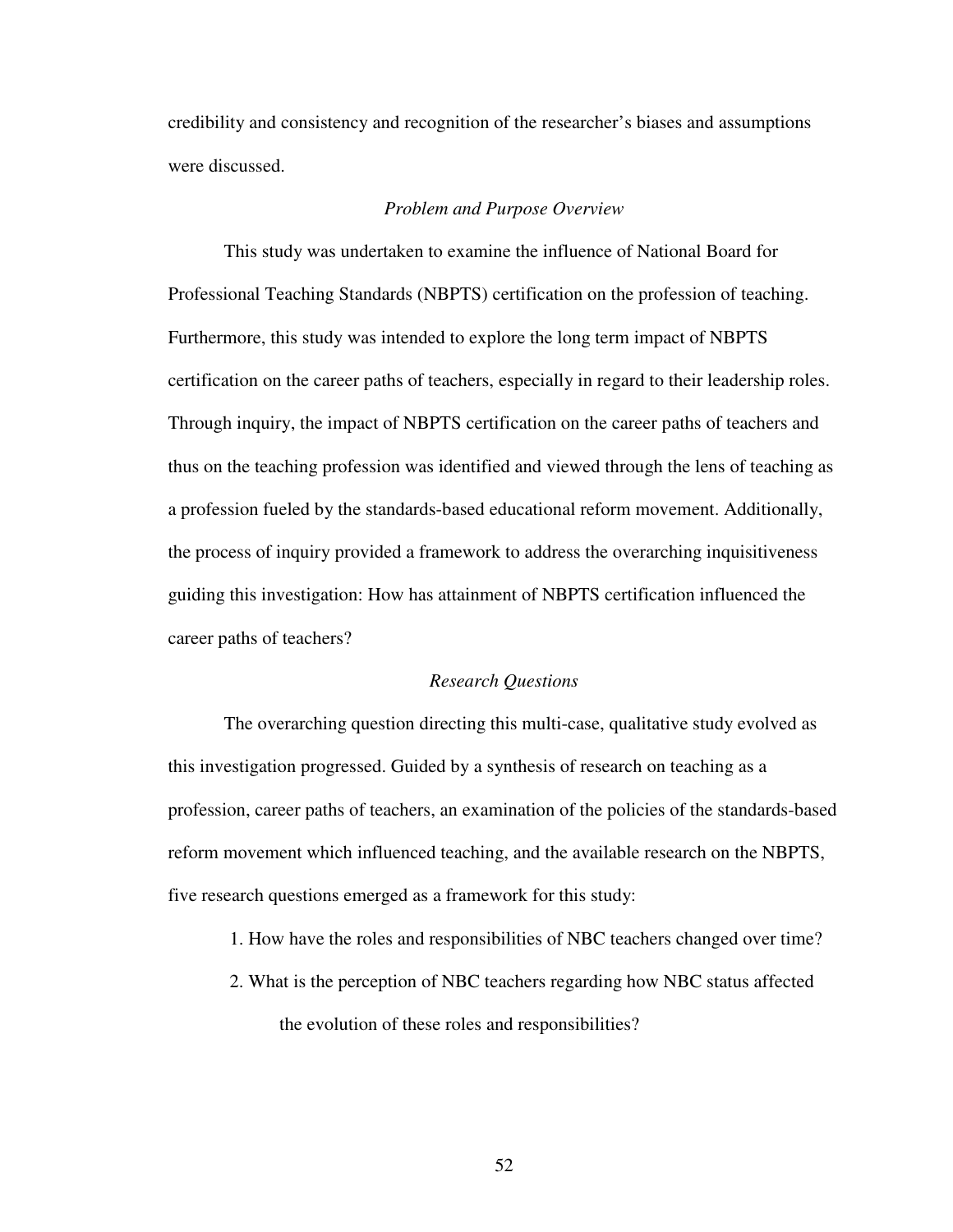credibility and consistency and recognition of the researcher's biases and assumptions were discussed.

### *Problem and Purpose Overview*

This study was undertaken to examine the influence of National Board for Professional Teaching Standards (NBPTS) certification on the profession of teaching. Furthermore, this study was intended to explore the long term impact of NBPTS certification on the career paths of teachers, especially in regard to their leadership roles. Through inquiry, the impact of NBPTS certification on the career paths of teachers and thus on the teaching profession was identified and viewed through the lens of teaching as a profession fueled by the standards-based educational reform movement. Additionally, the process of inquiry provided a framework to address the overarching inquisitiveness guiding this investigation: How has attainment of NBPTS certification influenced the career paths of teachers?

### *Research Questions*

The overarching question directing this multi-case, qualitative study evolved as this investigation progressed. Guided by a synthesis of research on teaching as a profession, career paths of teachers, an examination of the policies of the standards-based reform movement which influenced teaching, and the available research on the NBPTS, five research questions emerged as a framework for this study:

1. How have the roles and responsibilities of NBC teachers changed over time?
2. What is the perception of NBC teachers regarding how NBC status affected the evolution of these roles and responsibilities?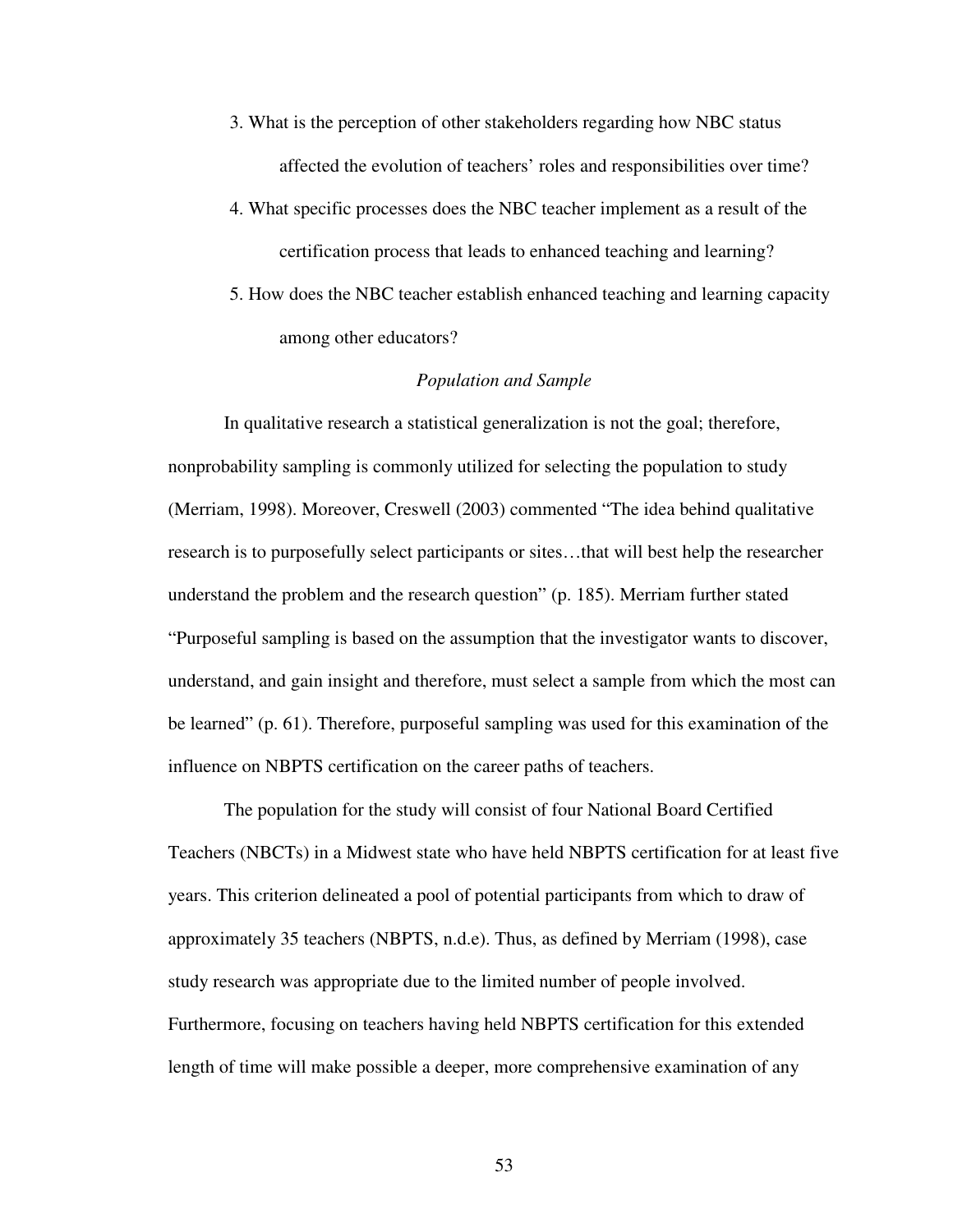3. What is the perception of other stakeholders regarding how NBC status affected the evolution of teachers' roles and responsibilities over time?
4. What specific processes does the NBC teacher implement as a result of the certification process that leads to enhanced teaching and learning?
5. How does the NBC teacher establish enhanced teaching and learning capacity among other educators?

### *Population and Sample*

In qualitative research a statistical generalization is not the goal; therefore, nonprobability sampling is commonly utilized for selecting the population to study (Merriam, 1998). Moreover, Creswell (2003) commented "The idea behind qualitative research is to purposefully select participants or sites…that will best help the researcher understand the problem and the research question" (p. 185). Merriam further stated "Purposeful sampling is based on the assumption that the investigator wants to discover, understand, and gain insight and therefore, must select a sample from which the most can be learned" (p. 61). Therefore, purposeful sampling was used for this examination of the influence on NBPTS certification on the career paths of teachers.

The population for the study will consist of four National Board Certified Teachers (NBCTs) in a Midwest state who have held NBPTS certification for at least five years. This criterion delineated a pool of potential participants from which to draw of approximately 35 teachers (NBPTS, n.d.e). Thus, as defined by Merriam (1998), case study research was appropriate due to the limited number of people involved. Furthermore, focusing on teachers having held NBPTS certification for this extended length of time will make possible a deeper, more comprehensive examination of any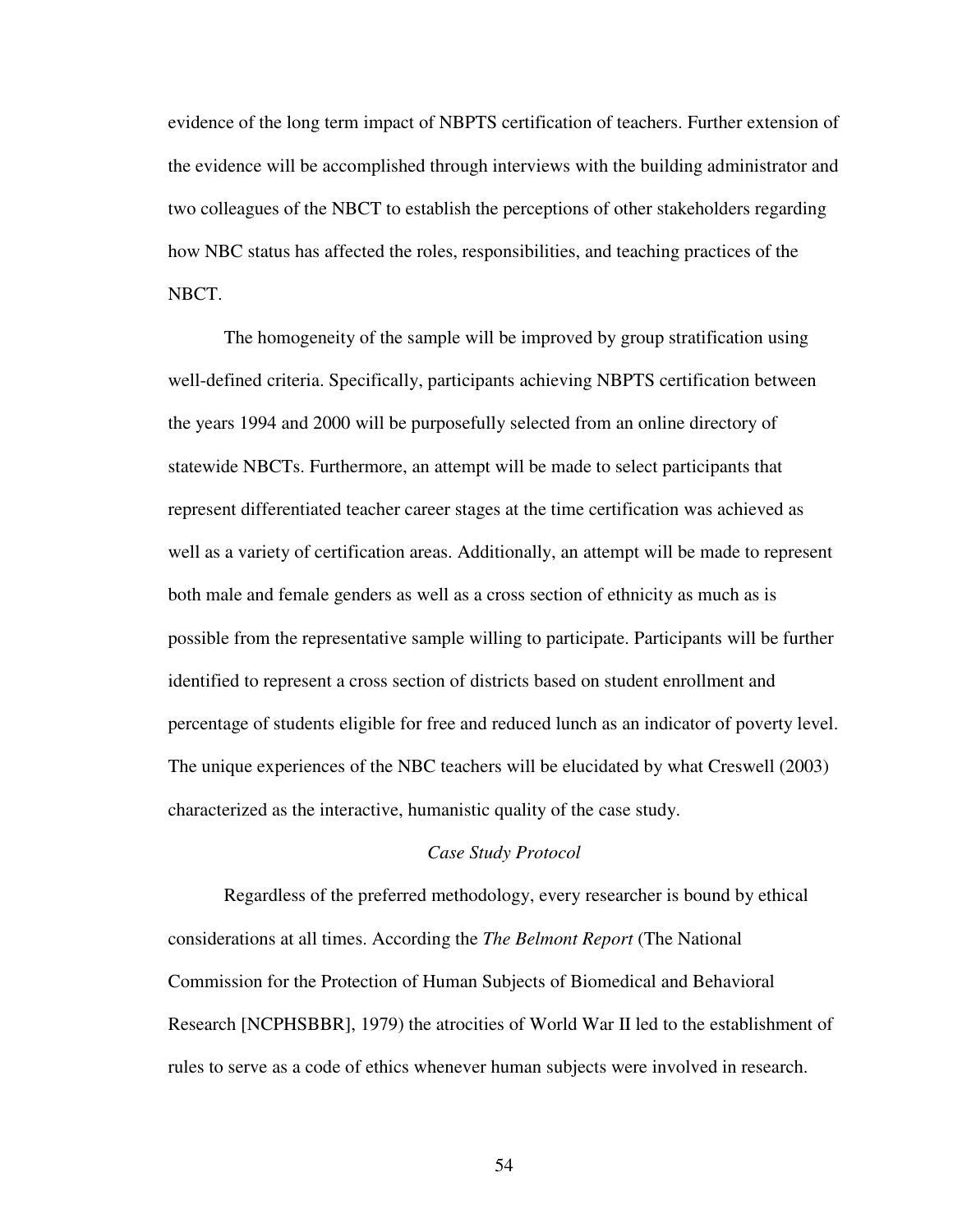evidence of the long term impact of NBPTS certification of teachers. Further extension of the evidence will be accomplished through interviews with the building administrator and two colleagues of the NBCT to establish the perceptions of other stakeholders regarding how NBC status has affected the roles, responsibilities, and teaching practices of the NBCT.

The homogeneity of the sample will be improved by group stratification using well-defined criteria. Specifically, participants achieving NBPTS certification between the years 1994 and 2000 will be purposefully selected from an online directory of statewide NBCTs. Furthermore, an attempt will be made to select participants that represent differentiated teacher career stages at the time certification was achieved as well as a variety of certification areas. Additionally, an attempt will be made to represent both male and female genders as well as a cross section of ethnicity as much as is possible from the representative sample willing to participate. Participants will be further identified to represent a cross section of districts based on student enrollment and percentage of students eligible for free and reduced lunch as an indicator of poverty level. The unique experiences of the NBC teachers will be elucidated by what Creswell (2003) characterized as the interactive, humanistic quality of the case study.

*Case Study Protocol*

Regardless of the preferred methodology, every researcher is bound by ethical considerations at all times. According the *The Belmont Report* (The National Commission for the Protection of Human Subjects of Biomedical and Behavioral Research [NCPHSBBR], 1979) the atrocities of World War II led to the establishment of rules to serve as a code of ethics whenever human subjects were involved in research.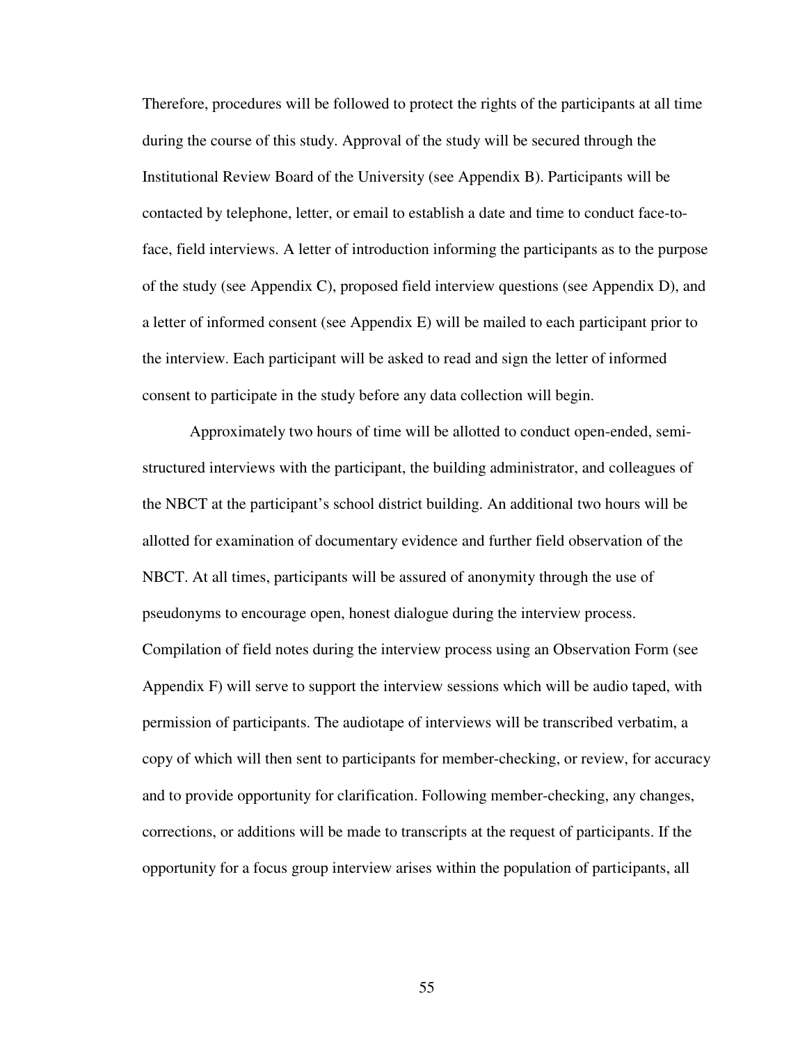Therefore, procedures will be followed to protect the rights of the participants at all time during the course of this study. Approval of the study will be secured through the Institutional Review Board of the University (see Appendix B). Participants will be contacted by telephone, letter, or email to establish a date and time to conduct face-to-face, field interviews. A letter of introduction informing the participants as to the purpose of the study (see Appendix C), proposed field interview questions (see Appendix D), and a letter of informed consent (see Appendix E) will be mailed to each participant prior to the interview. Each participant will be asked to read and sign the letter of informed consent to participate in the study before any data collection will begin.

Approximately two hours of time will be allotted to conduct open-ended, semi-structured interviews with the participant, the building administrator, and colleagues of the NBCT at the participant's school district building. An additional two hours will be allotted for examination of documentary evidence and further field observation of the NBCT. At all times, participants will be assured of anonymity through the use of pseudonyms to encourage open, honest dialogue during the interview process. Compilation of field notes during the interview process using an Observation Form (see Appendix F) will serve to support the interview sessions which will be audio taped, with permission of participants. The audiotape of interviews will be transcribed verbatim, a copy of which will then sent to participants for member-checking, or review, for accuracy and to provide opportunity for clarification. Following member-checking, any changes, corrections, or additions will be made to transcripts at the request of participants. If the opportunity for a focus group interview arises within the population of participants, all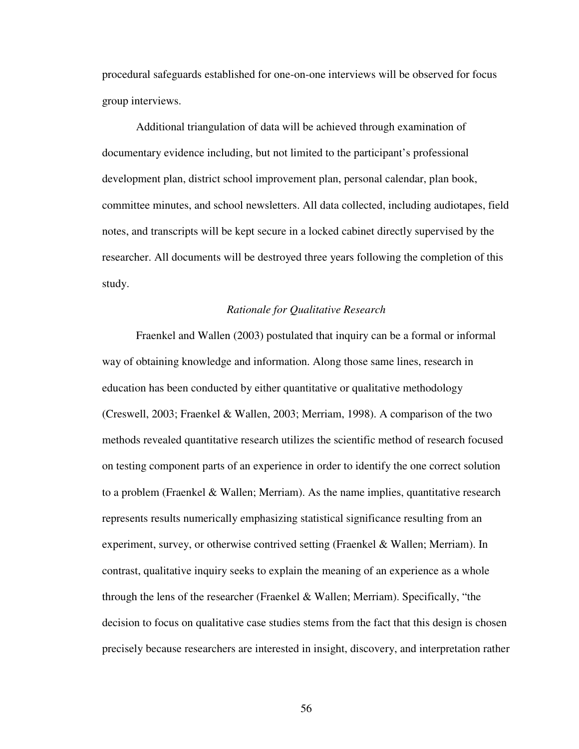procedural safeguards established for one-on-one interviews will be observed for focus group interviews.

Additional triangulation of data will be achieved through examination of documentary evidence including, but not limited to the participant's professional development plan, district school improvement plan, personal calendar, plan book, committee minutes, and school newsletters. All data collected, including audiotapes, field notes, and transcripts will be kept secure in a locked cabinet directly supervised by the researcher. All documents will be destroyed three years following the completion of this study.

### *Rationale for Qualitative Research*

Fraenkel and Wallen (2003) postulated that inquiry can be a formal or informal way of obtaining knowledge and information. Along those same lines, research in education has been conducted by either quantitative or qualitative methodology (Creswell, 2003; Fraenkel & Wallen, 2003; Merriam, 1998). A comparison of the two methods revealed quantitative research utilizes the scientific method of research focused on testing component parts of an experience in order to identify the one correct solution to a problem (Fraenkel & Wallen; Merriam). As the name implies, quantitative research represents results numerically emphasizing statistical significance resulting from an experiment, survey, or otherwise contrived setting (Fraenkel & Wallen; Merriam). In contrast, qualitative inquiry seeks to explain the meaning of an experience as a whole through the lens of the researcher (Fraenkel & Wallen; Merriam). Specifically, "the decision to focus on qualitative case studies stems from the fact that this design is chosen precisely because researchers are interested in insight, discovery, and interpretation rather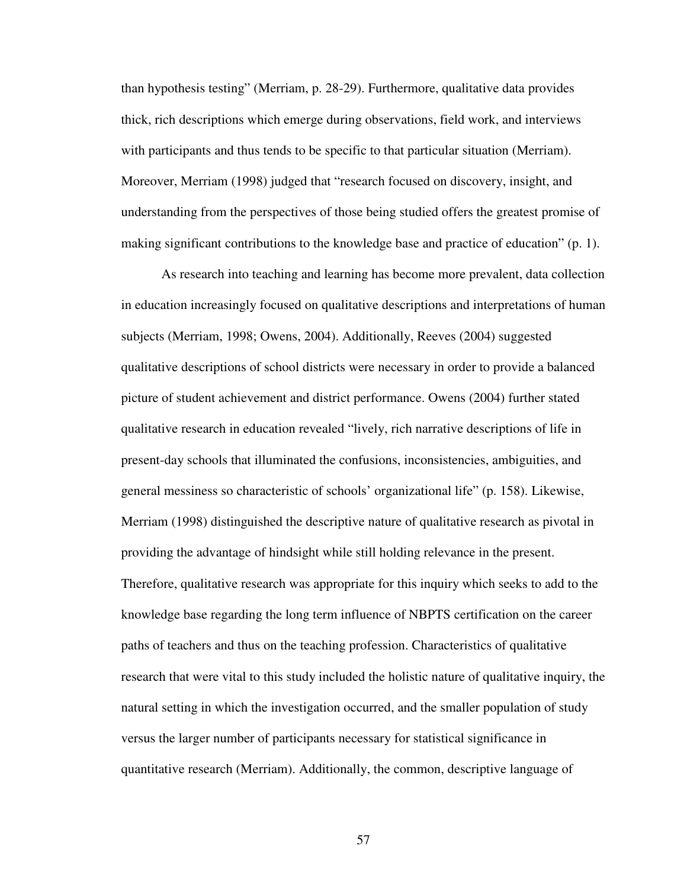than hypothesis testing" (Merriam, p. 28-29). Furthermore, qualitative data provides thick, rich descriptions which emerge during observations, field work, and interviews with participants and thus tends to be specific to that particular situation (Merriam). Moreover, Merriam (1998) judged that "research focused on discovery, insight, and understanding from the perspectives of those being studied offers the greatest promise of making significant contributions to the knowledge base and practice of education" (p. 1).

As research into teaching and learning has become more prevalent, data collection in education increasingly focused on qualitative descriptions and interpretations of human subjects (Merriam, 1998; Owens, 2004). Additionally, Reeves (2004) suggested qualitative descriptions of school districts were necessary in order to provide a balanced picture of student achievement and district performance. Owens (2004) further stated qualitative research in education revealed "lively, rich narrative descriptions of life in present-day schools that illuminated the confusions, inconsistencies, ambiguities, and general messiness so characteristic of schools' organizational life" (p. 158). Likewise, Merriam (1998) distinguished the descriptive nature of qualitative research as pivotal in providing the advantage of hindsight while still holding relevance in the present. Therefore, qualitative research was appropriate for this inquiry which seeks to add to the knowledge base regarding the long term influence of NBPTS certification on the career paths of teachers and thus on the teaching profession. Characteristics of qualitative research that were vital to this study included the holistic nature of qualitative inquiry, the natural setting in which the investigation occurred, and the smaller population of study versus the larger number of participants necessary for statistical significance in quantitative research (Merriam). Additionally, the common, descriptive language of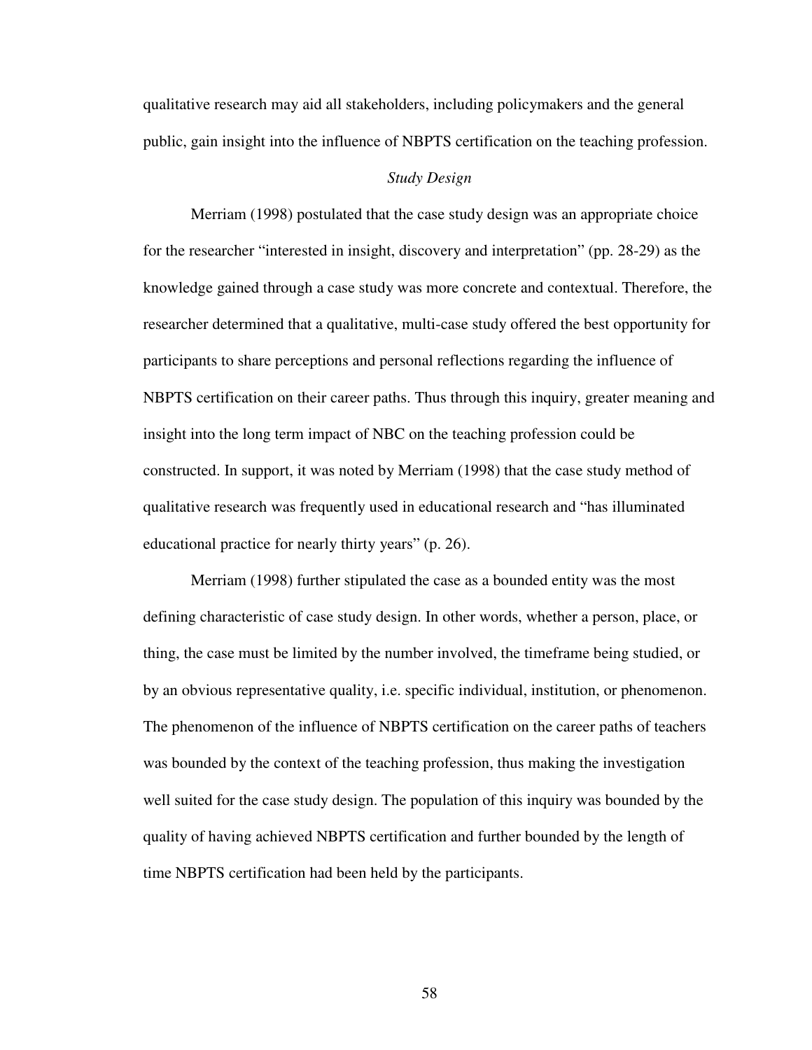qualitative research may aid all stakeholders, including policymakers and the general public, gain insight into the influence of NBPTS certification on the teaching profession.

### *Study Design*

Merriam (1998) postulated that the case study design was an appropriate choice for the researcher "interested in insight, discovery and interpretation" (pp. 28-29) as the knowledge gained through a case study was more concrete and contextual. Therefore, the researcher determined that a qualitative, multi-case study offered the best opportunity for participants to share perceptions and personal reflections regarding the influence of NBPTS certification on their career paths. Thus through this inquiry, greater meaning and insight into the long term impact of NBC on the teaching profession could be constructed. In support, it was noted by Merriam (1998) that the case study method of qualitative research was frequently used in educational research and "has illuminated educational practice for nearly thirty years" (p. 26).

Merriam (1998) further stipulated the case as a bounded entity was the most defining characteristic of case study design. In other words, whether a person, place, or thing, the case must be limited by the number involved, the timeframe being studied, or by an obvious representative quality, i.e. specific individual, institution, or phenomenon. The phenomenon of the influence of NBPTS certification on the career paths of teachers was bounded by the context of the teaching profession, thus making the investigation well suited for the case study design. The population of this inquiry was bounded by the quality of having achieved NBPTS certification and further bounded by the length of time NBPTS certification had been held by the participants.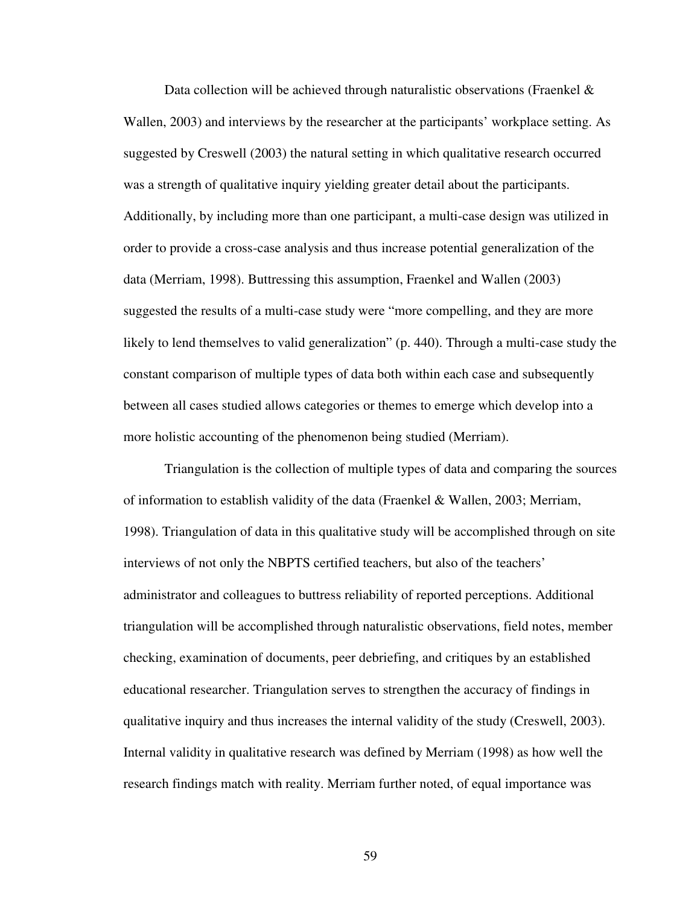Data collection will be achieved through naturalistic observations (Fraenkel & Wallen, 2003) and interviews by the researcher at the participants' workplace setting. As suggested by Creswell (2003) the natural setting in which qualitative research occurred was a strength of qualitative inquiry yielding greater detail about the participants. Additionally, by including more than one participant, a multi-case design was utilized in order to provide a cross-case analysis and thus increase potential generalization of the data (Merriam, 1998). Buttressing this assumption, Fraenkel and Wallen (2003) suggested the results of a multi-case study were "more compelling, and they are more likely to lend themselves to valid generalization" (p. 440). Through a multi-case study the constant comparison of multiple types of data both within each case and subsequently between all cases studied allows categories or themes to emerge which develop into a more holistic accounting of the phenomenon being studied (Merriam).

Triangulation is the collection of multiple types of data and comparing the sources of information to establish validity of the data (Fraenkel & Wallen, 2003; Merriam, 1998). Triangulation of data in this qualitative study will be accomplished through on site interviews of not only the NBPTS certified teachers, but also of the teachers' administrator and colleagues to buttress reliability of reported perceptions. Additional triangulation will be accomplished through naturalistic observations, field notes, member checking, examination of documents, peer debriefing, and critiques by an established educational researcher. Triangulation serves to strengthen the accuracy of findings in qualitative inquiry and thus increases the internal validity of the study (Creswell, 2003). Internal validity in qualitative research was defined by Merriam (1998) as how well the research findings match with reality. Merriam further noted, of equal importance was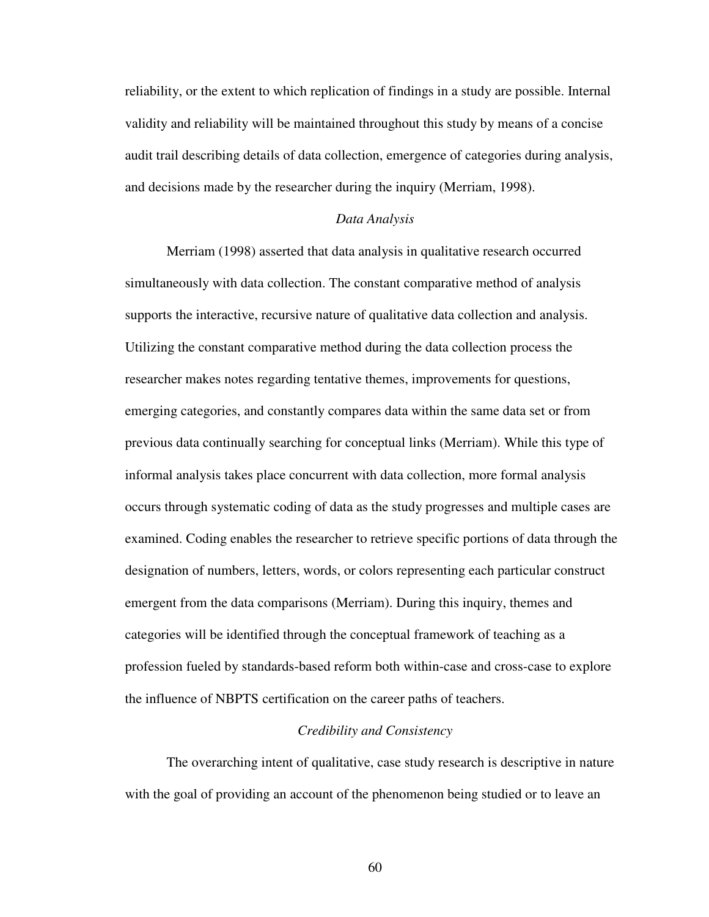reliability, or the extent to which replication of findings in a study are possible. Internal validity and reliability will be maintained throughout this study by means of a concise audit trail describing details of data collection, emergence of categories during analysis, and decisions made by the researcher during the inquiry (Merriam, 1998).

### *Data Analysis*

Merriam (1998) asserted that data analysis in qualitative research occurred simultaneously with data collection. The constant comparative method of analysis supports the interactive, recursive nature of qualitative data collection and analysis. Utilizing the constant comparative method during the data collection process the researcher makes notes regarding tentative themes, improvements for questions, emerging categories, and constantly compares data within the same data set or from previous data continually searching for conceptual links (Merriam). While this type of informal analysis takes place concurrent with data collection, more formal analysis occurs through systematic coding of data as the study progresses and multiple cases are examined. Coding enables the researcher to retrieve specific portions of data through the designation of numbers, letters, words, or colors representing each particular construct emergent from the data comparisons (Merriam). During this inquiry, themes and categories will be identified through the conceptual framework of teaching as a profession fueled by standards-based reform both within-case and cross-case to explore the influence of NBPTS certification on the career paths of teachers.

### *Credibility and Consistency*

The overarching intent of qualitative, case study research is descriptive in nature with the goal of providing an account of the phenomenon being studied or to leave an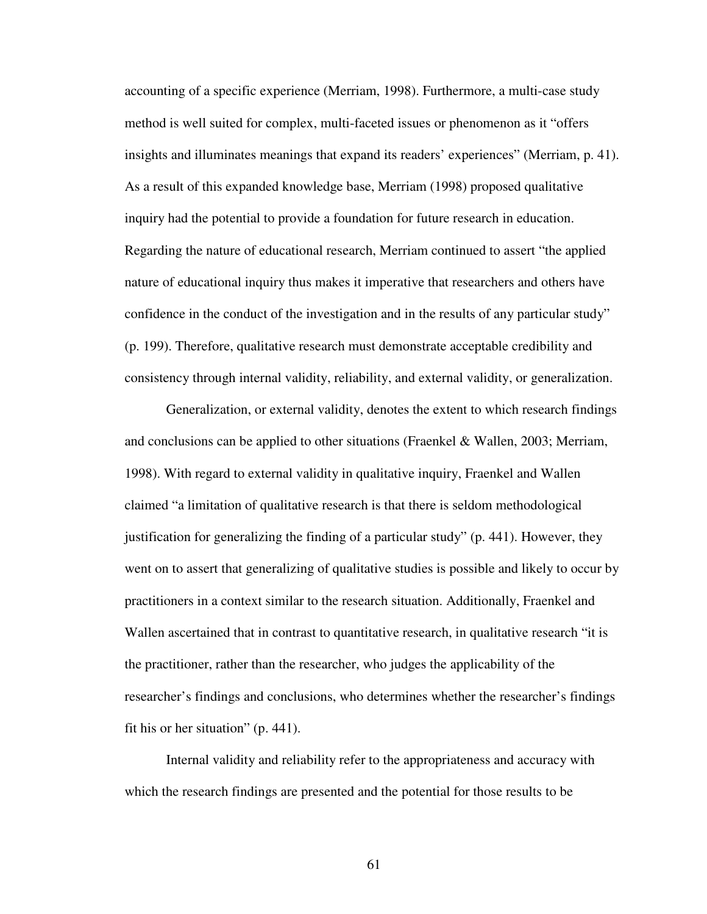accounting of a specific experience (Merriam, 1998). Furthermore, a multi-case study method is well suited for complex, multi-faceted issues or phenomenon as it "offers insights and illuminates meanings that expand its readers' experiences" (Merriam, p. 41). As a result of this expanded knowledge base, Merriam (1998) proposed qualitative inquiry had the potential to provide a foundation for future research in education. Regarding the nature of educational research, Merriam continued to assert "the applied nature of educational inquiry thus makes it imperative that researchers and others have confidence in the conduct of the investigation and in the results of any particular study" (p. 199). Therefore, qualitative research must demonstrate acceptable credibility and consistency through internal validity, reliability, and external validity, or generalization.

Generalization, or external validity, denotes the extent to which research findings and conclusions can be applied to other situations (Fraenkel & Wallen, 2003; Merriam, 1998). With regard to external validity in qualitative inquiry, Fraenkel and Wallen claimed "a limitation of qualitative research is that there is seldom methodological justification for generalizing the finding of a particular study" (p. 441). However, they went on to assert that generalizing of qualitative studies is possible and likely to occur by practitioners in a context similar to the research situation. Additionally, Fraenkel and Wallen ascertained that in contrast to quantitative research, in qualitative research "it is the practitioner, rather than the researcher, who judges the applicability of the researcher's findings and conclusions, who determines whether the researcher's findings fit his or her situation" (p. 441).

Internal validity and reliability refer to the appropriateness and accuracy with which the research findings are presented and the potential for those results to be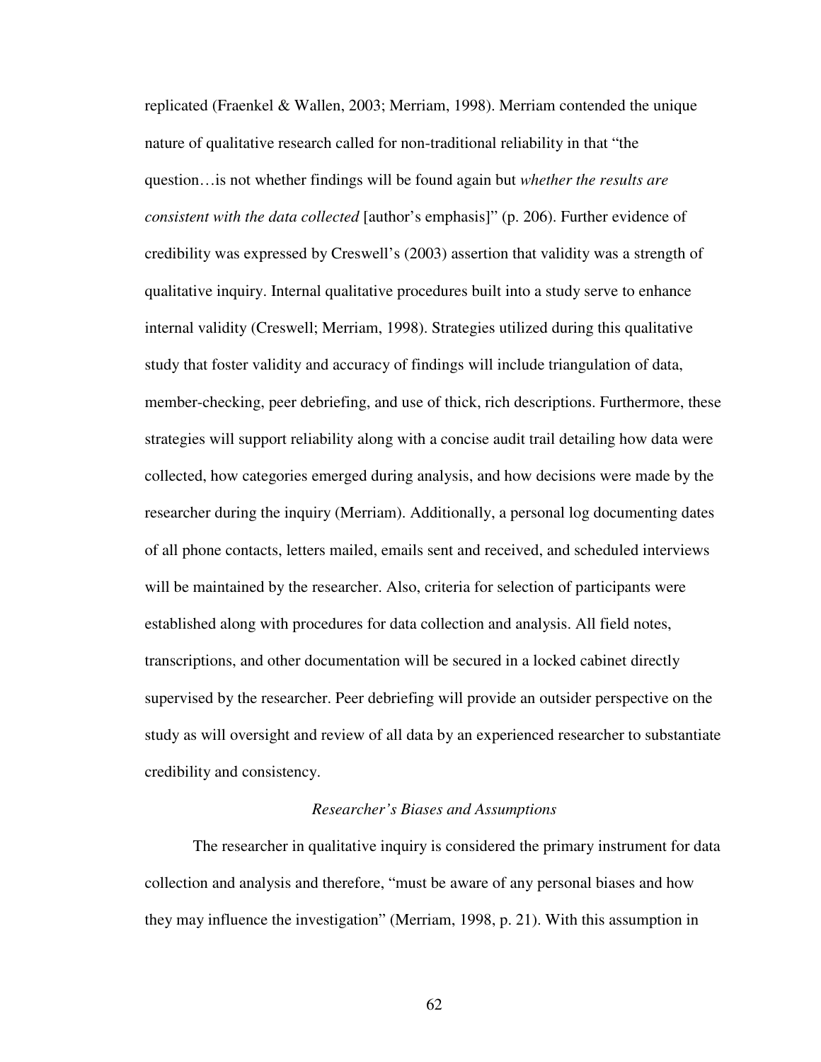replicated (Fraenkel & Wallen, 2003; Merriam, 1998). Merriam contended the unique nature of qualitative research called for non-traditional reliability in that "the question…is not whether findings will be found again but *whether the results are consistent with the data collected* [author's emphasis]" (p. 206). Further evidence of credibility was expressed by Creswell's (2003) assertion that validity was a strength of qualitative inquiry. Internal qualitative procedures built into a study serve to enhance internal validity (Creswell; Merriam, 1998). Strategies utilized during this qualitative study that foster validity and accuracy of findings will include triangulation of data, member-checking, peer debriefing, and use of thick, rich descriptions. Furthermore, these strategies will support reliability along with a concise audit trail detailing how data were collected, how categories emerged during analysis, and how decisions were made by the researcher during the inquiry (Merriam). Additionally, a personal log documenting dates of all phone contacts, letters mailed, emails sent and received, and scheduled interviews will be maintained by the researcher. Also, criteria for selection of participants were established along with procedures for data collection and analysis. All field notes, transcriptions, and other documentation will be secured in a locked cabinet directly supervised by the researcher. Peer debriefing will provide an outsider perspective on the study as will oversight and review of all data by an experienced researcher to substantiate credibility and consistency.

### *Researcher's Biases and Assumptions*

The researcher in qualitative inquiry is considered the primary instrument for data collection and analysis and therefore, "must be aware of any personal biases and how they may influence the investigation" (Merriam, 1998, p. 21). With this assumption in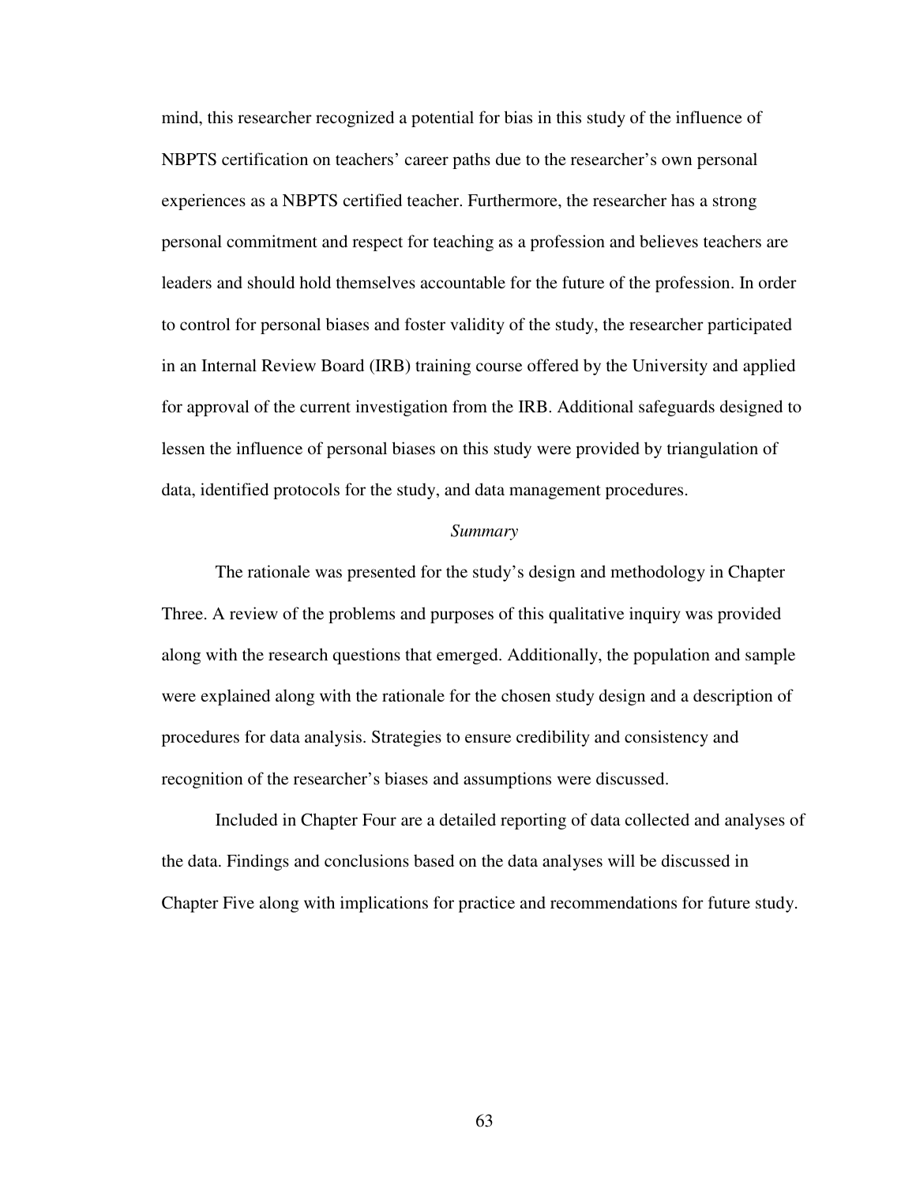mind, this researcher recognized a potential for bias in this study of the influence of NBPTS certification on teachers' career paths due to the researcher's own personal experiences as a NBPTS certified teacher. Furthermore, the researcher has a strong personal commitment and respect for teaching as a profession and believes teachers are leaders and should hold themselves accountable for the future of the profession. In order to control for personal biases and foster validity of the study, the researcher participated in an Internal Review Board (IRB) training course offered by the University and applied for approval of the current investigation from the IRB. Additional safeguards designed to lessen the influence of personal biases on this study were provided by triangulation of data, identified protocols for the study, and data management procedures.

### *Summary*

The rationale was presented for the study's design and methodology in Chapter Three. A review of the problems and purposes of this qualitative inquiry was provided along with the research questions that emerged. Additionally, the population and sample were explained along with the rationale for the chosen study design and a description of procedures for data analysis. Strategies to ensure credibility and consistency and recognition of the researcher's biases and assumptions were discussed.

Included in Chapter Four are a detailed reporting of data collected and analyses of the data. Findings and conclusions based on the data analyses will be discussed in Chapter Five along with implications for practice and recommendations for future study.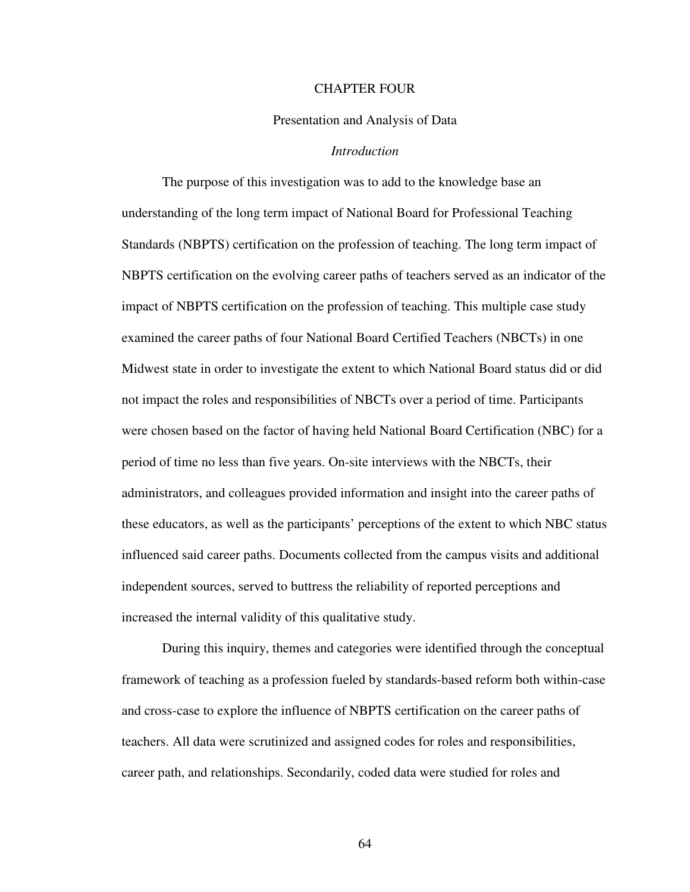# CHAPTER FOUR

## Presentation and Analysis of Data

### *Introduction*

The purpose of this investigation was to add to the knowledge base an understanding of the long term impact of National Board for Professional Teaching Standards (NBPTS) certification on the profession of teaching. The long term impact of NBPTS certification on the evolving career paths of teachers served as an indicator of the impact of NBPTS certification on the profession of teaching. This multiple case study examined the career paths of four National Board Certified Teachers (NBCTs) in one Midwest state in order to investigate the extent to which National Board status did or did not impact the roles and responsibilities of NBCTs over a period of time. Participants were chosen based on the factor of having held National Board Certification (NBC) for a period of time no less than five years. On-site interviews with the NBCTs, their administrators, and colleagues provided information and insight into the career paths of these educators, as well as the participants' perceptions of the extent to which NBC status influenced said career paths. Documents collected from the campus visits and additional independent sources, served to buttress the reliability of reported perceptions and increased the internal validity of this qualitative study.

During this inquiry, themes and categories were identified through the conceptual framework of teaching as a profession fueled by standards-based reform both within-case and cross-case to explore the influence of NBPTS certification on the career paths of teachers. All data were scrutinized and assigned codes for roles and responsibilities, career path, and relationships. Secondarily, coded data were studied for roles and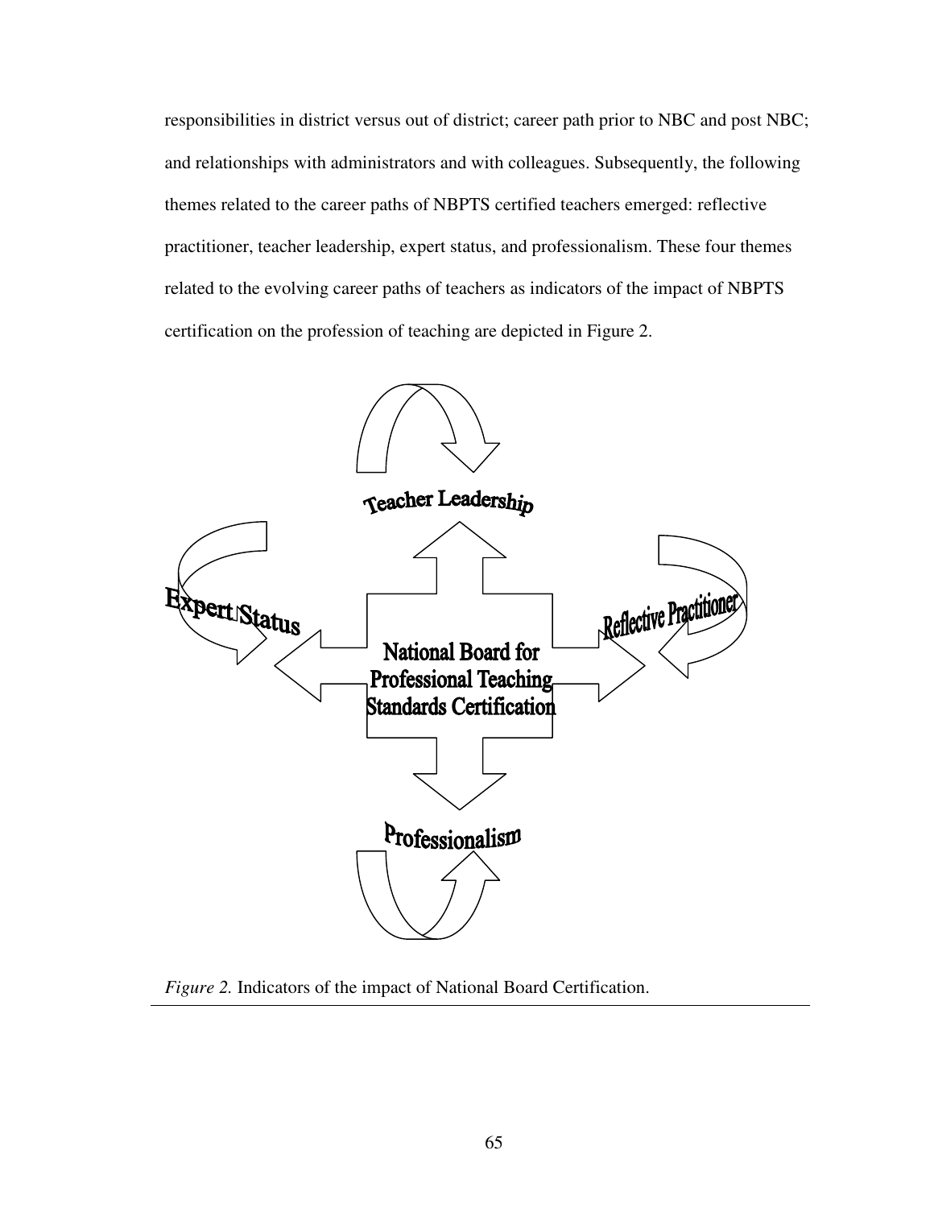responsibilities in district versus out of district; career path prior to NBC and post NBC; and relationships with administrators and with colleagues. Subsequently, the following themes related to the career paths of NBPTS certified teachers emerged: reflective practitioner, teacher leadership, expert status, and professionalism. These four themes related to the evolving career paths of teachers as indicators of the impact of NBPTS certification on the profession of teaching are depicted in Figure 2.

Teacher Leadership

Expert Status

Reflective Practitioner

National Board for Professional Teaching Standards Certification

Professionalism

*Figure 2.* Indicators of the impact of National Board Certification.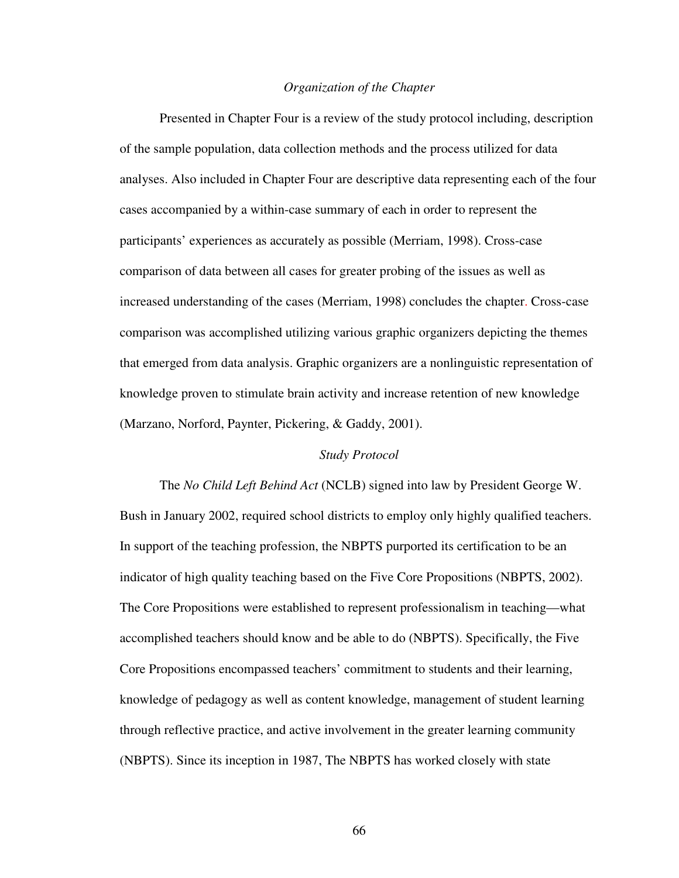*Organization of the Chapter*

Presented in Chapter Four is a review of the study protocol including, description of the sample population, data collection methods and the process utilized for data analyses. Also included in Chapter Four are descriptive data representing each of the four cases accompanied by a within-case summary of each in order to represent the participants' experiences as accurately as possible (Merriam, 1998). Cross-case comparison of data between all cases for greater probing of the issues as well as increased understanding of the cases (Merriam, 1998) concludes the chapter. Cross-case comparison was accomplished utilizing various graphic organizers depicting the themes that emerged from data analysis. Graphic organizers are a nonlinguistic representation of knowledge proven to stimulate brain activity and increase retention of new knowledge (Marzano, Norford, Paynter, Pickering, & Gaddy, 2001).

*Study Protocol*

The *No Child Left Behind Act* (NCLB) signed into law by President George W. Bush in January 2002, required school districts to employ only highly qualified teachers. In support of the teaching profession, the NBPTS purported its certification to be an indicator of high quality teaching based on the Five Core Propositions (NBPTS, 2002). The Core Propositions were established to represent professionalism in teaching—what accomplished teachers should know and be able to do (NBPTS). Specifically, the Five Core Propositions encompassed teachers' commitment to students and their learning, knowledge of pedagogy as well as content knowledge, management of student learning through reflective practice, and active involvement in the greater learning community (NBPTS). Since its inception in 1987, The NBPTS has worked closely with state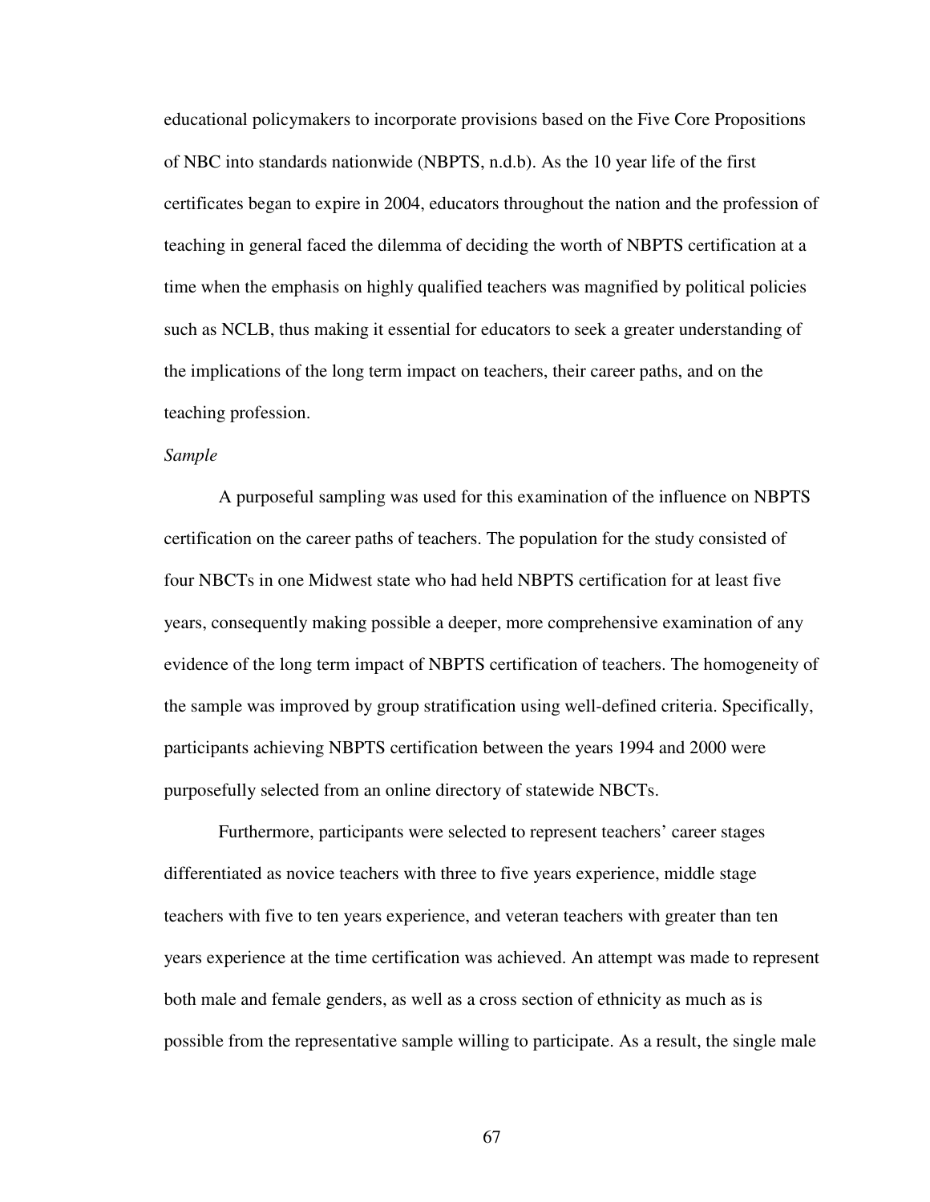educational policymakers to incorporate provisions based on the Five Core Propositions of NBC into standards nationwide (NBPTS, n.d.b). As the 10 year life of the first certificates began to expire in 2004, educators throughout the nation and the profession of teaching in general faced the dilemma of deciding the worth of NBPTS certification at a time when the emphasis on highly qualified teachers was magnified by political policies such as NCLB, thus making it essential for educators to seek a greater understanding of the implications of the long term impact on teachers, their career paths, and on the teaching profession.

*Sample*

A purposeful sampling was used for this examination of the influence on NBPTS certification on the career paths of teachers. The population for the study consisted of four NBCTs in one Midwest state who had held NBPTS certification for at least five years, consequently making possible a deeper, more comprehensive examination of any evidence of the long term impact of NBPTS certification of teachers. The homogeneity of the sample was improved by group stratification using well-defined criteria. Specifically, participants achieving NBPTS certification between the years 1994 and 2000 were purposefully selected from an online directory of statewide NBCTs.

Furthermore, participants were selected to represent teachers' career stages differentiated as novice teachers with three to five years experience, middle stage teachers with five to ten years experience, and veteran teachers with greater than ten years experience at the time certification was achieved. An attempt was made to represent both male and female genders, as well as a cross section of ethnicity as much as is possible from the representative sample willing to participate. As a result, the single male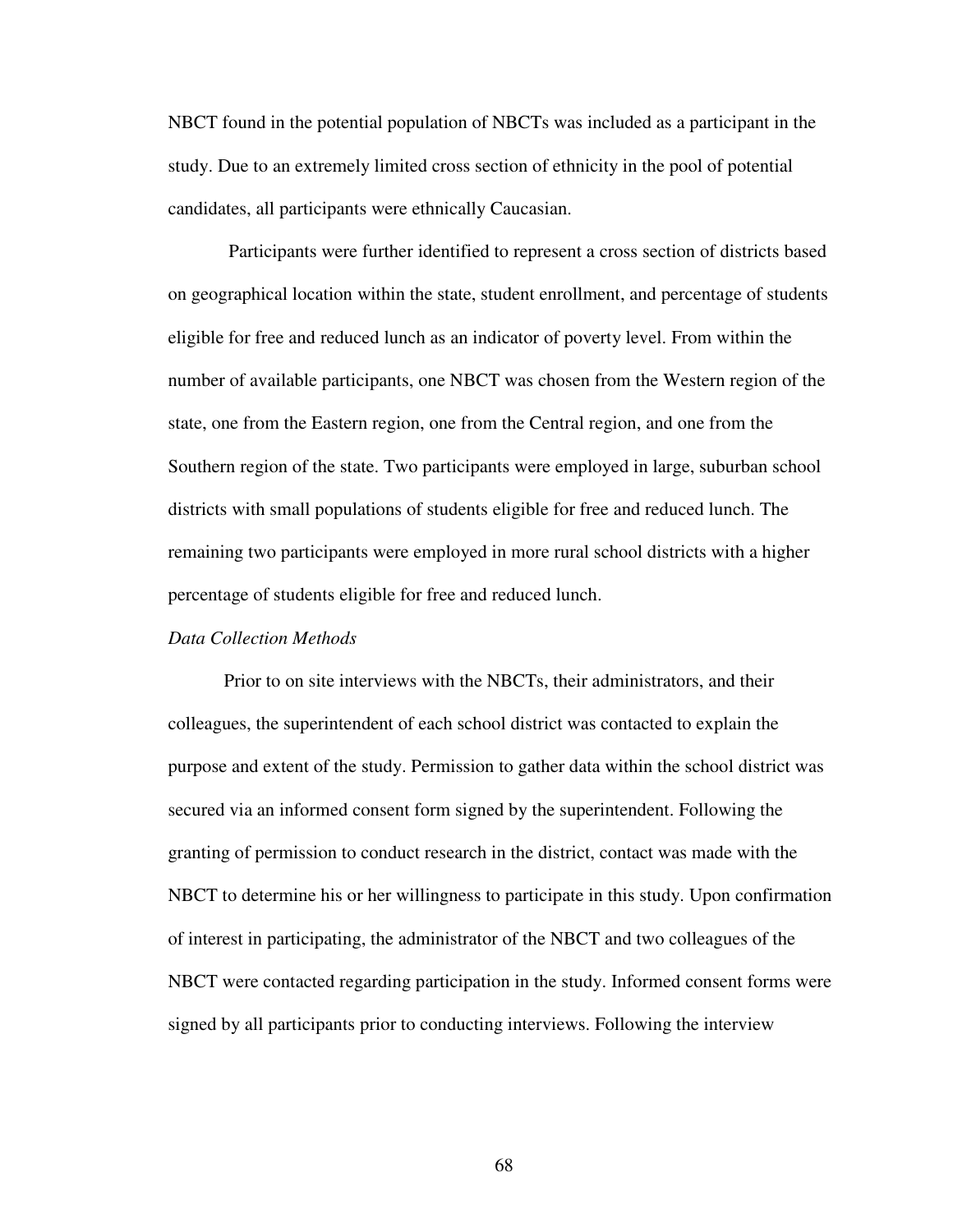NBCT found in the potential population of NBCTs was included as a participant in the study. Due to an extremely limited cross section of ethnicity in the pool of potential candidates, all participants were ethnically Caucasian.

Participants were further identified to represent a cross section of districts based on geographical location within the state, student enrollment, and percentage of students eligible for free and reduced lunch as an indicator of poverty level. From within the number of available participants, one NBCT was chosen from the Western region of the state, one from the Eastern region, one from the Central region, and one from the Southern region of the state. Two participants were employed in large, suburban school districts with small populations of students eligible for free and reduced lunch. The remaining two participants were employed in more rural school districts with a higher percentage of students eligible for free and reduced lunch.

*Data Collection Methods*

Prior to on site interviews with the NBCTs, their administrators, and their colleagues, the superintendent of each school district was contacted to explain the purpose and extent of the study. Permission to gather data within the school district was secured via an informed consent form signed by the superintendent. Following the granting of permission to conduct research in the district, contact was made with the NBCT to determine his or her willingness to participate in this study. Upon confirmation of interest in participating, the administrator of the NBCT and two colleagues of the NBCT were contacted regarding participation in the study. Informed consent forms were signed by all participants prior to conducting interviews. Following the interview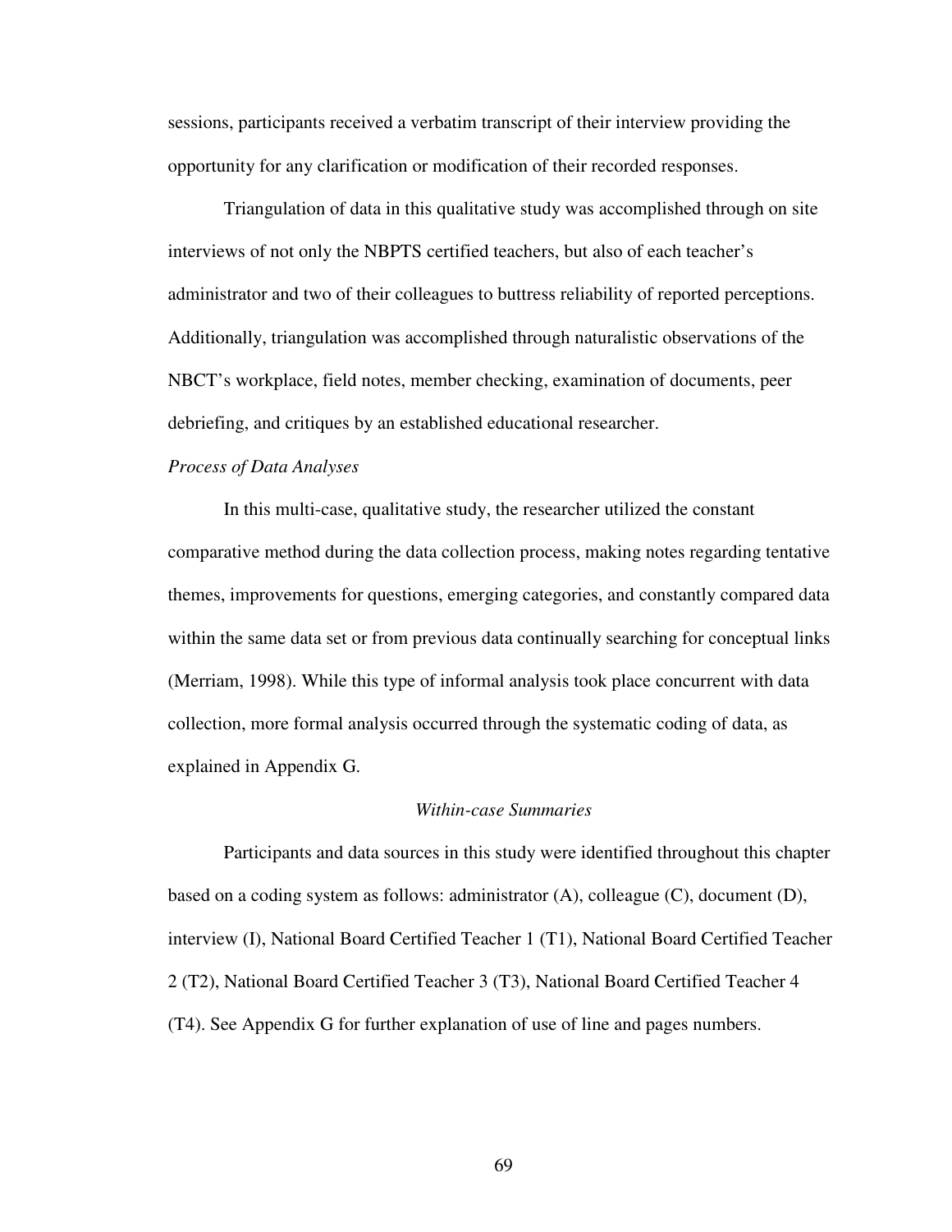sessions, participants received a verbatim transcript of their interview providing the opportunity for any clarification or modification of their recorded responses.

Triangulation of data in this qualitative study was accomplished through on site interviews of not only the NBPTS certified teachers, but also of each teacher's administrator and two of their colleagues to buttress reliability of reported perceptions. Additionally, triangulation was accomplished through naturalistic observations of the NBCT's workplace, field notes, member checking, examination of documents, peer debriefing, and critiques by an established educational researcher.

*Process of Data Analyses*

In this multi-case, qualitative study, the researcher utilized the constant comparative method during the data collection process, making notes regarding tentative themes, improvements for questions, emerging categories, and constantly compared data within the same data set or from previous data continually searching for conceptual links (Merriam, 1998). While this type of informal analysis took place concurrent with data collection, more formal analysis occurred through the systematic coding of data, as explained in Appendix G.

### *Within-case Summaries*

Participants and data sources in this study were identified throughout this chapter based on a coding system as follows: administrator (A), colleague (C), document (D), interview (I), National Board Certified Teacher 1 (T1), National Board Certified Teacher 2 (T2), National Board Certified Teacher 3 (T3), National Board Certified Teacher 4 (T4). See Appendix G for further explanation of use of line and pages numbers.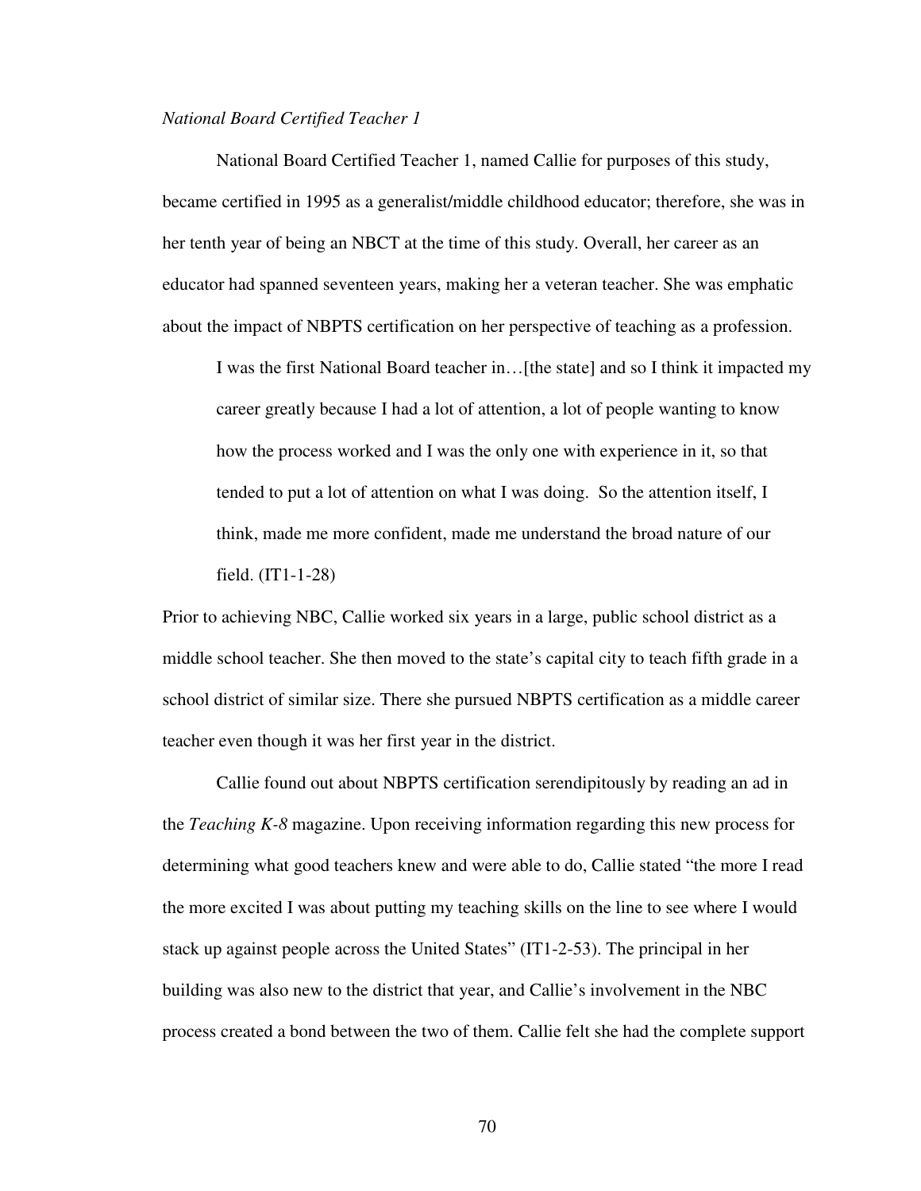*National Board Certified Teacher 1*

National Board Certified Teacher 1, named Callie for purposes of this study, became certified in 1995 as a generalist/middle childhood educator; therefore, she was in her tenth year of being an NBCT at the time of this study. Overall, her career as an educator had spanned seventeen years, making her a veteran teacher. She was emphatic about the impact of NBPTS certification on her perspective of teaching as a profession.

> I was the first National Board teacher in…[the state] and so I think it impacted my career greatly because I had a lot of attention, a lot of people wanting to know how the process worked and I was the only one with experience in it, so that tended to put a lot of attention on what I was doing. So the attention itself, I think, made me more confident, made me understand the broad nature of our field. (IT1-1-28)

Prior to achieving NBC, Callie worked six years in a large, public school district as a middle school teacher. She then moved to the state's capital city to teach fifth grade in a school district of similar size. There she pursued NBPTS certification as a middle career teacher even though it was her first year in the district.

Callie found out about NBPTS certification serendipitously by reading an ad in the *Teaching K-8* magazine. Upon receiving information regarding this new process for determining what good teachers knew and were able to do, Callie stated "the more I read the more excited I was about putting my teaching skills on the line to see where I would stack up against people across the United States" (IT1-2-53). The principal in her building was also new to the district that year, and Callie's involvement in the NBC process created a bond between the two of them. Callie felt she had the complete support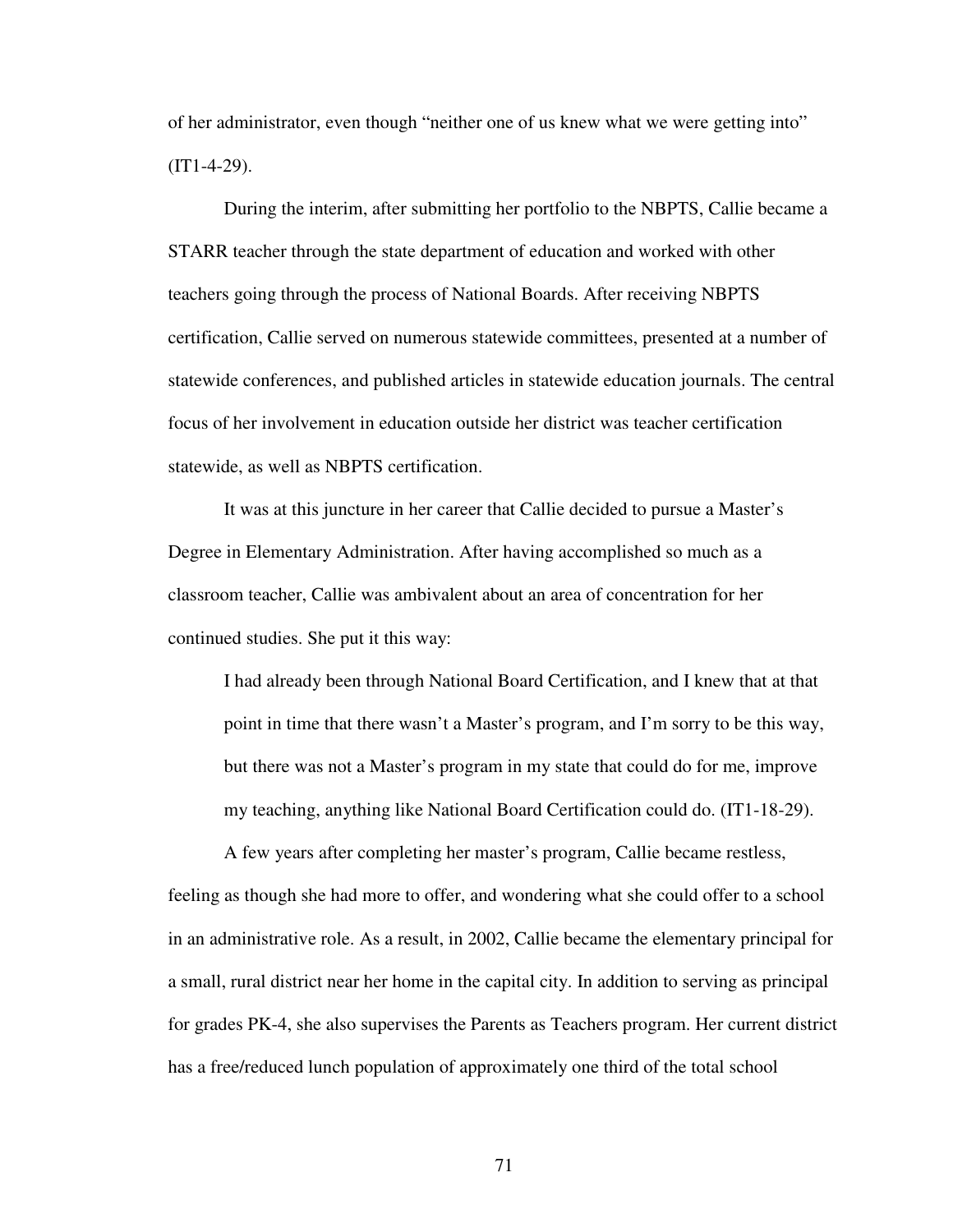of her administrator, even though "neither one of us knew what we were getting into" (IT1-4-29).

During the interim, after submitting her portfolio to the NBPTS, Callie became a STARR teacher through the state department of education and worked with other teachers going through the process of National Boards. After receiving NBPTS certification, Callie served on numerous statewide committees, presented at a number of statewide conferences, and published articles in statewide education journals. The central focus of her involvement in education outside her district was teacher certification statewide, as well as NBPTS certification.

It was at this juncture in her career that Callie decided to pursue a Master's Degree in Elementary Administration. After having accomplished so much as a classroom teacher, Callie was ambivalent about an area of concentration for her continued studies. She put it this way:

> I had already been through National Board Certification, and I knew that at that point in time that there wasn't a Master's program, and I'm sorry to be this way, but there was not a Master's program in my state that could do for me, improve my teaching, anything like National Board Certification could do. (IT1-18-29).

A few years after completing her master's program, Callie became restless, feeling as though she had more to offer, and wondering what she could offer to a school in an administrative role. As a result, in 2002, Callie became the elementary principal for a small, rural district near her home in the capital city. In addition to serving as principal for grades PK-4, she also supervises the Parents as Teachers program. Her current district has a free/reduced lunch population of approximately one third of the total school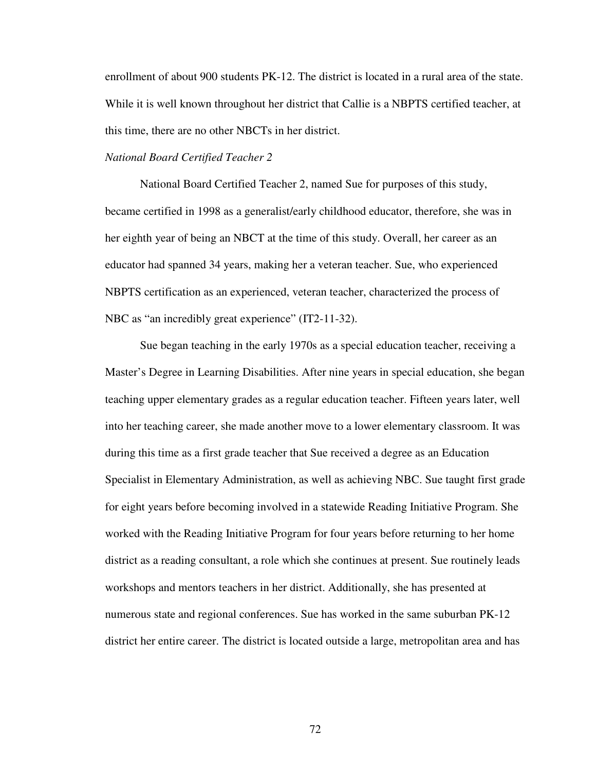enrollment of about 900 students PK-12. The district is located in a rural area of the state. While it is well known throughout her district that Callie is a NBPTS certified teacher, at this time, there are no other NBCTs in her district.

*National Board Certified Teacher 2*

National Board Certified Teacher 2, named Sue for purposes of this study, became certified in 1998 as a generalist/early childhood educator, therefore, she was in her eighth year of being an NBCT at the time of this study. Overall, her career as an educator had spanned 34 years, making her a veteran teacher. Sue, who experienced NBPTS certification as an experienced, veteran teacher, characterized the process of NBC as "an incredibly great experience" (IT2-11-32).

Sue began teaching in the early 1970s as a special education teacher, receiving a Master's Degree in Learning Disabilities. After nine years in special education, she began teaching upper elementary grades as a regular education teacher. Fifteen years later, well into her teaching career, she made another move to a lower elementary classroom. It was during this time as a first grade teacher that Sue received a degree as an Education Specialist in Elementary Administration, as well as achieving NBC. Sue taught first grade for eight years before becoming involved in a statewide Reading Initiative Program. She worked with the Reading Initiative Program for four years before returning to her home district as a reading consultant, a role which she continues at present. Sue routinely leads workshops and mentors teachers in her district. Additionally, she has presented at numerous state and regional conferences. Sue has worked in the same suburban PK-12 district her entire career. The district is located outside a large, metropolitan area and has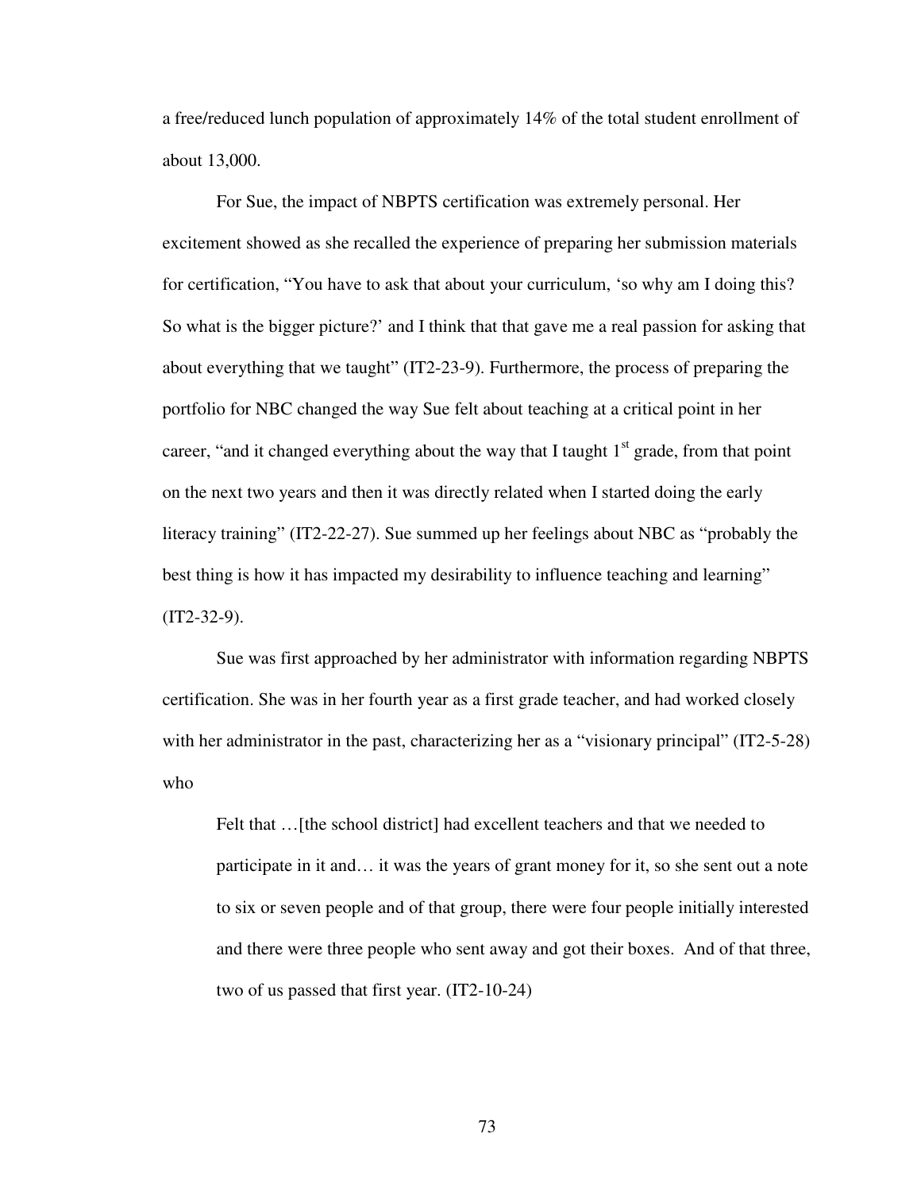a free/reduced lunch population of approximately 14% of the total student enrollment of about 13,000.

For Sue, the impact of NBPTS certification was extremely personal. Her excitement showed as she recalled the experience of preparing her submission materials for certification, "You have to ask that about your curriculum, 'so why am I doing this? So what is the bigger picture?' and I think that that gave me a real passion for asking that about everything that we taught" (IT2-23-9). Furthermore, the process of preparing the portfolio for NBC changed the way Sue felt about teaching at a critical point in her career, "and it changed everything about the way that I taught 1st grade, from that point on the next two years and then it was directly related when I started doing the early literacy training" (IT2-22-27). Sue summed up her feelings about NBC as "probably the best thing is how it has impacted my desirability to influence teaching and learning" (IT2-32-9).

Sue was first approached by her administrator with information regarding NBPTS certification. She was in her fourth year as a first grade teacher, and had worked closely with her administrator in the past, characterizing her as a "visionary principal" (IT2-5-28) who

> Felt that …[the school district] had excellent teachers and that we needed to participate in it and… it was the years of grant money for it, so she sent out a note to six or seven people and of that group, there were four people initially interested and there were three people who sent away and got their boxes. And of that three, two of us passed that first year. (IT2-10-24)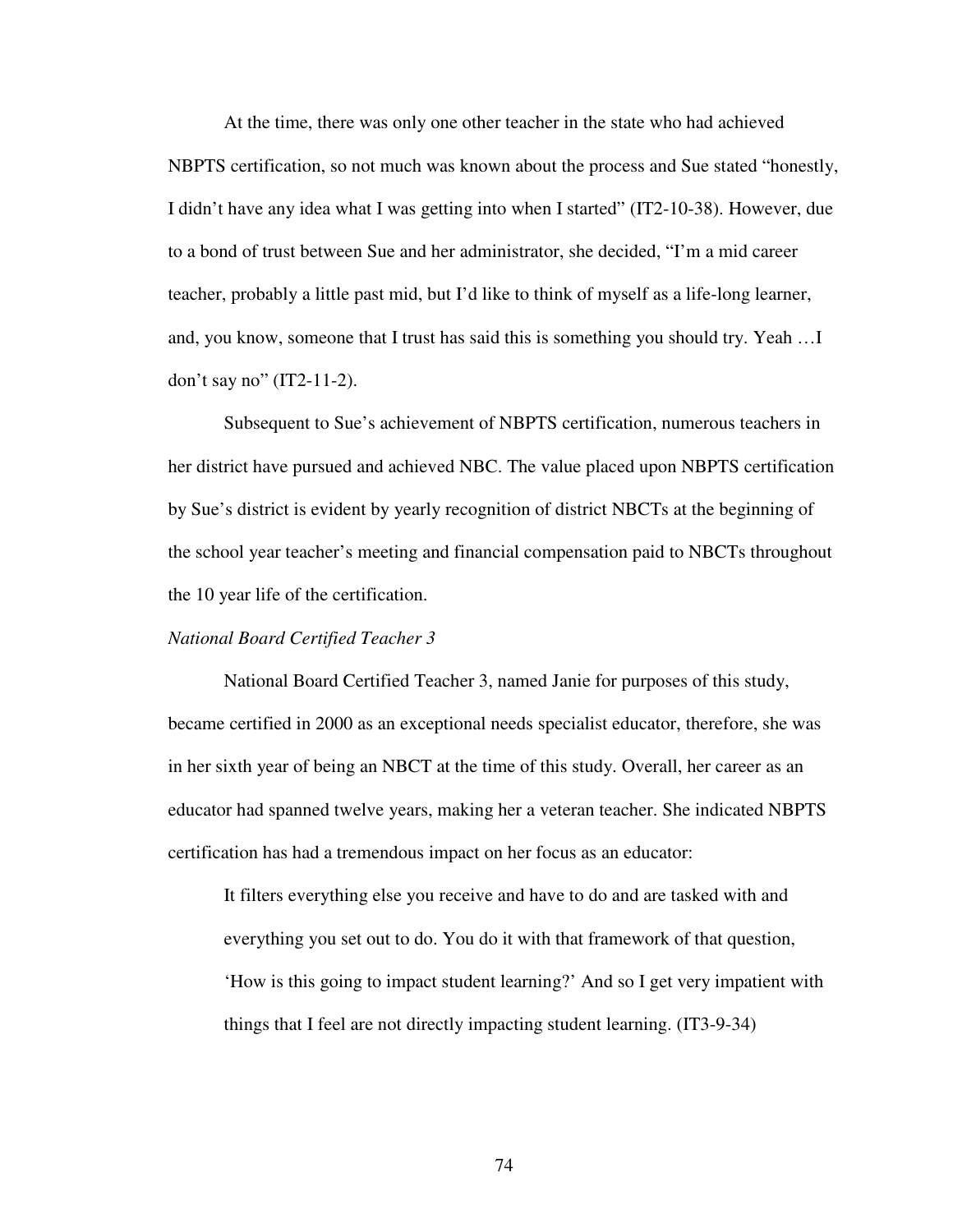At the time, there was only one other teacher in the state who had achieved NBPTS certification, so not much was known about the process and Sue stated “honestly, I didn’t have any idea what I was getting into when I started” (IT2-10-38). However, due to a bond of trust between Sue and her administrator, she decided, “I’m a mid career teacher, probably a little past mid, but I’d like to think of myself as a life-long learner, and, you know, someone that I trust has said this is something you should try. Yeah …I don’t say no” (IT2-11-2).

Subsequent to Sue’s achievement of NBPTS certification, numerous teachers in her district have pursued and achieved NBC. The value placed upon NBPTS certification by Sue’s district is evident by yearly recognition of district NBCTs at the beginning of the school year teacher’s meeting and financial compensation paid to NBCTs throughout the 10 year life of the certification.

*National Board Certified Teacher 3*

National Board Certified Teacher 3, named Janie for purposes of this study, became certified in 2000 as an exceptional needs specialist educator, therefore, she was in her sixth year of being an NBCT at the time of this study. Overall, her career as an educator had spanned twelve years, making her a veteran teacher. She indicated NBPTS certification has had a tremendous impact on her focus as an educator:

> It filters everything else you receive and have to do and are tasked with and everything you set out to do. You do it with that framework of that question, ‘How is this going to impact student learning?’ And so I get very impatient with things that I feel are not directly impacting student learning. (IT3-9-34)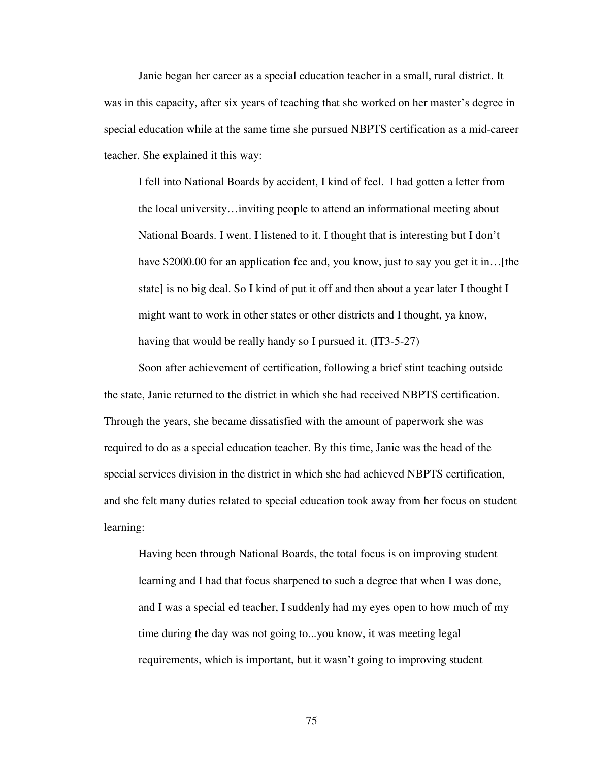Janie began her career as a special education teacher in a small, rural district. It was in this capacity, after six years of teaching that she worked on her master's degree in special education while at the same time she pursued NBPTS certification as a mid-career teacher. She explained it this way:

> I fell into National Boards by accident, I kind of feel. I had gotten a letter from the local university…inviting people to attend an informational meeting about National Boards. I went. I listened to it. I thought that is interesting but I don't have $2000.00 for an application fee and, you know, just to say you get it in…[the state] is no big deal. So I kind of put it off and then about a year later I thought I might want to work in other states or other districts and I thought, ya know, having that would be really handy so I pursued it. (IT3-5-27)

Soon after achievement of certification, following a brief stint teaching outside the state, Janie returned to the district in which she had received NBPTS certification. Through the years, she became dissatisfied with the amount of paperwork she was required to do as a special education teacher. By this time, Janie was the head of the special services division in the district in which she had achieved NBPTS certification, and she felt many duties related to special education took away from her focus on student learning:

> Having been through National Boards, the total focus is on improving student learning and I had that focus sharpened to such a degree that when I was done, and I was a special ed teacher, I suddenly had my eyes open to how much of my time during the day was not going to...you know, it was meeting legal requirements, which is important, but it wasn't going to improving student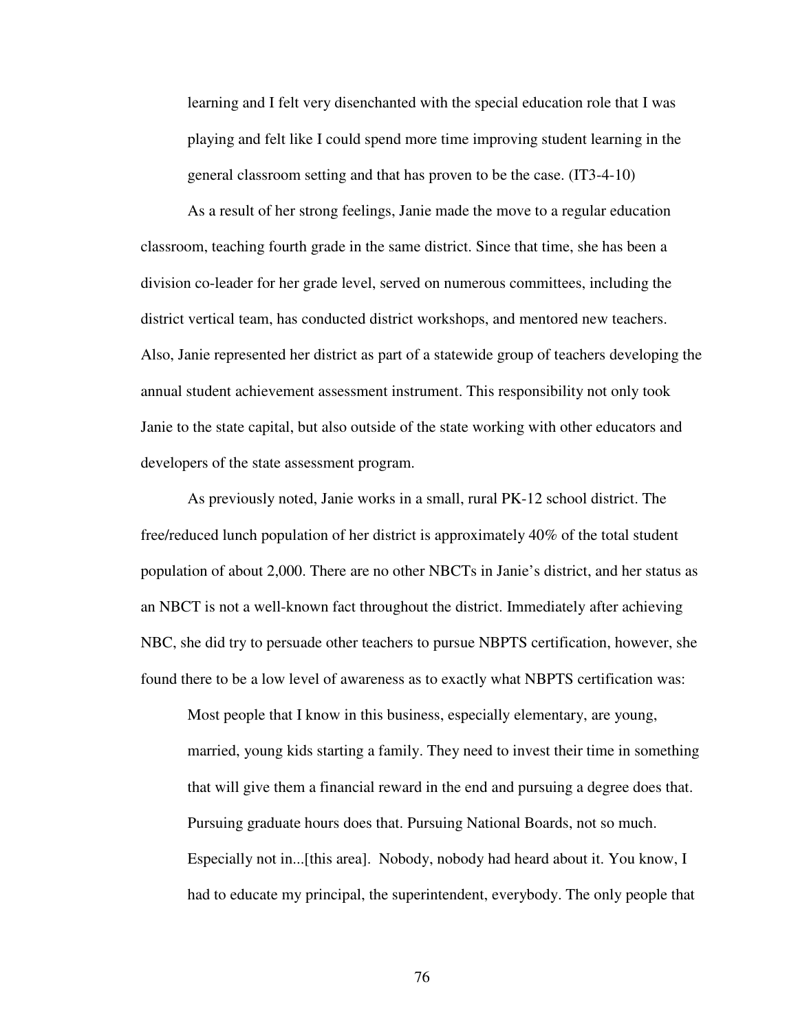> learning and I felt very disenchanted with the special education role that I was playing and felt like I could spend more time improving student learning in the general classroom setting and that has proven to be the case. (IT3-4-10)

As a result of her strong feelings, Janie made the move to a regular education classroom, teaching fourth grade in the same district. Since that time, she has been a division co-leader for her grade level, served on numerous committees, including the district vertical team, has conducted district workshops, and mentored new teachers. Also, Janie represented her district as part of a statewide group of teachers developing the annual student achievement assessment instrument. This responsibility not only took Janie to the state capital, but also outside of the state working with other educators and developers of the state assessment program.

As previously noted, Janie works in a small, rural PK-12 school district. The free/reduced lunch population of her district is approximately 40% of the total student population of about 2,000. There are no other NBCTs in Janie's district, and her status as an NBCT is not a well-known fact throughout the district. Immediately after achieving NBC, she did try to persuade other teachers to pursue NBPTS certification, however, she found there to be a low level of awareness as to exactly what NBPTS certification was:

> Most people that I know in this business, especially elementary, are young, married, young kids starting a family. They need to invest their time in something that will give them a financial reward in the end and pursuing a degree does that. Pursuing graduate hours does that. Pursuing National Boards, not so much. Especially not in...[this area]. Nobody, nobody had heard about it. You know, I had to educate my principal, the superintendent, everybody. The only people that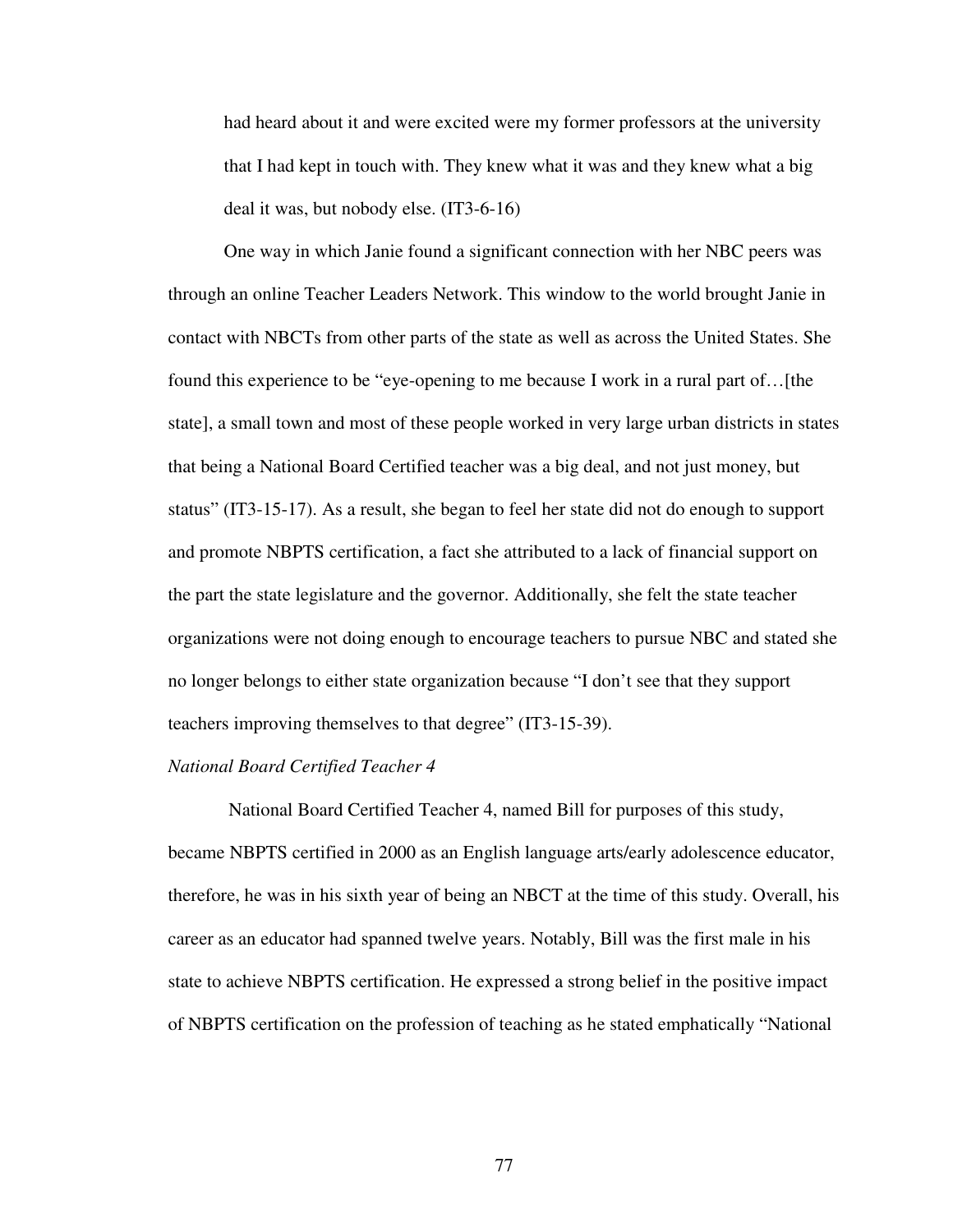> had heard about it and were excited were my former professors at the university that I had kept in touch with. They knew what it was and they knew what a big deal it was, but nobody else. (IT3-6-16)

One way in which Janie found a significant connection with her NBC peers was through an online Teacher Leaders Network. This window to the world brought Janie in contact with NBCTs from other parts of the state as well as across the United States. She found this experience to be "eye-opening to me because I work in a rural part of…[the state], a small town and most of these people worked in very large urban districts in states that being a National Board Certified teacher was a big deal, and not just money, but status" (IT3-15-17). As a result, she began to feel her state did not do enough to support and promote NBPTS certification, a fact she attributed to a lack of financial support on the part the state legislature and the governor. Additionally, she felt the state teacher organizations were not doing enough to encourage teachers to pursue NBC and stated she no longer belongs to either state organization because "I don't see that they support teachers improving themselves to that degree" (IT3-15-39).

*National Board Certified Teacher 4*

National Board Certified Teacher 4, named Bill for purposes of this study, became NBPTS certified in 2000 as an English language arts/early adolescence educator, therefore, he was in his sixth year of being an NBCT at the time of this study. Overall, his career as an educator had spanned twelve years. Notably, Bill was the first male in his state to achieve NBPTS certification. He expressed a strong belief in the positive impact of NBPTS certification on the profession of teaching as he stated emphatically "National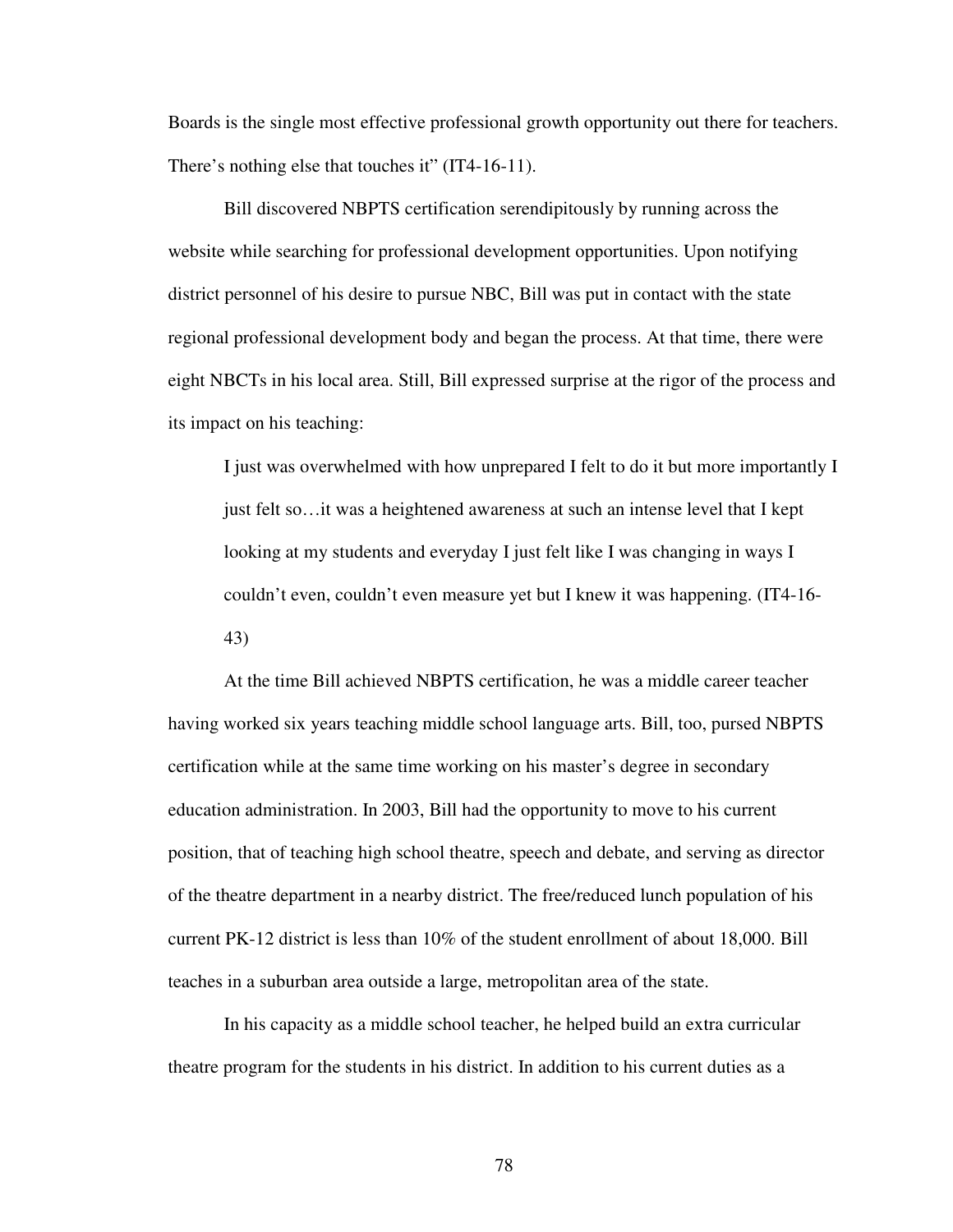Boards is the single most effective professional growth opportunity out there for teachers. There's nothing else that touches it" (IT4-16-11).

Bill discovered NBPTS certification serendipitously by running across the website while searching for professional development opportunities. Upon notifying district personnel of his desire to pursue NBC, Bill was put in contact with the state regional professional development body and began the process. At that time, there were eight NBCTs in his local area. Still, Bill expressed surprise at the rigor of the process and its impact on his teaching:

> I just was overwhelmed with how unprepared I felt to do it but more importantly I just felt so…it was a heightened awareness at such an intense level that I kept looking at my students and everyday I just felt like I was changing in ways I couldn't even, couldn't even measure yet but I knew it was happening. (IT4-16-43)

At the time Bill achieved NBPTS certification, he was a middle career teacher having worked six years teaching middle school language arts. Bill, too, pursed NBPTS certification while at the same time working on his master's degree in secondary education administration. In 2003, Bill had the opportunity to move to his current position, that of teaching high school theatre, speech and debate, and serving as director of the theatre department in a nearby district. The free/reduced lunch population of his current PK-12 district is less than 10% of the student enrollment of about 18,000. Bill teaches in a suburban area outside a large, metropolitan area of the state.

In his capacity as a middle school teacher, he helped build an extra curricular theatre program for the students in his district. In addition to his current duties as a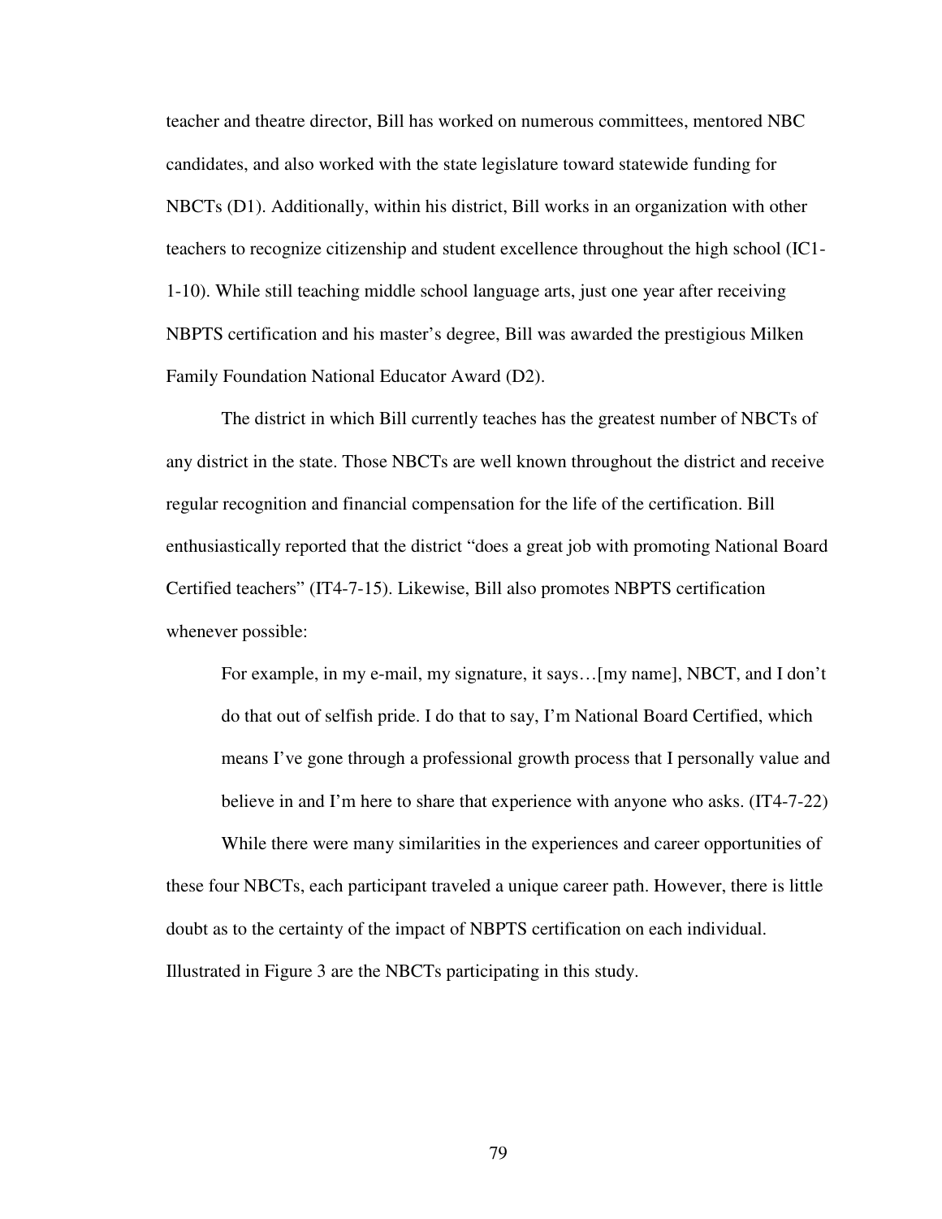teacher and theatre director, Bill has worked on numerous committees, mentored NBC candidates, and also worked with the state legislature toward statewide funding for NBCTs (D1). Additionally, within his district, Bill works in an organization with other teachers to recognize citizenship and student excellence throughout the high school (IC1-1-10). While still teaching middle school language arts, just one year after receiving NBPTS certification and his master's degree, Bill was awarded the prestigious Milken Family Foundation National Educator Award (D2).

The district in which Bill currently teaches has the greatest number of NBCTs of any district in the state. Those NBCTs are well known throughout the district and receive regular recognition and financial compensation for the life of the certification. Bill enthusiastically reported that the district "does a great job with promoting National Board Certified teachers" (IT4-7-15). Likewise, Bill also promotes NBPTS certification whenever possible:

> For example, in my e-mail, my signature, it says…[my name], NBCT, and I don't do that out of selfish pride. I do that to say, I'm National Board Certified, which means I've gone through a professional growth process that I personally value and believe in and I'm here to share that experience with anyone who asks. (IT4-7-22)

While there were many similarities in the experiences and career opportunities of these four NBCTs, each participant traveled a unique career path. However, there is little doubt as to the certainty of the impact of NBPTS certification on each individual. Illustrated in Figure 3 are the NBCTs participating in this study.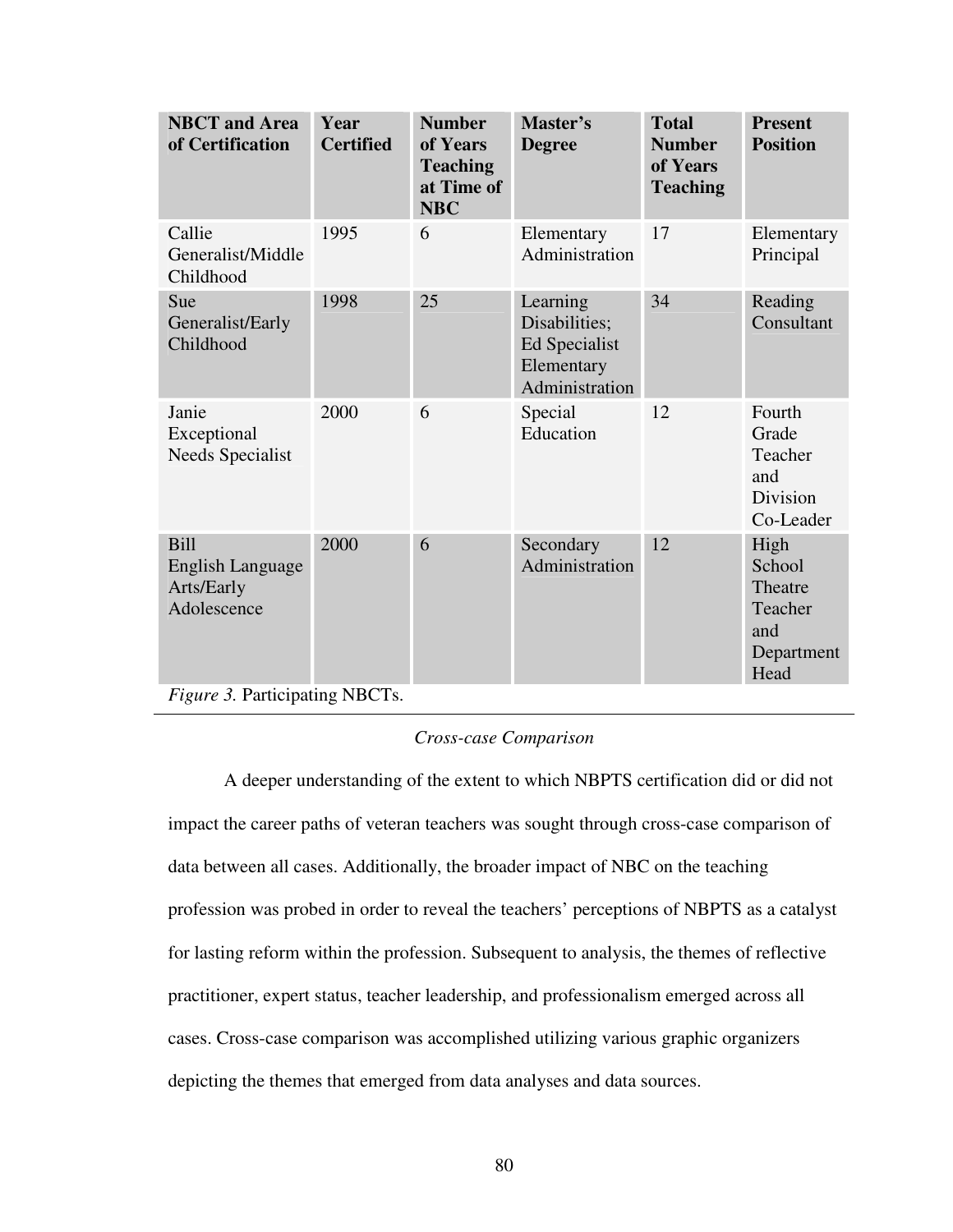| NBCT and Area of Certification | Year Certified | Number of Years Teaching at Time of NBC | Master's Degree | Total Number of Years Teaching | Present Position |
| --- | --- | --- | --- | --- | --- |
| Callie Generalist/Middle Childhood | 1995 | 6 | Elementary Administration | 17 | Elementary Principal |
| Sue Generalist/Early Childhood | 1998 | 25 | Learning Disabilities; Ed Specialist Elementary Administration | 34 | Reading Consultant |
| Janie Exceptional Needs Specialist | 2000 | 6 | Special Education | 12 | Fourth Grade Teacher and Division Co-Leader |
| Bill English Language Arts/Early Adolescence | 2000 | 6 | Secondary Administration | 12 | High School Theatre Teacher and Department Head |

*Figure 3.* Participating NBCTs.

### *Cross-case Comparison*

A deeper understanding of the extent to which NBPTS certification did or did not impact the career paths of veteran teachers was sought through cross-case comparison of data between all cases. Additionally, the broader impact of NBC on the teaching profession was probed in order to reveal the teachers' perceptions of NBPTS as a catalyst for lasting reform within the profession. Subsequent to analysis, the themes of reflective practitioner, expert status, teacher leadership, and professionalism emerged across all cases. Cross-case comparison was accomplished utilizing various graphic organizers depicting the themes that emerged from data analyses and data sources.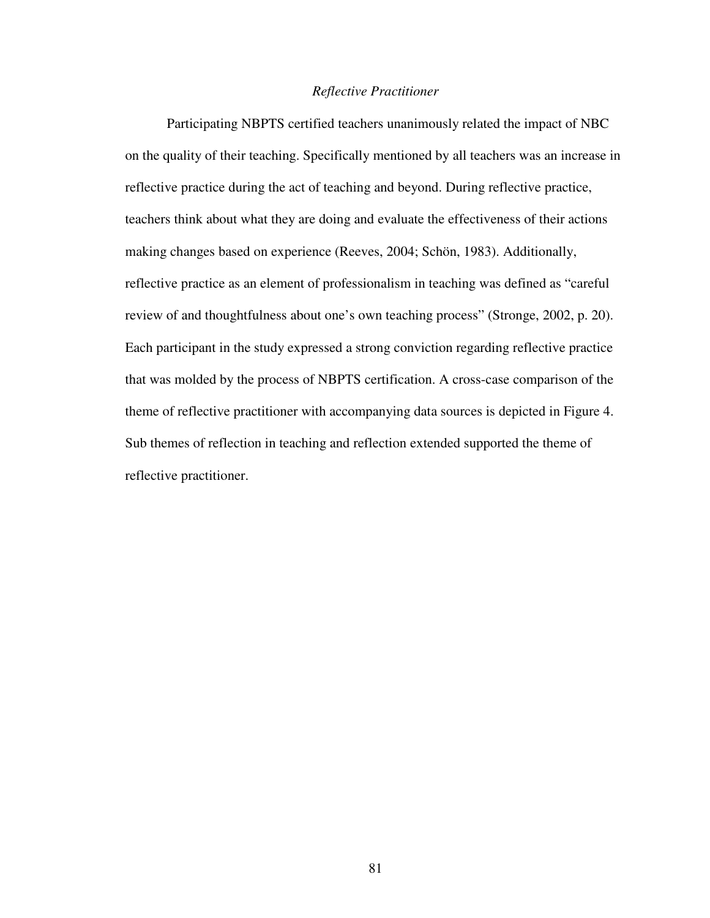*Reflective Practitioner*

Participating NBPTS certified teachers unanimously related the impact of NBC on the quality of their teaching. Specifically mentioned by all teachers was an increase in reflective practice during the act of teaching and beyond. During reflective practice, teachers think about what they are doing and evaluate the effectiveness of their actions making changes based on experience (Reeves, 2004; Schön, 1983). Additionally, reflective practice as an element of professionalism in teaching was defined as "careful review of and thoughtfulness about one's own teaching process" (Stronge, 2002, p. 20). Each participant in the study expressed a strong conviction regarding reflective practice that was molded by the process of NBPTS certification. A cross-case comparison of the theme of reflective practitioner with accompanying data sources is depicted in Figure 4. Sub themes of reflection in teaching and reflection extended supported the theme of reflective practitioner.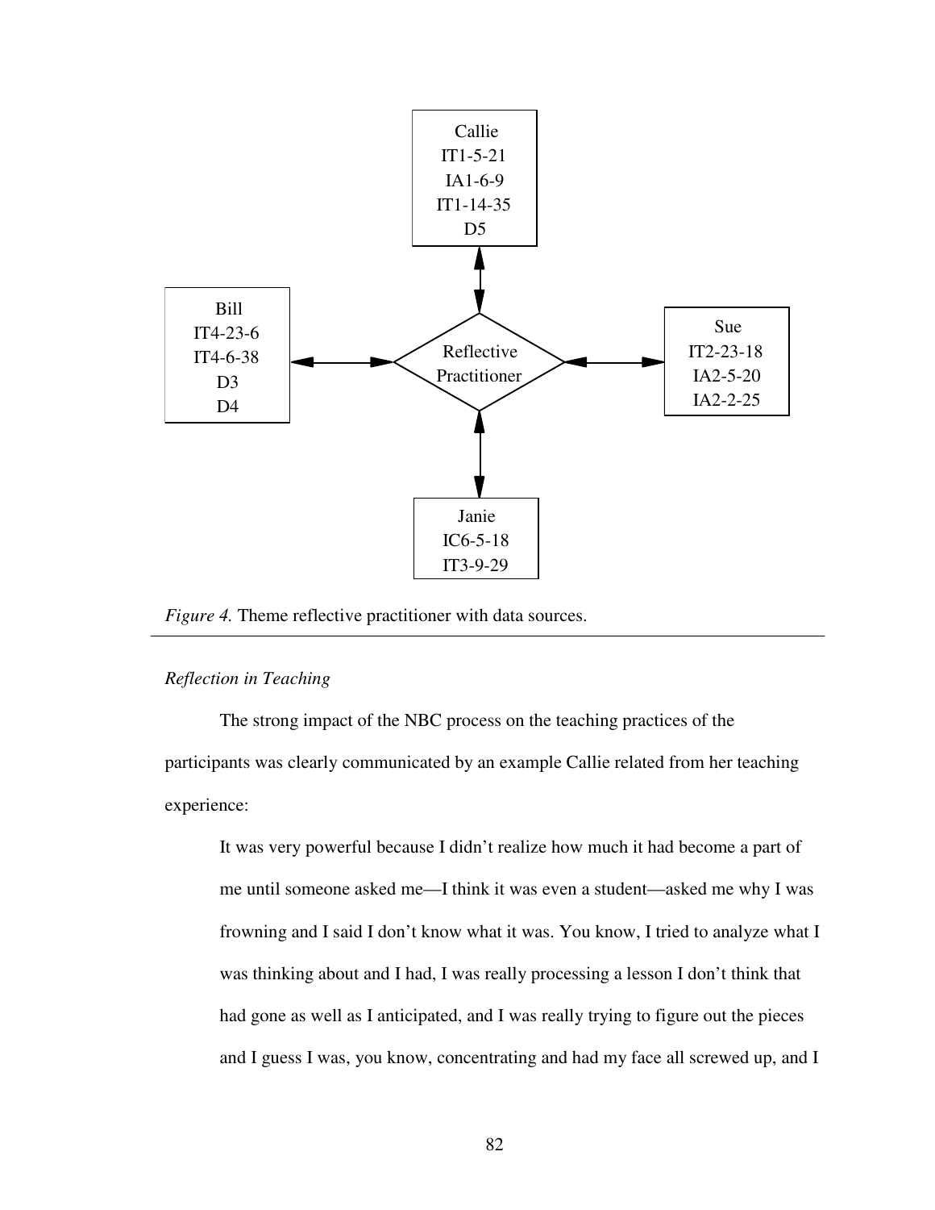Callie
IT1-5-21
IA1-6-9
IT1-14-35
D5

Bill
IT4-23-6
IT4-6-38
D3
D4

Reflective Practitioner

Sue
IT2-23-18
IA2-5-20
IA2-2-25

Janie
IC6-5-18
IT3-9-29

*Figure 4.* Theme reflective practitioner with data sources.

---

*Reflection in Teaching*

The strong impact of the NBC process on the teaching practices of the participants was clearly communicated by an example Callie related from her teaching experience:

> It was very powerful because I didn't realize how much it had become a part of me until someone asked me—I think it was even a student—asked me why I was frowning and I said I don't know what it was. You know, I tried to analyze what I was thinking about and I had, I was really processing a lesson I don't think that had gone as well as I anticipated, and I was really trying to figure out the pieces and I guess I was, you know, concentrating and had my face all screwed up, and I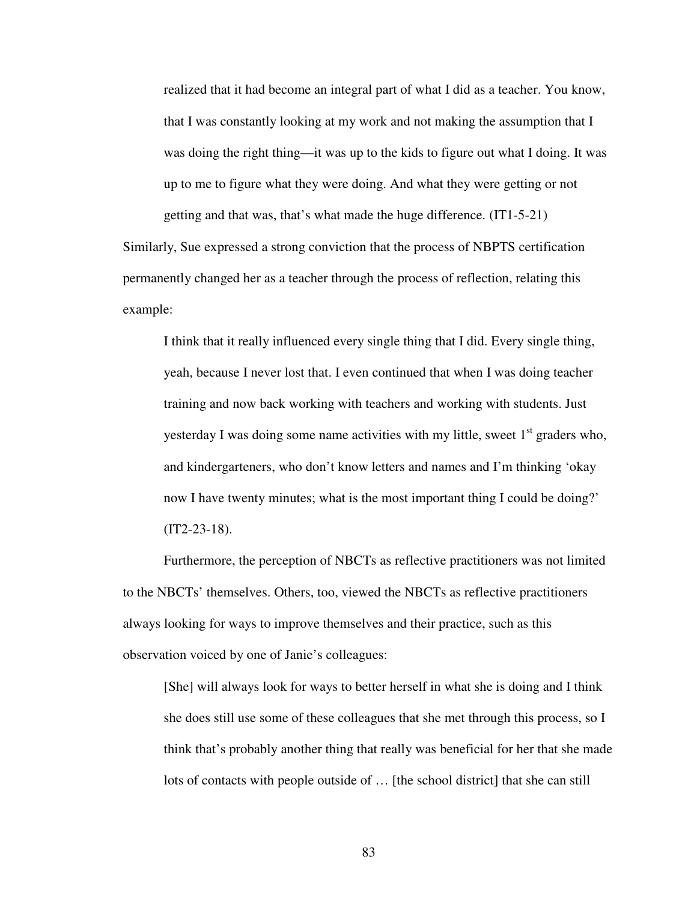realized that it had become an integral part of what I did as a teacher. You know, that I was constantly looking at my work and not making the assumption that I was doing the right thing—it was up to the kids to figure out what I doing. It was up to me to figure what they were doing. And what they were getting or not getting and that was, that's what made the huge difference. (IT1-5-21)

Similarly, Sue expressed a strong conviction that the process of NBPTS certification permanently changed her as a teacher through the process of reflection, relating this example:

> I think that it really influenced every single thing that I did. Every single thing, yeah, because I never lost that. I even continued that when I was doing teacher training and now back working with teachers and working with students. Just yesterday I was doing some name activities with my little, sweet 1st graders who, and kindergarteners, who don't know letters and names and I'm thinking 'okay now I have twenty minutes; what is the most important thing I could be doing?' (IT2-23-18).

Furthermore, the perception of NBCTs as reflective practitioners was not limited to the NBCTs' themselves. Others, too, viewed the NBCTs as reflective practitioners always looking for ways to improve themselves and their practice, such as this observation voiced by one of Janie's colleagues:

> [She] will always look for ways to better herself in what she is doing and I think she does still use some of these colleagues that she met through this process, so I think that's probably another thing that really was beneficial for her that she made lots of contacts with people outside of … [the school district] that she can still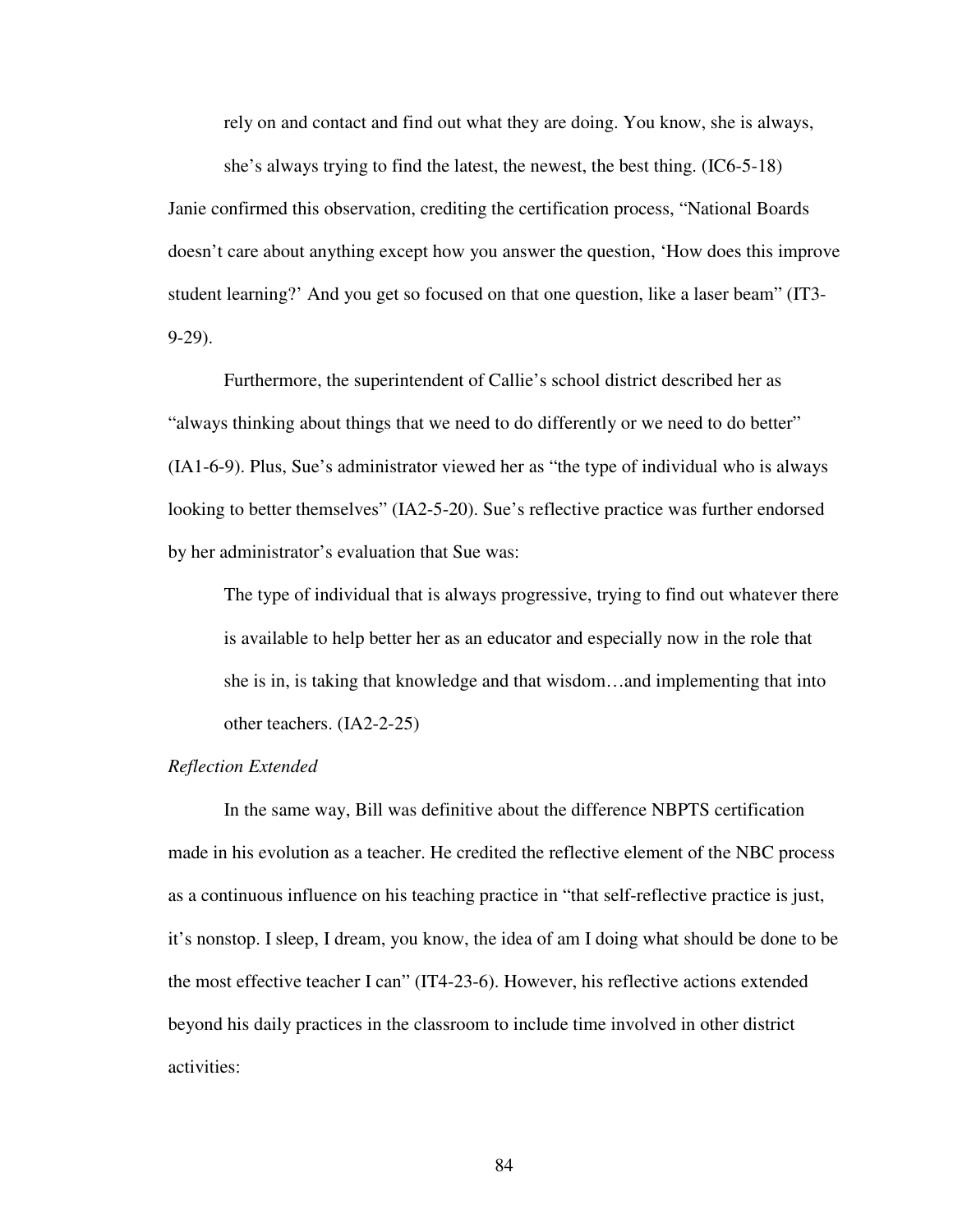> rely on and contact and find out what they are doing. You know, she is always, she's always trying to find the latest, the newest, the best thing. (IC6-5-18)

Janie confirmed this observation, crediting the certification process, "National Boards doesn't care about anything except how you answer the question, 'How does this improve student learning?' And you get so focused on that one question, like a laser beam" (IT3-9-29).

Furthermore, the superintendent of Callie's school district described her as "always thinking about things that we need to do differently or we need to do better" (IA1-6-9). Plus, Sue's administrator viewed her as "the type of individual who is always looking to better themselves" (IA2-5-20). Sue's reflective practice was further endorsed by her administrator's evaluation that Sue was:

> The type of individual that is always progressive, trying to find out whatever there is available to help better her as an educator and especially now in the role that she is in, is taking that knowledge and that wisdom…and implementing that into other teachers. (IA2-2-25)

*Reflection Extended*

In the same way, Bill was definitive about the difference NBPTS certification made in his evolution as a teacher. He credited the reflective element of the NBC process as a continuous influence on his teaching practice in "that self-reflective practice is just, it's nonstop. I sleep, I dream, you know, the idea of am I doing what should be done to be the most effective teacher I can" (IT4-23-6). However, his reflective actions extended beyond his daily practices in the classroom to include time involved in other district activities: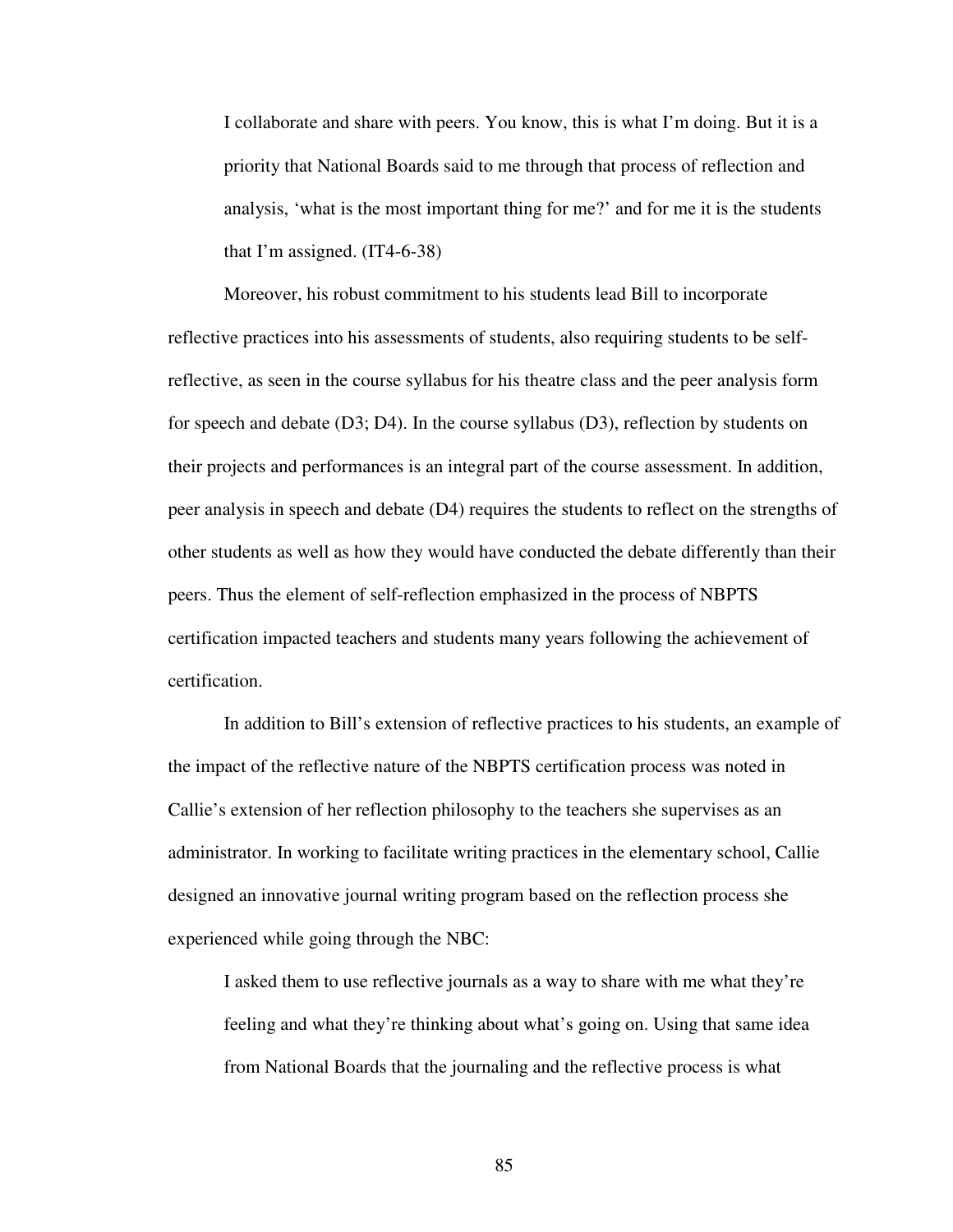> I collaborate and share with peers. You know, this is what I'm doing. But it is a priority that National Boards said to me through that process of reflection and analysis, 'what is the most important thing for me?' and for me it is the students that I'm assigned. (IT4-6-38)

Moreover, his robust commitment to his students lead Bill to incorporate reflective practices into his assessments of students, also requiring students to be self-reflective, as seen in the course syllabus for his theatre class and the peer analysis form for speech and debate (D3; D4). In the course syllabus (D3), reflection by students on their projects and performances is an integral part of the course assessment. In addition, peer analysis in speech and debate (D4) requires the students to reflect on the strengths of other students as well as how they would have conducted the debate differently than their peers. Thus the element of self-reflection emphasized in the process of NBPTS certification impacted teachers and students many years following the achievement of certification.

In addition to Bill's extension of reflective practices to his students, an example of the impact of the reflective nature of the NBPTS certification process was noted in Callie's extension of her reflection philosophy to the teachers she supervises as an administrator. In working to facilitate writing practices in the elementary school, Callie designed an innovative journal writing program based on the reflection process she experienced while going through the NBC:

> I asked them to use reflective journals as a way to share with me what they're feeling and what they're thinking about what's going on. Using that same idea from National Boards that the journaling and the reflective process is what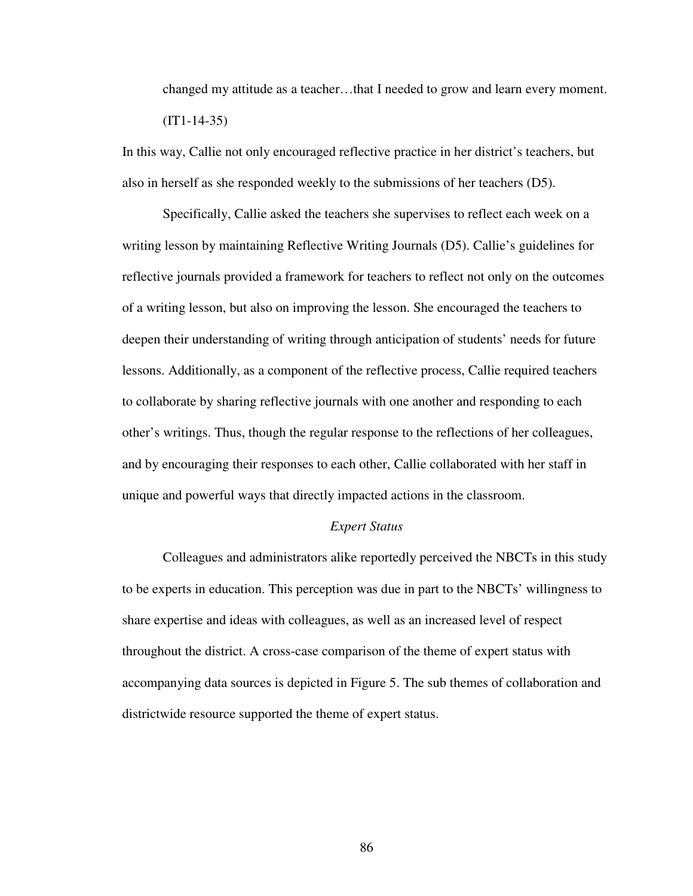changed my attitude as a teacher…that I needed to grow and learn every moment. (IT1-14-35)

In this way, Callie not only encouraged reflective practice in her district's teachers, but also in herself as she responded weekly to the submissions of her teachers (D5).

Specifically, Callie asked the teachers she supervises to reflect each week on a writing lesson by maintaining Reflective Writing Journals (D5). Callie's guidelines for reflective journals provided a framework for teachers to reflect not only on the outcomes of a writing lesson, but also on improving the lesson. She encouraged the teachers to deepen their understanding of writing through anticipation of students' needs for future lessons. Additionally, as a component of the reflective process, Callie required teachers to collaborate by sharing reflective journals with one another and responding to each other's writings. Thus, though the regular response to the reflections of her colleagues, and by encouraging their responses to each other, Callie collaborated with her staff in unique and powerful ways that directly impacted actions in the classroom.

### *Expert Status*

Colleagues and administrators alike reportedly perceived the NBCTs in this study to be experts in education. This perception was due in part to the NBCTs' willingness to share expertise and ideas with colleagues, as well as an increased level of respect throughout the district. A cross-case comparison of the theme of expert status with accompanying data sources is depicted in Figure 5. The sub themes of collaboration and districtwide resource supported the theme of expert status.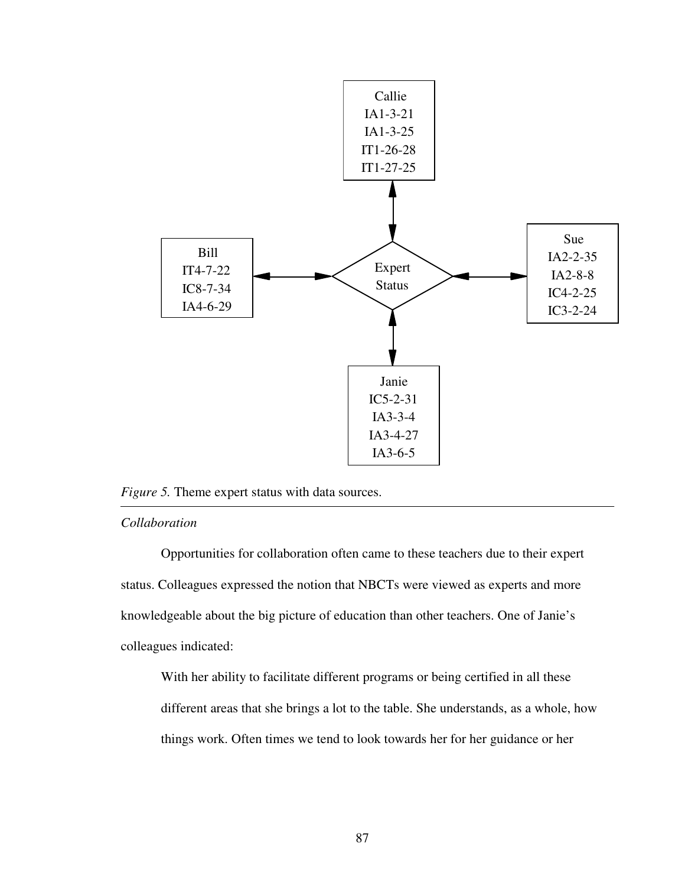Callie
IA1-3-21
IA1-3-25
IT1-26-28
IT1-27-25

Bill
IT4-7-22
IC8-7-34
IA4-6-29

Expert Status

Sue
IA2-2-35
IA2-8-8
IC4-2-25
IC3-2-24

Janie
IC5-2-31
IA3-3-4
IA3-4-27
IA3-6-5

*Figure 5.* Theme expert status with data sources.

---

*Collaboration*

Opportunities for collaboration often came to these teachers due to their expert status. Colleagues expressed the notion that NBCTs were viewed as experts and more knowledgeable about the big picture of education than other teachers. One of Janie's colleagues indicated:

> With her ability to facilitate different programs or being certified in all these different areas that she brings a lot to the table. She understands, as a whole, how things work. Often times we tend to look towards her for her guidance or her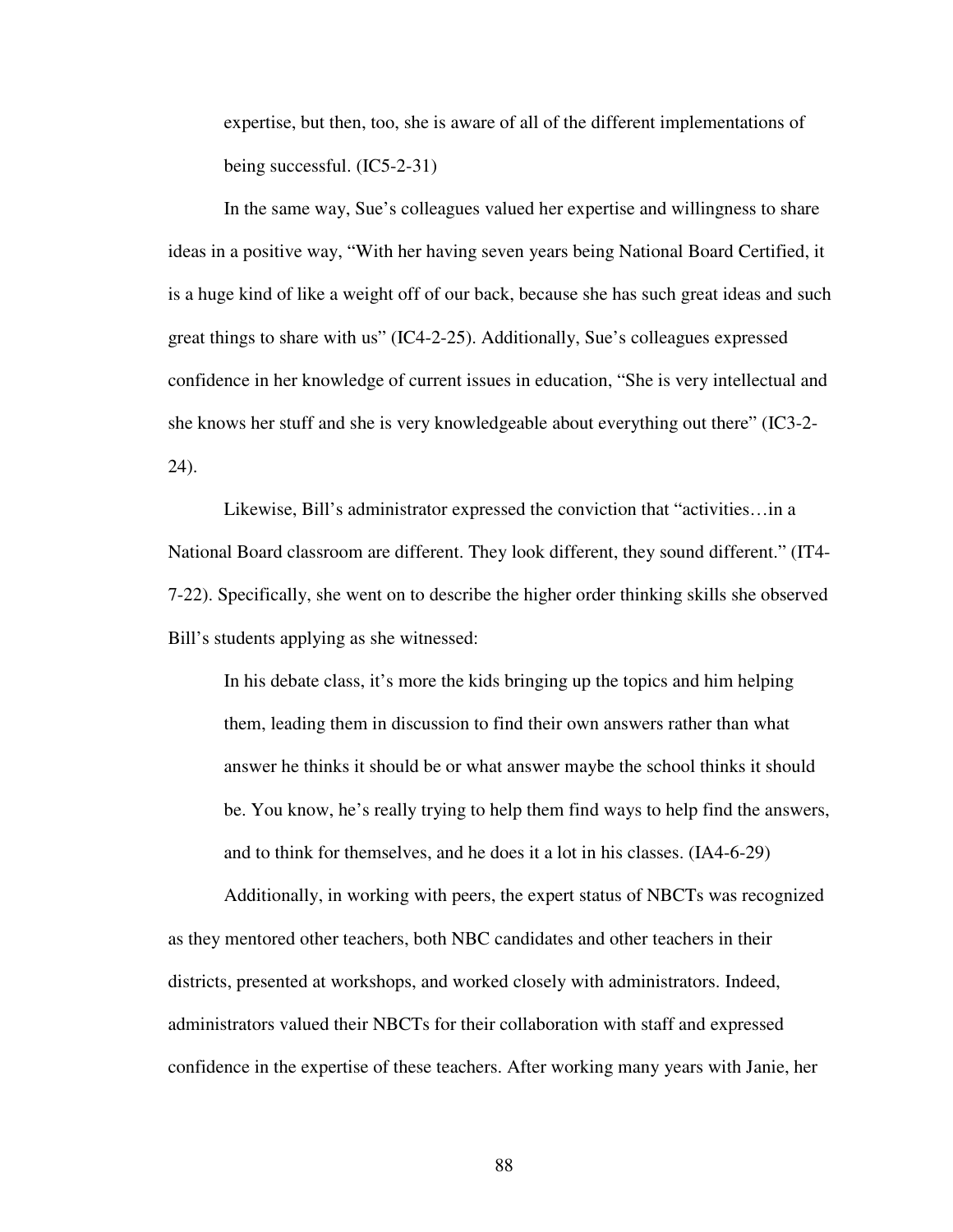> expertise, but then, too, she is aware of all of the different implementations of being successful. (IC5-2-31)

In the same way, Sue's colleagues valued her expertise and willingness to share ideas in a positive way, "With her having seven years being National Board Certified, it is a huge kind of like a weight off of our back, because she has such great ideas and such great things to share with us" (IC4-2-25). Additionally, Sue's colleagues expressed confidence in her knowledge of current issues in education, "She is very intellectual and she knows her stuff and she is very knowledgeable about everything out there" (IC3-2-24).

Likewise, Bill's administrator expressed the conviction that "activities…in a National Board classroom are different. They look different, they sound different." (IT4-7-22). Specifically, she went on to describe the higher order thinking skills she observed Bill's students applying as she witnessed:

> In his debate class, it's more the kids bringing up the topics and him helping them, leading them in discussion to find their own answers rather than what answer he thinks it should be or what answer maybe the school thinks it should be. You know, he's really trying to help them find ways to help find the answers, and to think for themselves, and he does it a lot in his classes. (IA4-6-29)

Additionally, in working with peers, the expert status of NBCTs was recognized as they mentored other teachers, both NBC candidates and other teachers in their districts, presented at workshops, and worked closely with administrators. Indeed, administrators valued their NBCTs for their collaboration with staff and expressed confidence in the expertise of these teachers. After working many years with Janie, her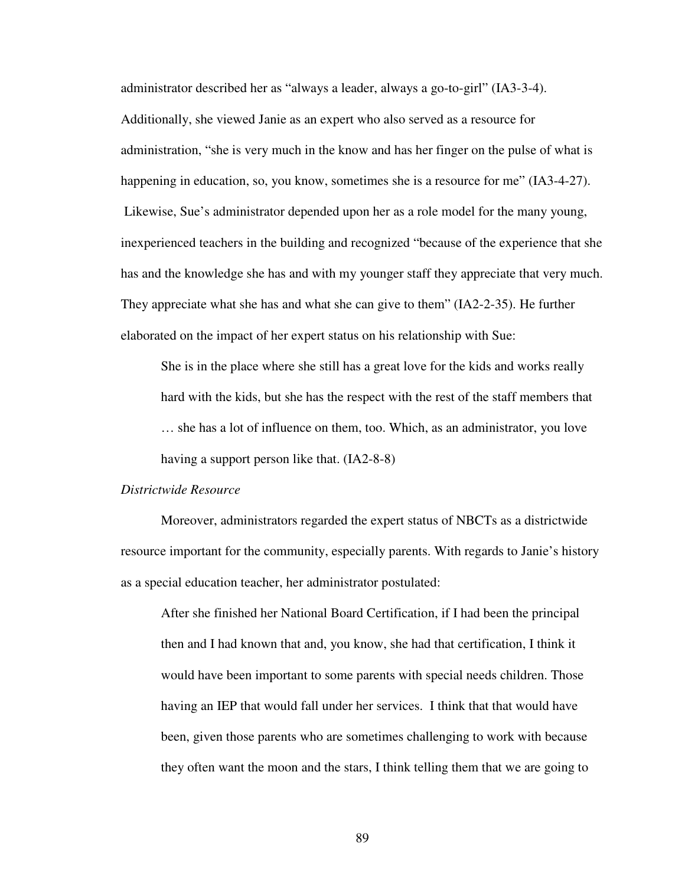administrator described her as "always a leader, always a go-to-girl" (IA3-3-4). Additionally, she viewed Janie as an expert who also served as a resource for administration, "she is very much in the know and has her finger on the pulse of what is happening in education, so, you know, sometimes she is a resource for me" (IA3-4-27). Likewise, Sue's administrator depended upon her as a role model for the many young, inexperienced teachers in the building and recognized "because of the experience that she has and the knowledge she has and with my younger staff they appreciate that very much. They appreciate what she has and what she can give to them" (IA2-2-35). He further elaborated on the impact of her expert status on his relationship with Sue:

> She is in the place where she still has a great love for the kids and works really hard with the kids, but she has the respect with the rest of the staff members that … she has a lot of influence on them, too. Which, as an administrator, you love having a support person like that. (IA2-8-8)

*Districtwide Resource*

Moreover, administrators regarded the expert status of NBCTs as a districtwide resource important for the community, especially parents. With regards to Janie's history as a special education teacher, her administrator postulated:

> After she finished her National Board Certification, if I had been the principal then and I had known that and, you know, she had that certification, I think it would have been important to some parents with special needs children. Those having an IEP that would fall under her services. I think that that would have been, given those parents who are sometimes challenging to work with because they often want the moon and the stars, I think telling them that we are going to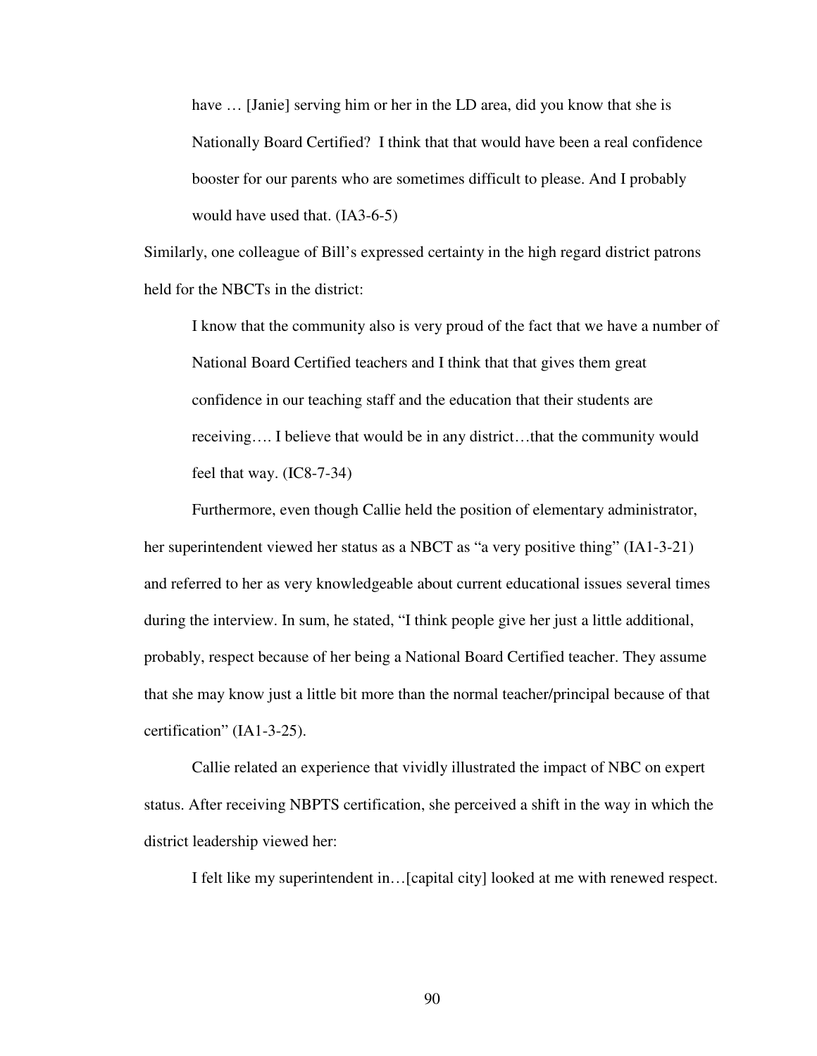> have … [Janie] serving him or her in the LD area, did you know that she is Nationally Board Certified? I think that that would have been a real confidence booster for our parents who are sometimes difficult to please. And I probably would have used that. (IA3-6-5)

Similarly, one colleague of Bill's expressed certainty in the high regard district patrons held for the NBCTs in the district:

> I know that the community also is very proud of the fact that we have a number of National Board Certified teachers and I think that that gives them great confidence in our teaching staff and the education that their students are receiving…. I believe that would be in any district…that the community would feel that way. (IC8-7-34)

Furthermore, even though Callie held the position of elementary administrator, her superintendent viewed her status as a NBCT as "a very positive thing" (IA1-3-21) and referred to her as very knowledgeable about current educational issues several times during the interview. In sum, he stated, "I think people give her just a little additional, probably, respect because of her being a National Board Certified teacher. They assume that she may know just a little bit more than the normal teacher/principal because of that certification" (IA1-3-25).

Callie related an experience that vividly illustrated the impact of NBC on expert status. After receiving NBPTS certification, she perceived a shift in the way in which the district leadership viewed her:

> I felt like my superintendent in…[capital city] looked at me with renewed respect.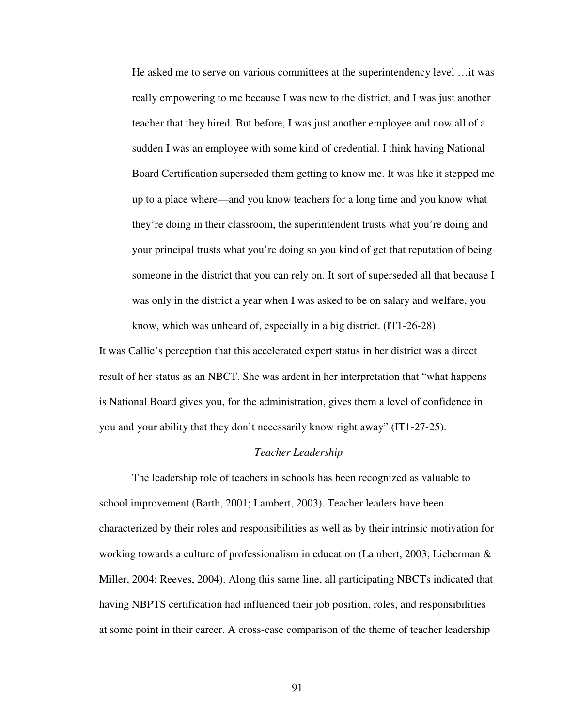> He asked me to serve on various committees at the superintendency level …it was really empowering to me because I was new to the district, and I was just another teacher that they hired. But before, I was just another employee and now all of a sudden I was an employee with some kind of credential. I think having National Board Certification superseded them getting to know me. It was like it stepped me up to a place where—and you know teachers for a long time and you know what they're doing in their classroom, the superintendent trusts what you're doing and your principal trusts what you're doing so you kind of get that reputation of being someone in the district that you can rely on. It sort of superseded all that because I was only in the district a year when I was asked to be on salary and welfare, you know, which was unheard of, especially in a big district. (IT1-26-28)

It was Callie's perception that this accelerated expert status in her district was a direct result of her status as an NBCT. She was ardent in her interpretation that "what happens is National Board gives you, for the administration, gives them a level of confidence in you and your ability that they don't necessarily know right away" (IT1-27-25).

### *Teacher Leadership*

The leadership role of teachers in schools has been recognized as valuable to school improvement (Barth, 2001; Lambert, 2003). Teacher leaders have been characterized by their roles and responsibilities as well as by their intrinsic motivation for working towards a culture of professionalism in education (Lambert, 2003; Lieberman & Miller, 2004; Reeves, 2004). Along this same line, all participating NBCTs indicated that having NBPTS certification had influenced their job position, roles, and responsibilities at some point in their career. A cross-case comparison of the theme of teacher leadership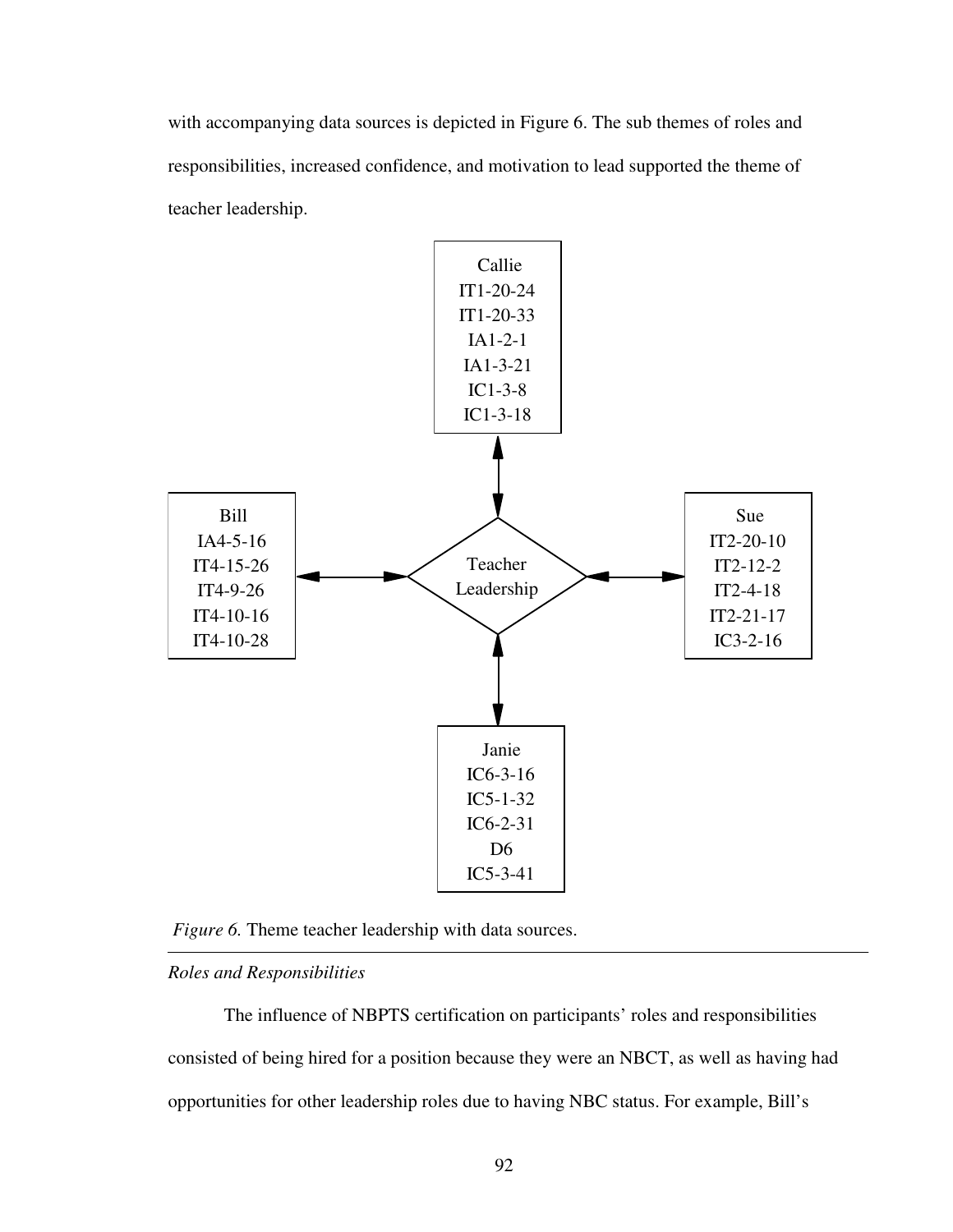with accompanying data sources is depicted in Figure 6. The sub themes of roles and responsibilities, increased confidence, and motivation to lead supported the theme of teacher leadership.

Callie
IT1-20-24
IT1-20-33
IA1-2-1
IA1-3-21
IC1-3-8
IC1-3-18

Bill
IA4-5-16
IT4-15-26
IT4-9-26
IT4-10-16
IT4-10-28

Teacher Leadership

Sue
IT2-20-10
IT2-12-2
IT2-4-18
IT2-21-17
IC3-2-16

Janie
IC6-3-16
IC5-1-32
IC6-2-31
D6
IC5-3-41

*Figure 6.* Theme teacher leadership with data sources.

---

*Roles and Responsibilities*

The influence of NBPTS certification on participants' roles and responsibilities consisted of being hired for a position because they were an NBCT, as well as having had opportunities for other leadership roles due to having NBC status. For example, Bill's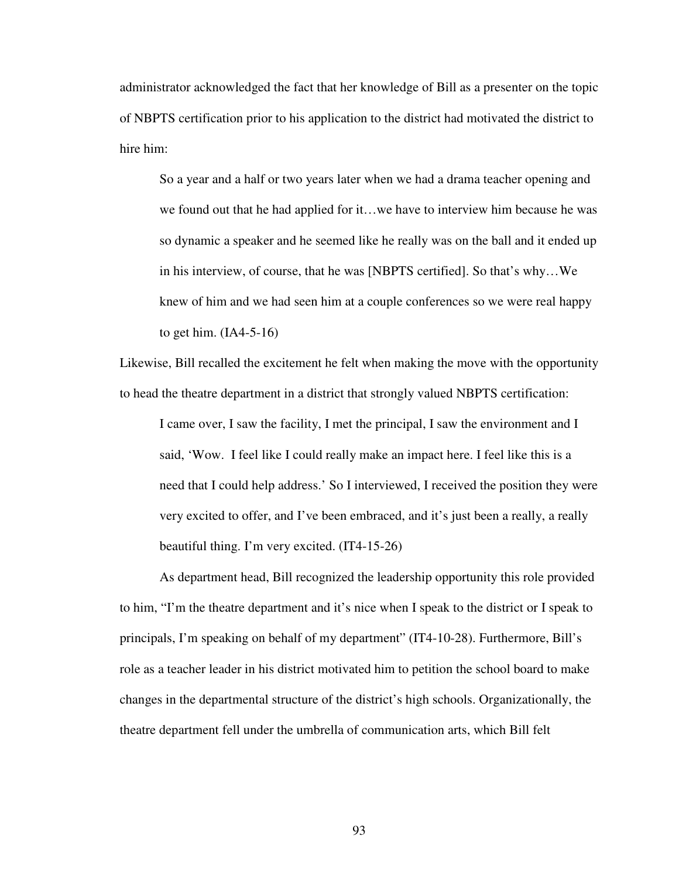administrator acknowledged the fact that her knowledge of Bill as a presenter on the topic of NBPTS certification prior to his application to the district had motivated the district to hire him:

> So a year and a half or two years later when we had a drama teacher opening and we found out that he had applied for it…we have to interview him because he was so dynamic a speaker and he seemed like he really was on the ball and it ended up in his interview, of course, that he was [NBPTS certified]. So that's why…We knew of him and we had seen him at a couple conferences so we were real happy to get him. (IA4-5-16)

Likewise, Bill recalled the excitement he felt when making the move with the opportunity to head the theatre department in a district that strongly valued NBPTS certification:

> I came over, I saw the facility, I met the principal, I saw the environment and I said, 'Wow. I feel like I could really make an impact here. I feel like this is a need that I could help address.' So I interviewed, I received the position they were very excited to offer, and I've been embraced, and it's just been a really, a really beautiful thing. I'm very excited. (IT4-15-26)

As department head, Bill recognized the leadership opportunity this role provided to him, "I'm the theatre department and it's nice when I speak to the district or I speak to principals, I'm speaking on behalf of my department" (IT4-10-28). Furthermore, Bill's role as a teacher leader in his district motivated him to petition the school board to make changes in the departmental structure of the district's high schools. Organizationally, the theatre department fell under the umbrella of communication arts, which Bill felt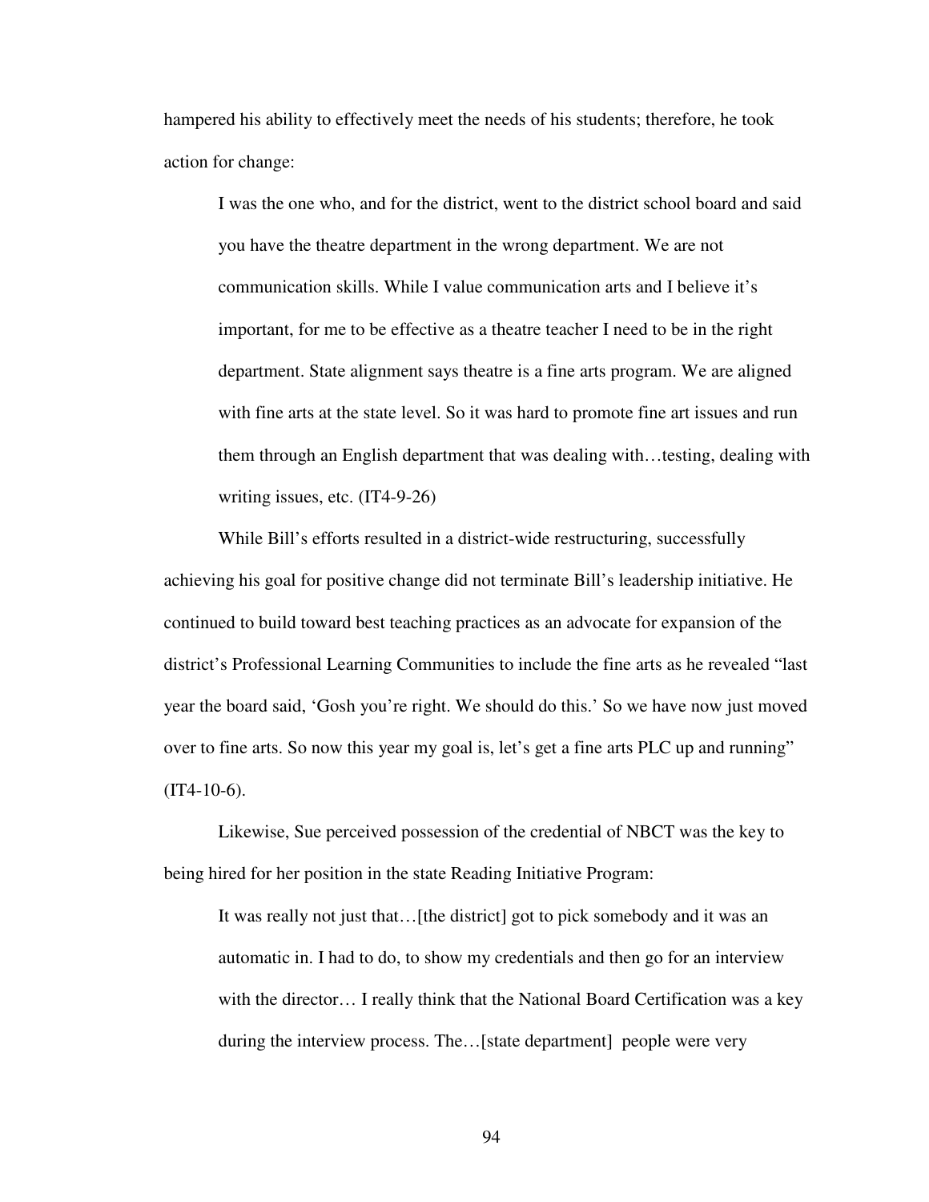hampered his ability to effectively meet the needs of his students; therefore, he took action for change:

> I was the one who, and for the district, went to the district school board and said you have the theatre department in the wrong department. We are not communication skills. While I value communication arts and I believe it's important, for me to be effective as a theatre teacher I need to be in the right department. State alignment says theatre is a fine arts program. We are aligned with fine arts at the state level. So it was hard to promote fine art issues and run them through an English department that was dealing with…testing, dealing with writing issues, etc. (IT4-9-26)

While Bill's efforts resulted in a district-wide restructuring, successfully achieving his goal for positive change did not terminate Bill's leadership initiative. He continued to build toward best teaching practices as an advocate for expansion of the district's Professional Learning Communities to include the fine arts as he revealed "last year the board said, 'Gosh you're right. We should do this.' So we have now just moved over to fine arts. So now this year my goal is, let's get a fine arts PLC up and running" (IT4-10-6).

Likewise, Sue perceived possession of the credential of NBCT was the key to being hired for her position in the state Reading Initiative Program:

> It was really not just that…[the district] got to pick somebody and it was an automatic in. I had to do, to show my credentials and then go for an interview with the director… I really think that the National Board Certification was a key during the interview process. The…[state department] people were very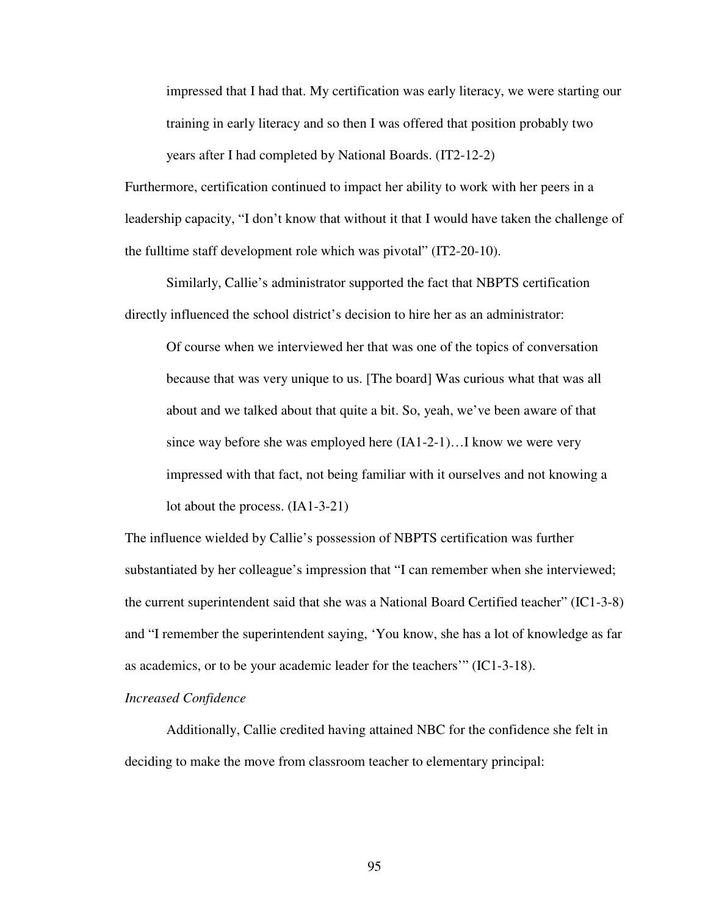> impressed that I had that. My certification was early literacy, we were starting our training in early literacy and so then I was offered that position probably two years after I had completed by National Boards. (IT2-12-2)

Furthermore, certification continued to impact her ability to work with her peers in a leadership capacity, "I don't know that without it that I would have taken the challenge of the fulltime staff development role which was pivotal" (IT2-20-10).

Similarly, Callie's administrator supported the fact that NBPTS certification directly influenced the school district's decision to hire her as an administrator:

> Of course when we interviewed her that was one of the topics of conversation because that was very unique to us. [The board] Was curious what that was all about and we talked about that quite a bit. So, yeah, we've been aware of that since way before she was employed here (IA1-2-1)…I know we were very impressed with that fact, not being familiar with it ourselves and not knowing a lot about the process. (IA1-3-21)

The influence wielded by Callie's possession of NBPTS certification was further substantiated by her colleague's impression that "I can remember when she interviewed; the current superintendent said that she was a National Board Certified teacher" (IC1-3-8) and "I remember the superintendent saying, 'You know, she has a lot of knowledge as far as academics, or to be your academic leader for the teachers'" (IC1-3-18).

*Increased Confidence*

Additionally, Callie credited having attained NBC for the confidence she felt in deciding to make the move from classroom teacher to elementary principal: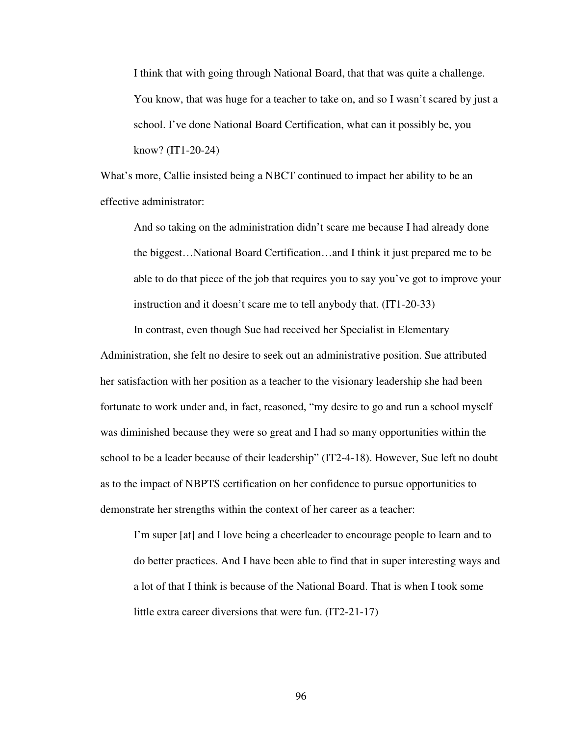> I think that with going through National Board, that that was quite a challenge. You know, that was huge for a teacher to take on, and so I wasn't scared by just a school. I've done National Board Certification, what can it possibly be, you know? (IT1-20-24)

What's more, Callie insisted being a NBCT continued to impact her ability to be an effective administrator:

> And so taking on the administration didn't scare me because I had already done the biggest…National Board Certification…and I think it just prepared me to be able to do that piece of the job that requires you to say you've got to improve your instruction and it doesn't scare me to tell anybody that. (IT1-20-33)

In contrast, even though Sue had received her Specialist in Elementary Administration, she felt no desire to seek out an administrative position. Sue attributed her satisfaction with her position as a teacher to the visionary leadership she had been fortunate to work under and, in fact, reasoned, "my desire to go and run a school myself was diminished because they were so great and I had so many opportunities within the school to be a leader because of their leadership" (IT2-4-18). However, Sue left no doubt as to the impact of NBPTS certification on her confidence to pursue opportunities to demonstrate her strengths within the context of her career as a teacher:

> I'm super [at] and I love being a cheerleader to encourage people to learn and to do better practices. And I have been able to find that in super interesting ways and a lot of that I think is because of the National Board. That is when I took some little extra career diversions that were fun. (IT2-21-17)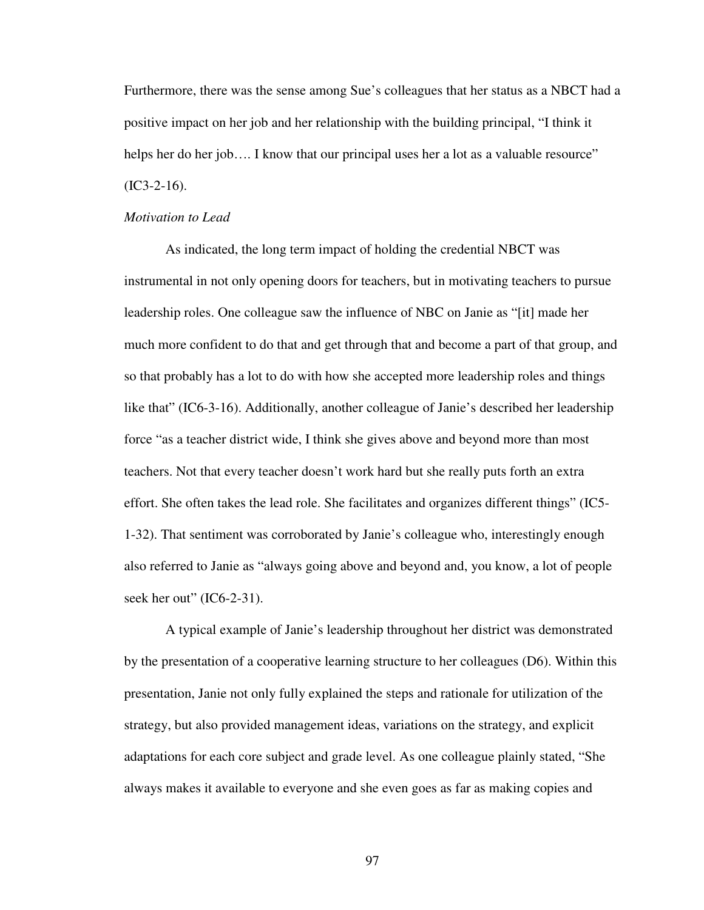Furthermore, there was the sense among Sue's colleagues that her status as a NBCT had a positive impact on her job and her relationship with the building principal, "I think it helps her do her job…. I know that our principal uses her a lot as a valuable resource" (IC3-2-16).

*Motivation to Lead*

As indicated, the long term impact of holding the credential NBCT was instrumental in not only opening doors for teachers, but in motivating teachers to pursue leadership roles. One colleague saw the influence of NBC on Janie as "[it] made her much more confident to do that and get through that and become a part of that group, and so that probably has a lot to do with how she accepted more leadership roles and things like that" (IC6-3-16). Additionally, another colleague of Janie's described her leadership force "as a teacher district wide, I think she gives above and beyond more than most teachers. Not that every teacher doesn't work hard but she really puts forth an extra effort. She often takes the lead role. She facilitates and organizes different things" (IC5-1-32). That sentiment was corroborated by Janie's colleague who, interestingly enough also referred to Janie as "always going above and beyond and, you know, a lot of people seek her out" (IC6-2-31).

A typical example of Janie's leadership throughout her district was demonstrated by the presentation of a cooperative learning structure to her colleagues (D6). Within this presentation, Janie not only fully explained the steps and rationale for utilization of the strategy, but also provided management ideas, variations on the strategy, and explicit adaptations for each core subject and grade level. As one colleague plainly stated, "She always makes it available to everyone and she even goes as far as making copies and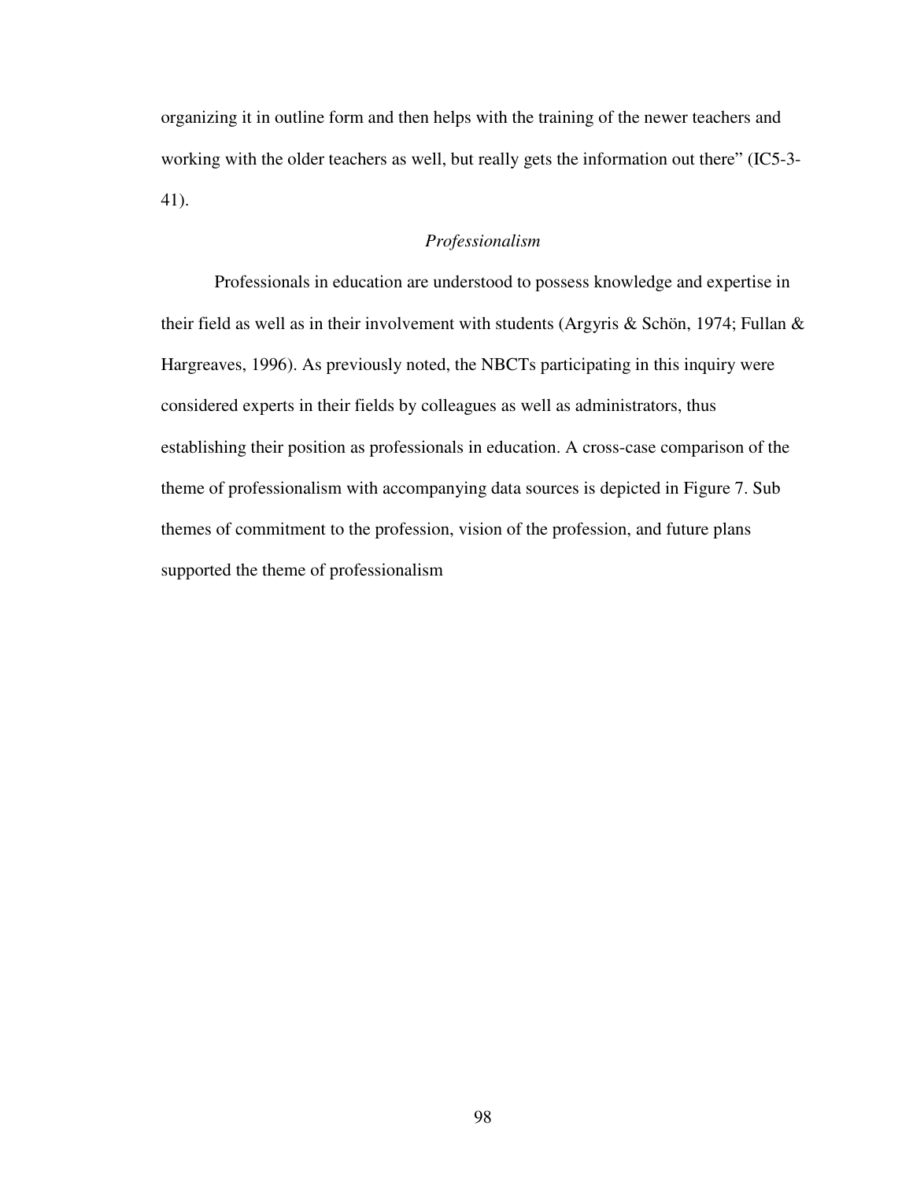organizing it in outline form and then helps with the training of the newer teachers and working with the older teachers as well, but really gets the information out there" (IC5-3-41).

### *Professionalism*

Professionals in education are understood to possess knowledge and expertise in their field as well as in their involvement with students (Argyris & Schön, 1974; Fullan & Hargreaves, 1996). As previously noted, the NBCTs participating in this inquiry were considered experts in their fields by colleagues as well as administrators, thus establishing their position as professionals in education. A cross-case comparison of the theme of professionalism with accompanying data sources is depicted in Figure 7. Sub themes of commitment to the profession, vision of the profession, and future plans supported the theme of professionalism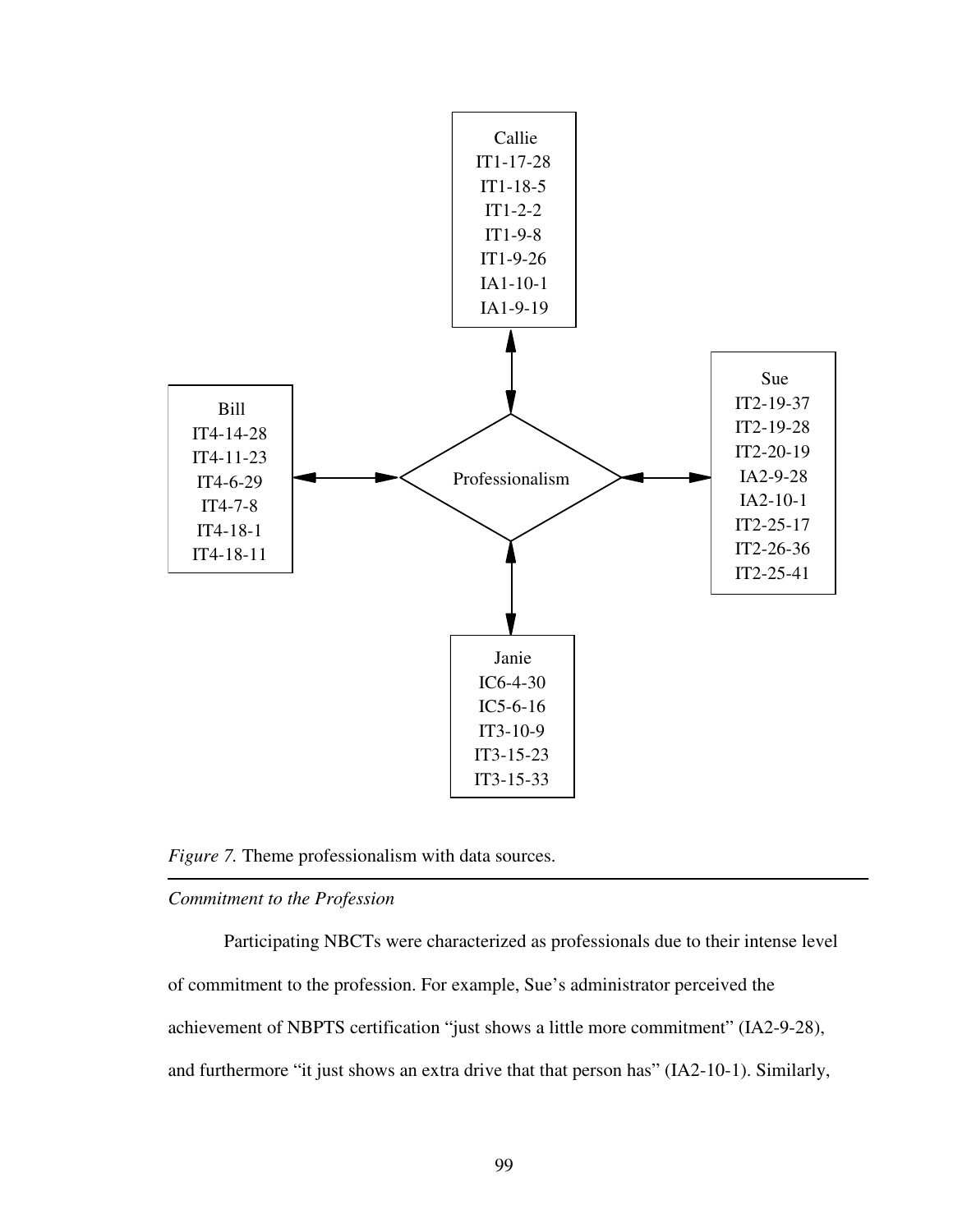Callie
IT1-17-28
IT1-18-5
IT1-2-2
IT1-9-8
IT1-9-26
IA1-10-1
IA1-9-19

Bill
IT4-14-28
IT4-11-23
IT4-6-29
IT4-7-8
IT4-18-1
IT4-18-11

Professionalism

Sue
IT2-19-37
IT2-19-28
IT2-20-19
IA2-9-28
IA2-10-1
IT2-25-17
IT2-26-36
IT2-25-41

Janie
IC6-4-30
IC5-6-16
IT3-10-9
IT3-15-23
IT3-15-33

*Figure 7.* Theme professionalism with data sources.

---

*Commitment to the Profession*

Participating NBCTs were characterized as professionals due to their intense level of commitment to the profession. For example, Sue's administrator perceived the achievement of NBPTS certification "just shows a little more commitment" (IA2-9-28), and furthermore "it just shows an extra drive that that person has" (IA2-10-1). Similarly,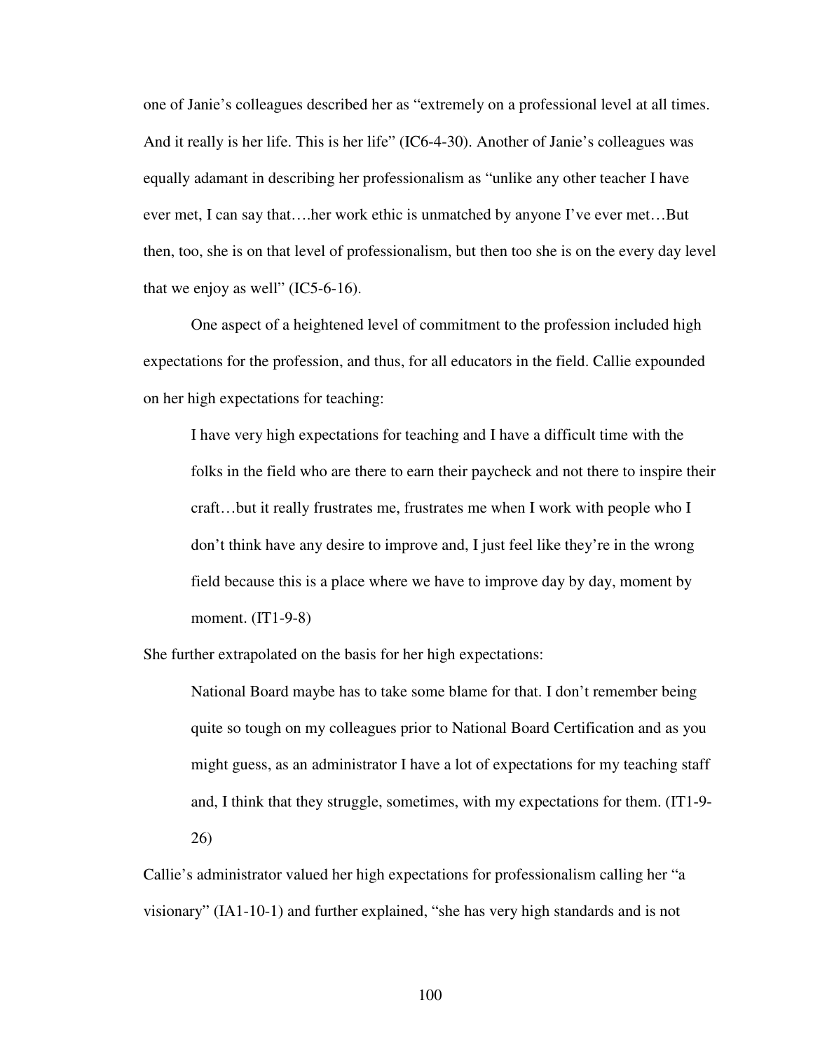one of Janie's colleagues described her as "extremely on a professional level at all times. And it really is her life. This is her life" (IC6-4-30). Another of Janie's colleagues was equally adamant in describing her professionalism as "unlike any other teacher I have ever met, I can say that….her work ethic is unmatched by anyone I've ever met…But then, too, she is on that level of professionalism, but then too she is on the every day level that we enjoy as well" (IC5-6-16).

One aspect of a heightened level of commitment to the profession included high expectations for the profession, and thus, for all educators in the field. Callie expounded on her high expectations for teaching:

> I have very high expectations for teaching and I have a difficult time with the folks in the field who are there to earn their paycheck and not there to inspire their craft…but it really frustrates me, frustrates me when I work with people who I don't think have any desire to improve and, I just feel like they're in the wrong field because this is a place where we have to improve day by day, moment by moment. (IT1-9-8)

She further extrapolated on the basis for her high expectations:

> National Board maybe has to take some blame for that. I don't remember being quite so tough on my colleagues prior to National Board Certification and as you might guess, as an administrator I have a lot of expectations for my teaching staff and, I think that they struggle, sometimes, with my expectations for them. (IT1-9-26)

Callie's administrator valued her high expectations for professionalism calling her "a visionary" (IA1-10-1) and further explained, "she has very high standards and is not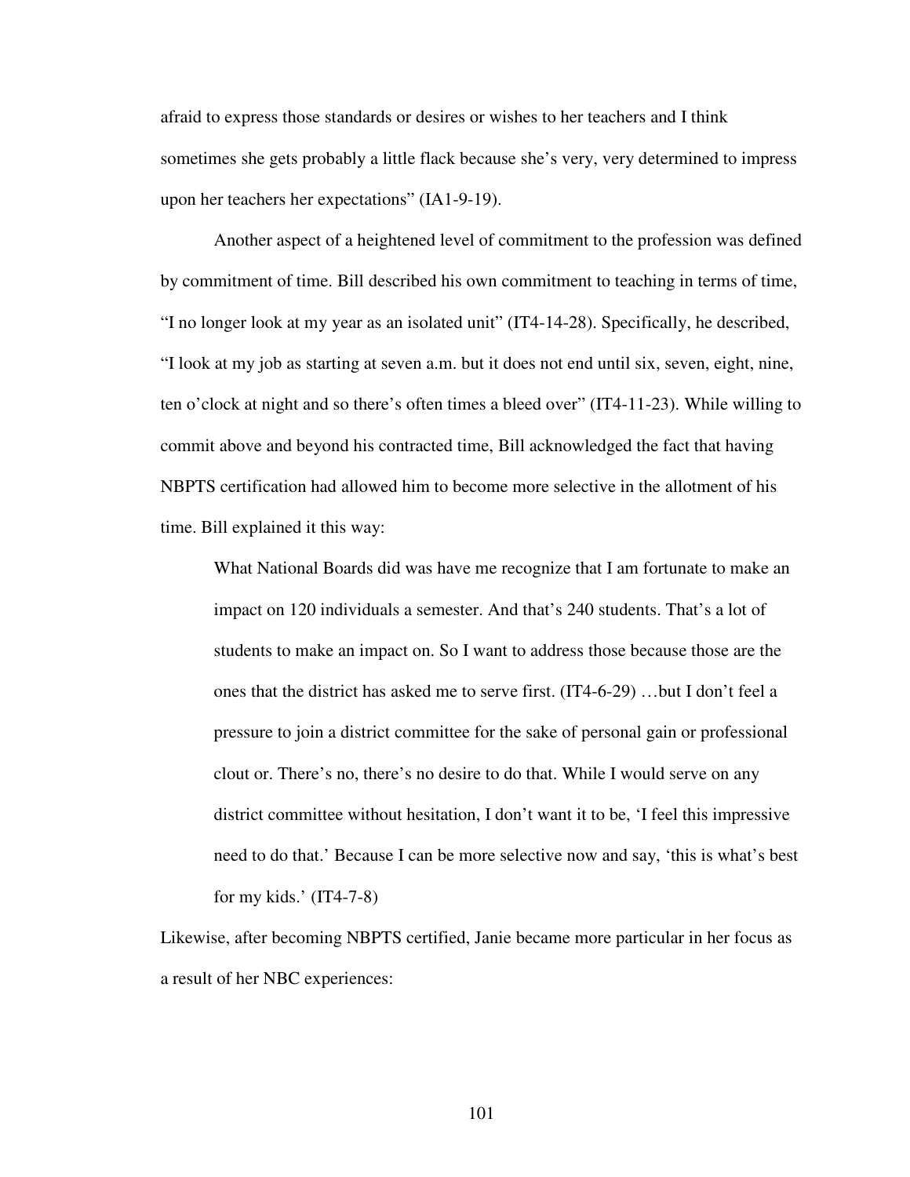afraid to express those standards or desires or wishes to her teachers and I think sometimes she gets probably a little flack because she's very, very determined to impress upon her teachers her expectations" (IA1-9-19).

Another aspect of a heightened level of commitment to the profession was defined by commitment of time. Bill described his own commitment to teaching in terms of time, "I no longer look at my year as an isolated unit" (IT4-14-28). Specifically, he described, "I look at my job as starting at seven a.m. but it does not end until six, seven, eight, nine, ten o'clock at night and so there's often times a bleed over" (IT4-11-23). While willing to commit above and beyond his contracted time, Bill acknowledged the fact that having NBPTS certification had allowed him to become more selective in the allotment of his time. Bill explained it this way:

> What National Boards did was have me recognize that I am fortunate to make an impact on 120 individuals a semester. And that's 240 students. That's a lot of students to make an impact on. So I want to address those because those are the ones that the district has asked me to serve first. (IT4-6-29) …but I don't feel a pressure to join a district committee for the sake of personal gain or professional clout or. There's no, there's no desire to do that. While I would serve on any district committee without hesitation, I don't want it to be, 'I feel this impressive need to do that.' Because I can be more selective now and say, 'this is what's best for my kids.' (IT4-7-8)

Likewise, after becoming NBPTS certified, Janie became more particular in her focus as a result of her NBC experiences: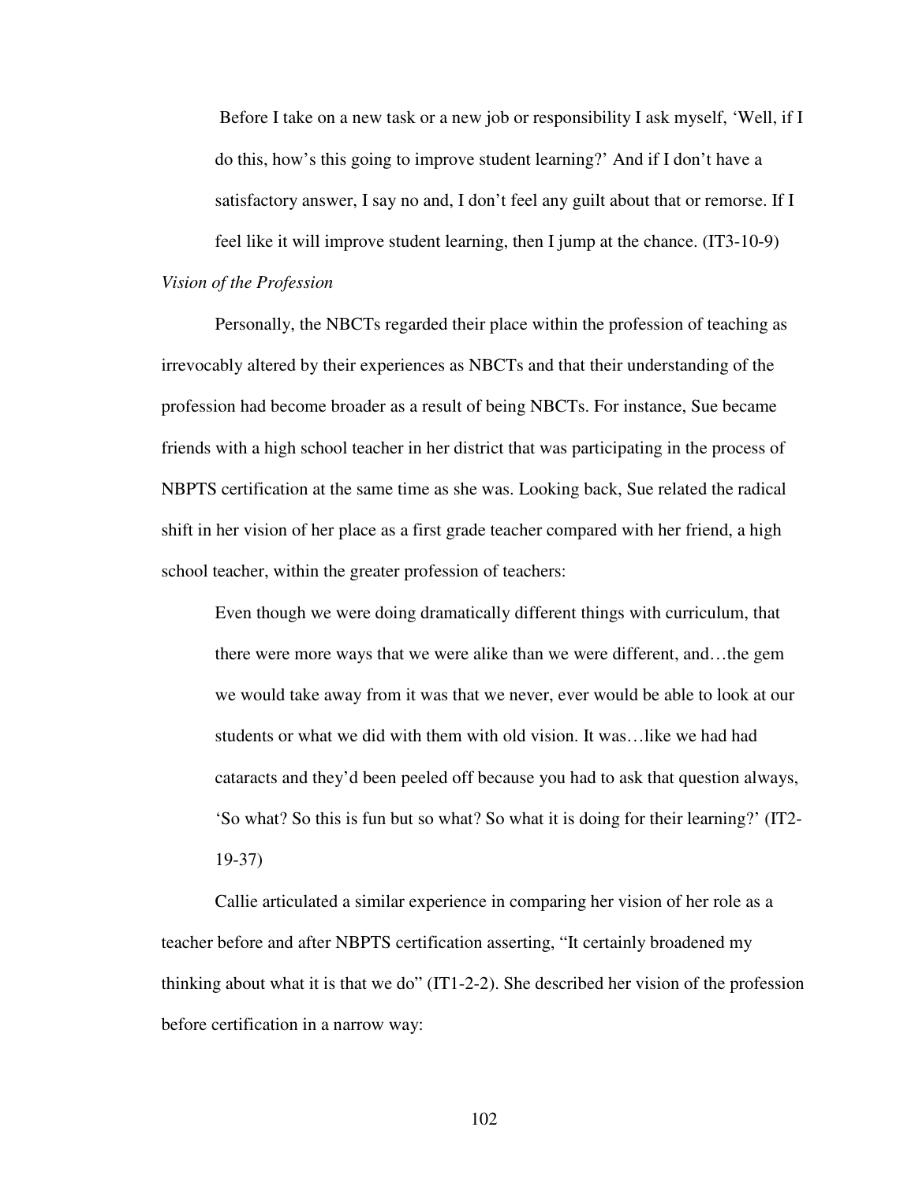> Before I take on a new task or a new job or responsibility I ask myself, 'Well, if I do this, how's this going to improve student learning?' And if I don't have a satisfactory answer, I say no and, I don't feel any guilt about that or remorse. If I feel like it will improve student learning, then I jump at the chance. (IT3-10-9)

*Vision of the Profession*

Personally, the NBCTs regarded their place within the profession of teaching as irrevocably altered by their experiences as NBCTs and that their understanding of the profession had become broader as a result of being NBCTs. For instance, Sue became friends with a high school teacher in her district that was participating in the process of NBPTS certification at the same time as she was. Looking back, Sue related the radical shift in her vision of her place as a first grade teacher compared with her friend, a high school teacher, within the greater profession of teachers:

> Even though we were doing dramatically different things with curriculum, that there were more ways that we were alike than we were different, and…the gem we would take away from it was that we never, ever would be able to look at our students or what we did with them with old vision. It was…like we had had cataracts and they'd been peeled off because you had to ask that question always, 'So what? So this is fun but so what? So what it is doing for their learning?' (IT2-19-37)

Callie articulated a similar experience in comparing her vision of her role as a teacher before and after NBPTS certification asserting, "It certainly broadened my thinking about what it is that we do" (IT1-2-2). She described her vision of the profession before certification in a narrow way: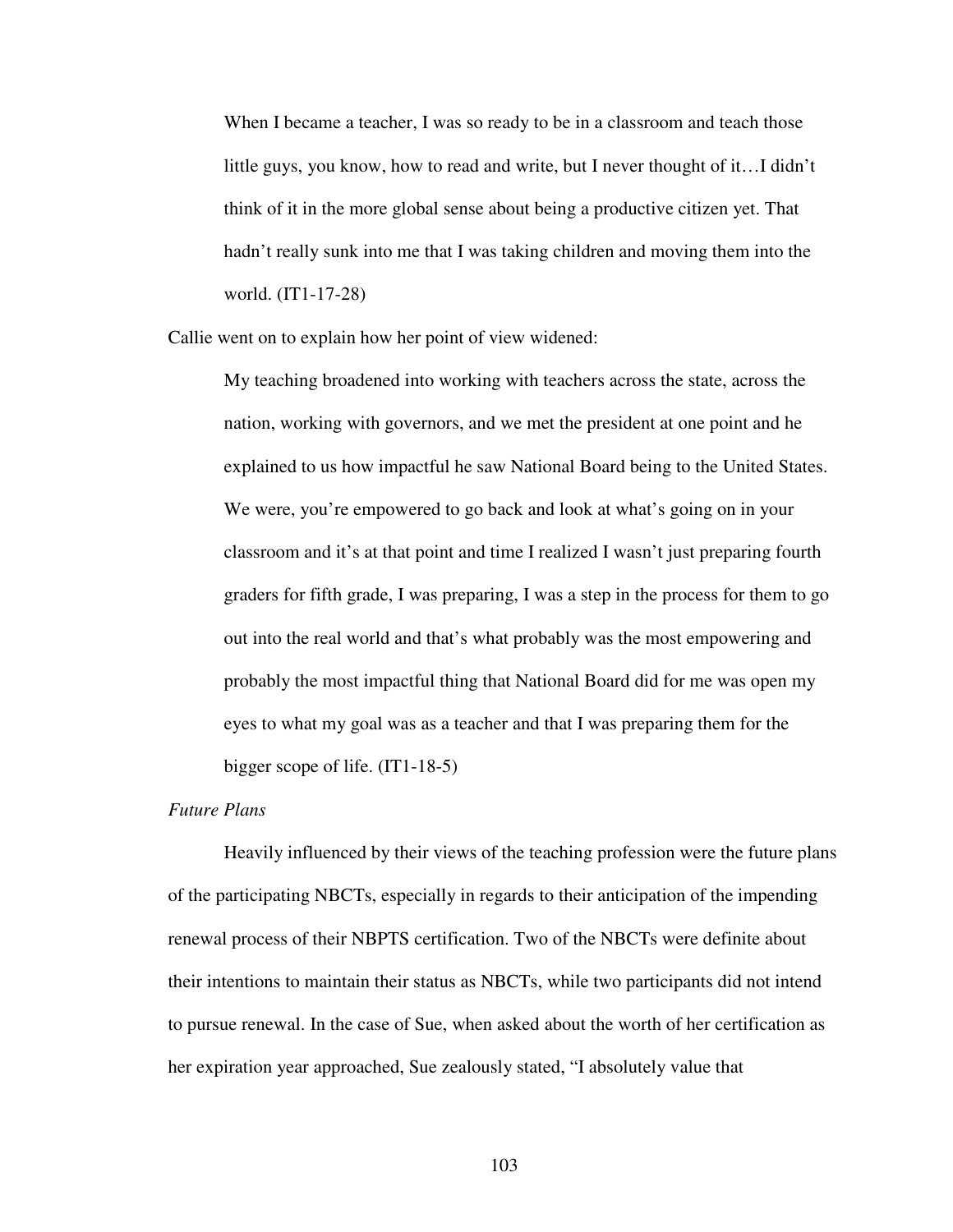> When I became a teacher, I was so ready to be in a classroom and teach those little guys, you know, how to read and write, but I never thought of it…I didn't think of it in the more global sense about being a productive citizen yet. That hadn't really sunk into me that I was taking children and moving them into the world. (IT1-17-28)

Callie went on to explain how her point of view widened:

> My teaching broadened into working with teachers across the state, across the nation, working with governors, and we met the president at one point and he explained to us how impactful he saw National Board being to the United States. We were, you're empowered to go back and look at what's going on in your classroom and it's at that point and time I realized I wasn't just preparing fourth graders for fifth grade, I was preparing, I was a step in the process for them to go out into the real world and that's what probably was the most empowering and probably the most impactful thing that National Board did for me was open my eyes to what my goal was as a teacher and that I was preparing them for the bigger scope of life. (IT1-18-5)

*Future Plans*

Heavily influenced by their views of the teaching profession were the future plans of the participating NBCTs, especially in regards to their anticipation of the impending renewal process of their NBPTS certification. Two of the NBCTs were definite about their intentions to maintain their status as NBCTs, while two participants did not intend to pursue renewal. In the case of Sue, when asked about the worth of her certification as her expiration year approached, Sue zealously stated, "I absolutely value that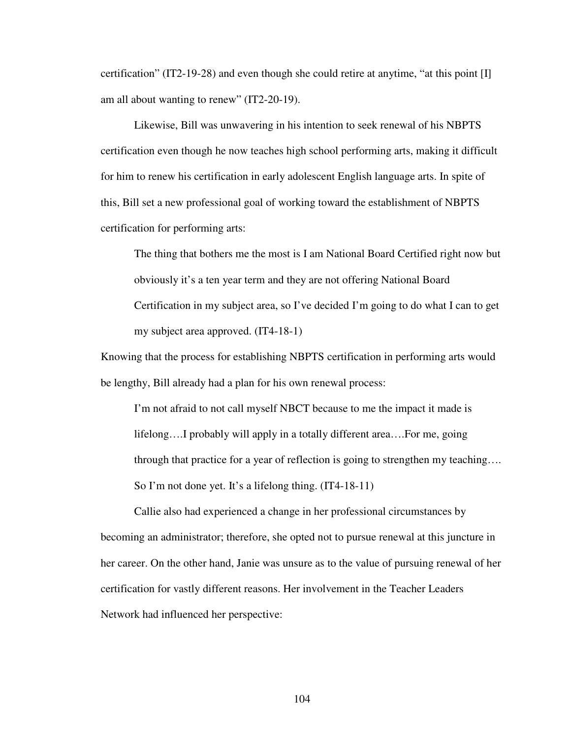certification" (IT2-19-28) and even though she could retire at anytime, "at this point [I] am all about wanting to renew" (IT2-20-19).

Likewise, Bill was unwavering in his intention to seek renewal of his NBPTS certification even though he now teaches high school performing arts, making it difficult for him to renew his certification in early adolescent English language arts. In spite of this, Bill set a new professional goal of working toward the establishment of NBPTS certification for performing arts:

> The thing that bothers me the most is I am National Board Certified right now but obviously it's a ten year term and they are not offering National Board Certification in my subject area, so I've decided I'm going to do what I can to get my subject area approved. (IT4-18-1)

Knowing that the process for establishing NBPTS certification in performing arts would be lengthy, Bill already had a plan for his own renewal process:

> I'm not afraid to not call myself NBCT because to me the impact it made is lifelong….I probably will apply in a totally different area….For me, going through that practice for a year of reflection is going to strengthen my teaching…. So I'm not done yet. It's a lifelong thing. (IT4-18-11)

Callie also had experienced a change in her professional circumstances by becoming an administrator; therefore, she opted not to pursue renewal at this juncture in her career. On the other hand, Janie was unsure as to the value of pursuing renewal of her certification for vastly different reasons. Her involvement in the Teacher Leaders Network had influenced her perspective: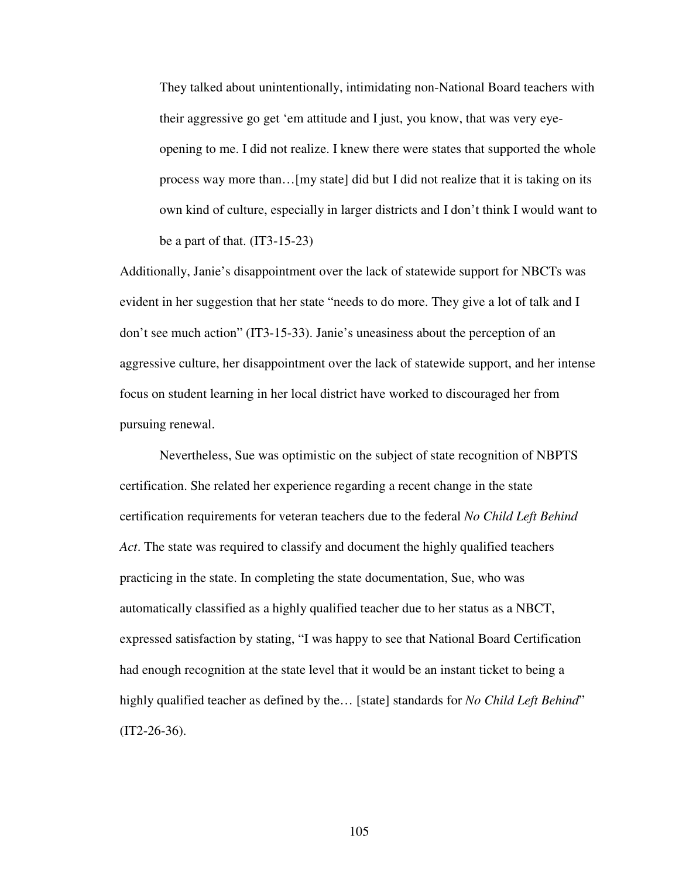> They talked about unintentionally, intimidating non-National Board teachers with their aggressive go get 'em attitude and I just, you know, that was very eye-opening to me. I did not realize. I knew there were states that supported the whole process way more than…[my state] did but I did not realize that it is taking on its own kind of culture, especially in larger districts and I don't think I would want to be a part of that. (IT3-15-23)

Additionally, Janie's disappointment over the lack of statewide support for NBCTs was evident in her suggestion that her state "needs to do more. They give a lot of talk and I don't see much action" (IT3-15-33). Janie's uneasiness about the perception of an aggressive culture, her disappointment over the lack of statewide support, and her intense focus on student learning in her local district have worked to discouraged her from pursuing renewal.

Nevertheless, Sue was optimistic on the subject of state recognition of NBPTS certification. She related her experience regarding a recent change in the state certification requirements for veteran teachers due to the federal *No Child Left Behind Act*. The state was required to classify and document the highly qualified teachers practicing in the state. In completing the state documentation, Sue, who was automatically classified as a highly qualified teacher due to her status as a NBCT, expressed satisfaction by stating, "I was happy to see that National Board Certification had enough recognition at the state level that it would be an instant ticket to being a highly qualified teacher as defined by the… [state] standards for *No Child Left Behind*" (IT2-26-36).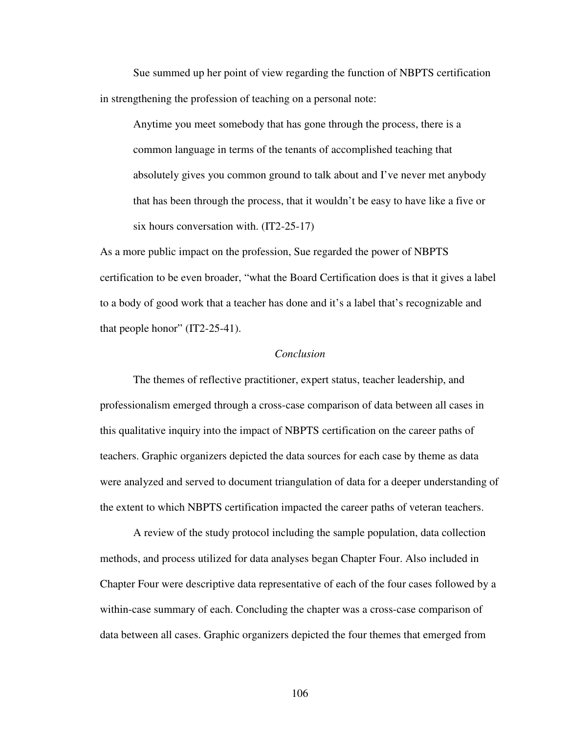Sue summed up her point of view regarding the function of NBPTS certification in strengthening the profession of teaching on a personal note:

> Anytime you meet somebody that has gone through the process, there is a common language in terms of the tenants of accomplished teaching that absolutely gives you common ground to talk about and I've never met anybody that has been through the process, that it wouldn't be easy to have like a five or six hours conversation with. (IT2-25-17)

As a more public impact on the profession, Sue regarded the power of NBPTS certification to be even broader, "what the Board Certification does is that it gives a label to a body of good work that a teacher has done and it's a label that's recognizable and that people honor" (IT2-25-41).

### *Conclusion*

The themes of reflective practitioner, expert status, teacher leadership, and professionalism emerged through a cross-case comparison of data between all cases in this qualitative inquiry into the impact of NBPTS certification on the career paths of teachers. Graphic organizers depicted the data sources for each case by theme as data were analyzed and served to document triangulation of data for a deeper understanding of the extent to which NBPTS certification impacted the career paths of veteran teachers.

A review of the study protocol including the sample population, data collection methods, and process utilized for data analyses began Chapter Four. Also included in Chapter Four were descriptive data representative of each of the four cases followed by a within-case summary of each. Concluding the chapter was a cross-case comparison of data between all cases. Graphic organizers depicted the four themes that emerged from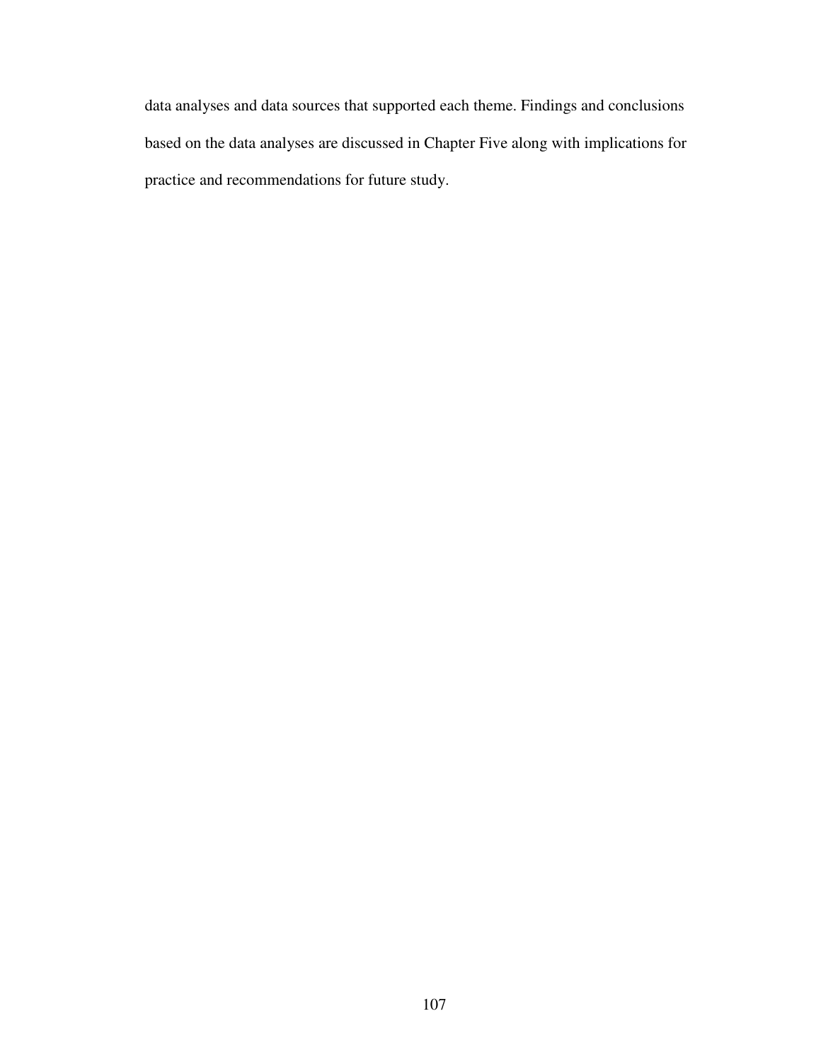data analyses and data sources that supported each theme. Findings and conclusions based on the data analyses are discussed in Chapter Five along with implications for practice and recommendations for future study.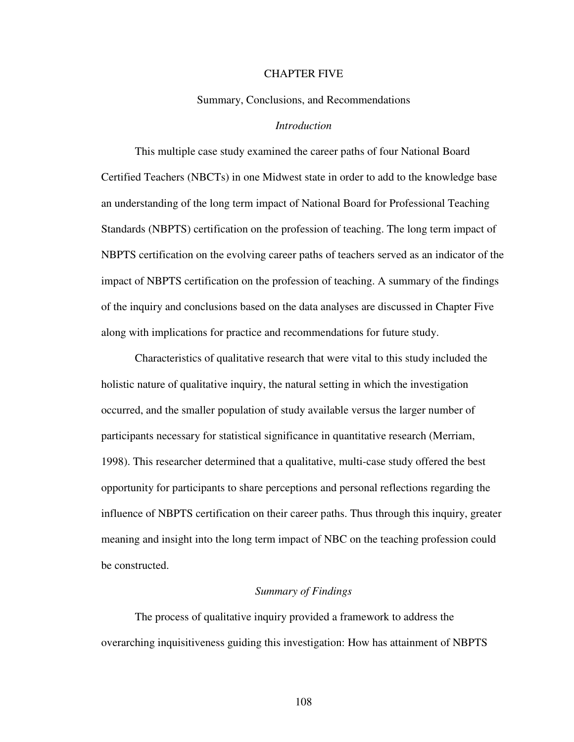# CHAPTER FIVE

## Summary, Conclusions, and Recommendations

### *Introduction*

This multiple case study examined the career paths of four National Board Certified Teachers (NBCTs) in one Midwest state in order to add to the knowledge base an understanding of the long term impact of National Board for Professional Teaching Standards (NBPTS) certification on the profession of teaching. The long term impact of NBPTS certification on the evolving career paths of teachers served as an indicator of the impact of NBPTS certification on the profession of teaching. A summary of the findings of the inquiry and conclusions based on the data analyses are discussed in Chapter Five along with implications for practice and recommendations for future study.

Characteristics of qualitative research that were vital to this study included the holistic nature of qualitative inquiry, the natural setting in which the investigation occurred, and the smaller population of study available versus the larger number of participants necessary for statistical significance in quantitative research (Merriam, 1998). This researcher determined that a qualitative, multi-case study offered the best opportunity for participants to share perceptions and personal reflections regarding the influence of NBPTS certification on their career paths. Thus through this inquiry, greater meaning and insight into the long term impact of NBC on the teaching profession could be constructed.

### *Summary of Findings*

The process of qualitative inquiry provided a framework to address the overarching inquisitiveness guiding this investigation: How has attainment of NBPTS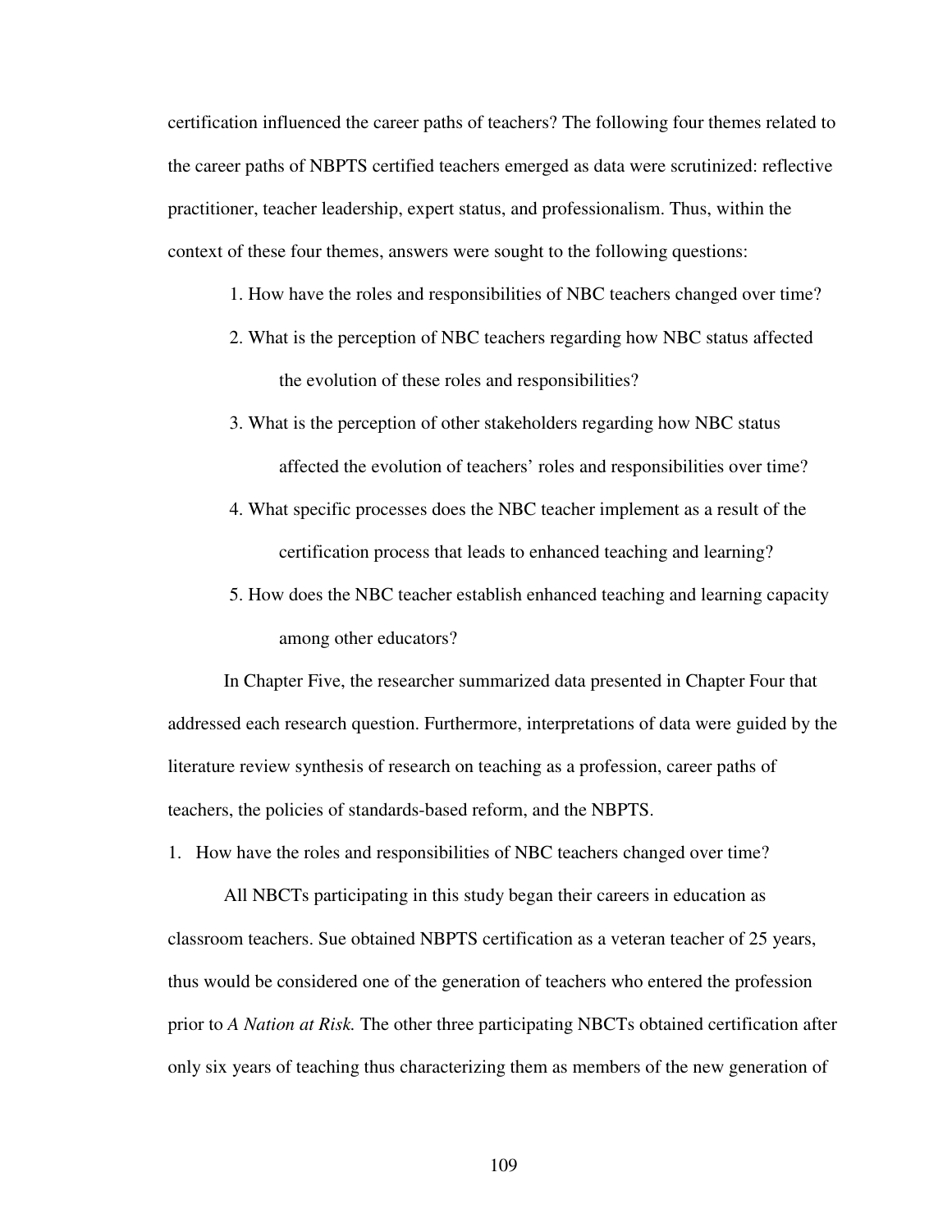certification influenced the career paths of teachers? The following four themes related to the career paths of NBPTS certified teachers emerged as data were scrutinized: reflective practitioner, teacher leadership, expert status, and professionalism. Thus, within the context of these four themes, answers were sought to the following questions:

1. How have the roles and responsibilities of NBC teachers changed over time?
2. What is the perception of NBC teachers regarding how NBC status affected the evolution of these roles and responsibilities?
3. What is the perception of other stakeholders regarding how NBC status affected the evolution of teachers' roles and responsibilities over time?
4. What specific processes does the NBC teacher implement as a result of the certification process that leads to enhanced teaching and learning?
5. How does the NBC teacher establish enhanced teaching and learning capacity among other educators?

In Chapter Five, the researcher summarized data presented in Chapter Four that addressed each research question. Furthermore, interpretations of data were guided by the literature review synthesis of research on teaching as a profession, career paths of teachers, the policies of standards-based reform, and the NBPTS.

1. How have the roles and responsibilities of NBC teachers changed over time?

All NBCTs participating in this study began their careers in education as classroom teachers. Sue obtained NBPTS certification as a veteran teacher of 25 years, thus would be considered one of the generation of teachers who entered the profession prior to *A Nation at Risk.* The other three participating NBCTs obtained certification after only six years of teaching thus characterizing them as members of the new generation of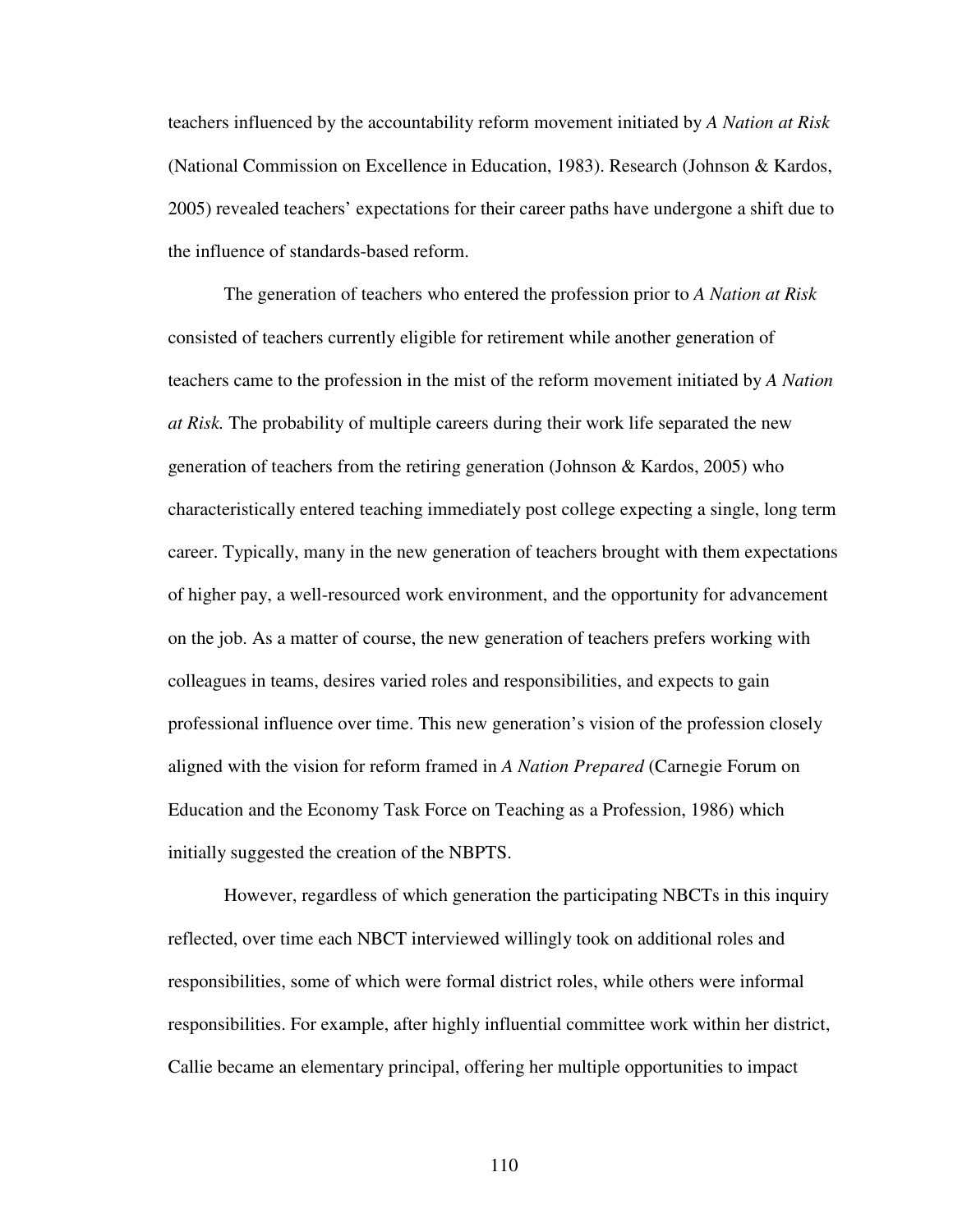teachers influenced by the accountability reform movement initiated by *A Nation at Risk* (National Commission on Excellence in Education, 1983). Research (Johnson & Kardos, 2005) revealed teachers' expectations for their career paths have undergone a shift due to the influence of standards-based reform.

The generation of teachers who entered the profession prior to *A Nation at Risk* consisted of teachers currently eligible for retirement while another generation of teachers came to the profession in the mist of the reform movement initiated by *A Nation at Risk.* The probability of multiple careers during their work life separated the new generation of teachers from the retiring generation (Johnson & Kardos, 2005) who characteristically entered teaching immediately post college expecting a single, long term career. Typically, many in the new generation of teachers brought with them expectations of higher pay, a well-resourced work environment, and the opportunity for advancement on the job. As a matter of course, the new generation of teachers prefers working with colleagues in teams, desires varied roles and responsibilities, and expects to gain professional influence over time. This new generation's vision of the profession closely aligned with the vision for reform framed in *A Nation Prepared* (Carnegie Forum on Education and the Economy Task Force on Teaching as a Profession, 1986) which initially suggested the creation of the NBPTS.

However, regardless of which generation the participating NBCTs in this inquiry reflected, over time each NBCT interviewed willingly took on additional roles and responsibilities, some of which were formal district roles, while others were informal responsibilities. For example, after highly influential committee work within her district, Callie became an elementary principal, offering her multiple opportunities to impact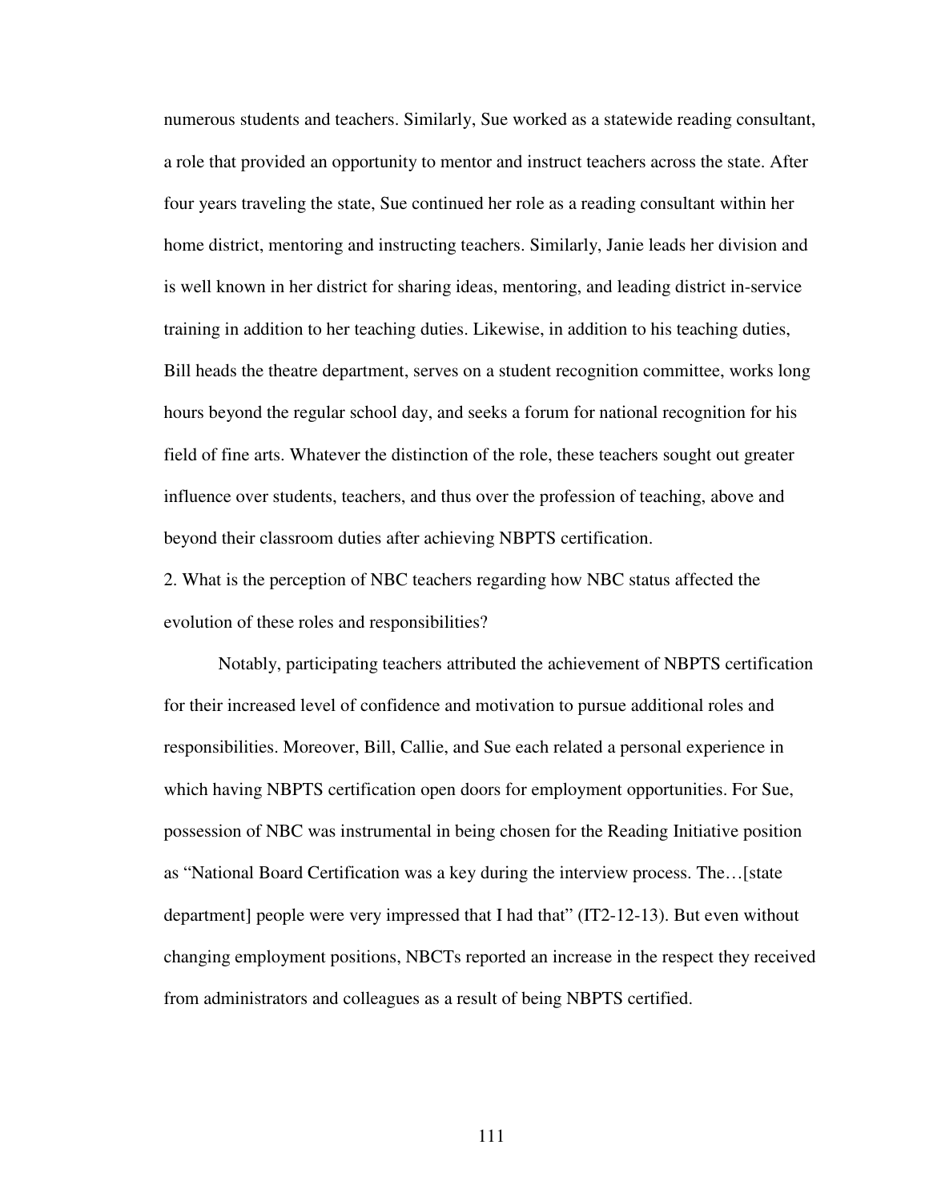numerous students and teachers. Similarly, Sue worked as a statewide reading consultant, a role that provided an opportunity to mentor and instruct teachers across the state. After four years traveling the state, Sue continued her role as a reading consultant within her home district, mentoring and instructing teachers. Similarly, Janie leads her division and is well known in her district for sharing ideas, mentoring, and leading district in-service training in addition to her teaching duties. Likewise, in addition to his teaching duties, Bill heads the theatre department, serves on a student recognition committee, works long hours beyond the regular school day, and seeks a forum for national recognition for his field of fine arts. Whatever the distinction of the role, these teachers sought out greater influence over students, teachers, and thus over the profession of teaching, above and beyond their classroom duties after achieving NBPTS certification.

2. What is the perception of NBC teachers regarding how NBC status affected the evolution of these roles and responsibilities?

Notably, participating teachers attributed the achievement of NBPTS certification for their increased level of confidence and motivation to pursue additional roles and responsibilities. Moreover, Bill, Callie, and Sue each related a personal experience in which having NBPTS certification open doors for employment opportunities. For Sue, possession of NBC was instrumental in being chosen for the Reading Initiative position as "National Board Certification was a key during the interview process. The…[state department] people were very impressed that I had that" (IT2-12-13). But even without changing employment positions, NBCTs reported an increase in the respect they received from administrators and colleagues as a result of being NBPTS certified.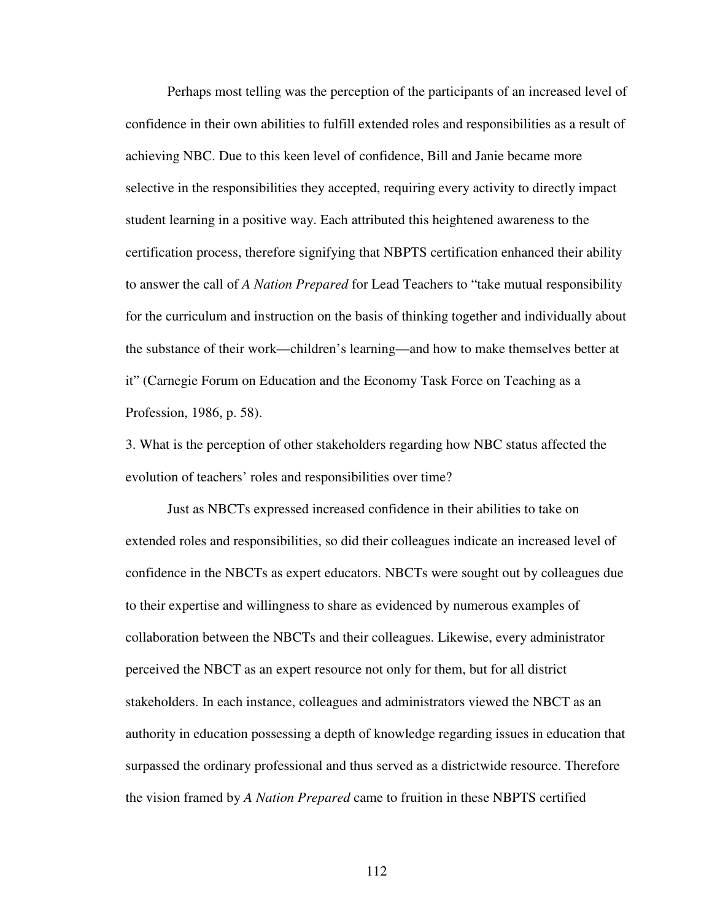Perhaps most telling was the perception of the participants of an increased level of confidence in their own abilities to fulfill extended roles and responsibilities as a result of achieving NBC. Due to this keen level of confidence, Bill and Janie became more selective in the responsibilities they accepted, requiring every activity to directly impact student learning in a positive way. Each attributed this heightened awareness to the certification process, therefore signifying that NBPTS certification enhanced their ability to answer the call of *A Nation Prepared* for Lead Teachers to "take mutual responsibility for the curriculum and instruction on the basis of thinking together and individually about the substance of their work—children's learning—and how to make themselves better at it" (Carnegie Forum on Education and the Economy Task Force on Teaching as a Profession, 1986, p. 58).

3. What is the perception of other stakeholders regarding how NBC status affected the evolution of teachers' roles and responsibilities over time?

Just as NBCTs expressed increased confidence in their abilities to take on extended roles and responsibilities, so did their colleagues indicate an increased level of confidence in the NBCTs as expert educators. NBCTs were sought out by colleagues due to their expertise and willingness to share as evidenced by numerous examples of collaboration between the NBCTs and their colleagues. Likewise, every administrator perceived the NBCT as an expert resource not only for them, but for all district stakeholders. In each instance, colleagues and administrators viewed the NBCT as an authority in education possessing a depth of knowledge regarding issues in education that surpassed the ordinary professional and thus served as a districtwide resource. Therefore the vision framed by *A Nation Prepared* came to fruition in these NBPTS certified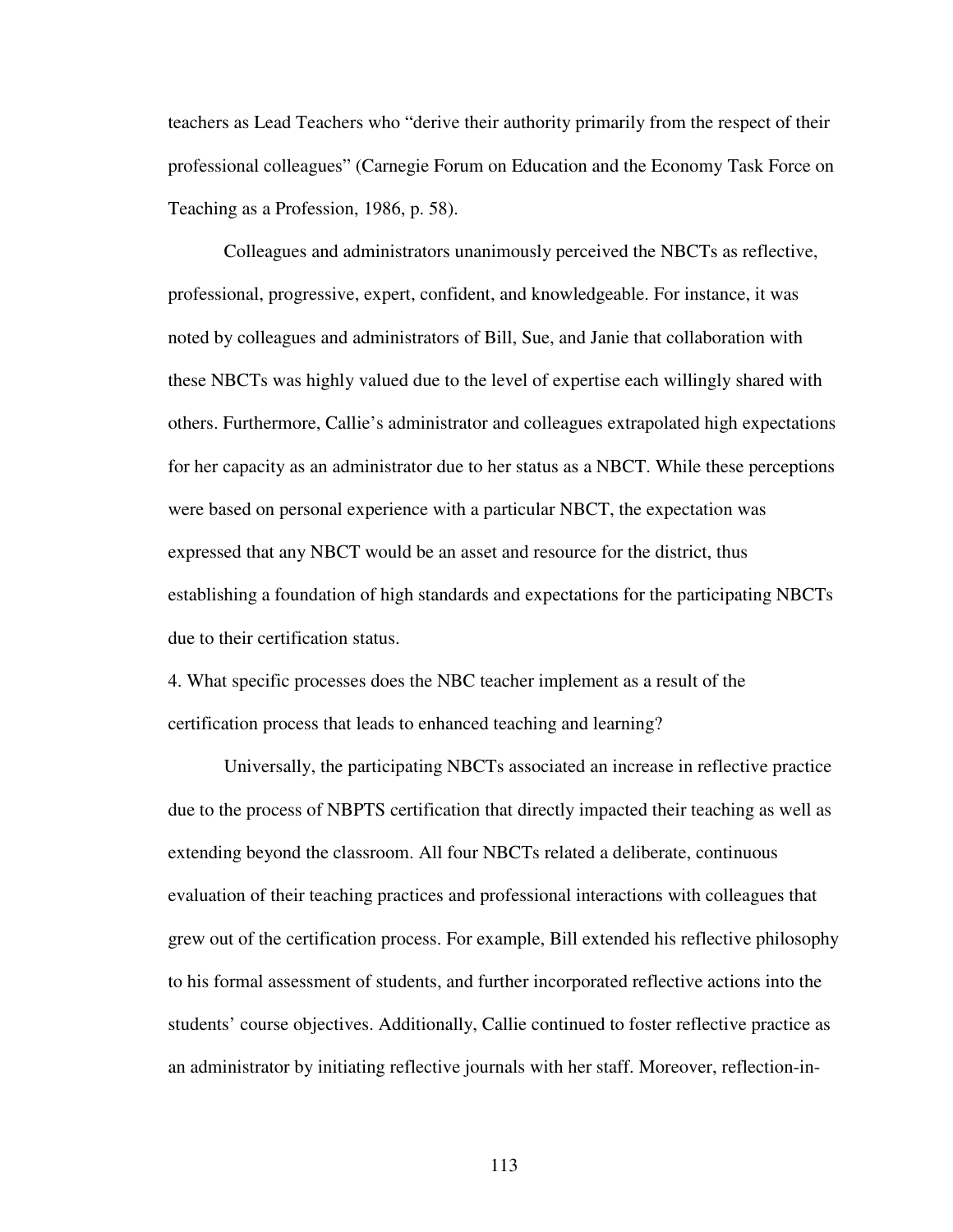teachers as Lead Teachers who "derive their authority primarily from the respect of their professional colleagues" (Carnegie Forum on Education and the Economy Task Force on Teaching as a Profession, 1986, p. 58).

Colleagues and administrators unanimously perceived the NBCTs as reflective, professional, progressive, expert, confident, and knowledgeable. For instance, it was noted by colleagues and administrators of Bill, Sue, and Janie that collaboration with these NBCTs was highly valued due to the level of expertise each willingly shared with others. Furthermore, Callie's administrator and colleagues extrapolated high expectations for her capacity as an administrator due to her status as a NBCT. While these perceptions were based on personal experience with a particular NBCT, the expectation was expressed that any NBCT would be an asset and resource for the district, thus establishing a foundation of high standards and expectations for the participating NBCTs due to their certification status.

4. What specific processes does the NBC teacher implement as a result of the certification process that leads to enhanced teaching and learning?

Universally, the participating NBCTs associated an increase in reflective practice due to the process of NBPTS certification that directly impacted their teaching as well as extending beyond the classroom. All four NBCTs related a deliberate, continuous evaluation of their teaching practices and professional interactions with colleagues that grew out of the certification process. For example, Bill extended his reflective philosophy to his formal assessment of students, and further incorporated reflective actions into the students' course objectives. Additionally, Callie continued to foster reflective practice as an administrator by initiating reflective journals with her staff. Moreover, reflection-in-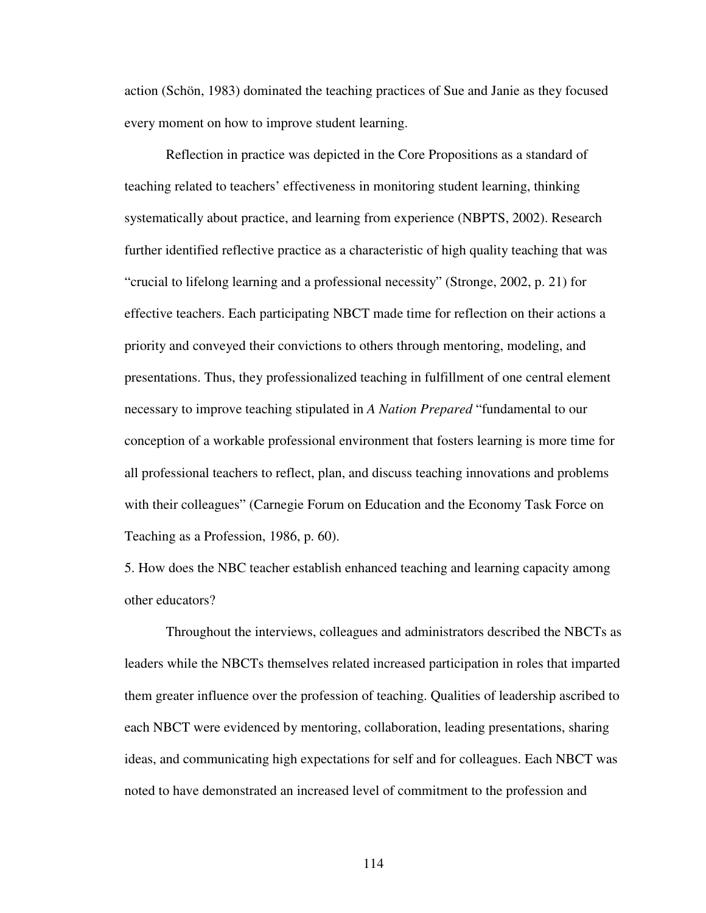action (Schön, 1983) dominated the teaching practices of Sue and Janie as they focused every moment on how to improve student learning.

Reflection in practice was depicted in the Core Propositions as a standard of teaching related to teachers' effectiveness in monitoring student learning, thinking systematically about practice, and learning from experience (NBPTS, 2002). Research further identified reflective practice as a characteristic of high quality teaching that was "crucial to lifelong learning and a professional necessity" (Stronge, 2002, p. 21) for effective teachers. Each participating NBCT made time for reflection on their actions a priority and conveyed their convictions to others through mentoring, modeling, and presentations. Thus, they professionalized teaching in fulfillment of one central element necessary to improve teaching stipulated in *A Nation Prepared* "fundamental to our conception of a workable professional environment that fosters learning is more time for all professional teachers to reflect, plan, and discuss teaching innovations and problems with their colleagues" (Carnegie Forum on Education and the Economy Task Force on Teaching as a Profession, 1986, p. 60).

5. How does the NBC teacher establish enhanced teaching and learning capacity among other educators?

Throughout the interviews, colleagues and administrators described the NBCTs as leaders while the NBCTs themselves related increased participation in roles that imparted them greater influence over the profession of teaching. Qualities of leadership ascribed to each NBCT were evidenced by mentoring, collaboration, leading presentations, sharing ideas, and communicating high expectations for self and for colleagues. Each NBCT was noted to have demonstrated an increased level of commitment to the profession and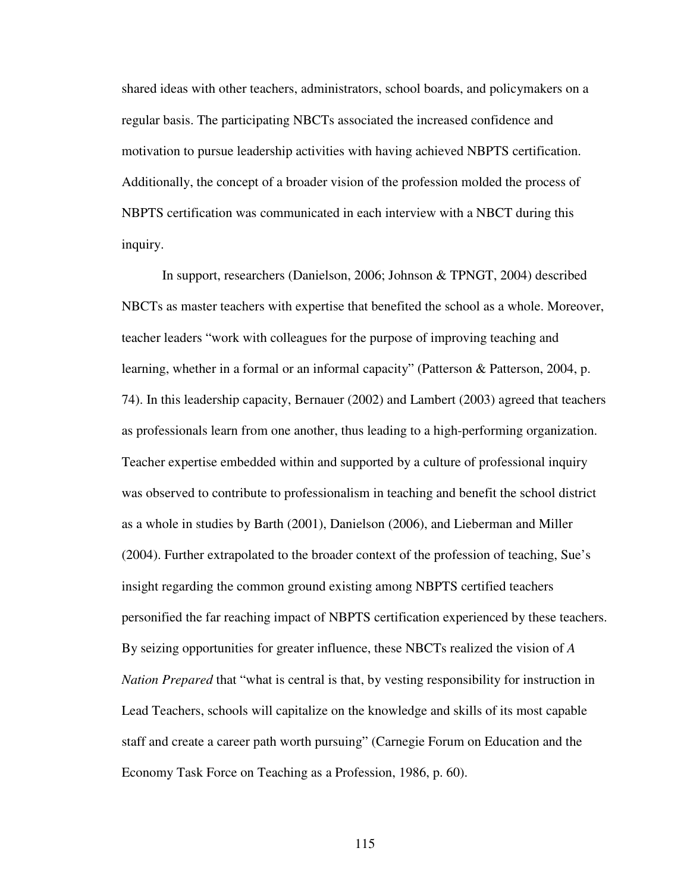shared ideas with other teachers, administrators, school boards, and policymakers on a regular basis. The participating NBCTs associated the increased confidence and motivation to pursue leadership activities with having achieved NBPTS certification. Additionally, the concept of a broader vision of the profession molded the process of NBPTS certification was communicated in each interview with a NBCT during this inquiry.

In support, researchers (Danielson, 2006; Johnson & TPNGT, 2004) described NBCTs as master teachers with expertise that benefited the school as a whole. Moreover, teacher leaders "work with colleagues for the purpose of improving teaching and learning, whether in a formal or an informal capacity" (Patterson & Patterson, 2004, p. 74). In this leadership capacity, Bernauer (2002) and Lambert (2003) agreed that teachers as professionals learn from one another, thus leading to a high-performing organization. Teacher expertise embedded within and supported by a culture of professional inquiry was observed to contribute to professionalism in teaching and benefit the school district as a whole in studies by Barth (2001), Danielson (2006), and Lieberman and Miller (2004). Further extrapolated to the broader context of the profession of teaching, Sue's insight regarding the common ground existing among NBPTS certified teachers personified the far reaching impact of NBPTS certification experienced by these teachers. By seizing opportunities for greater influence, these NBCTs realized the vision of *A Nation Prepared* that "what is central is that, by vesting responsibility for instruction in Lead Teachers, schools will capitalize on the knowledge and skills of its most capable staff and create a career path worth pursuing" (Carnegie Forum on Education and the Economy Task Force on Teaching as a Profession, 1986, p. 60).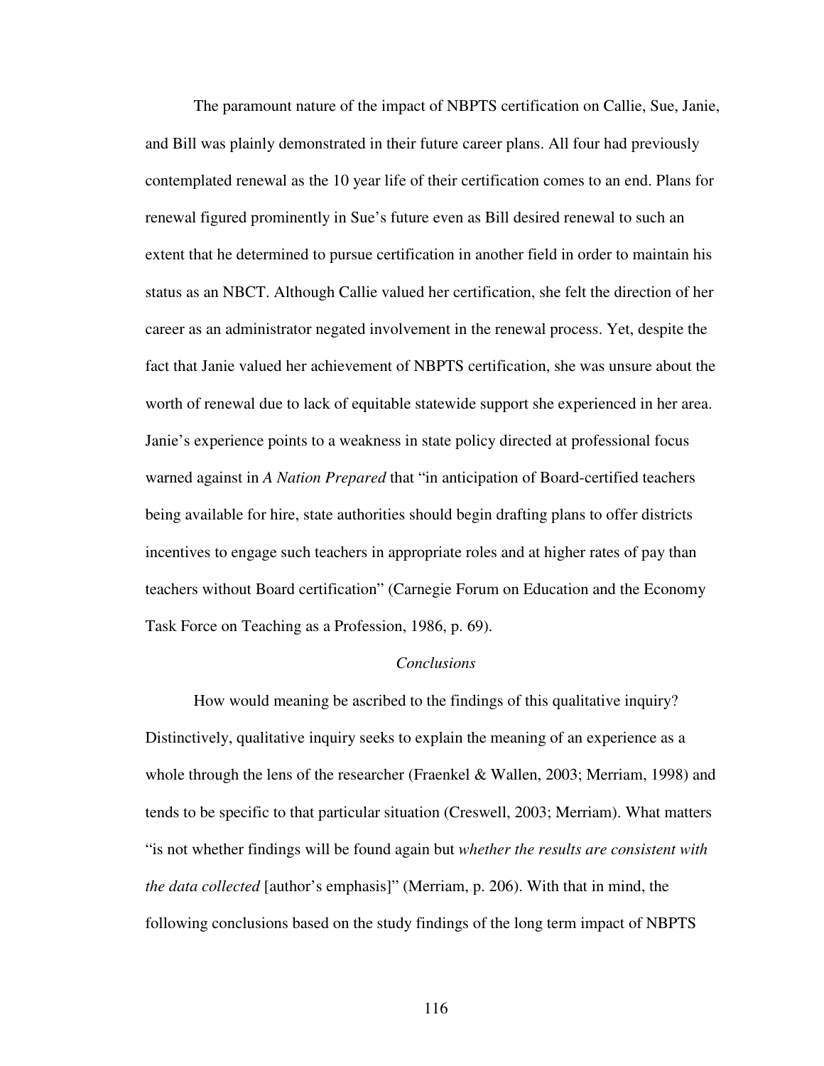The paramount nature of the impact of NBPTS certification on Callie, Sue, Janie, and Bill was plainly demonstrated in their future career plans. All four had previously contemplated renewal as the 10 year life of their certification comes to an end. Plans for renewal figured prominently in Sue's future even as Bill desired renewal to such an extent that he determined to pursue certification in another field in order to maintain his status as an NBCT. Although Callie valued her certification, she felt the direction of her career as an administrator negated involvement in the renewal process. Yet, despite the fact that Janie valued her achievement of NBPTS certification, she was unsure about the worth of renewal due to lack of equitable statewide support she experienced in her area. Janie's experience points to a weakness in state policy directed at professional focus warned against in *A Nation Prepared* that "in anticipation of Board-certified teachers being available for hire, state authorities should begin drafting plans to offer districts incentives to engage such teachers in appropriate roles and at higher rates of pay than teachers without Board certification" (Carnegie Forum on Education and the Economy Task Force on Teaching as a Profession, 1986, p. 69).

### *Conclusions*

How would meaning be ascribed to the findings of this qualitative inquiry? Distinctively, qualitative inquiry seeks to explain the meaning of an experience as a whole through the lens of the researcher (Fraenkel & Wallen, 2003; Merriam, 1998) and tends to be specific to that particular situation (Creswell, 2003; Merriam). What matters "is not whether findings will be found again but *whether the results are consistent with the data collected* [author's emphasis]" (Merriam, p. 206). With that in mind, the following conclusions based on the study findings of the long term impact of NBPTS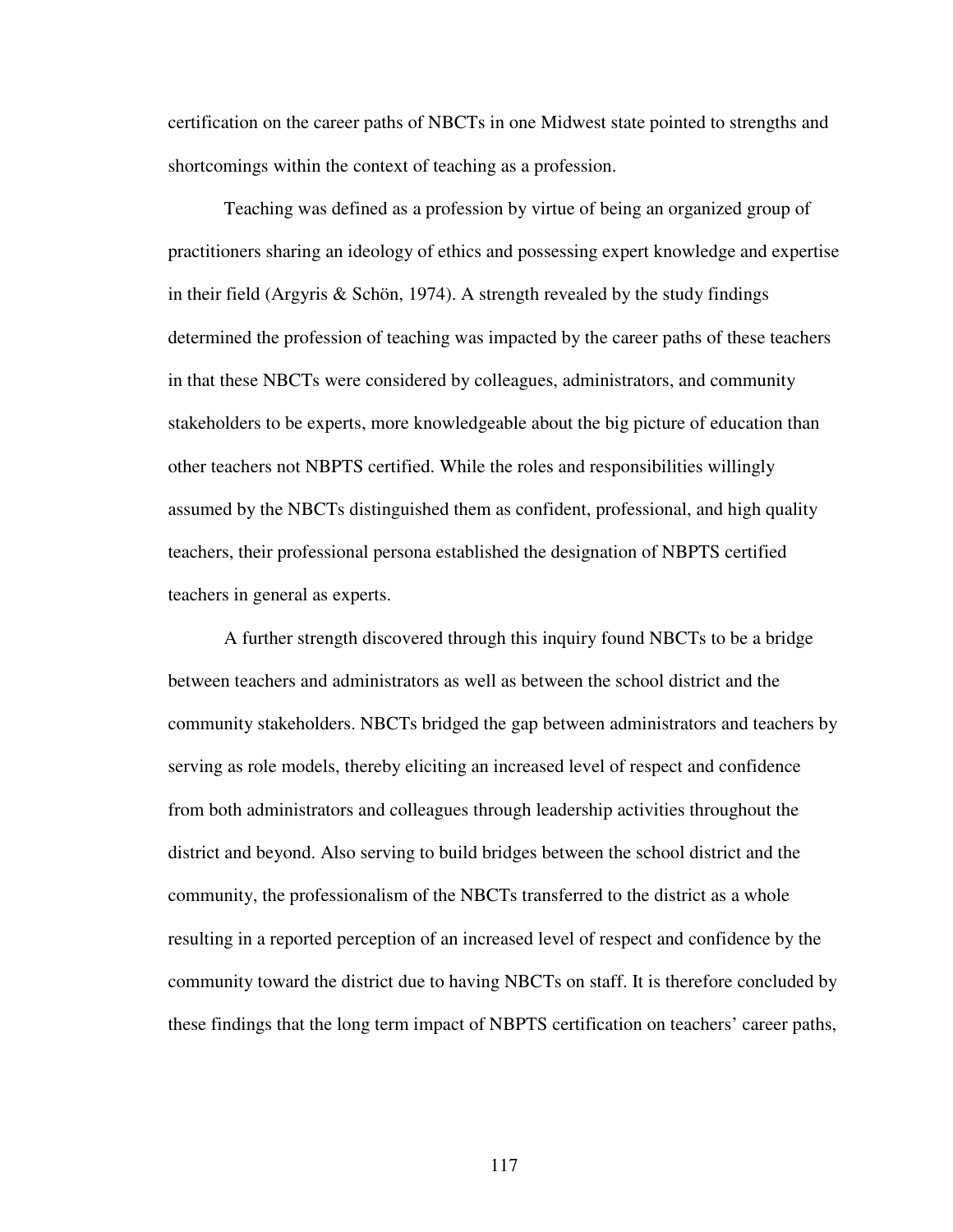certification on the career paths of NBCTs in one Midwest state pointed to strengths and shortcomings within the context of teaching as a profession.

Teaching was defined as a profession by virtue of being an organized group of practitioners sharing an ideology of ethics and possessing expert knowledge and expertise in their field (Argyris & Schön, 1974). A strength revealed by the study findings determined the profession of teaching was impacted by the career paths of these teachers in that these NBCTs were considered by colleagues, administrators, and community stakeholders to be experts, more knowledgeable about the big picture of education than other teachers not NBPTS certified. While the roles and responsibilities willingly assumed by the NBCTs distinguished them as confident, professional, and high quality teachers, their professional persona established the designation of NBPTS certified teachers in general as experts.

A further strength discovered through this inquiry found NBCTs to be a bridge between teachers and administrators as well as between the school district and the community stakeholders. NBCTs bridged the gap between administrators and teachers by serving as role models, thereby eliciting an increased level of respect and confidence from both administrators and colleagues through leadership activities throughout the district and beyond. Also serving to build bridges between the school district and the community, the professionalism of the NBCTs transferred to the district as a whole resulting in a reported perception of an increased level of respect and confidence by the community toward the district due to having NBCTs on staff. It is therefore concluded by these findings that the long term impact of NBPTS certification on teachers' career paths,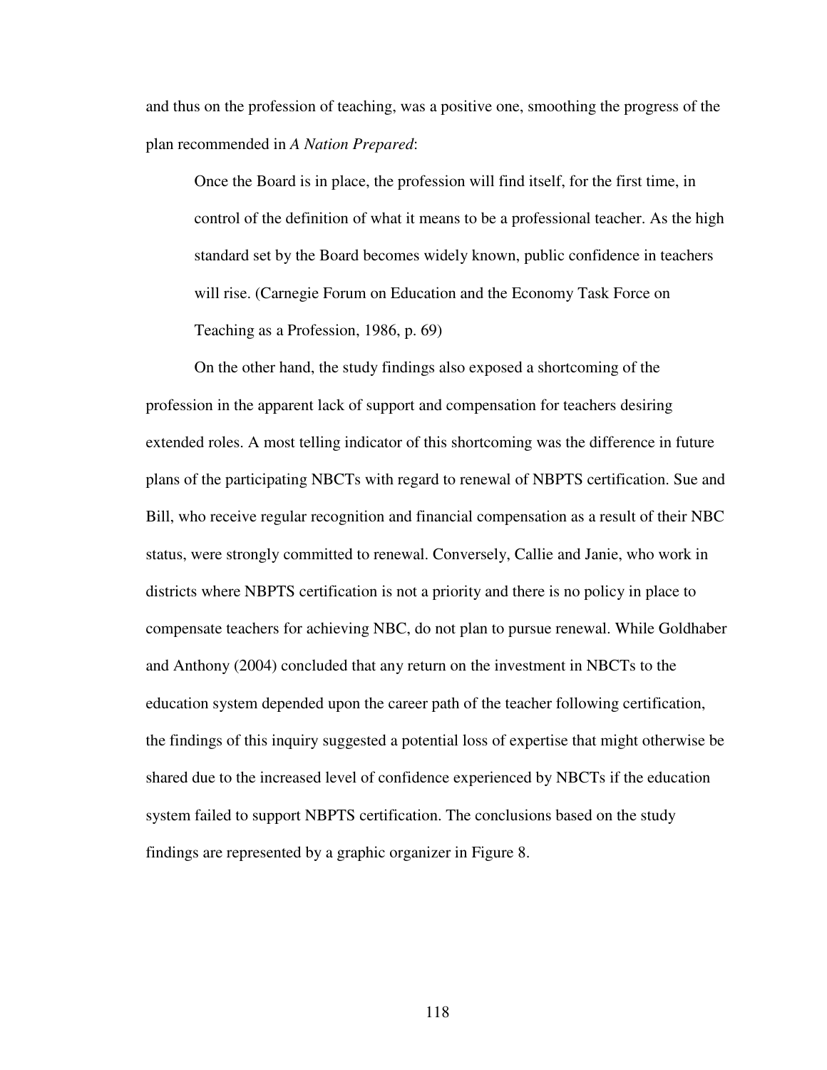and thus on the profession of teaching, was a positive one, smoothing the progress of the plan recommended in *A Nation Prepared*:

> Once the Board is in place, the profession will find itself, for the first time, in control of the definition of what it means to be a professional teacher. As the high standard set by the Board becomes widely known, public confidence in teachers will rise. (Carnegie Forum on Education and the Economy Task Force on Teaching as a Profession, 1986, p. 69)

On the other hand, the study findings also exposed a shortcoming of the profession in the apparent lack of support and compensation for teachers desiring extended roles. A most telling indicator of this shortcoming was the difference in future plans of the participating NBCTs with regard to renewal of NBPTS certification. Sue and Bill, who receive regular recognition and financial compensation as a result of their NBC status, were strongly committed to renewal. Conversely, Callie and Janie, who work in districts where NBPTS certification is not a priority and there is no policy in place to compensate teachers for achieving NBC, do not plan to pursue renewal. While Goldhaber and Anthony (2004) concluded that any return on the investment in NBCTs to the education system depended upon the career path of the teacher following certification, the findings of this inquiry suggested a potential loss of expertise that might otherwise be shared due to the increased level of confidence experienced by NBCTs if the education system failed to support NBPTS certification. The conclusions based on the study findings are represented by a graphic organizer in Figure 8.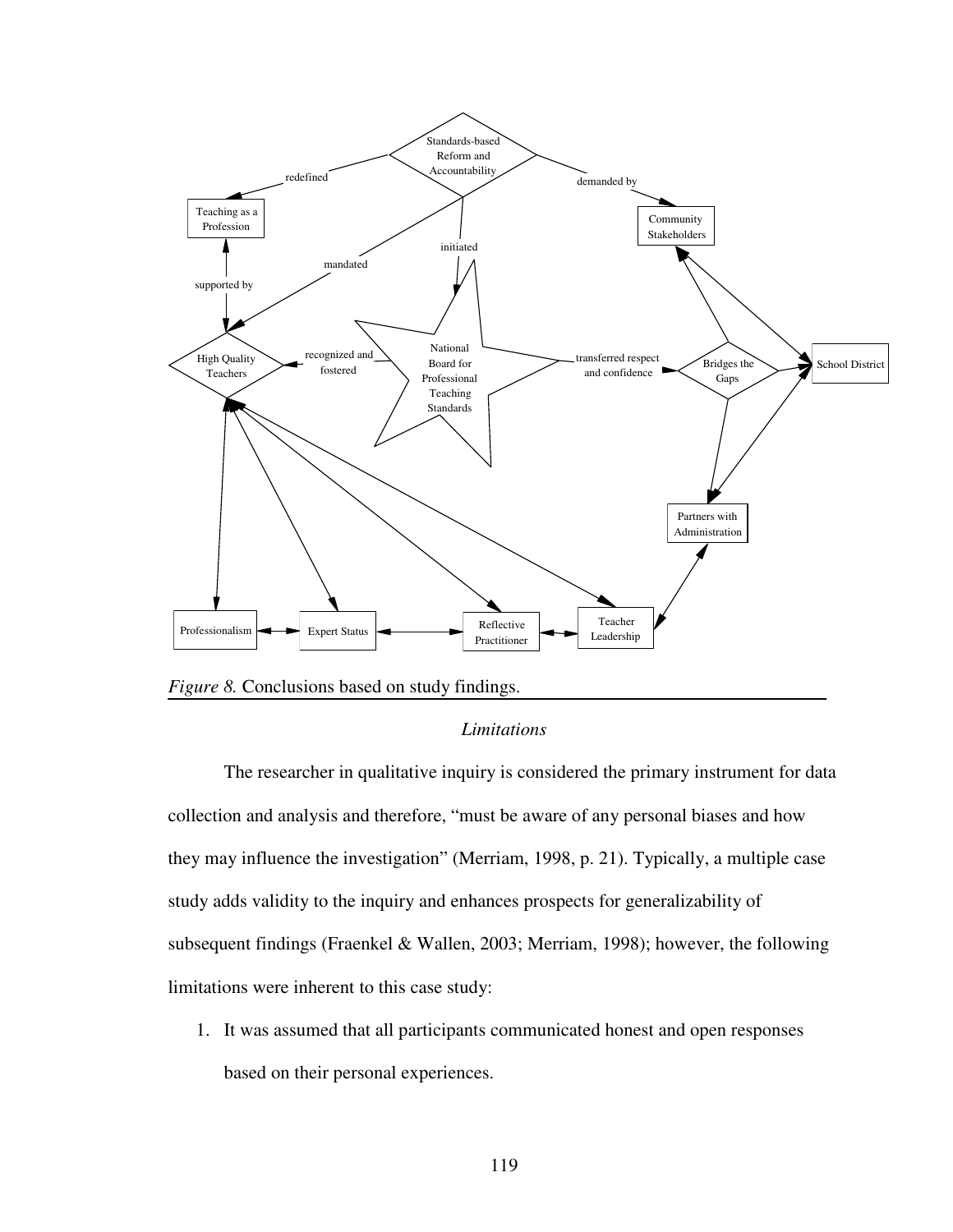*Figure 8.* Conclusions based on study findings.

### *Limitations*

The researcher in qualitative inquiry is considered the primary instrument for data collection and analysis and therefore, "must be aware of any personal biases and how they may influence the investigation" (Merriam, 1998, p. 21). Typically, a multiple case study adds validity to the inquiry and enhances prospects for generalizability of subsequent findings (Fraenkel & Wallen, 2003; Merriam, 1998); however, the following limitations were inherent to this case study:

1. It was assumed that all participants communicated honest and open responses based on their personal experiences.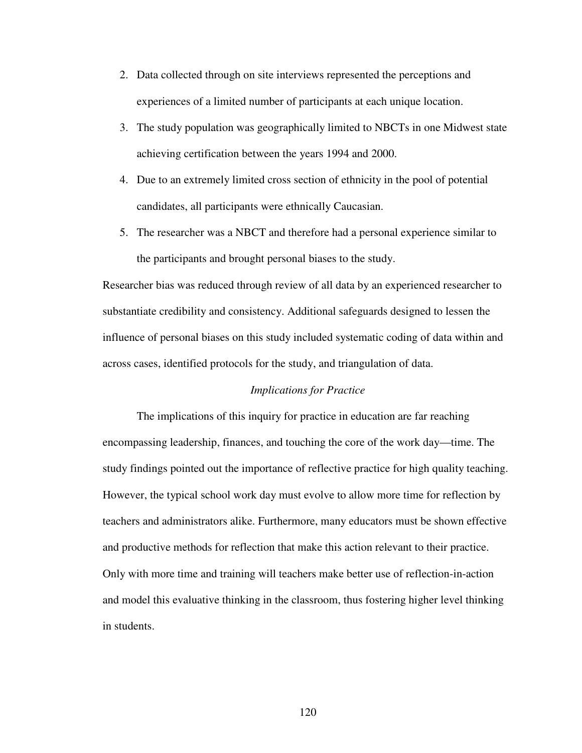2. Data collected through on site interviews represented the perceptions and experiences of a limited number of participants at each unique location.
3. The study population was geographically limited to NBCTs in one Midwest state achieving certification between the years 1994 and 2000.
4. Due to an extremely limited cross section of ethnicity in the pool of potential candidates, all participants were ethnically Caucasian.
5. The researcher was a NBCT and therefore had a personal experience similar to the participants and brought personal biases to the study.

Researcher bias was reduced through review of all data by an experienced researcher to substantiate credibility and consistency. Additional safeguards designed to lessen the influence of personal biases on this study included systematic coding of data within and across cases, identified protocols for the study, and triangulation of data.

### *Implications for Practice*

The implications of this inquiry for practice in education are far reaching encompassing leadership, finances, and touching the core of the work day—time. The study findings pointed out the importance of reflective practice for high quality teaching. However, the typical school work day must evolve to allow more time for reflection by teachers and administrators alike. Furthermore, many educators must be shown effective and productive methods for reflection that make this action relevant to their practice. Only with more time and training will teachers make better use of reflection-in-action and model this evaluative thinking in the classroom, thus fostering higher level thinking in students.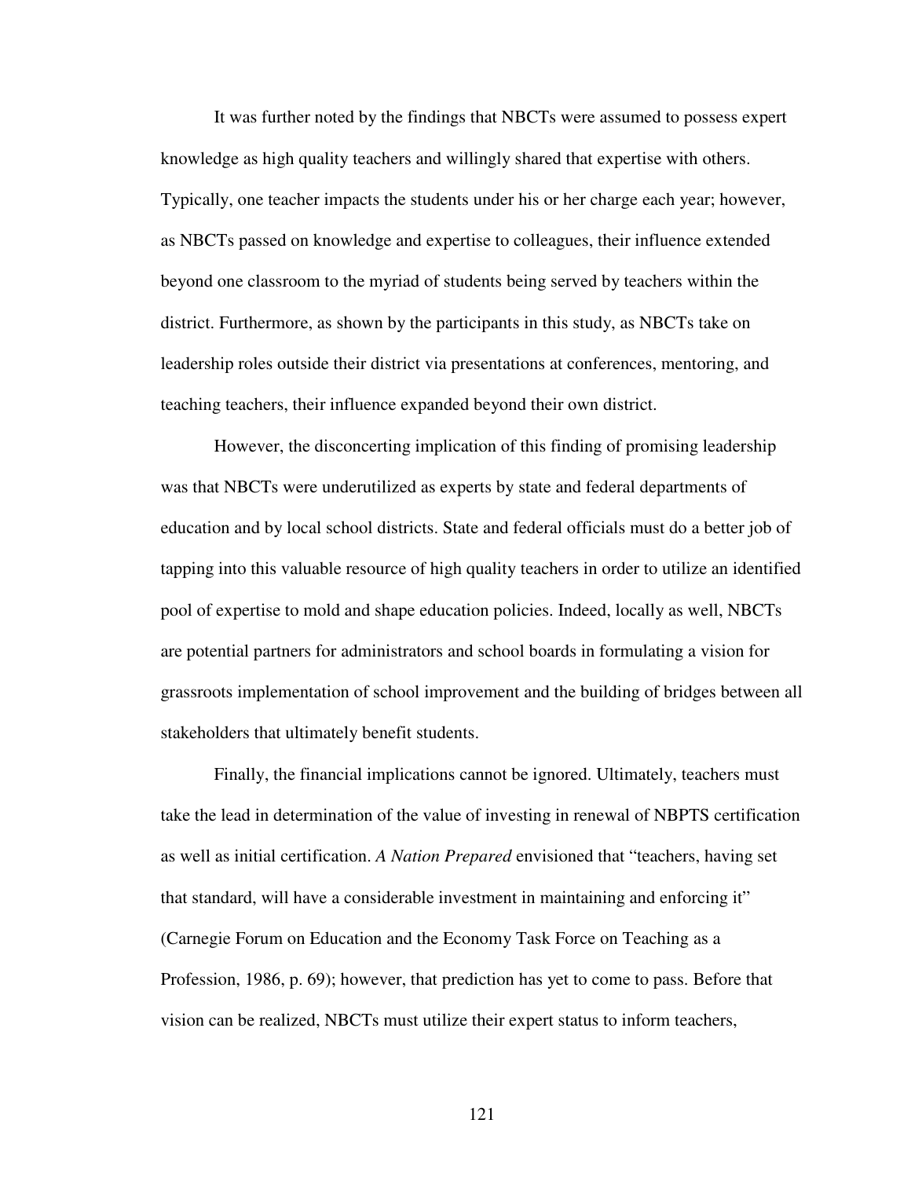It was further noted by the findings that NBCTs were assumed to possess expert knowledge as high quality teachers and willingly shared that expertise with others. Typically, one teacher impacts the students under his or her charge each year; however, as NBCTs passed on knowledge and expertise to colleagues, their influence extended beyond one classroom to the myriad of students being served by teachers within the district. Furthermore, as shown by the participants in this study, as NBCTs take on leadership roles outside their district via presentations at conferences, mentoring, and teaching teachers, their influence expanded beyond their own district.

However, the disconcerting implication of this finding of promising leadership was that NBCTs were underutilized as experts by state and federal departments of education and by local school districts. State and federal officials must do a better job of tapping into this valuable resource of high quality teachers in order to utilize an identified pool of expertise to mold and shape education policies. Indeed, locally as well, NBCTs are potential partners for administrators and school boards in formulating a vision for grassroots implementation of school improvement and the building of bridges between all stakeholders that ultimately benefit students.

Finally, the financial implications cannot be ignored. Ultimately, teachers must take the lead in determination of the value of investing in renewal of NBPTS certification as well as initial certification. *A Nation Prepared* envisioned that "teachers, having set that standard, will have a considerable investment in maintaining and enforcing it" (Carnegie Forum on Education and the Economy Task Force on Teaching as a Profession, 1986, p. 69); however, that prediction has yet to come to pass. Before that vision can be realized, NBCTs must utilize their expert status to inform teachers,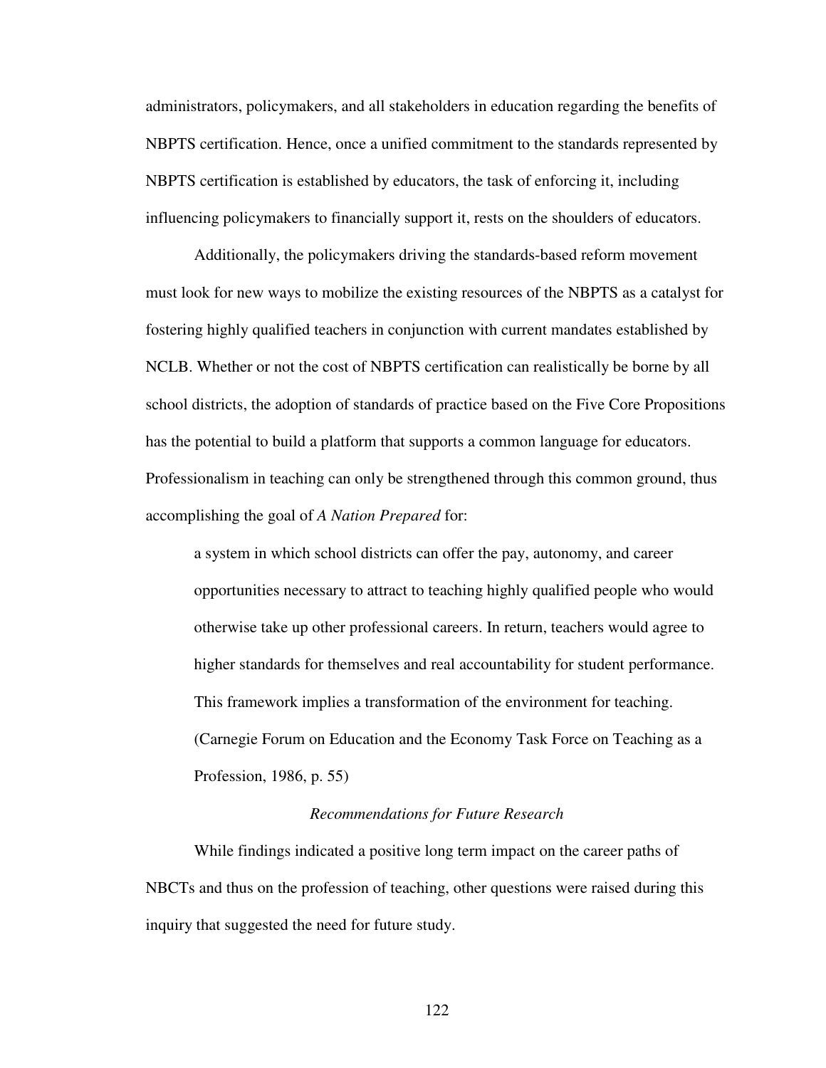administrators, policymakers, and all stakeholders in education regarding the benefits of NBPTS certification. Hence, once a unified commitment to the standards represented by NBPTS certification is established by educators, the task of enforcing it, including influencing policymakers to financially support it, rests on the shoulders of educators.

Additionally, the policymakers driving the standards-based reform movement must look for new ways to mobilize the existing resources of the NBPTS as a catalyst for fostering highly qualified teachers in conjunction with current mandates established by NCLB. Whether or not the cost of NBPTS certification can realistically be borne by all school districts, the adoption of standards of practice based on the Five Core Propositions has the potential to build a platform that supports a common language for educators. Professionalism in teaching can only be strengthened through this common ground, thus accomplishing the goal of *A Nation Prepared* for:

> a system in which school districts can offer the pay, autonomy, and career opportunities necessary to attract to teaching highly qualified people who would otherwise take up other professional careers. In return, teachers would agree to higher standards for themselves and real accountability for student performance. This framework implies a transformation of the environment for teaching. (Carnegie Forum on Education and the Economy Task Force on Teaching as a Profession, 1986, p. 55)

### *Recommendations for Future Research*

While findings indicated a positive long term impact on the career paths of NBCTs and thus on the profession of teaching, other questions were raised during this inquiry that suggested the need for future study.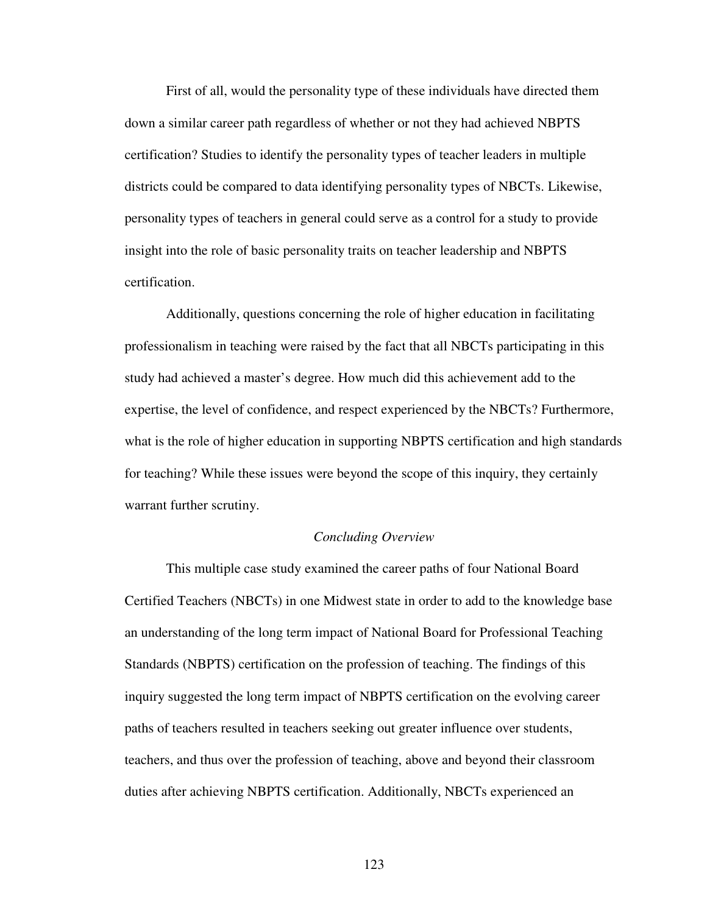First of all, would the personality type of these individuals have directed them down a similar career path regardless of whether or not they had achieved NBPTS certification? Studies to identify the personality types of teacher leaders in multiple districts could be compared to data identifying personality types of NBCTs. Likewise, personality types of teachers in general could serve as a control for a study to provide insight into the role of basic personality traits on teacher leadership and NBPTS certification.

Additionally, questions concerning the role of higher education in facilitating professionalism in teaching were raised by the fact that all NBCTs participating in this study had achieved a master's degree. How much did this achievement add to the expertise, the level of confidence, and respect experienced by the NBCTs? Furthermore, what is the role of higher education in supporting NBPTS certification and high standards for teaching? While these issues were beyond the scope of this inquiry, they certainly warrant further scrutiny.

### *Concluding Overview*

This multiple case study examined the career paths of four National Board Certified Teachers (NBCTs) in one Midwest state in order to add to the knowledge base an understanding of the long term impact of National Board for Professional Teaching Standards (NBPTS) certification on the profession of teaching. The findings of this inquiry suggested the long term impact of NBPTS certification on the evolving career paths of teachers resulted in teachers seeking out greater influence over students, teachers, and thus over the profession of teaching, above and beyond their classroom duties after achieving NBPTS certification. Additionally, NBCTs experienced an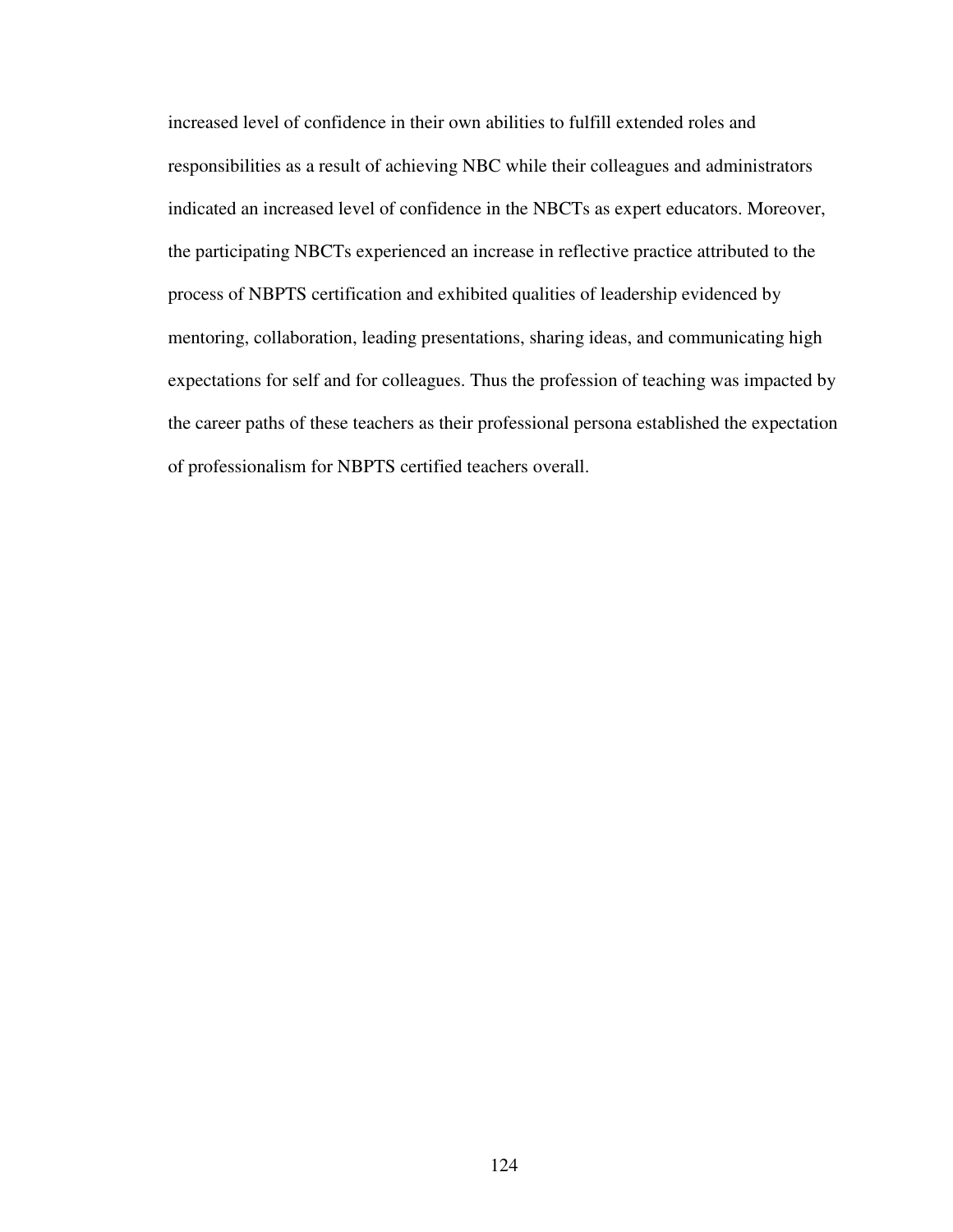increased level of confidence in their own abilities to fulfill extended roles and responsibilities as a result of achieving NBC while their colleagues and administrators indicated an increased level of confidence in the NBCTs as expert educators. Moreover, the participating NBCTs experienced an increase in reflective practice attributed to the process of NBPTS certification and exhibited qualities of leadership evidenced by mentoring, collaboration, leading presentations, sharing ideas, and communicating high expectations for self and for colleagues. Thus the profession of teaching was impacted by the career paths of these teachers as their professional persona established the expectation of professionalism for NBPTS certified teachers overall.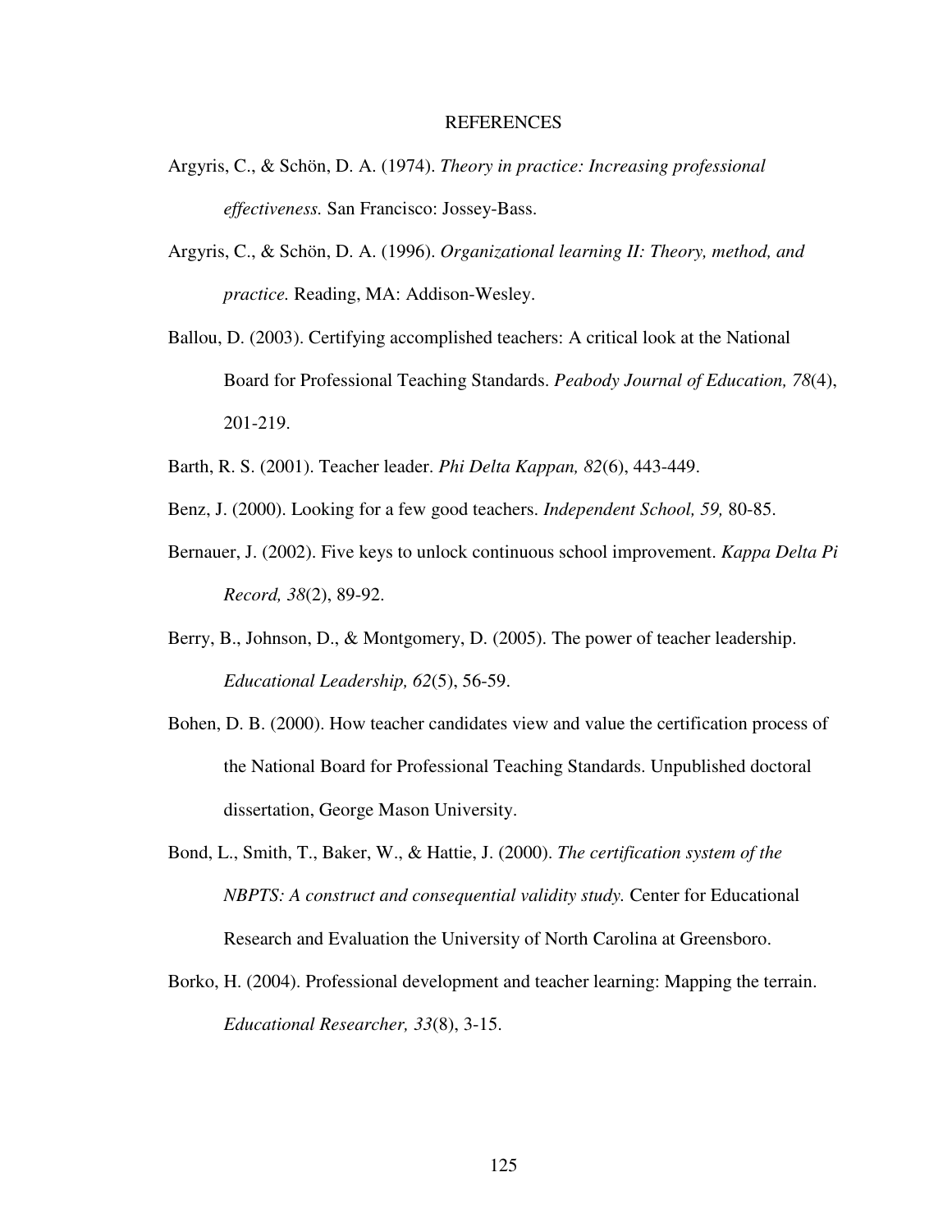# REFERENCES

Argyris, C., & Schön, D. A. (1974). *Theory in practice: Increasing professional effectiveness.* San Francisco: Jossey-Bass.

Argyris, C., & Schön, D. A. (1996). *Organizational learning II: Theory, method, and practice.* Reading, MA: Addison-Wesley.

Ballou, D. (2003). Certifying accomplished teachers: A critical look at the National Board for Professional Teaching Standards. *Peabody Journal of Education, 78*(4), 201-219.

Barth, R. S. (2001). Teacher leader. *Phi Delta Kappan, 82*(6), 443-449.

Benz, J. (2000). Looking for a few good teachers. *Independent School, 59,* 80-85.

Bernauer, J. (2002). Five keys to unlock continuous school improvement. *Kappa Delta Pi Record, 38*(2), 89-92.

Berry, B., Johnson, D., & Montgomery, D. (2005). The power of teacher leadership. *Educational Leadership, 62*(5), 56-59.

Bohen, D. B. (2000). How teacher candidates view and value the certification process of the National Board for Professional Teaching Standards. Unpublished doctoral dissertation, George Mason University.

Bond, L., Smith, T., Baker, W., & Hattie, J. (2000). *The certification system of the NBPTS: A construct and consequential validity study.* Center for Educational Research and Evaluation the University of North Carolina at Greensboro.

Borko, H. (2004). Professional development and teacher learning: Mapping the terrain. *Educational Researcher, 33*(8), 3-15.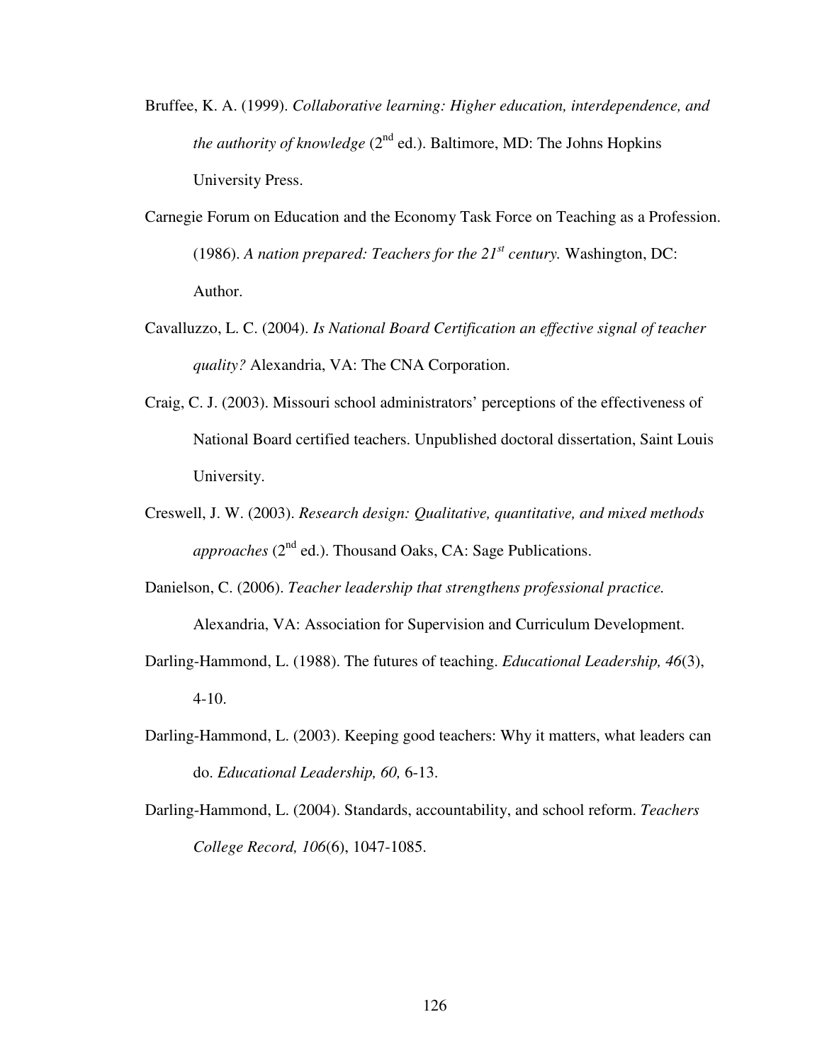Bruffee, K. A. (1999). *Collaborative learning: Higher education, interdependence, and the authority of knowledge* (2nd ed.). Baltimore, MD: The Johns Hopkins University Press.

Carnegie Forum on Education and the Economy Task Force on Teaching as a Profession. (1986). *A nation prepared: Teachers for the 21st century.* Washington, DC: Author.

Cavalluzzo, L. C. (2004). *Is National Board Certification an effective signal of teacher quality?* Alexandria, VA: The CNA Corporation.

Craig, C. J. (2003). Missouri school administrators' perceptions of the effectiveness of National Board certified teachers. Unpublished doctoral dissertation, Saint Louis University.

Creswell, J. W. (2003). *Research design: Qualitative, quantitative, and mixed methods approaches* (2nd ed.). Thousand Oaks, CA: Sage Publications.

Danielson, C. (2006). *Teacher leadership that strengthens professional practice.* Alexandria, VA: Association for Supervision and Curriculum Development.

Darling-Hammond, L. (1988). The futures of teaching. *Educational Leadership, 46*(3), 4-10.

Darling-Hammond, L. (2003). Keeping good teachers: Why it matters, what leaders can do. *Educational Leadership, 60,* 6-13.

Darling-Hammond, L. (2004). Standards, accountability, and school reform. *Teachers College Record, 106*(6), 1047-1085.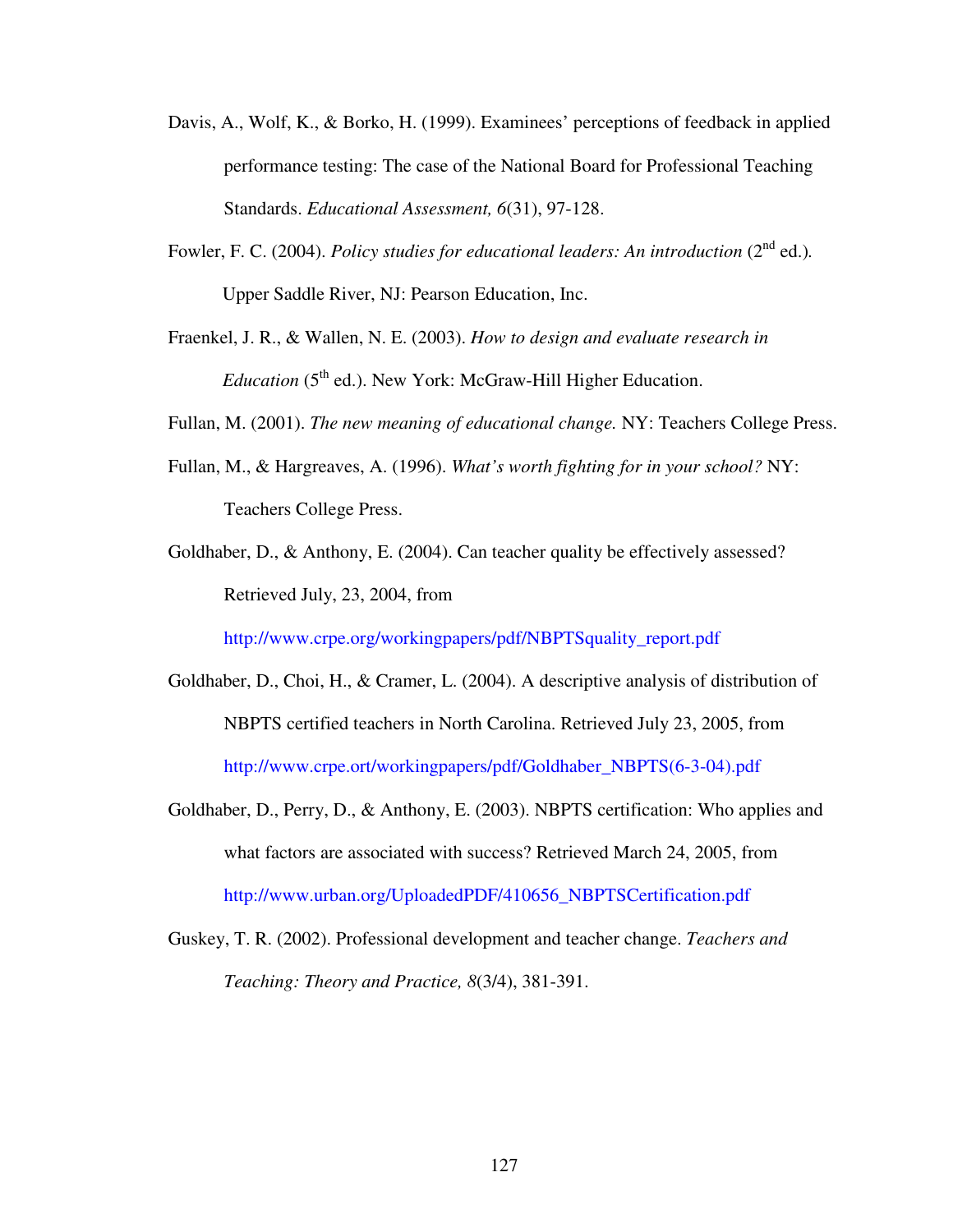Davis, A., Wolf, K., & Borko, H. (1999). Examinees' perceptions of feedback in applied performance testing: The case of the National Board for Professional Teaching Standards. *Educational Assessment, 6*(31), 97-128.

Fowler, F. C. (2004). *Policy studies for educational leaders: An introduction* (2nd ed.). Upper Saddle River, NJ: Pearson Education, Inc.

Fraenkel, J. R., & Wallen, N. E. (2003). *How to design and evaluate research in Education* (5th ed.). New York: McGraw-Hill Higher Education.

Fullan, M. (2001). *The new meaning of educational change.* NY: Teachers College Press.

Fullan, M., & Hargreaves, A. (1996). *What's worth fighting for in your school?* NY: Teachers College Press.

Goldhaber, D., & Anthony, E. (2004). Can teacher quality be effectively assessed? Retrieved July, 23, 2004, from http://www.crpe.org/workingpapers/pdf/NBPTSquality_report.pdf

Goldhaber, D., Choi, H., & Cramer, L. (2004). A descriptive analysis of distribution of NBPTS certified teachers in North Carolina. Retrieved July 23, 2005, from http://www.crpe.ort/workingpapers/pdf/Goldhaber_NBPTS(6-3-04).pdf

Goldhaber, D., Perry, D., & Anthony, E. (2003). NBPTS certification: Who applies and what factors are associated with success? Retrieved March 24, 2005, from http://www.urban.org/UploadedPDF/410656_NBPTSCertification.pdf

Guskey, T. R. (2002). Professional development and teacher change. *Teachers and Teaching: Theory and Practice, 8*(3/4), 381-391.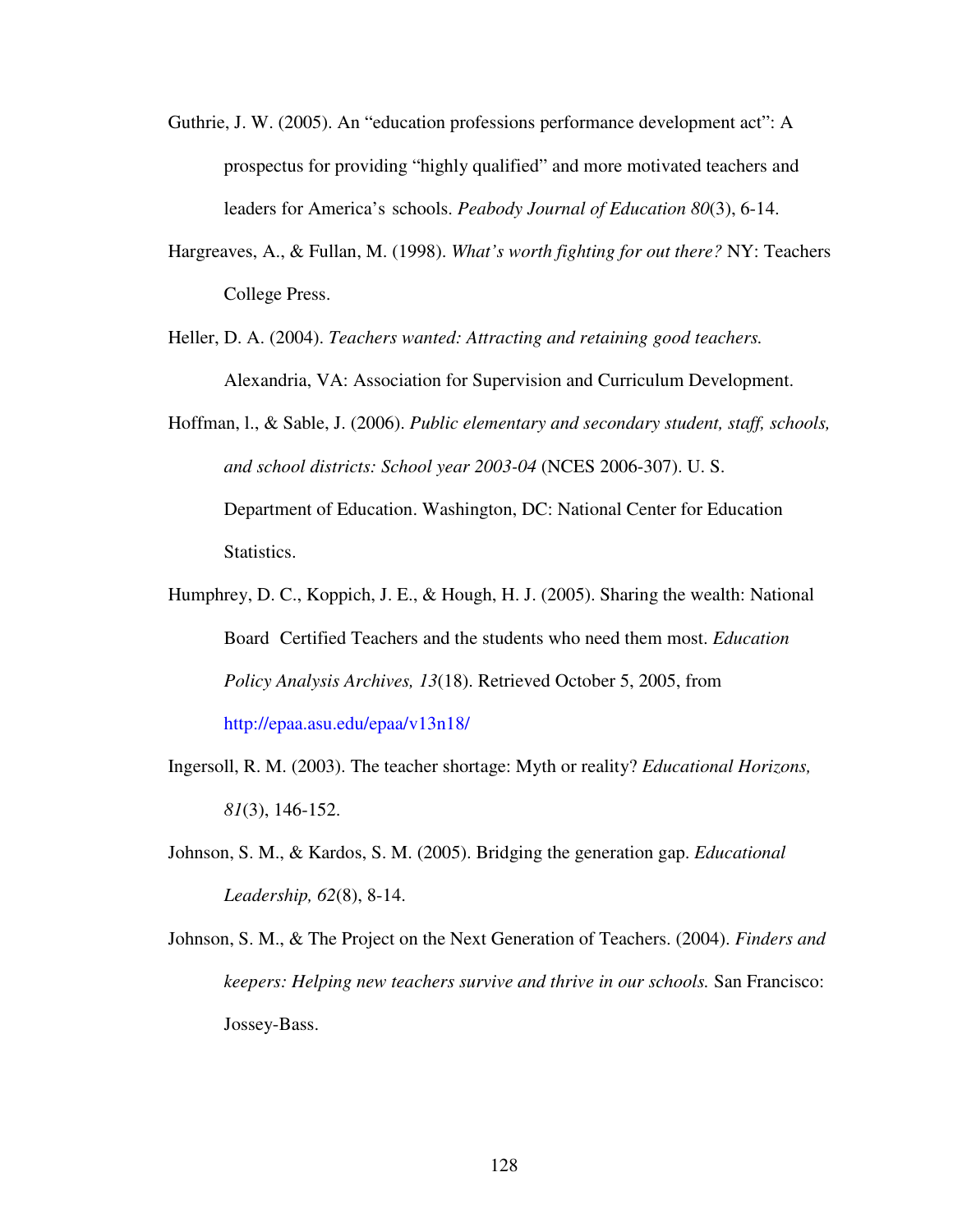Guthrie, J. W. (2005). An "education professions performance development act": A prospectus for providing "highly qualified" and more motivated teachers and leaders for America's schools. *Peabody Journal of Education 80*(3), 6-14.

Hargreaves, A., & Fullan, M. (1998). *What's worth fighting for out there?* NY: Teachers College Press.

Heller, D. A. (2004). *Teachers wanted: Attracting and retaining good teachers.* Alexandria, VA: Association for Supervision and Curriculum Development.

Hoffman, l., & Sable, J. (2006). *Public elementary and secondary student, staff, schools, and school districts: School year 2003-04* (NCES 2006-307). U. S. Department of Education. Washington, DC: National Center for Education Statistics.

Humphrey, D. C., Koppich, J. E., & Hough, H. J. (2005). Sharing the wealth: National Board Certified Teachers and the students who need them most. *Education Policy Analysis Archives, 13*(18). Retrieved October 5, 2005, from http://epaa.asu.edu/epaa/v13n18/

Ingersoll, R. M. (2003). The teacher shortage: Myth or reality? *Educational Horizons, 81*(3), 146-152.

Johnson, S. M., & Kardos, S. M. (2005). Bridging the generation gap. *Educational Leadership, 62*(8), 8-14.

Johnson, S. M., & The Project on the Next Generation of Teachers. (2004). *Finders and keepers: Helping new teachers survive and thrive in our schools.* San Francisco: Jossey-Bass.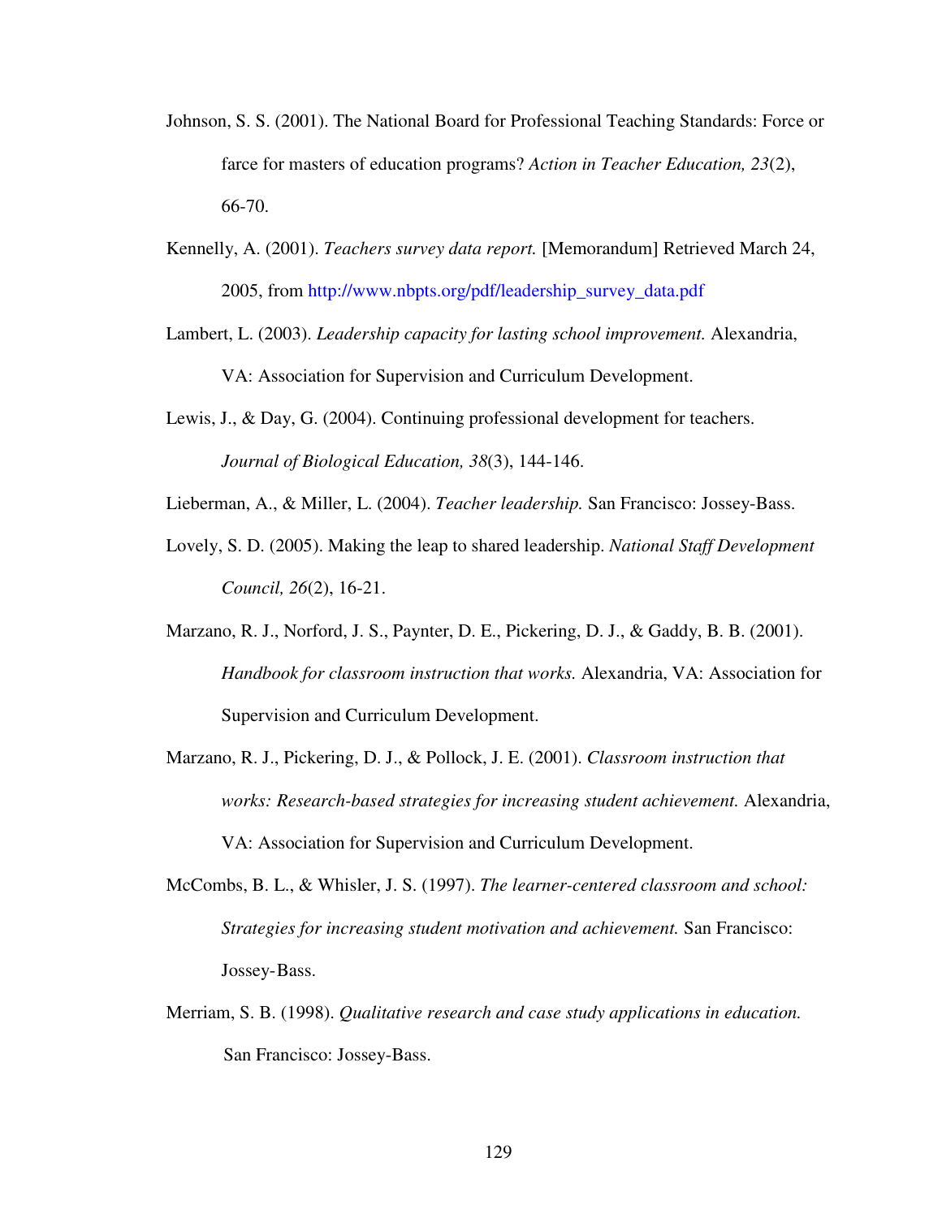Johnson, S. S. (2001). The National Board for Professional Teaching Standards: Force or farce for masters of education programs? *Action in Teacher Education, 23*(2), 66-70.

Kennelly, A. (2001). *Teachers survey data report.* [Memorandum] Retrieved March 24, 2005, from http://www.nbpts.org/pdf/leadership_survey_data.pdf

Lambert, L. (2003). *Leadership capacity for lasting school improvement.* Alexandria, VA: Association for Supervision and Curriculum Development.

Lewis, J., & Day, G. (2004). Continuing professional development for teachers. *Journal of Biological Education, 38*(3), 144-146.

Lieberman, A., & Miller, L. (2004). *Teacher leadership.* San Francisco: Jossey-Bass.

Lovely, S. D. (2005). Making the leap to shared leadership. *National Staff Development Council, 26*(2), 16-21.

Marzano, R. J., Norford, J. S., Paynter, D. E., Pickering, D. J., & Gaddy, B. B. (2001). *Handbook for classroom instruction that works.* Alexandria, VA: Association for Supervision and Curriculum Development.

Marzano, R. J., Pickering, D. J., & Pollock, J. E. (2001). *Classroom instruction that works: Research-based strategies for increasing student achievement.* Alexandria, VA: Association for Supervision and Curriculum Development.

McCombs, B. L., & Whisler, J. S. (1997). *The learner-centered classroom and school: Strategies for increasing student motivation and achievement.* San Francisco: Jossey-Bass.

Merriam, S. B. (1998). *Qualitative research and case study applications in education.* San Francisco: Jossey-Bass.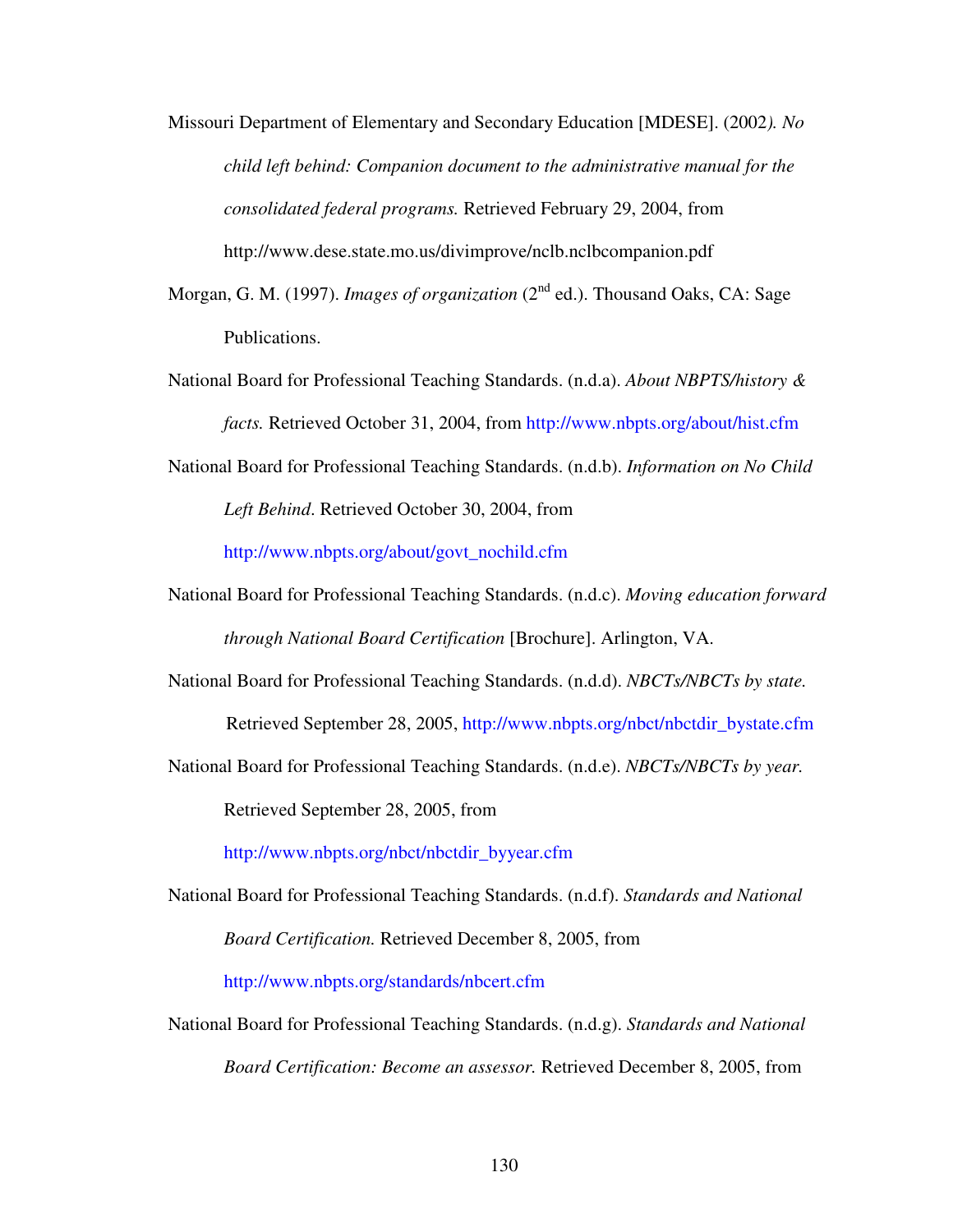Missouri Department of Elementary and Secondary Education [MDESE]. (2002*). No child left behind: Companion document to the administrative manual for the consolidated federal programs.* Retrieved February 29, 2004, from http://www.dese.state.mo.us/divimprove/nclb.nclbcompanion.pdf

Morgan, G. M. (1997). *Images of organization* (2nd ed.). Thousand Oaks, CA: Sage Publications.

National Board for Professional Teaching Standards. (n.d.a). *About NBPTS/history & facts.* Retrieved October 31, 2004, from http://www.nbpts.org/about/hist.cfm

National Board for Professional Teaching Standards. (n.d.b). *Information on No Child Left Behind*. Retrieved October 30, 2004, from http://www.nbpts.org/about/govt_nochild.cfm

National Board for Professional Teaching Standards. (n.d.c). *Moving education forward through National Board Certification* [Brochure]. Arlington, VA.

National Board for Professional Teaching Standards. (n.d.d). *NBCTs/NBCTs by state.* Retrieved September 28, 2005, http://www.nbpts.org/nbct/nbctdir_bystate.cfm

National Board for Professional Teaching Standards. (n.d.e). *NBCTs/NBCTs by year.* Retrieved September 28, 2005, from http://www.nbpts.org/nbct/nbctdir_byyear.cfm

National Board for Professional Teaching Standards. (n.d.f). *Standards and National Board Certification.* Retrieved December 8, 2005, from http://www.nbpts.org/standards/nbcert.cfm

National Board for Professional Teaching Standards. (n.d.g). *Standards and National Board Certification: Become an assessor.* Retrieved December 8, 2005, from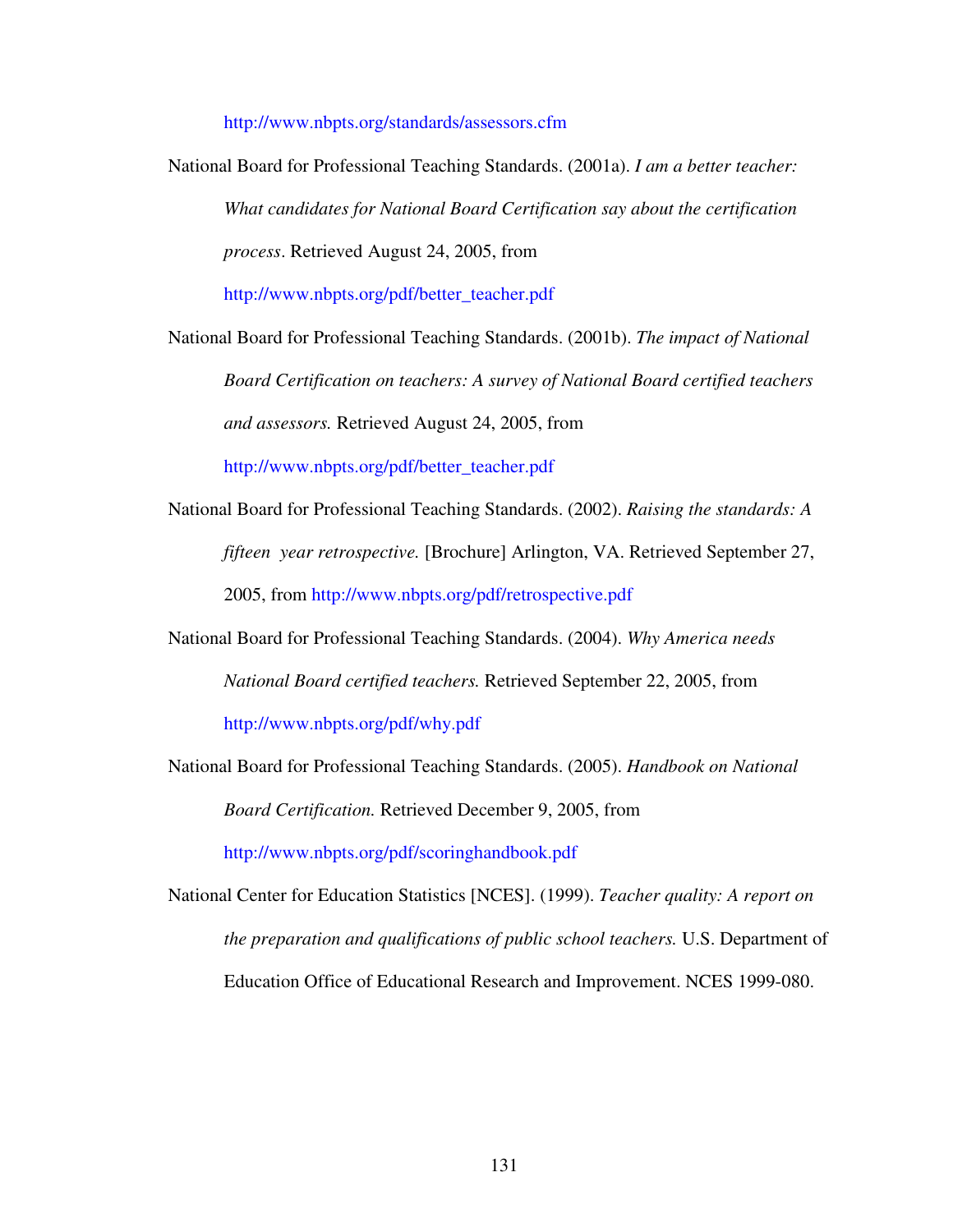http://www.nbpts.org/standards/assessors.cfm

National Board for Professional Teaching Standards. (2001a). *I am a better teacher: What candidates for National Board Certification say about the certification process*. Retrieved August 24, 2005, from http://www.nbpts.org/pdf/better_teacher.pdf

National Board for Professional Teaching Standards. (2001b). *The impact of National Board Certification on teachers: A survey of National Board certified teachers and assessors.* Retrieved August 24, 2005, from http://www.nbpts.org/pdf/better_teacher.pdf

National Board for Professional Teaching Standards. (2002). *Raising the standards: A fifteen year retrospective.* [Brochure] Arlington, VA. Retrieved September 27, 2005, from http://www.nbpts.org/pdf/retrospective.pdf

National Board for Professional Teaching Standards. (2004). *Why America needs National Board certified teachers.* Retrieved September 22, 2005, from http://www.nbpts.org/pdf/why.pdf

National Board for Professional Teaching Standards. (2005). *Handbook on National Board Certification.* Retrieved December 9, 2005, from http://www.nbpts.org/pdf/scoringhandbook.pdf

National Center for Education Statistics [NCES]. (1999). *Teacher quality: A report on the preparation and qualifications of public school teachers.* U.S. Department of Education Office of Educational Research and Improvement. NCES 1999-080.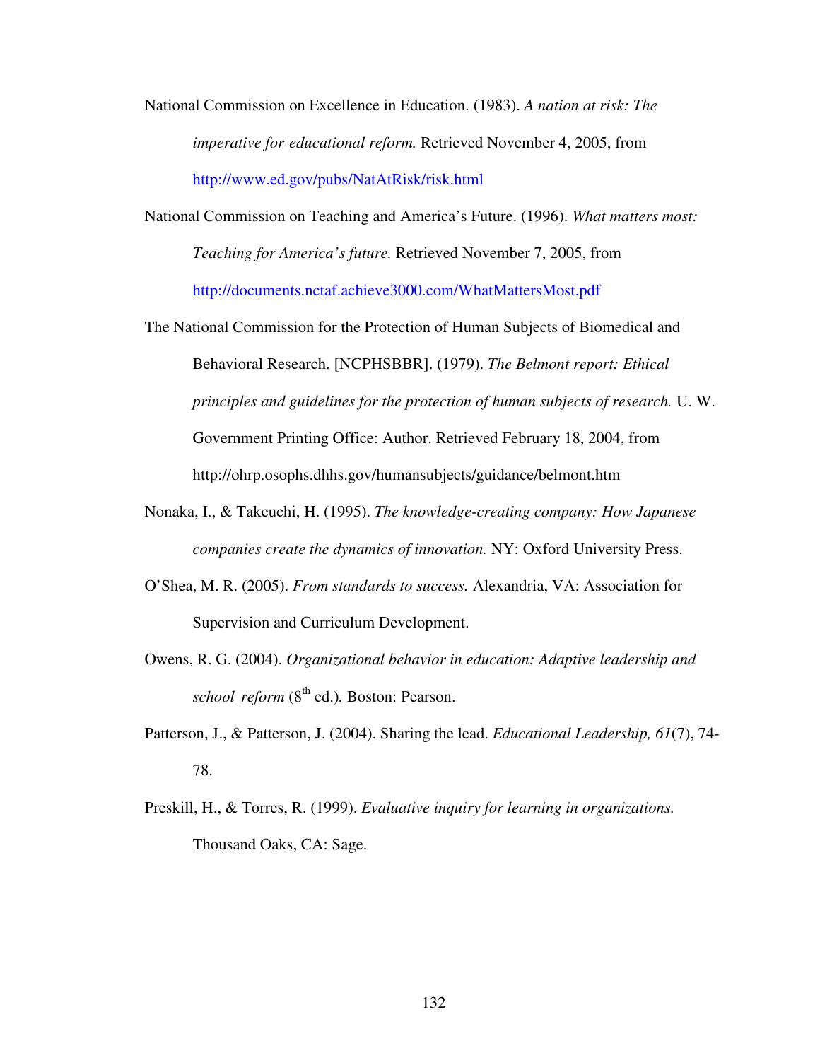National Commission on Excellence in Education. (1983). *A nation at risk: The imperative for educational reform.* Retrieved November 4, 2005, from http://www.ed.gov/pubs/NatAtRisk/risk.html

National Commission on Teaching and America's Future. (1996). *What matters most: Teaching for America's future.* Retrieved November 7, 2005, from http://documents.nctaf.achieve3000.com/WhatMattersMost.pdf

The National Commission for the Protection of Human Subjects of Biomedical and Behavioral Research. [NCPHSBBR]. (1979). *The Belmont report: Ethical principles and guidelines for the protection of human subjects of research.* U. W. Government Printing Office: Author. Retrieved February 18, 2004, from http://ohrp.osophs.dhhs.gov/humansubjects/guidance/belmont.htm

Nonaka, I., & Takeuchi, H. (1995). *The knowledge-creating company: How Japanese companies create the dynamics of innovation.* NY: Oxford University Press.

O'Shea, M. R. (2005). *From standards to success.* Alexandria, VA: Association for Supervision and Curriculum Development.

Owens, R. G. (2004). *Organizational behavior in education: Adaptive leadership and school reform* (8th ed.)*.* Boston: Pearson.

Patterson, J., & Patterson, J. (2004). Sharing the lead. *Educational Leadership, 61*(7), 74-78.

Preskill, H., & Torres, R. (1999). *Evaluative inquiry for learning in organizations.* Thousand Oaks, CA: Sage.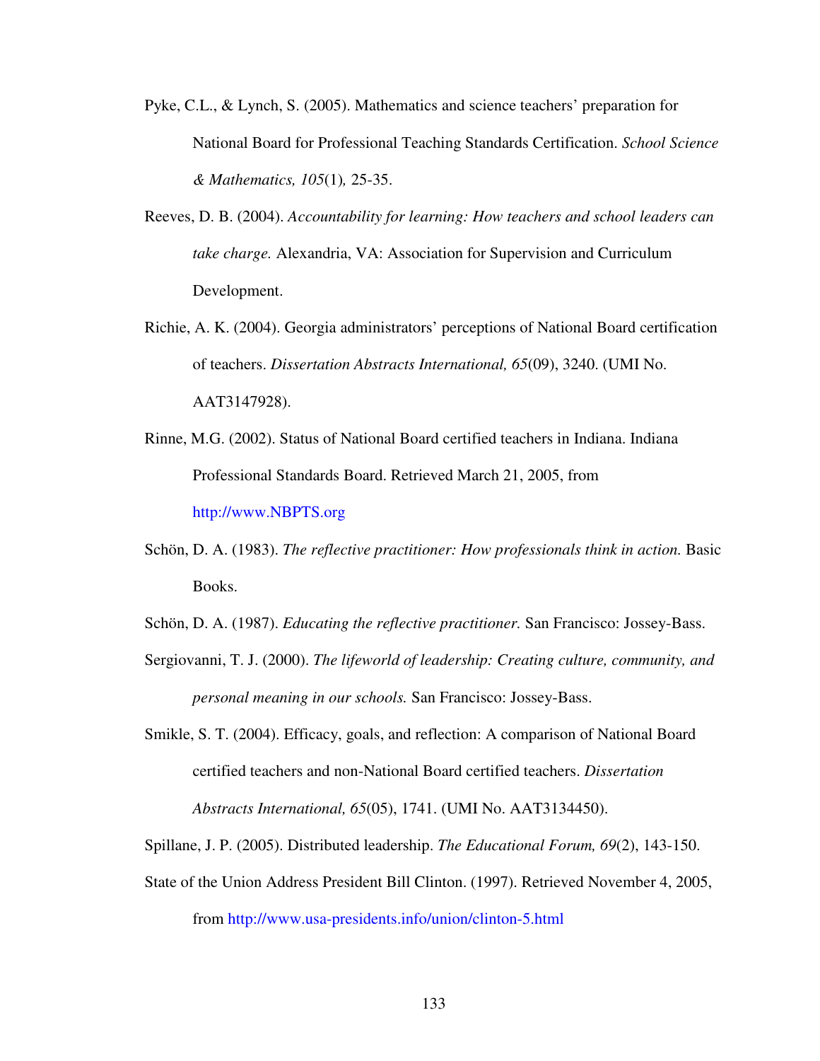Pyke, C.L., & Lynch, S. (2005). Mathematics and science teachers' preparation for National Board for Professional Teaching Standards Certification. *School Science & Mathematics, 105*(1), 25-35.

Reeves, D. B. (2004). *Accountability for learning: How teachers and school leaders can take charge.* Alexandria, VA: Association for Supervision and Curriculum Development.

Richie, A. K. (2004). Georgia administrators' perceptions of National Board certification of teachers. *Dissertation Abstracts International, 65*(09), 3240. (UMI No. AAT3147928).

Rinne, M.G. (2002). Status of National Board certified teachers in Indiana. Indiana Professional Standards Board. Retrieved March 21, 2005, from http://www.NBPTS.org

Schön, D. A. (1983). *The reflective practitioner: How professionals think in action.* Basic Books.

Schön, D. A. (1987). *Educating the reflective practitioner.* San Francisco: Jossey-Bass.

Sergiovanni, T. J. (2000). *The lifeworld of leadership: Creating culture, community, and personal meaning in our schools.* San Francisco: Jossey-Bass.

Smikle, S. T. (2004). Efficacy, goals, and reflection: A comparison of National Board certified teachers and non-National Board certified teachers. *Dissertation Abstracts International, 65*(05), 1741. (UMI No. AAT3134450).

Spillane, J. P. (2005). Distributed leadership. *The Educational Forum, 69*(2), 143-150.

State of the Union Address President Bill Clinton. (1997). Retrieved November 4, 2005, from http://www.usa-presidents.info/union/clinton-5.html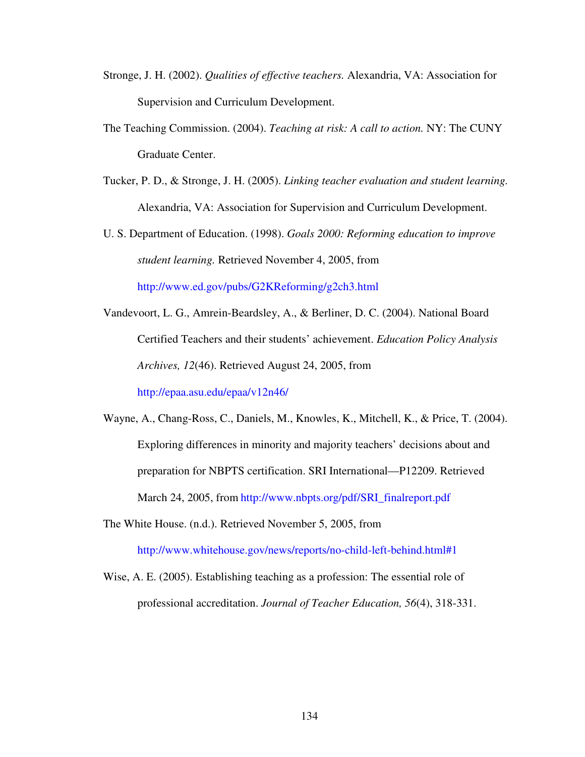Stronge, J. H. (2002). *Qualities of effective teachers.* Alexandria, VA: Association for Supervision and Curriculum Development.

The Teaching Commission. (2004). *Teaching at risk: A call to action.* NY: The CUNY Graduate Center.

Tucker, P. D., & Stronge, J. H. (2005). *Linking teacher evaluation and student learning.* Alexandria, VA: Association for Supervision and Curriculum Development.

U. S. Department of Education. (1998). *Goals 2000: Reforming education to improve student learning.* Retrieved November 4, 2005, from http://www.ed.gov/pubs/G2KReforming/g2ch3.html

Vandevoort, L. G., Amrein-Beardsley, A., & Berliner, D. C. (2004). National Board Certified Teachers and their students' achievement. *Education Policy Analysis Archives, 12*(46). Retrieved August 24, 2005, from http://epaa.asu.edu/epaa/v12n46/

Wayne, A., Chang-Ross, C., Daniels, M., Knowles, K., Mitchell, K., & Price, T. (2004). Exploring differences in minority and majority teachers' decisions about and preparation for NBPTS certification. SRI International—P12209. Retrieved March 24, 2005, from http://www.nbpts.org/pdf/SRI_finalreport.pdf

The White House. (n.d.). Retrieved November 5, 2005, from http://www.whitehouse.gov/news/reports/no-child-left-behind.html#1

Wise, A. E. (2005). Establishing teaching as a profession: The essential role of professional accreditation. *Journal of Teacher Education, 56*(4), 318-331.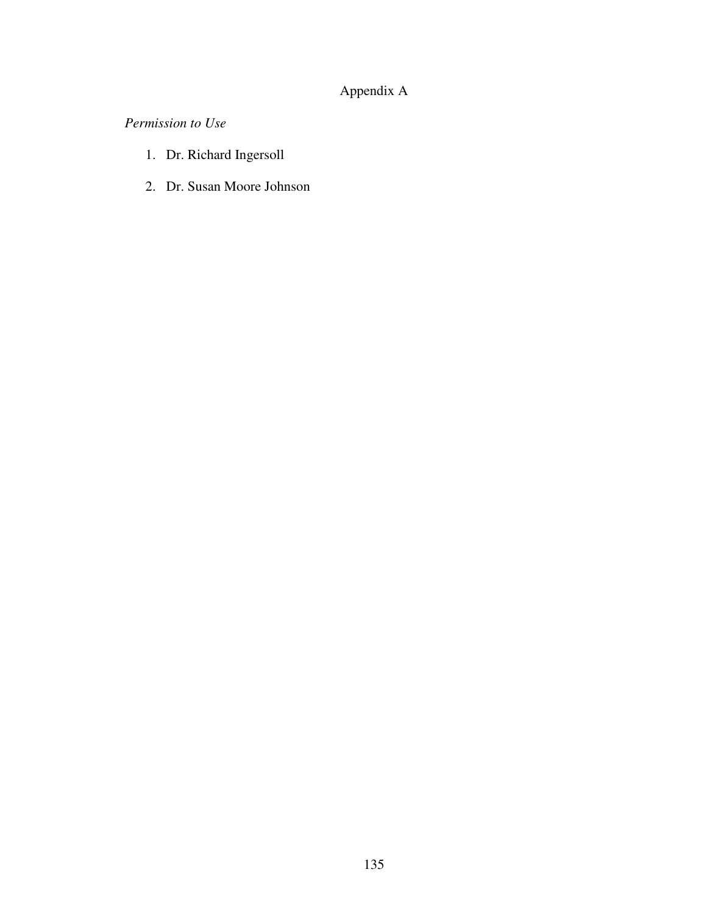# Appendix A

*Permission to Use*

1. Dr. Richard Ingersoll
2. Dr. Susan Moore Johnson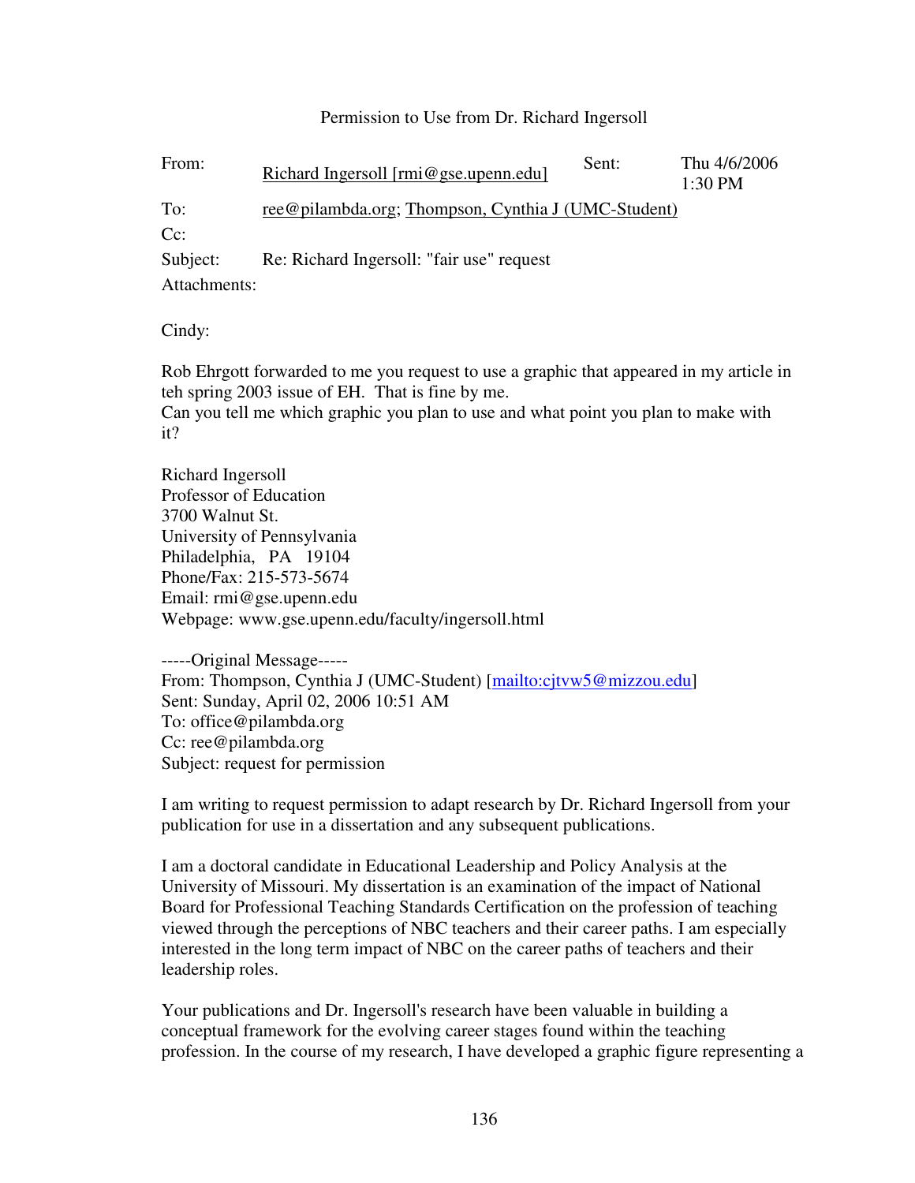Permission to Use from Dr. Richard Ingersoll

| From: | Richard Ingersoll [rmi@gse.upenn.edu] | Sent: | Thu 4/6/2006 1:30 PM |
|---|---|---|---|
| To: | ree@pilambda.org; Thompson, Cynthia J (UMC-Student) | | |
| Cc: | | | |
| Subject: | Re: Richard Ingersoll: "fair use" request | | |
| Attachments: | | | |

Cindy:

Rob Ehrgott forwarded to me you request to use a graphic that appeared in my article in teh spring 2003 issue of EH. That is fine by me.
Can you tell me which graphic you plan to use and what point you plan to make with it?

Richard Ingersoll
Professor of Education
3700 Walnut St.
University of Pennsylvania
Philadelphia, PA 19104
Phone/Fax: 215-573-5674
Email: rmi@gse.upenn.edu
Webpage: www.gse.upenn.edu/faculty/ingersoll.html

-----Original Message-----
From: Thompson, Cynthia J (UMC-Student) [mailto:cjtvw5@mizzou.edu]
Sent: Sunday, April 02, 2006 10:51 AM
To: office@pilambda.org
Cc: ree@pilambda.org
Subject: request for permission

I am writing to request permission to adapt research by Dr. Richard Ingersoll from your publication for use in a dissertation and any subsequent publications.

I am a doctoral candidate in Educational Leadership and Policy Analysis at the University of Missouri. My dissertation is an examination of the impact of National Board for Professional Teaching Standards Certification on the profession of teaching viewed through the perceptions of NBC teachers and their career paths. I am especially interested in the long term impact of NBC on the career paths of teachers and their leadership roles.

Your publications and Dr. Ingersoll's research have been valuable in building a conceptual framework for the evolving career stages found within the teaching profession. In the course of my research, I have developed a graphic figure representing a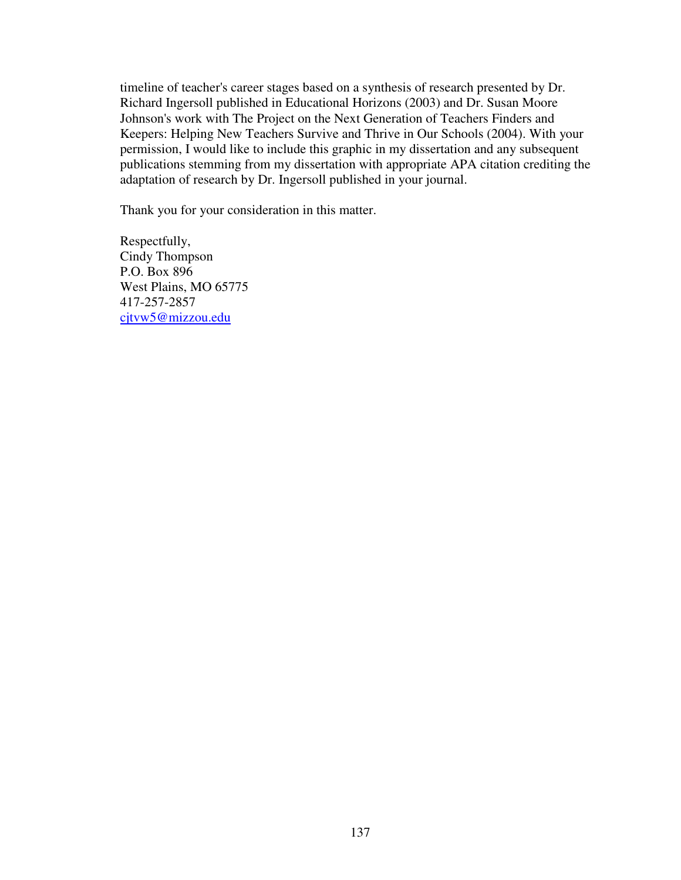timeline of teacher's career stages based on a synthesis of research presented by Dr. Richard Ingersoll published in Educational Horizons (2003) and Dr. Susan Moore Johnson's work with The Project on the Next Generation of Teachers Finders and Keepers: Helping New Teachers Survive and Thrive in Our Schools (2004). With your permission, I would like to include this graphic in my dissertation and any subsequent publications stemming from my dissertation with appropriate APA citation crediting the adaptation of research by Dr. Ingersoll published in your journal.

Thank you for your consideration in this matter.

Respectfully,
Cindy Thompson
P.O. Box 896
West Plains, MO 65775
417-257-2857
cjtvw5@mizzou.edu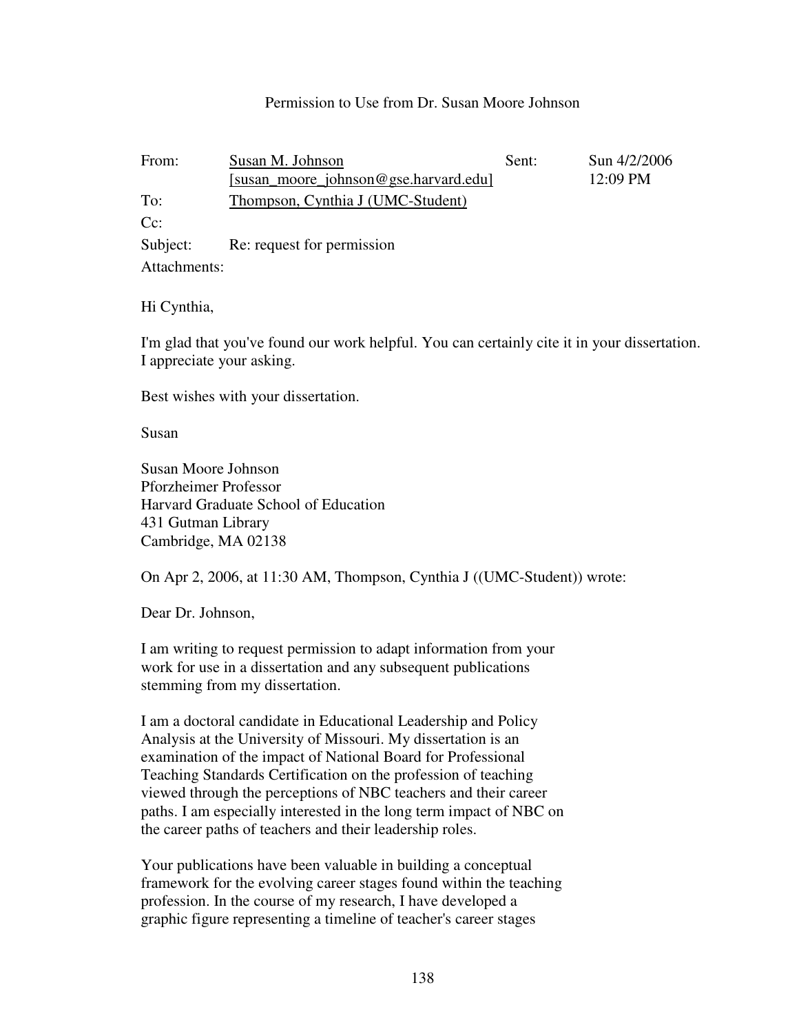Permission to Use from Dr. Susan Moore Johnson

| From: | Susan M. Johnson [susan_moore_johnson@gse.harvard.edu] | Sent: | Sun 4/2/2006 12:09 PM |
|---|---|---|---|
| To: | Thompson, Cynthia J (UMC-Student) | | |
| Cc: | | | |
| Subject: | Re: request for permission | | |
| Attachments: | | | |

Hi Cynthia,

I'm glad that you've found our work helpful. You can certainly cite it in your dissertation. I appreciate your asking.

Best wishes with your dissertation.

Susan

Susan Moore Johnson
Pforzheimer Professor
Harvard Graduate School of Education
431 Gutman Library
Cambridge, MA 02138

On Apr 2, 2006, at 11:30 AM, Thompson, Cynthia J ((UMC-Student)) wrote:

Dear Dr. Johnson,

I am writing to request permission to adapt information from your work for use in a dissertation and any subsequent publications stemming from my dissertation.

I am a doctoral candidate in Educational Leadership and Policy Analysis at the University of Missouri. My dissertation is an examination of the impact of National Board for Professional Teaching Standards Certification on the profession of teaching viewed through the perceptions of NBC teachers and their career paths. I am especially interested in the long term impact of NBC on the career paths of teachers and their leadership roles.

Your publications have been valuable in building a conceptual framework for the evolving career stages found within the teaching profession. In the course of my research, I have developed a graphic figure representing a timeline of teacher's career stages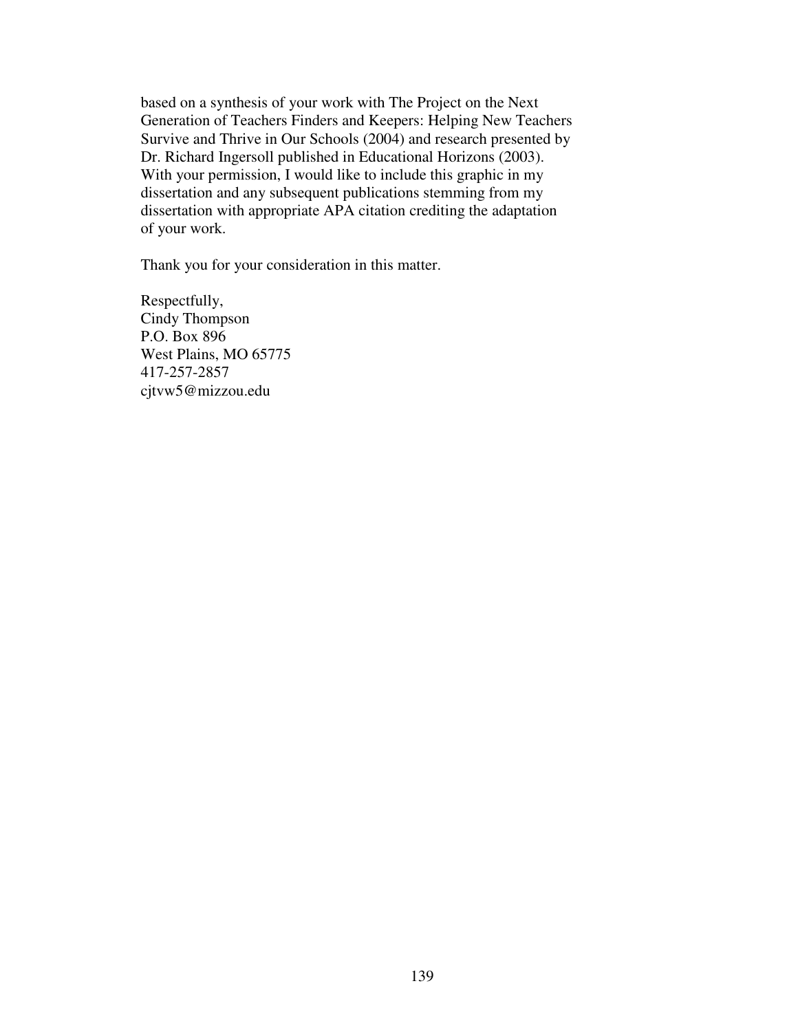based on a synthesis of your work with The Project on the Next Generation of Teachers Finders and Keepers: Helping New Teachers Survive and Thrive in Our Schools (2004) and research presented by Dr. Richard Ingersoll published in Educational Horizons (2003). With your permission, I would like to include this graphic in my dissertation and any subsequent publications stemming from my dissertation with appropriate APA citation crediting the adaptation of your work.

Thank you for your consideration in this matter.

Respectfully,
Cindy Thompson
P.O. Box 896
West Plains, MO 65775
417-257-2857
cjtvw5@mizzou.edu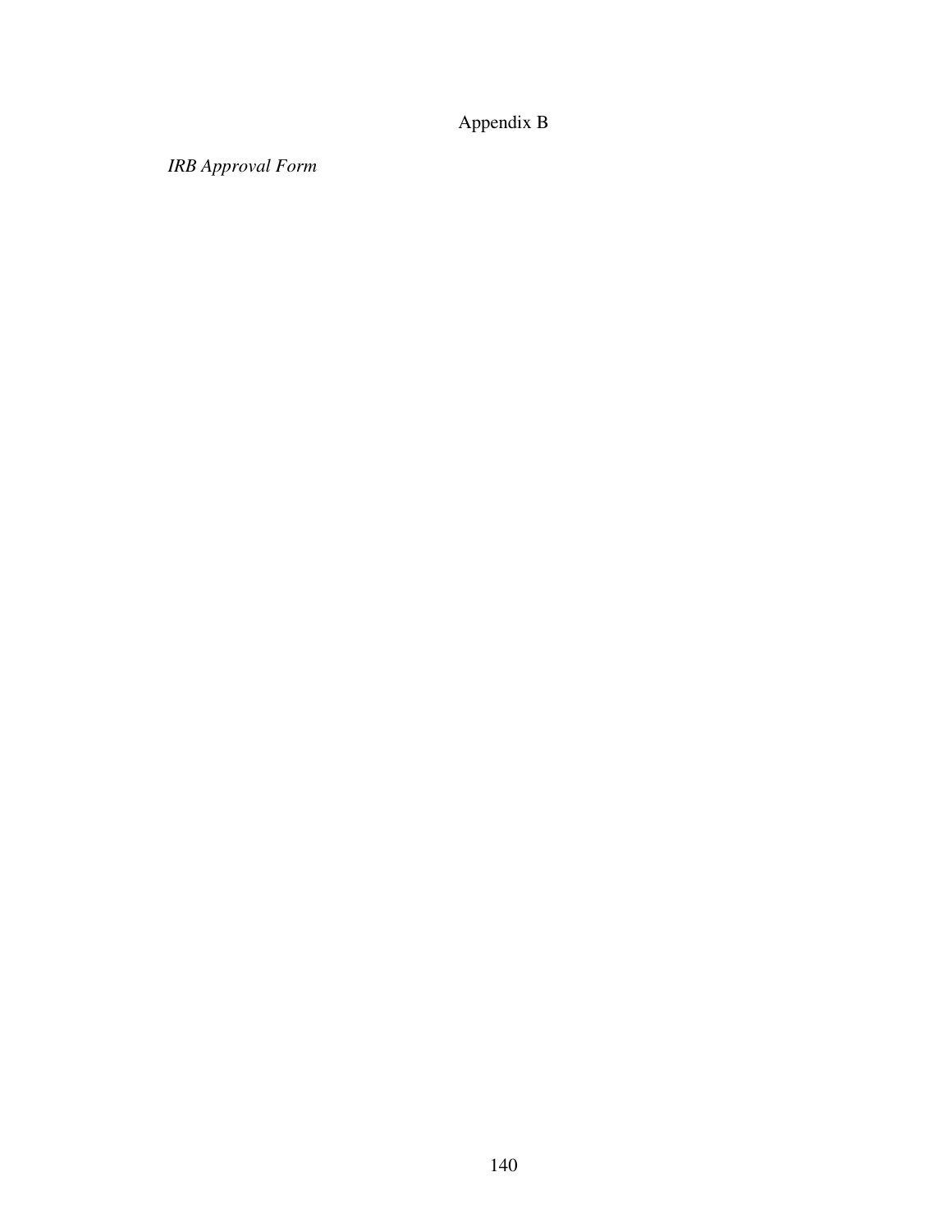# Appendix B

*IRB Approval Form*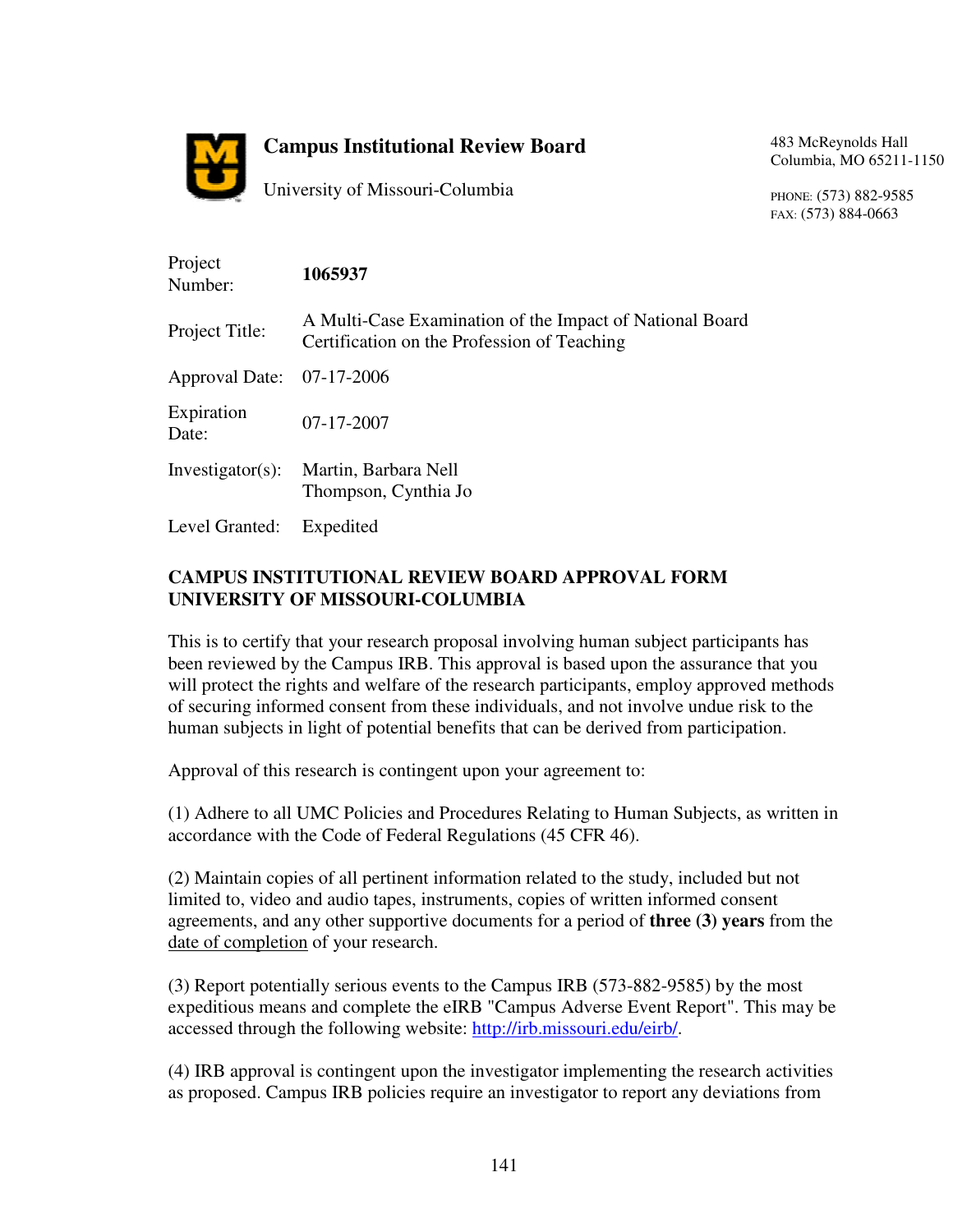**Campus Institutional Review Board**

University of Missouri-Columbia

483 McReynolds Hall
Columbia, MO 65211-1150

PHONE: (573) 882-9585
FAX: (573) 884-0663

| | |
|---|---|
| Project Number: | **1065937** |
| Project Title: | A Multi-Case Examination of the Impact of National Board Certification on the Profession of Teaching |
| Approval Date: | 07-17-2006 |
| Expiration Date: | 07-17-2007 |
| Investigator(s): | Martin, Barbara Nell<br>Thompson, Cynthia Jo |
| Level Granted: | Expedited |

**CAMPUS INSTITUTIONAL REVIEW BOARD APPROVAL FORM UNIVERSITY OF MISSOURI-COLUMBIA**

This is to certify that your research proposal involving human subject participants has been reviewed by the Campus IRB. This approval is based upon the assurance that you will protect the rights and welfare of the research participants, employ approved methods of securing informed consent from these individuals, and not involve undue risk to the human subjects in light of potential benefits that can be derived from participation.

Approval of this research is contingent upon your agreement to:

(1) Adhere to all UMC Policies and Procedures Relating to Human Subjects, as written in accordance with the Code of Federal Regulations (45 CFR 46).

(2) Maintain copies of all pertinent information related to the study, included but not limited to, video and audio tapes, instruments, copies of written informed consent agreements, and any other supportive documents for a period of **three (3) years** from the date of completion of your research.

(3) Report potentially serious events to the Campus IRB (573-882-9585) by the most expeditious means and complete the eIRB "Campus Adverse Event Report". This may be accessed through the following website: http://irb.missouri.edu/eirb/.

(4) IRB approval is contingent upon the investigator implementing the research activities as proposed. Campus IRB policies require an investigator to report any deviations from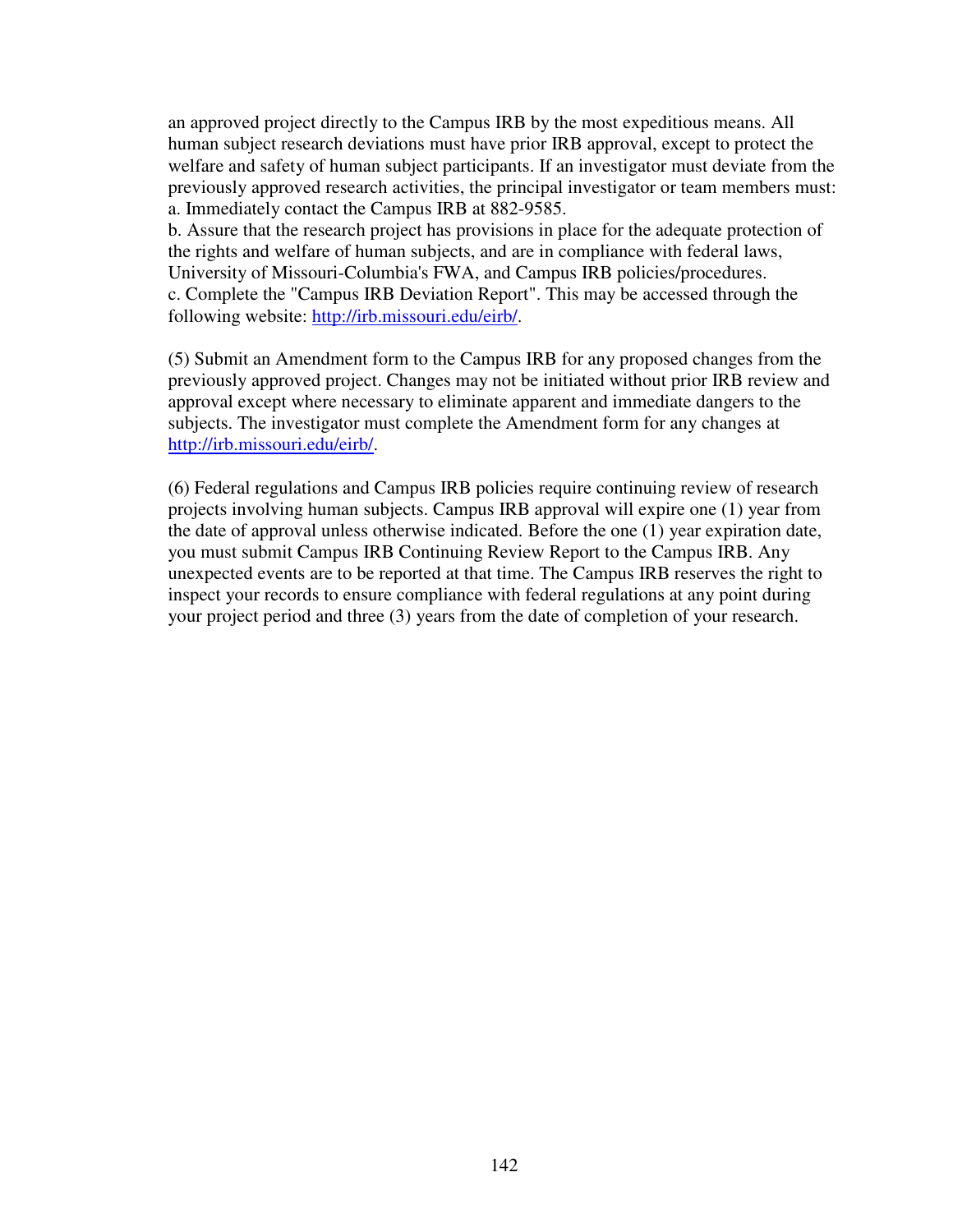an approved project directly to the Campus IRB by the most expeditious means. All human subject research deviations must have prior IRB approval, except to protect the welfare and safety of human subject participants. If an investigator must deviate from the previously approved research activities, the principal investigator or team members must:
a. Immediately contact the Campus IRB at 882-9585.
b. Assure that the research project has provisions in place for the adequate protection of the rights and welfare of human subjects, and are in compliance with federal laws, University of Missouri-Columbia's FWA, and Campus IRB policies/procedures.
c. Complete the "Campus IRB Deviation Report". This may be accessed through the following website: http://irb.missouri.edu/eirb/.

(5) Submit an Amendment form to the Campus IRB for any proposed changes from the previously approved project. Changes may not be initiated without prior IRB review and approval except where necessary to eliminate apparent and immediate dangers to the subjects. The investigator must complete the Amendment form for any changes at http://irb.missouri.edu/eirb/.

(6) Federal regulations and Campus IRB policies require continuing review of research projects involving human subjects. Campus IRB approval will expire one (1) year from the date of approval unless otherwise indicated. Before the one (1) year expiration date, you must submit Campus IRB Continuing Review Report to the Campus IRB. Any unexpected events are to be reported at that time. The Campus IRB reserves the right to inspect your records to ensure compliance with federal regulations at any point during your project period and three (3) years from the date of completion of your research.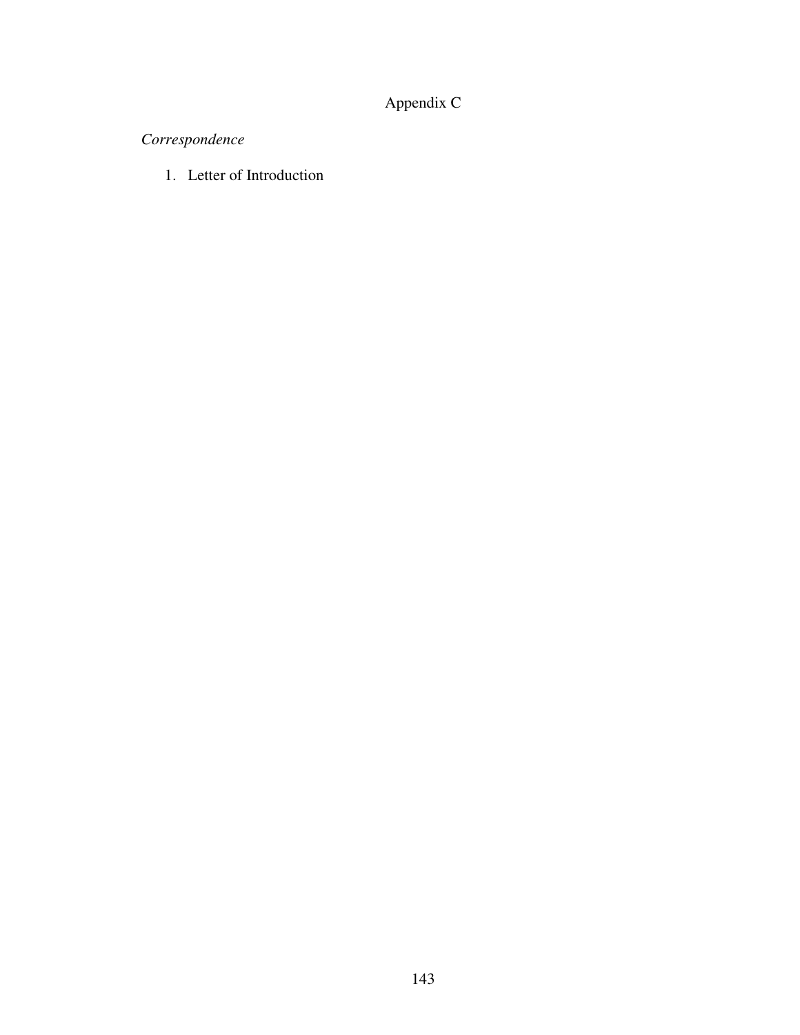# Appendix C

*Correspondence*

1. Letter of Introduction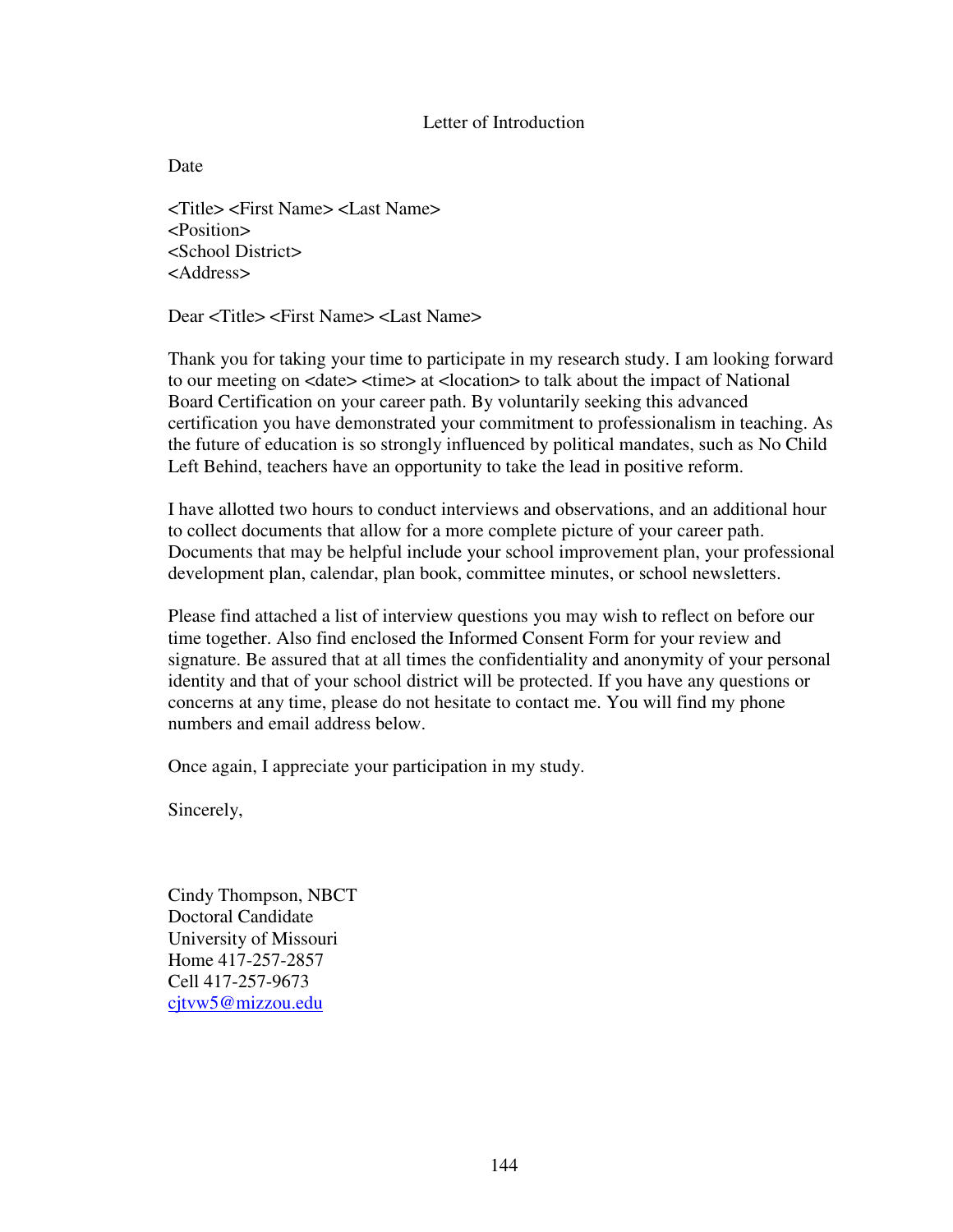Letter of Introduction

Date

<Title> <First Name> <Last Name>
<Position>
<School District>
<Address>

Dear <Title> <First Name> <Last Name>

Thank you for taking your time to participate in my research study. I am looking forward to our meeting on <date> <time> at <location> to talk about the impact of National Board Certification on your career path. By voluntarily seeking this advanced certification you have demonstrated your commitment to professionalism in teaching. As the future of education is so strongly influenced by political mandates, such as No Child Left Behind, teachers have an opportunity to take the lead in positive reform.

I have allotted two hours to conduct interviews and observations, and an additional hour to collect documents that allow for a more complete picture of your career path. Documents that may be helpful include your school improvement plan, your professional development plan, calendar, plan book, committee minutes, or school newsletters.

Please find attached a list of interview questions you may wish to reflect on before our time together. Also find enclosed the Informed Consent Form for your review and signature. Be assured that at all times the confidentiality and anonymity of your personal identity and that of your school district will be protected. If you have any questions or concerns at any time, please do not hesitate to contact me. You will find my phone numbers and email address below.

Once again, I appreciate your participation in my study.

Sincerely,

Cindy Thompson, NBCT
Doctoral Candidate
University of Missouri
Home 417-257-2857
Cell 417-257-9673
cjtvw5@mizzou.edu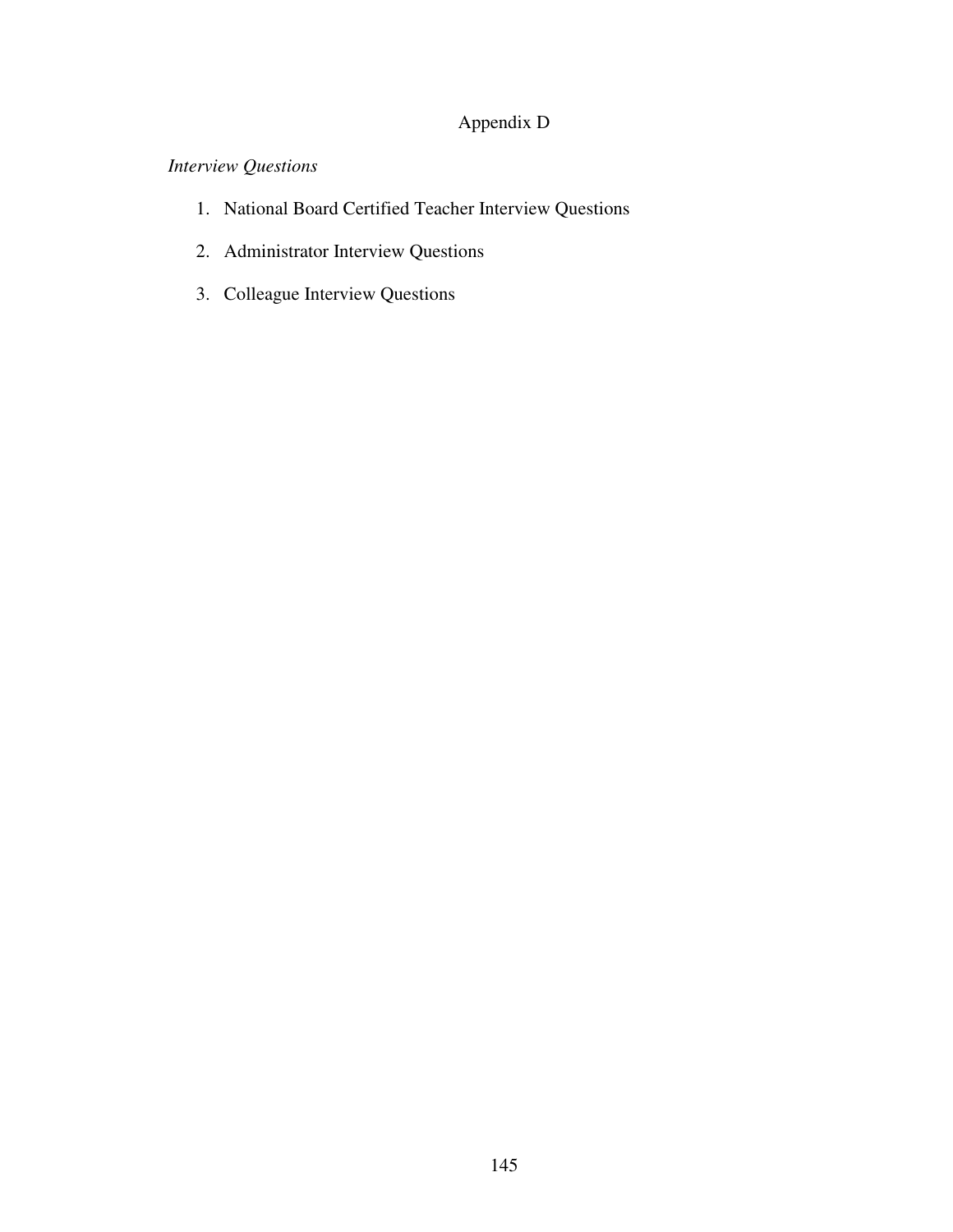# Appendix D

*Interview Questions*

1. National Board Certified Teacher Interview Questions
2. Administrator Interview Questions
3. Colleague Interview Questions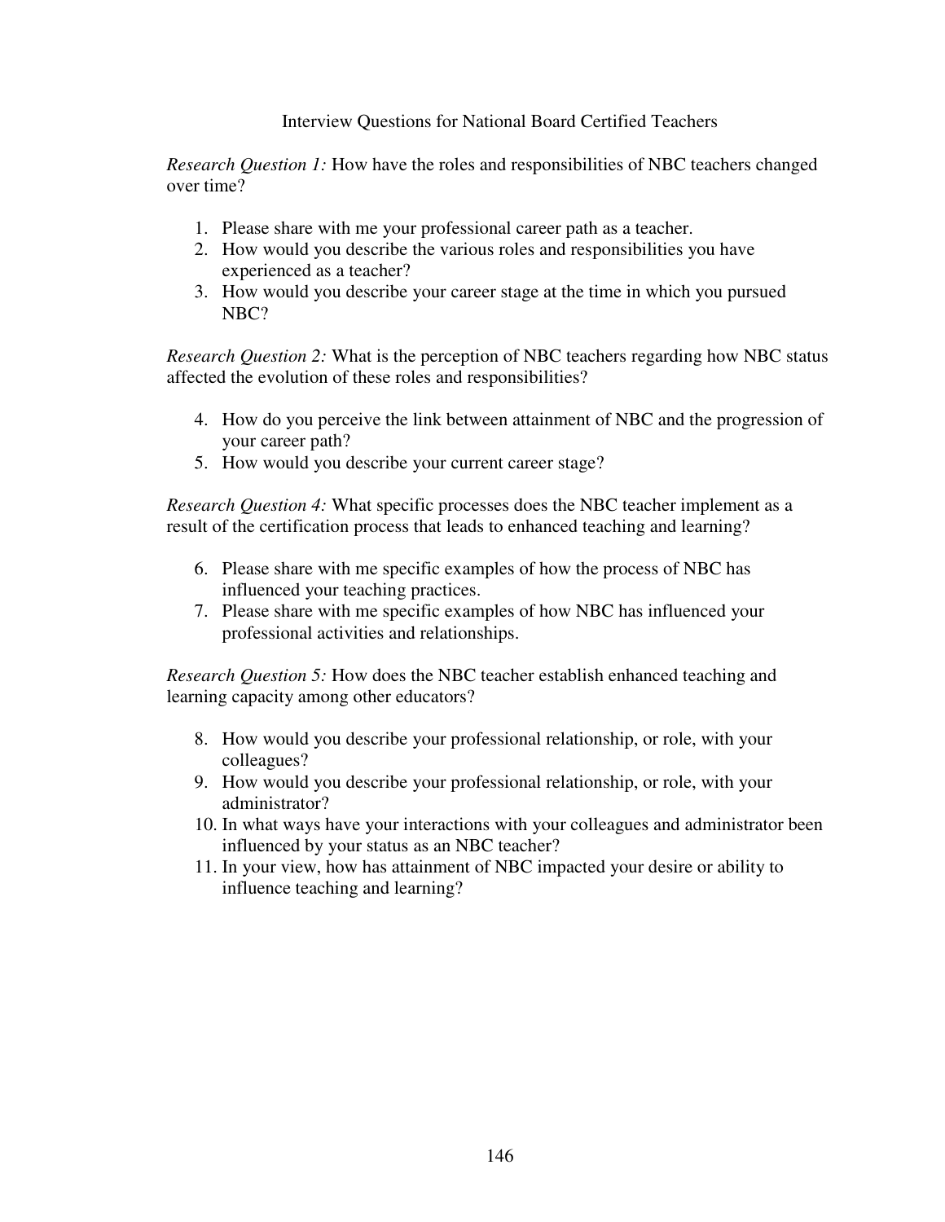Interview Questions for National Board Certified Teachers

*Research Question 1:* How have the roles and responsibilities of NBC teachers changed over time?

1. Please share with me your professional career path as a teacher.
2. How would you describe the various roles and responsibilities you have experienced as a teacher?
3. How would you describe your career stage at the time in which you pursued NBC?

*Research Question 2:* What is the perception of NBC teachers regarding how NBC status affected the evolution of these roles and responsibilities?

4. How do you perceive the link between attainment of NBC and the progression of your career path?
5. How would you describe your current career stage?

*Research Question 4:* What specific processes does the NBC teacher implement as a result of the certification process that leads to enhanced teaching and learning?

6. Please share with me specific examples of how the process of NBC has influenced your teaching practices.
7. Please share with me specific examples of how NBC has influenced your professional activities and relationships.

*Research Question 5:* How does the NBC teacher establish enhanced teaching and learning capacity among other educators?

8. How would you describe your professional relationship, or role, with your colleagues?
9. How would you describe your professional relationship, or role, with your administrator?
10. In what ways have your interactions with your colleagues and administrator been influenced by your status as an NBC teacher?
11. In your view, how has attainment of NBC impacted your desire or ability to influence teaching and learning?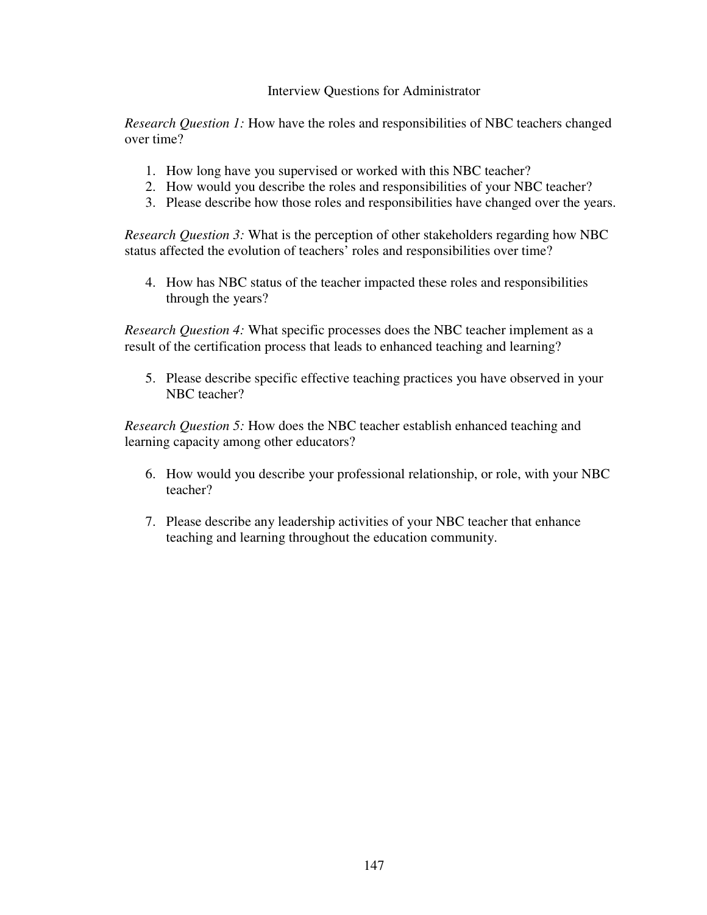## Interview Questions for Administrator

*Research Question 1:* How have the roles and responsibilities of NBC teachers changed over time?

1. How long have you supervised or worked with this NBC teacher?
2. How would you describe the roles and responsibilities of your NBC teacher?
3. Please describe how those roles and responsibilities have changed over the years.

*Research Question 3:* What is the perception of other stakeholders regarding how NBC status affected the evolution of teachers' roles and responsibilities over time?

4. How has NBC status of the teacher impacted these roles and responsibilities through the years?

*Research Question 4:* What specific processes does the NBC teacher implement as a result of the certification process that leads to enhanced teaching and learning?

5. Please describe specific effective teaching practices you have observed in your NBC teacher?

*Research Question 5:* How does the NBC teacher establish enhanced teaching and learning capacity among other educators?

6. How would you describe your professional relationship, or role, with your NBC teacher?

7. Please describe any leadership activities of your NBC teacher that enhance teaching and learning throughout the education community.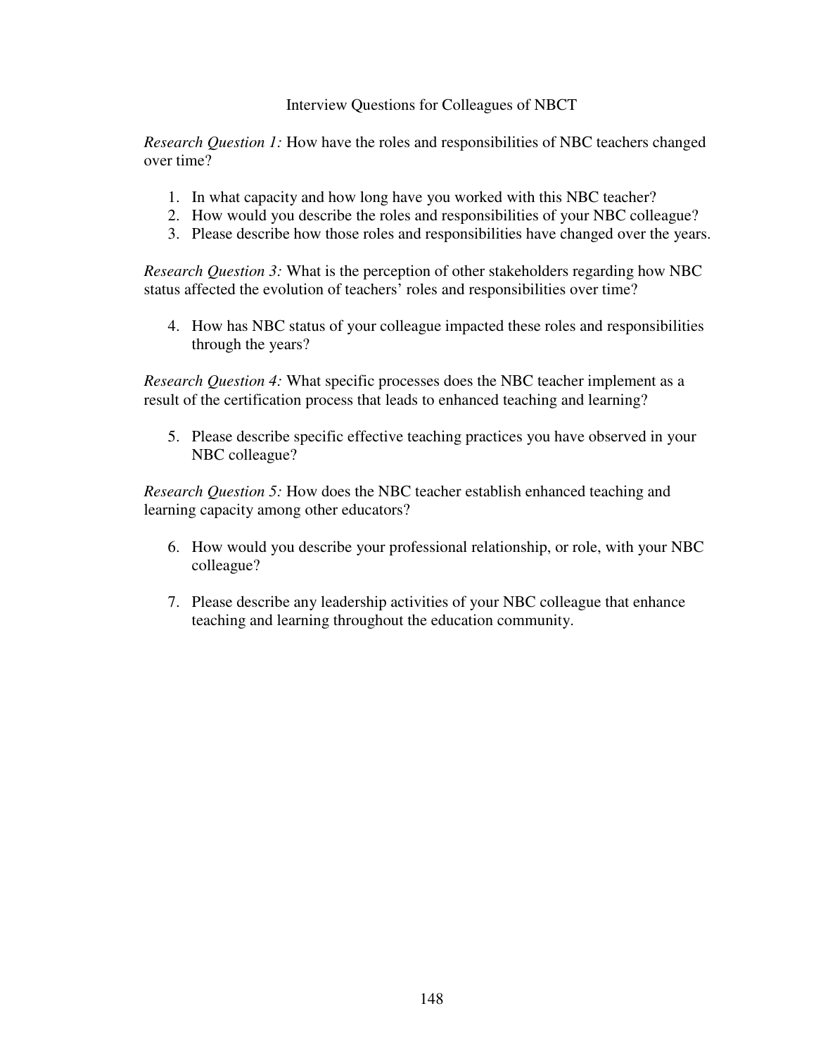# Interview Questions for Colleagues of NBCT

*Research Question 1:* How have the roles and responsibilities of NBC teachers changed over time?

1. In what capacity and how long have you worked with this NBC teacher?
2. How would you describe the roles and responsibilities of your NBC colleague?
3. Please describe how those roles and responsibilities have changed over the years.

*Research Question 3:* What is the perception of other stakeholders regarding how NBC status affected the evolution of teachers' roles and responsibilities over time?

4. How has NBC status of your colleague impacted these roles and responsibilities through the years?

*Research Question 4:* What specific processes does the NBC teacher implement as a result of the certification process that leads to enhanced teaching and learning?

5. Please describe specific effective teaching practices you have observed in your NBC colleague?

*Research Question 5:* How does the NBC teacher establish enhanced teaching and learning capacity among other educators?

6. How would you describe your professional relationship, or role, with your NBC colleague?
7. Please describe any leadership activities of your NBC colleague that enhance teaching and learning throughout the education community.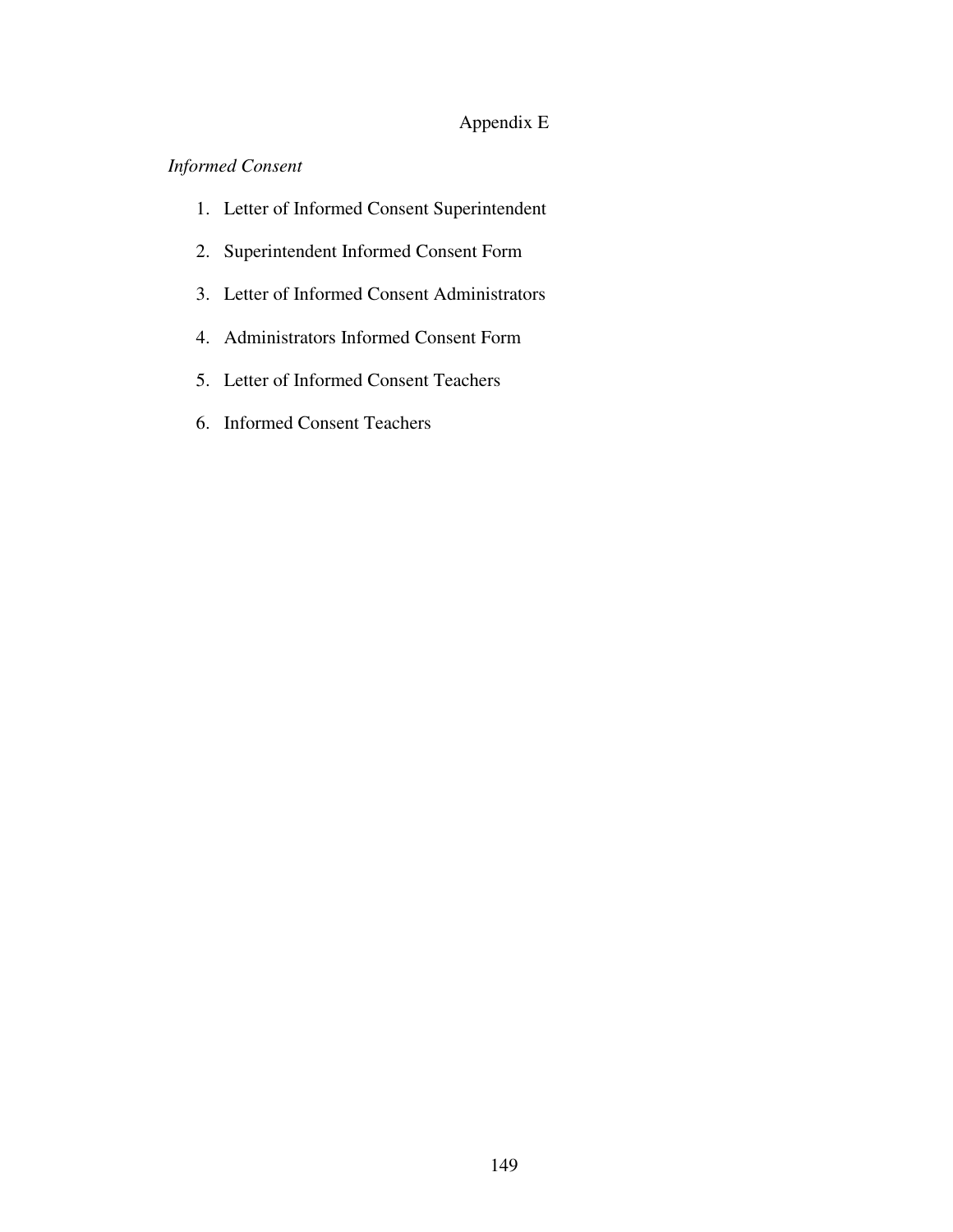# Appendix E

*Informed Consent*

1. Letter of Informed Consent Superintendent
2. Superintendent Informed Consent Form
3. Letter of Informed Consent Administrators
4. Administrators Informed Consent Form
5. Letter of Informed Consent Teachers
6. Informed Consent Teachers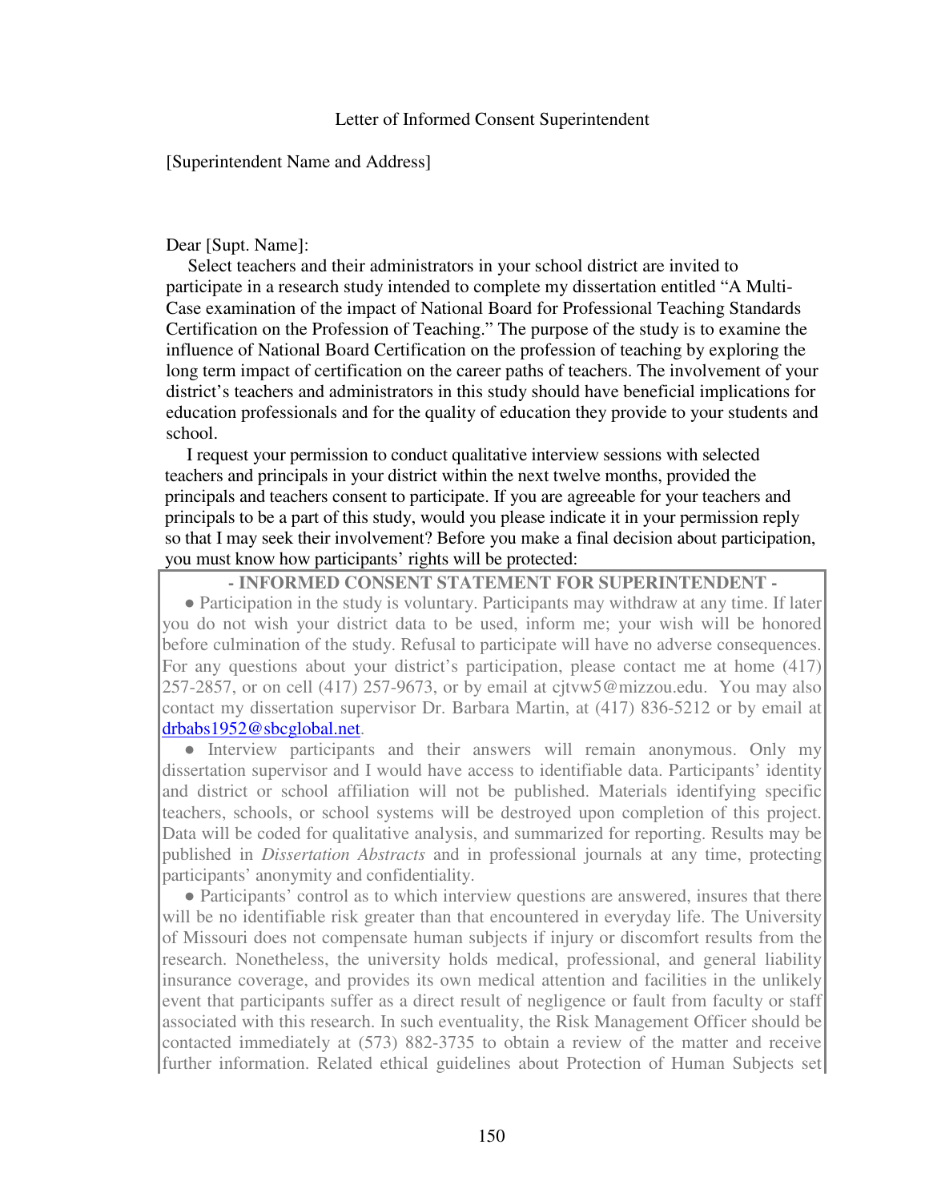Letter of Informed Consent Superintendent

[Superintendent Name and Address]

Dear [Supt. Name]:

Select teachers and their administrators in your school district are invited to participate in a research study intended to complete my dissertation entitled "A Multi-Case examination of the impact of National Board for Professional Teaching Standards Certification on the Profession of Teaching." The purpose of the study is to examine the influence of National Board Certification on the profession of teaching by exploring the long term impact of certification on the career paths of teachers. The involvement of your district's teachers and administrators in this study should have beneficial implications for education professionals and for the quality of education they provide to your students and school.

I request your permission to conduct qualitative interview sessions with selected teachers and principals in your district within the next twelve months, provided the principals and teachers consent to participate. If you are agreeable for your teachers and principals to be a part of this study, would you please indicate it in your permission reply so that I may seek their involvement? Before you make a final decision about participation, you must know how participants' rights will be protected:

**- INFORMED CONSENT STATEMENT FOR SUPERINTENDENT -**

● Participation in the study is voluntary. Participants may withdraw at any time. If later you do not wish your district data to be used, inform me; your wish will be honored before culmination of the study. Refusal to participate will have no adverse consequences. For any questions about your district's participation, please contact me at home (417) 257-2857, or on cell (417) 257-9673, or by email at cjtvw5@mizzou.edu. You may also contact my dissertation supervisor Dr. Barbara Martin, at (417) 836-5212 or by email at drbabs1952@sbcglobal.net.

● Interview participants and their answers will remain anonymous. Only my dissertation supervisor and I would have access to identifiable data. Participants' identity and district or school affiliation will not be published. Materials identifying specific teachers, schools, or school systems will be destroyed upon completion of this project. Data will be coded for qualitative analysis, and summarized for reporting. Results may be published in *Dissertation Abstracts* and in professional journals at any time, protecting participants' anonymity and confidentiality.

● Participants' control as to which interview questions are answered, insures that there will be no identifiable risk greater than that encountered in everyday life. The University of Missouri does not compensate human subjects if injury or discomfort results from the research. Nonetheless, the university holds medical, professional, and general liability insurance coverage, and provides its own medical attention and facilities in the unlikely event that participants suffer as a direct result of negligence or fault from faculty or staff associated with this research. In such eventuality, the Risk Management Officer should be contacted immediately at (573) 882-3735 to obtain a review of the matter and receive further information. Related ethical guidelines about Protection of Human Subjects set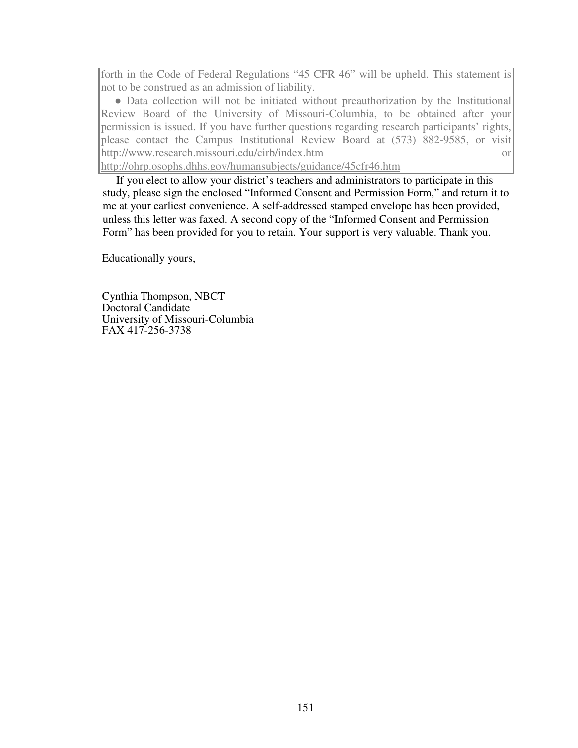forth in the Code of Federal Regulations "45 CFR 46" will be upheld. This statement is not to be construed as an admission of liability.

- Data collection will not be initiated without preauthorization by the Institutional Review Board of the University of Missouri-Columbia, to be obtained after your permission is issued. If you have further questions regarding research participants' rights, please contact the Campus Institutional Review Board at (573) 882-9585, or visit http://www.research.missouri.edu/cirb/index.htm or http://ohrp.osophs.dhhs.gov/humansubjects/guidance/45cfr46.htm

If you elect to allow your district's teachers and administrators to participate in this study, please sign the enclosed "Informed Consent and Permission Form," and return it to me at your earliest convenience. A self-addressed stamped envelope has been provided, unless this letter was faxed. A second copy of the "Informed Consent and Permission Form" has been provided for you to retain. Your support is very valuable. Thank you.

Educationally yours,

Cynthia Thompson, NBCT
Doctoral Candidate
University of Missouri-Columbia
FAX 417-256-3738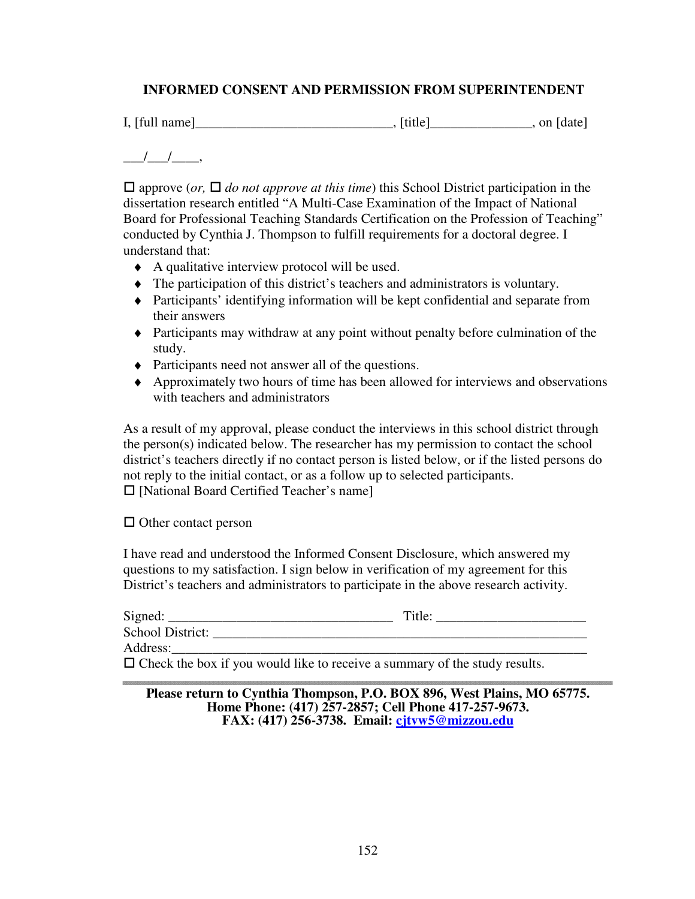**INFORMED CONSENT AND PERMISSION FROM SUPERINTENDENT**

I, [full name]______________________________, [title]_______________, on [date]

___/___/____,

☐ approve (*or,* ☐ *do not approve at this time*) this School District participation in the dissertation research entitled "A Multi-Case Examination of the Impact of National Board for Professional Teaching Standards Certification on the Profession of Teaching" conducted by Cynthia J. Thompson to fulfill requirements for a doctoral degree. I understand that:

- A qualitative interview protocol will be used.
- The participation of this district's teachers and administrators is voluntary.
- Participants' identifying information will be kept confidential and separate from their answers
- Participants may withdraw at any point without penalty before culmination of the study.
- Participants need not answer all of the questions.
- Approximately two hours of time has been allowed for interviews and observations with teachers and administrators

As a result of my approval, please conduct the interviews in this school district through the person(s) indicated below. The researcher has my permission to contact the school district's teachers directly if no contact person is listed below, or if the listed persons do not reply to the initial contact, or as a follow up to selected participants.

☐ [National Board Certified Teacher's name]

☐ Other contact person

I have read and understood the Informed Consent Disclosure, which answered my questions to my satisfaction. I sign below in verification of my agreement for this District's teachers and administrators to participate in the above research activity.

Signed: _________________________________ Title: _____________________

School District: ___________________________________________________________

Address:__________________________________________________________________

☐ Check the box if you would like to receive a summary of the study results.

---

**Please return to Cynthia Thompson, P.O. BOX 896, West Plains, MO 65775.**
**Home Phone: (417) 257-2857; Cell Phone 417-257-9673.**
**FAX: (417) 256-3738. Email: cjtvw5@mizzou.edu**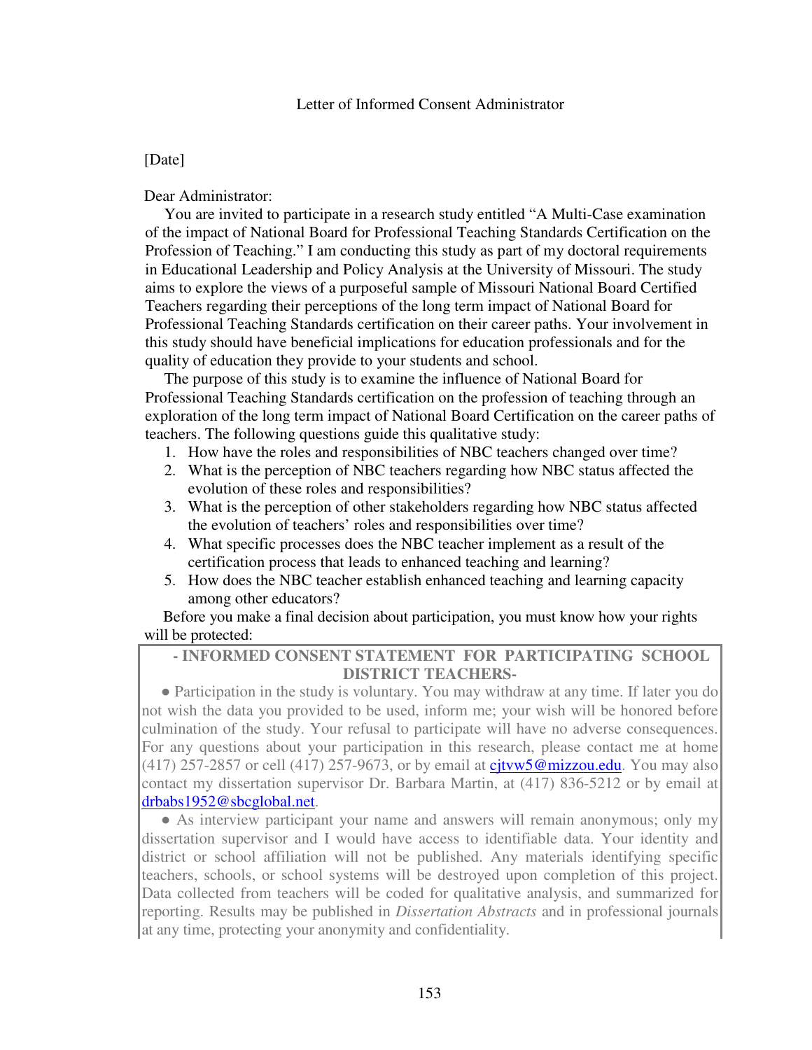Letter of Informed Consent Administrator

[Date]

Dear Administrator:

You are invited to participate in a research study entitled "A Multi-Case examination of the impact of National Board for Professional Teaching Standards Certification on the Profession of Teaching." I am conducting this study as part of my doctoral requirements in Educational Leadership and Policy Analysis at the University of Missouri. The study aims to explore the views of a purposeful sample of Missouri National Board Certified Teachers regarding their perceptions of the long term impact of National Board for Professional Teaching Standards certification on their career paths. Your involvement in this study should have beneficial implications for education professionals and for the quality of education they provide to your students and school.

The purpose of this study is to examine the influence of National Board for Professional Teaching Standards certification on the profession of teaching through an exploration of the long term impact of National Board Certification on the career paths of teachers. The following questions guide this qualitative study:

1. How have the roles and responsibilities of NBC teachers changed over time?
2. What is the perception of NBC teachers regarding how NBC status affected the evolution of these roles and responsibilities?
3. What is the perception of other stakeholders regarding how NBC status affected the evolution of teachers' roles and responsibilities over time?
4. What specific processes does the NBC teacher implement as a result of the certification process that leads to enhanced teaching and learning?
5. How does the NBC teacher establish enhanced teaching and learning capacity among other educators?

Before you make a final decision about participation, you must know how your rights will be protected:

**- INFORMED CONSENT STATEMENT FOR PARTICIPATING SCHOOL DISTRICT TEACHERS-**

● Participation in the study is voluntary. You may withdraw at any time. If later you do not wish the data you provided to be used, inform me; your wish will be honored before culmination of the study. Your refusal to participate will have no adverse consequences. For any questions about your participation in this research, please contact me at home (417) 257-2857 or cell (417) 257-9673, or by email at cjtvw5@mizzou.edu. You may also contact my dissertation supervisor Dr. Barbara Martin, at (417) 836-5212 or by email at drbabs1952@sbcglobal.net.

● As interview participant your name and answers will remain anonymous; only my dissertation supervisor and I would have access to identifiable data. Your identity and district or school affiliation will not be published. Any materials identifying specific teachers, schools, or school systems will be destroyed upon completion of this project. Data collected from teachers will be coded for qualitative analysis, and summarized for reporting. Results may be published in *Dissertation Abstracts* and in professional journals at any time, protecting your anonymity and confidentiality.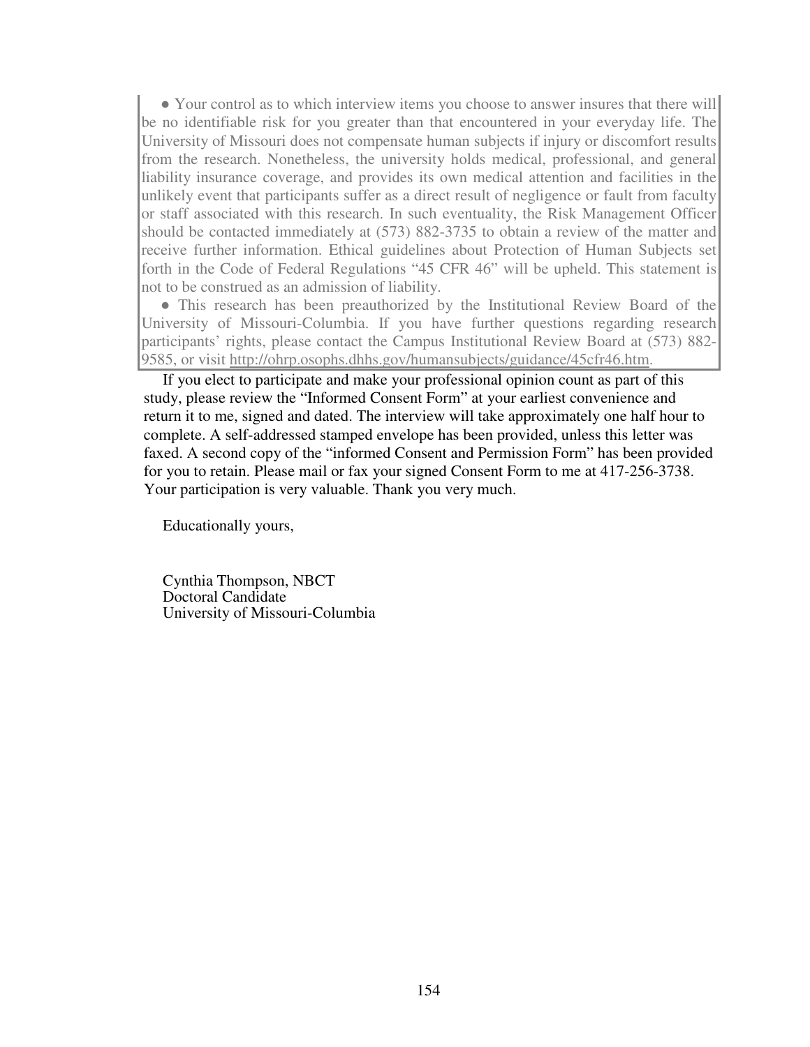• Your control as to which interview items you choose to answer insures that there will be no identifiable risk for you greater than that encountered in your everyday life. The University of Missouri does not compensate human subjects if injury or discomfort results from the research. Nonetheless, the university holds medical, professional, and general liability insurance coverage, and provides its own medical attention and facilities in the unlikely event that participants suffer as a direct result of negligence or fault from faculty or staff associated with this research. In such eventuality, the Risk Management Officer should be contacted immediately at (573) 882-3735 to obtain a review of the matter and receive further information. Ethical guidelines about Protection of Human Subjects set forth in the Code of Federal Regulations "45 CFR 46" will be upheld. This statement is not to be construed as an admission of liability.

• This research has been preauthorized by the Institutional Review Board of the University of Missouri-Columbia. If you have further questions regarding research participants' rights, please contact the Campus Institutional Review Board at (573) 882-9585, or visit http://ohrp.osophs.dhhs.gov/humansubjects/guidance/45cfr46.htm.

If you elect to participate and make your professional opinion count as part of this study, please review the "Informed Consent Form" at your earliest convenience and return it to me, signed and dated. The interview will take approximately one half hour to complete. A self-addressed stamped envelope has been provided, unless this letter was faxed. A second copy of the "informed Consent and Permission Form" has been provided for you to retain. Please mail or fax your signed Consent Form to me at 417-256-3738. Your participation is very valuable. Thank you very much.

Educationally yours,

Cynthia Thompson, NBCT
Doctoral Candidate
University of Missouri-Columbia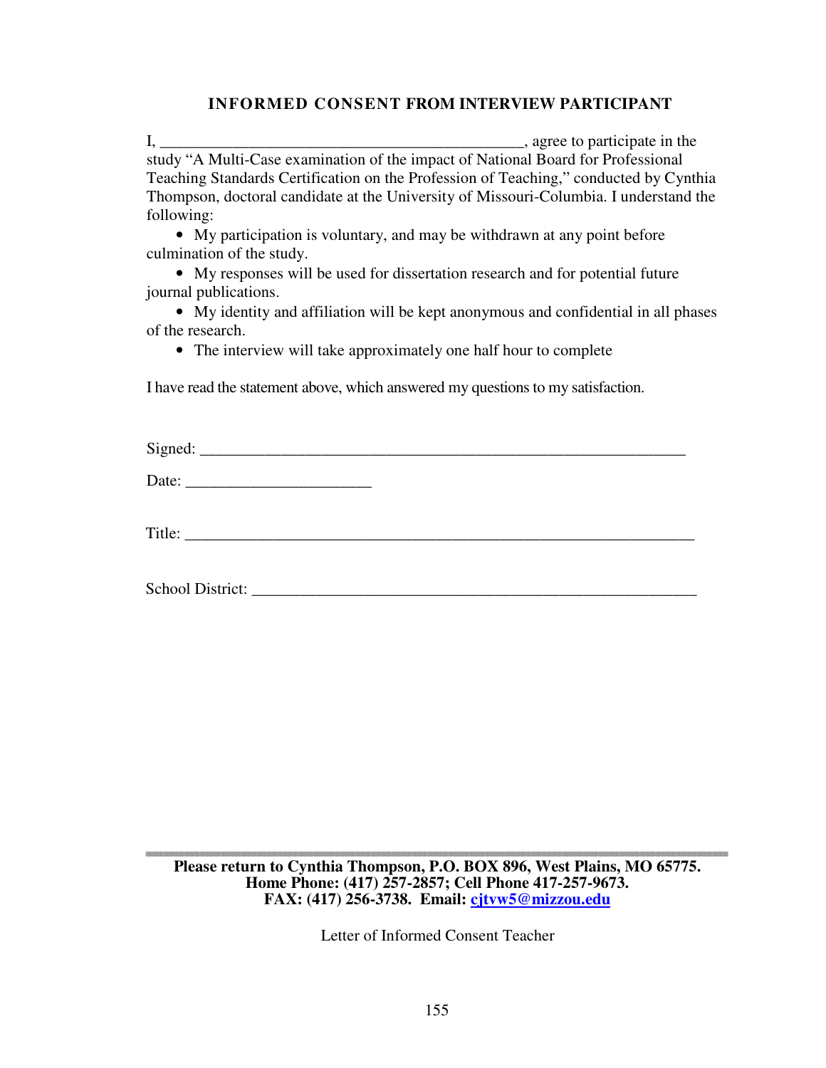**INFORMED CONSENT FROM INTERVIEW PARTICIPANT**

I, ____________________________________________, agree to participate in the study "A Multi-Case examination of the impact of National Board for Professional Teaching Standards Certification on the Profession of Teaching," conducted by Cynthia Thompson, doctoral candidate at the University of Missouri-Columbia. I understand the following:

- My participation is voluntary, and may be withdrawn at any point before culmination of the study.
- My responses will be used for dissertation research and for potential future journal publications.
- My identity and affiliation will be kept anonymous and confidential in all phases of the research.
- The interview will take approximately one half hour to complete

I have read the statement above, which answered my questions to my satisfaction.

Signed: ____________________________________________________________

Date: ______________________

Title: ______________________________________________________________

School District: ______________________________________________________

---

**Please return to Cynthia Thompson, P.O. BOX 896, West Plains, MO 65775.**
**Home Phone: (417) 257-2857; Cell Phone 417-257-9673.**
**FAX: (417) 256-3738. Email: cjtvw5@mizzou.edu**

Letter of Informed Consent Teacher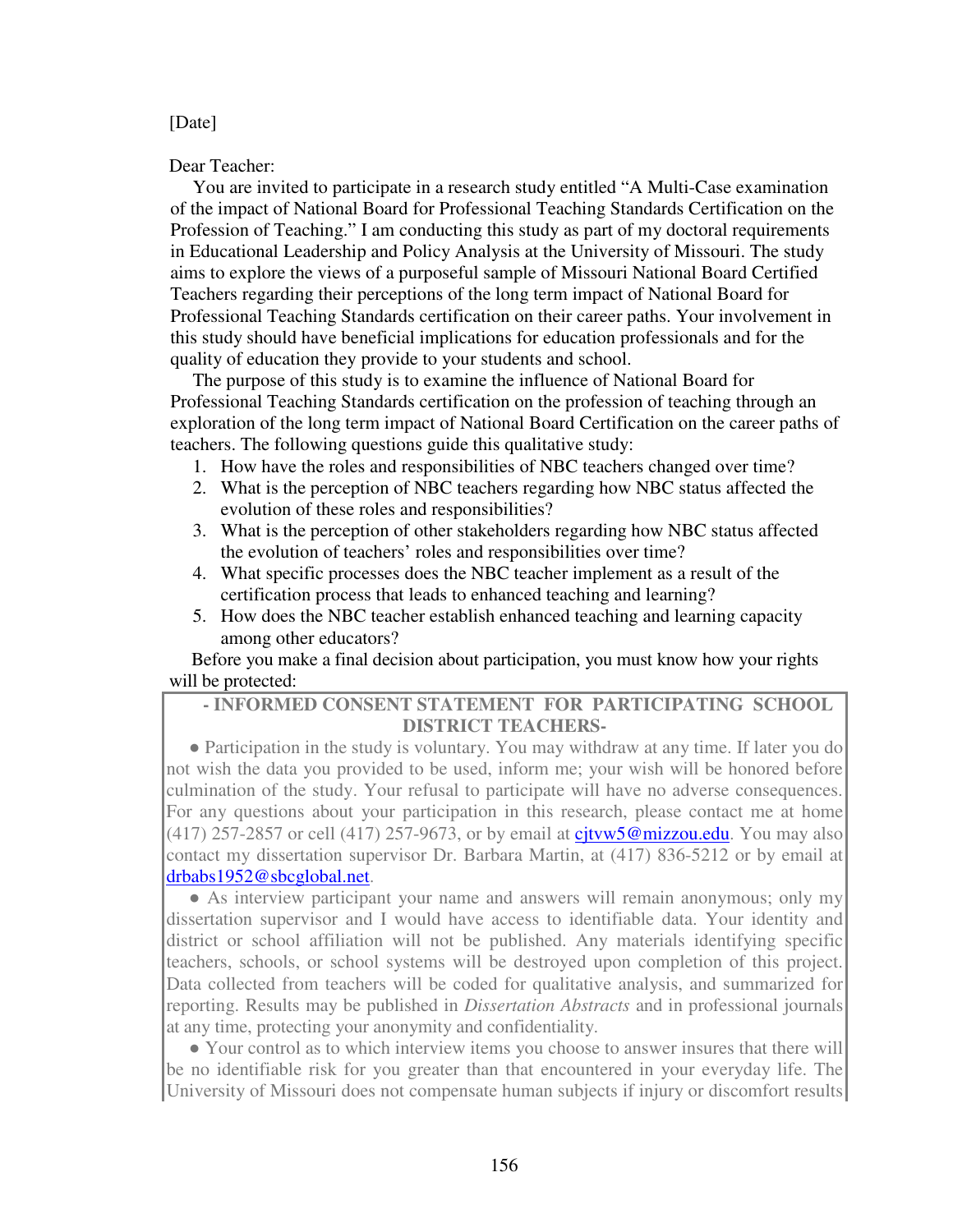[Date]

Dear Teacher:

You are invited to participate in a research study entitled “A Multi-Case examination of the impact of National Board for Professional Teaching Standards Certification on the Profession of Teaching.” I am conducting this study as part of my doctoral requirements in Educational Leadership and Policy Analysis at the University of Missouri. The study aims to explore the views of a purposeful sample of Missouri National Board Certified Teachers regarding their perceptions of the long term impact of National Board for Professional Teaching Standards certification on their career paths. Your involvement in this study should have beneficial implications for education professionals and for the quality of education they provide to your students and school.

The purpose of this study is to examine the influence of National Board for Professional Teaching Standards certification on the profession of teaching through an exploration of the long term impact of National Board Certification on the career paths of teachers. The following questions guide this qualitative study:

1. How have the roles and responsibilities of NBC teachers changed over time?
2. What is the perception of NBC teachers regarding how NBC status affected the evolution of these roles and responsibilities?
3. What is the perception of other stakeholders regarding how NBC status affected the evolution of teachers’ roles and responsibilities over time?
4. What specific processes does the NBC teacher implement as a result of the certification process that leads to enhanced teaching and learning?
5. How does the NBC teacher establish enhanced teaching and learning capacity among other educators?

Before you make a final decision about participation, you must know how your rights will be protected:

**- INFORMED CONSENT STATEMENT FOR PARTICIPATING SCHOOL DISTRICT TEACHERS-**

● Participation in the study is voluntary. You may withdraw at any time. If later you do not wish the data you provided to be used, inform me; your wish will be honored before culmination of the study. Your refusal to participate will have no adverse consequences. For any questions about your participation in this research, please contact me at home (417) 257-2857 or cell (417) 257-9673, or by email at cjtvw5@mizzou.edu. You may also contact my dissertation supervisor Dr. Barbara Martin, at (417) 836-5212 or by email at drbabs1952@sbcglobal.net.

● As interview participant your name and answers will remain anonymous; only my dissertation supervisor and I would have access to identifiable data. Your identity and district or school affiliation will not be published. Any materials identifying specific teachers, schools, or school systems will be destroyed upon completion of this project. Data collected from teachers will be coded for qualitative analysis, and summarized for reporting. Results may be published in *Dissertation Abstracts* and in professional journals at any time, protecting your anonymity and confidentiality.

● Your control as to which interview items you choose to answer insures that there will be no identifiable risk for you greater than that encountered in your everyday life. The University of Missouri does not compensate human subjects if injury or discomfort results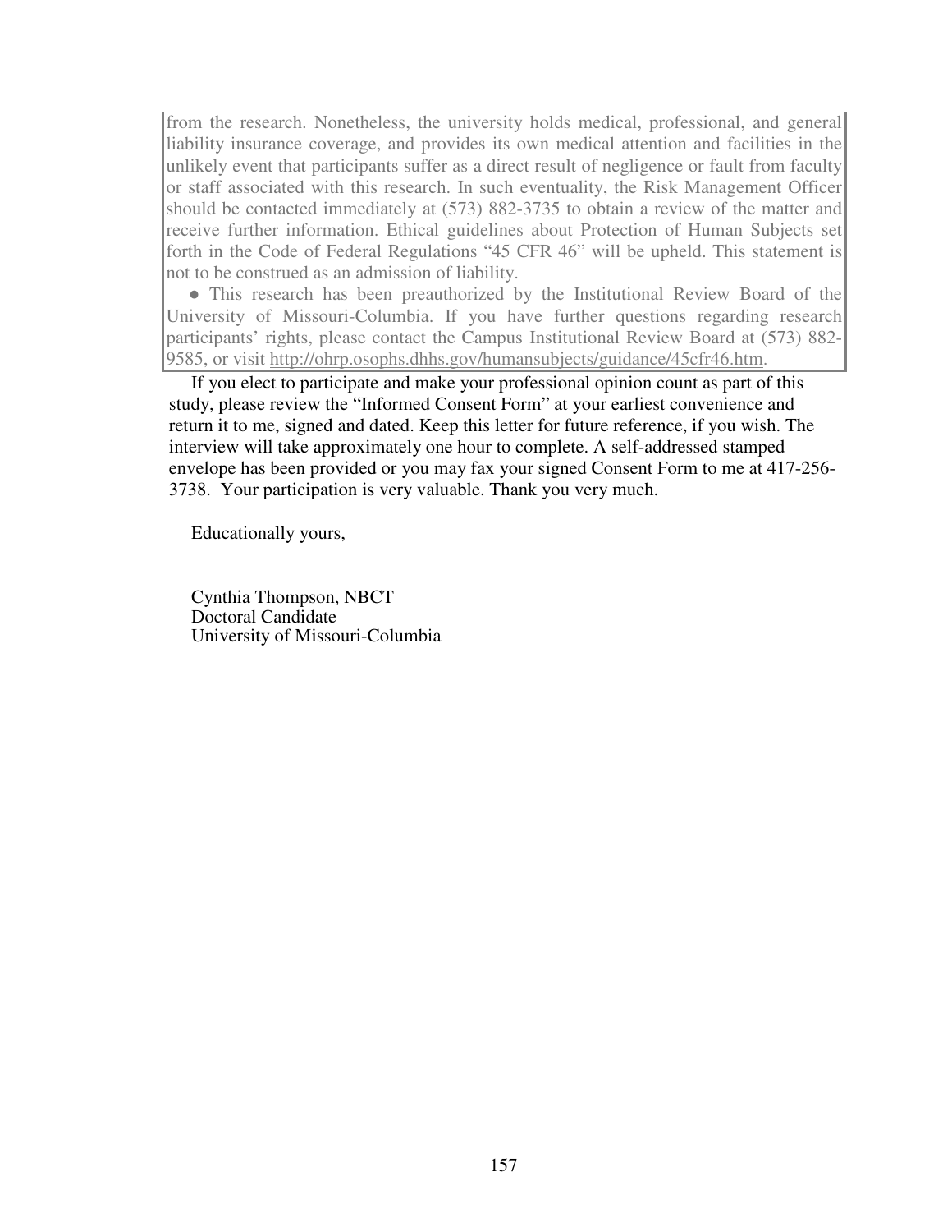from the research. Nonetheless, the university holds medical, professional, and general liability insurance coverage, and provides its own medical attention and facilities in the unlikely event that participants suffer as a direct result of negligence or fault from faculty or staff associated with this research. In such eventuality, the Risk Management Officer should be contacted immediately at (573) 882-3735 to obtain a review of the matter and receive further information. Ethical guidelines about Protection of Human Subjects set forth in the Code of Federal Regulations "45 CFR 46" will be upheld. This statement is not to be construed as an admission of liability.

- This research has been preauthorized by the Institutional Review Board of the University of Missouri-Columbia. If you have further questions regarding research participants' rights, please contact the Campus Institutional Review Board at (573) 882-9585, or visit http://ohrp.osophs.dhhs.gov/humansubjects/guidance/45cfr46.htm.

If you elect to participate and make your professional opinion count as part of this study, please review the "Informed Consent Form" at your earliest convenience and return it to me, signed and dated. Keep this letter for future reference, if you wish. The interview will take approximately one hour to complete. A self-addressed stamped envelope has been provided or you may fax your signed Consent Form to me at 417-256-3738. Your participation is very valuable. Thank you very much.

Educationally yours,

Cynthia Thompson, NBCT
Doctoral Candidate
University of Missouri-Columbia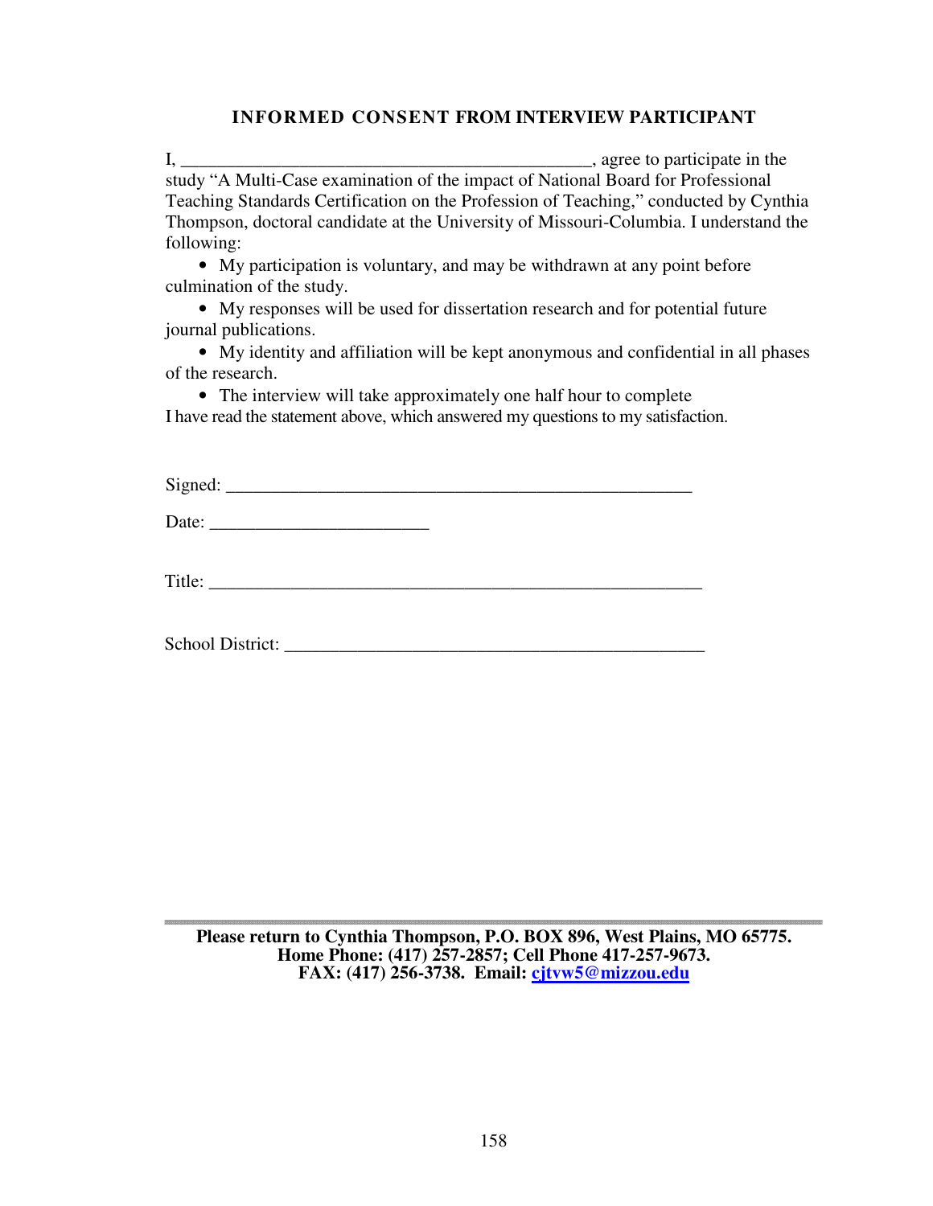## INFORMED CONSENT FROM INTERVIEW PARTICIPANT

I, _____________________________________________, agree to participate in the study "A Multi-Case examination of the impact of National Board for Professional Teaching Standards Certification on the Profession of Teaching," conducted by Cynthia Thompson, doctoral candidate at the University of Missouri-Columbia. I understand the following:

- My participation is voluntary, and may be withdrawn at any point before culmination of the study.
- My responses will be used for dissertation research and for potential future journal publications.
- My identity and affiliation will be kept anonymous and confidential in all phases of the research.
- The interview will take approximately one half hour to complete

I have read the statement above, which answered my questions to my satisfaction.

Signed: _____________________________________________________

Date: ________________________

Title: _______________________________________________________

School District: _______________________________________________

---

**Please return to Cynthia Thompson, P.O. BOX 896, West Plains, MO 65775.**
**Home Phone: (417) 257-2857; Cell Phone 417-257-9673.**
**FAX: (417) 256-3738. Email: cjtvw5@mizzou.edu**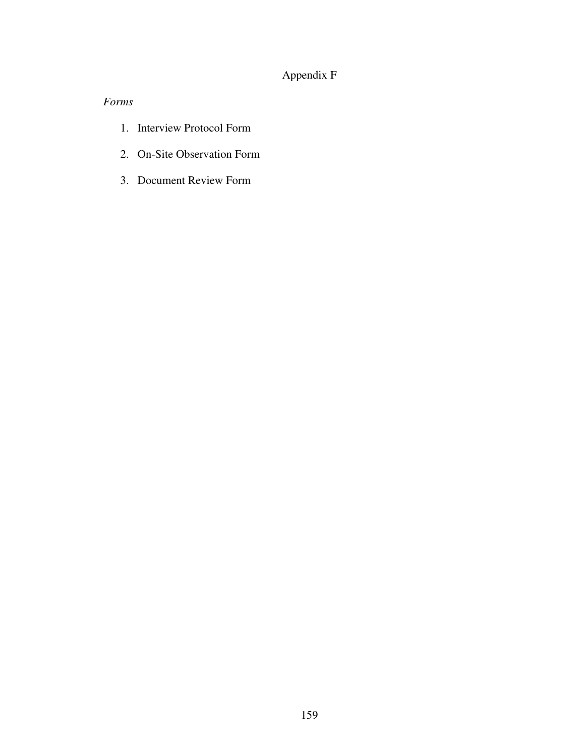# Appendix F

*Forms*

1. Interview Protocol Form
2. On-Site Observation Form
3. Document Review Form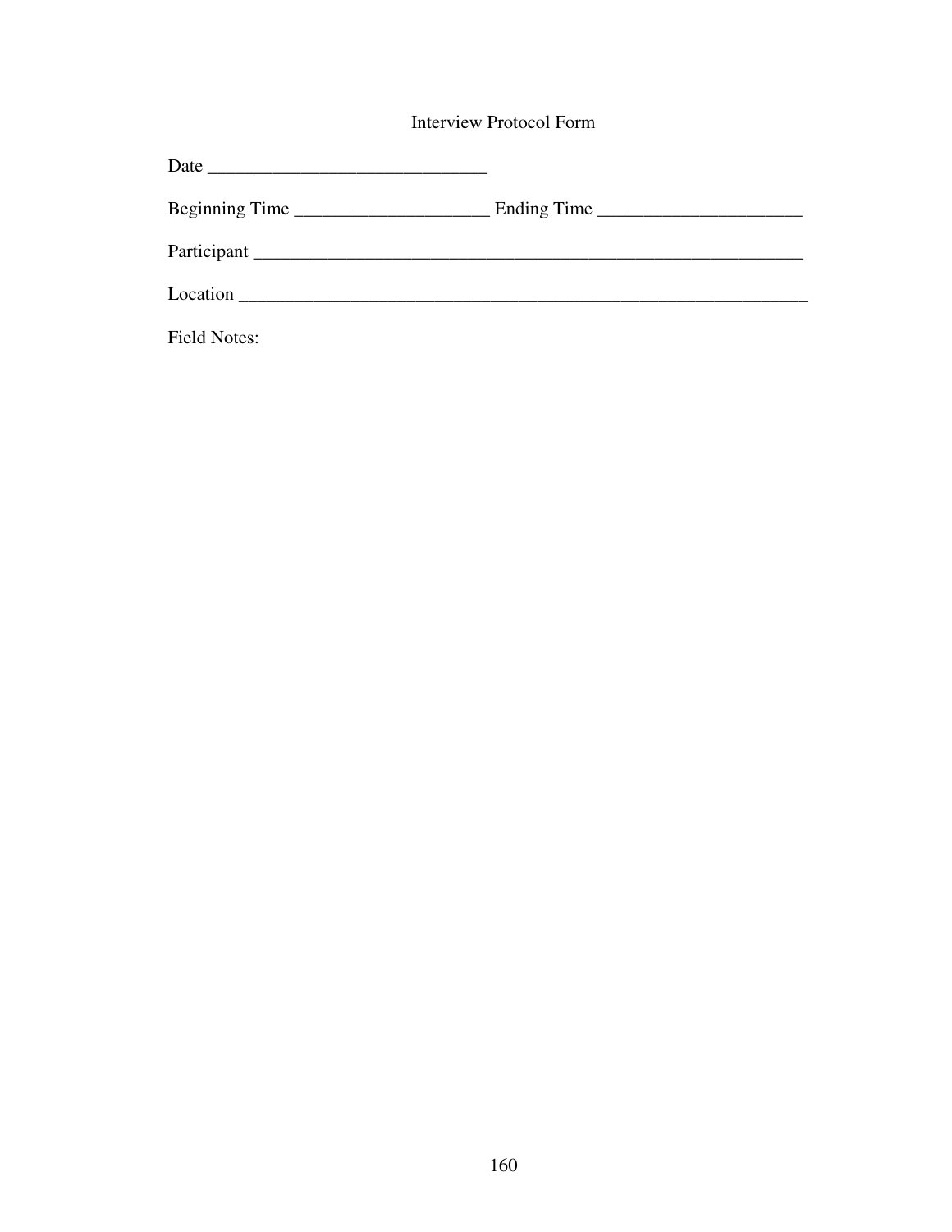# Interview Protocol Form

Date ______________________________

Beginning Time _____________________ Ending Time ______________________

Participant ____________________________________________________________

Location ______________________________________________________________

Field Notes: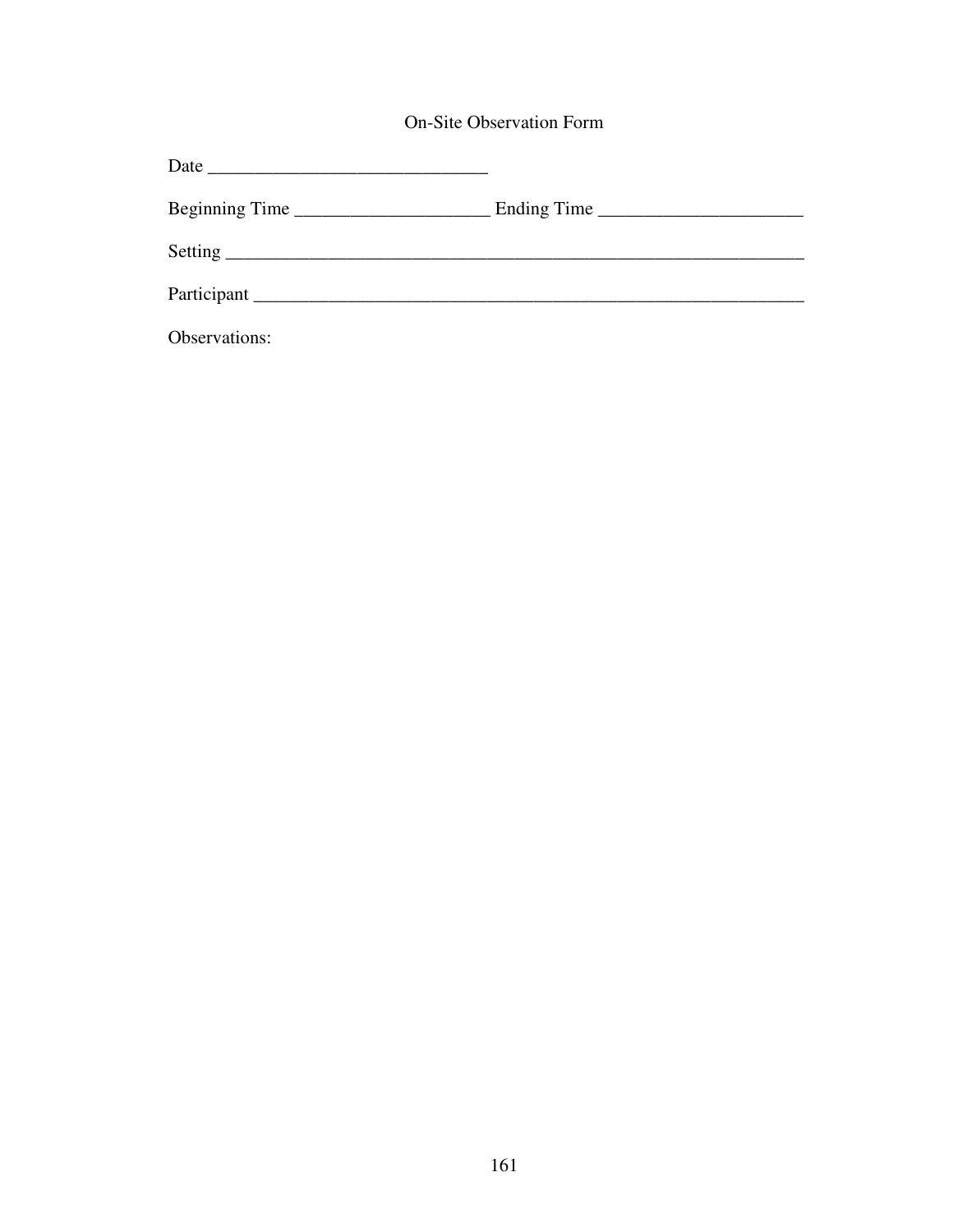On-Site Observation Form

Date ______________________________

Beginning Time _____________________ Ending Time ______________________

Setting ______________________________________________________________

Participant ___________________________________________________________

Observations: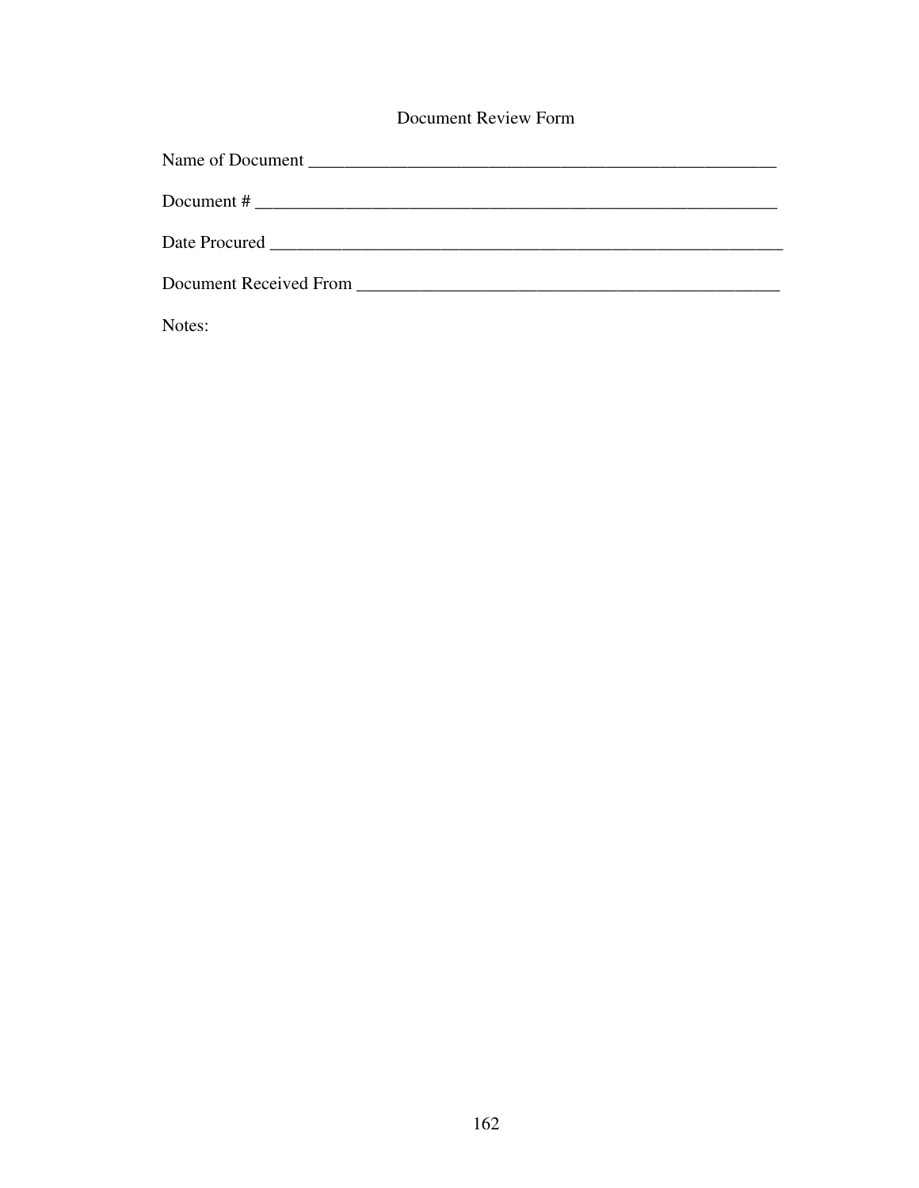# Document Review Form

Name of Document _______________________________________________________

Document # ____________________________________________________________

Date Procured __________________________________________________________

Document Received From _________________________________________________

Notes: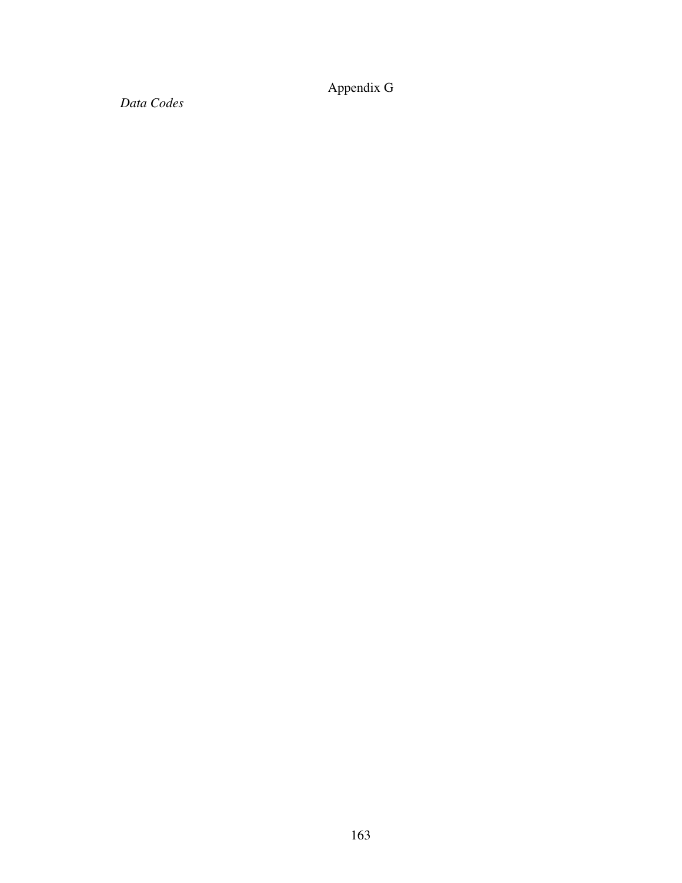# Appendix G

*Data Codes*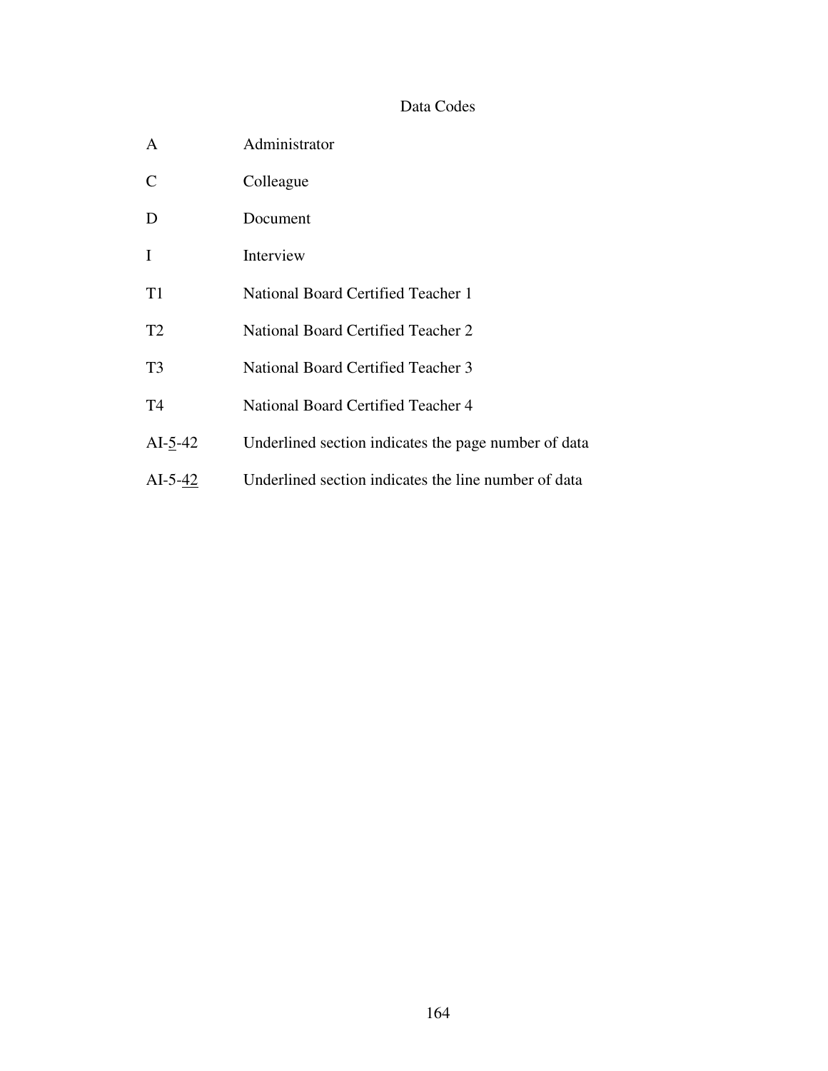# Data Codes

| | |
|---|---|
| A | Administrator |
| C | Colleague |
| D | Document |
| I | Interview |
| T1 | National Board Certified Teacher 1 |
| T2 | National Board Certified Teacher 2 |
| T3 | National Board Certified Teacher 3 |
| T4 | National Board Certified Teacher 4 |
| AI-<u>5</u>-42 | Underlined section indicates the page number of data |
| AI-5-<u>42</u> | Underlined section indicates the line number of data |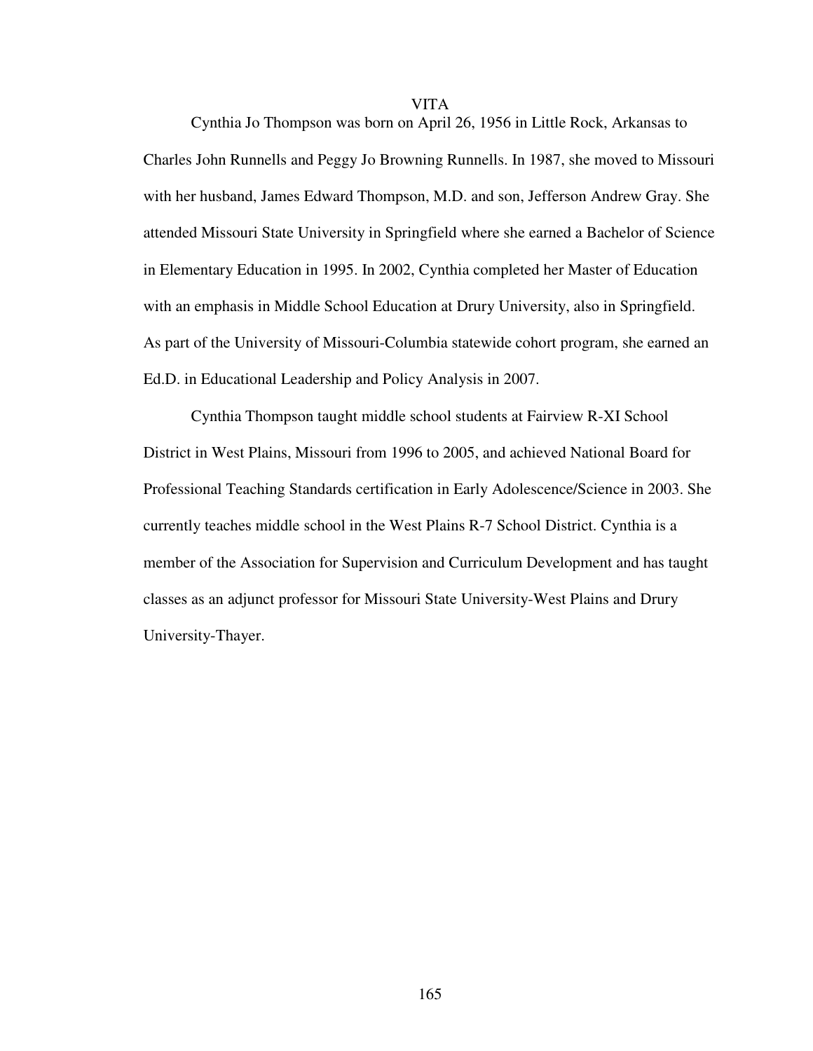# VITA

Cynthia Jo Thompson was born on April 26, 1956 in Little Rock, Arkansas to Charles John Runnells and Peggy Jo Browning Runnells. In 1987, she moved to Missouri with her husband, James Edward Thompson, M.D. and son, Jefferson Andrew Gray. She attended Missouri State University in Springfield where she earned a Bachelor of Science in Elementary Education in 1995. In 2002, Cynthia completed her Master of Education with an emphasis in Middle School Education at Drury University, also in Springfield. As part of the University of Missouri-Columbia statewide cohort program, she earned an Ed.D. in Educational Leadership and Policy Analysis in 2007.

Cynthia Thompson taught middle school students at Fairview R-XI School District in West Plains, Missouri from 1996 to 2005, and achieved National Board for Professional Teaching Standards certification in Early Adolescence/Science in 2003. She currently teaches middle school in the West Plains R-7 School District. Cynthia is a member of the Association for Supervision and Curriculum Development and has taught classes as an adjunct professor for Missouri State University-West Plains and Drury University-Thayer.